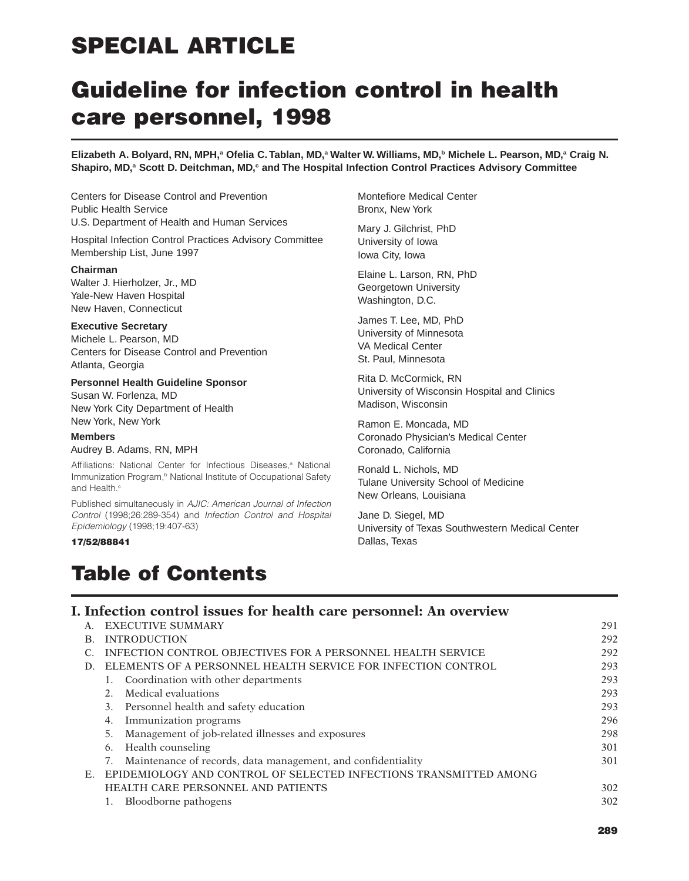# SPECIAL ARTICLE

# Guideline for infection control in health care personnel, 1998

**Elizabeth A. Bolyard, RN, MPH,[a] Ofelia C. Tablan, MD,[a] Walter W. Williams, MD,[b] Michele L. Pearson, MD,[a] Craig N. Shapiro, MD,[a] Scott D. Deitchman, MD,[c] and The Hospital Infection Control Practices Advisory Committee**

Centers for Disease Control and Prevention
Public Health Service
U.S. Department of Health and Human Services

Hospital Infection Control Practices Advisory Committee
Membership List, June 1997

**Chairman**
Walter J. Hierholzer, Jr., MD
Yale-New Haven Hospital
New Haven, Connecticut

**Executive Secretary**
Michele L. Pearson, MD
Centers for Disease Control and Prevention
Atlanta, Georgia

**Personnel Health Guideline Sponsor**
Susan W. Forlenza, MD
New York City Department of Health
New York, New York

**Members**
Audrey B. Adams, RN, MPH
Montefiore Medical Center
Bronx, New York

Mary J. Gilchrist, PhD
University of Iowa
Iowa City, Iowa

Elaine L. Larson, RN, PhD
Georgetown University
Washington, D.C.

James T. Lee, MD, PhD
University of Minnesota
VA Medical Center
St. Paul, Minnesota

Rita D. McCormick, RN
University of Wisconsin Hospital and Clinics
Madison, Wisconsin

Ramon E. Moncada, MD
Coronado Physician's Medical Center
Coronado, California

Ronald L. Nichols, MD
Tulane University School of Medicine
New Orleans, Louisiana

Jane D. Siegel, MD
University of Texas Southwestern Medical Center
Dallas, Texas

Affiliations: National Center for Infectious Diseases,[a] National Immunization Program,[b] National Institute of Occupational Safety and Health.[c]

Published simultaneously in *AJIC: American Journal of Infection Control* (1998;26:289-354) and *Infection Control and Hospital Epidemiology* (1998;19:407-63)

**17/52/88841**

# Table of Contents

## I. Infection control issues for health care personnel: An overview

| | |
|---|---|
| A. EXECUTIVE SUMMARY | 291 |
| B. INTRODUCTION | 292 |
| C. INFECTION CONTROL OBJECTIVES FOR A PERSONNEL HEALTH SERVICE | 292 |
| D. ELEMENTS OF A PERSONNEL HEALTH SERVICE FOR INFECTION CONTROL | 293 |
| 1. Coordination with other departments | 293 |
| 2. Medical evaluations | 293 |
| 3. Personnel health and safety education | 293 |
| 4. Immunization programs | 296 |
| 5. Management of job-related illnesses and exposures | 298 |
| 6. Health counseling | 301 |
| 7. Maintenance of records, data management, and confidentiality | 301 |
| E. EPIDEMIOLOGY AND CONTROL OF SELECTED INFECTIONS TRANSMITTED AMONG HEALTH CARE PERSONNEL AND PATIENTS | 302 |
| 1. Bloodborne pathogens | 302 |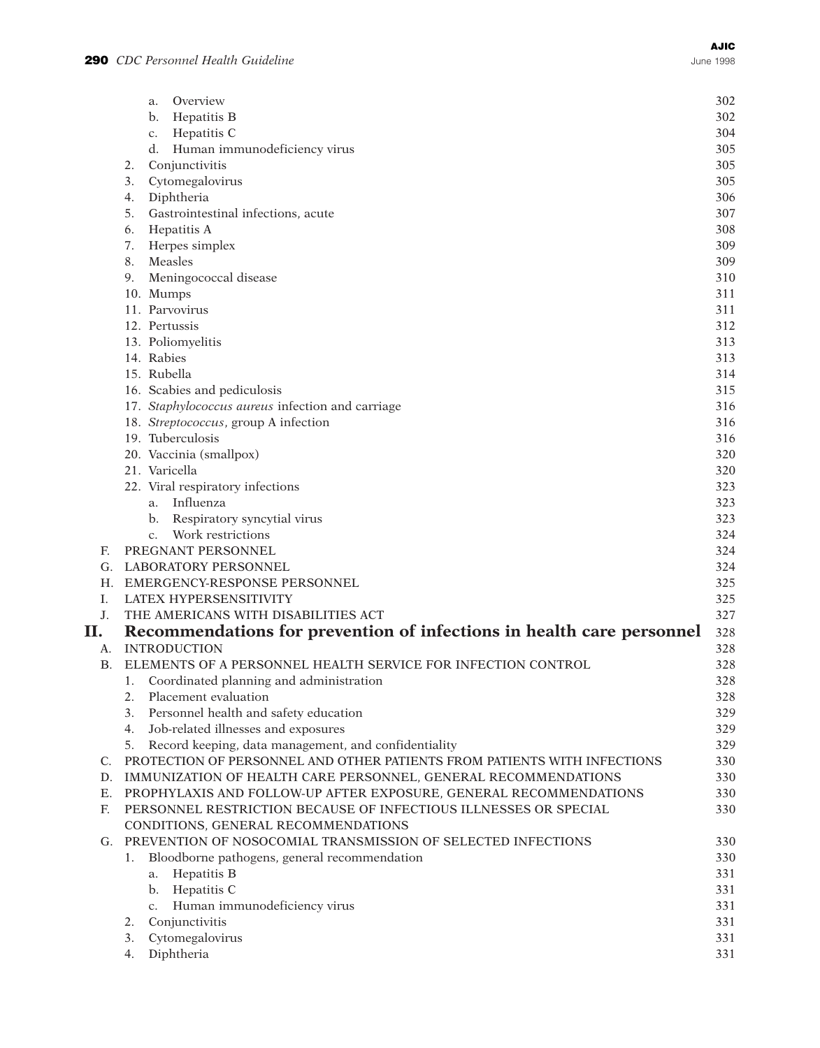- a. Overview 302
- b. Hepatitis B 302
- c. Hepatitis C 304
- d. Human immunodeficiency virus 305
- 2. Conjunctivitis 305
- 3. Cytomegalovirus 305
- 4. Diphtheria 306
- 5. Gastrointestinal infections, acute 307
- 6. Hepatitis A 308
- 7. Herpes simplex 309
- 8. Measles 309
- 9. Meningococcal disease 310
- 10. Mumps 311
- 11. Parvovirus 311
- 12. Pertussis 312
- 13. Poliomyelitis 313
- 14. Rabies 313
- 15. Rubella 314
- 16. Scabies and pediculosis 315
- 17. *Staphylococcus aureus* infection and carriage 316
- 18. *Streptococcus*, group A infection 316
- 19. Tuberculosis 316
- 20. Vaccinia (smallpox) 320
- 21. Varicella 320
- 22. Viral respiratory infections 323
  - a. Influenza 323
  - b. Respiratory syncytial virus 323
  - c. Work restrictions 324

F. PREGNANT PERSONNEL 324

G. LABORATORY PERSONNEL 324

H. EMERGENCY-RESPONSE PERSONNEL 325

I. LATEX HYPERSENSITIVITY 325

J. THE AMERICANS WITH DISABILITIES ACT 327

## II. Recommendations for prevention of infections in health care personnel 328

A. INTRODUCTION 328

B. ELEMENTS OF A PERSONNEL HEALTH SERVICE FOR INFECTION CONTROL 328

- 1. Coordinated planning and administration 328
- 2. Placement evaluation 328
- 3. Personnel health and safety education 329
- 4. Job-related illnesses and exposures 329
- 5. Record keeping, data management, and confidentiality 329

C. PROTECTION OF PERSONNEL AND OTHER PATIENTS FROM PATIENTS WITH INFECTIONS 330

D. IMMUNIZATION OF HEALTH CARE PERSONNEL, GENERAL RECOMMENDATIONS 330

E. PROPHYLAXIS AND FOLLOW-UP AFTER EXPOSURE, GENERAL RECOMMENDATIONS 330

F. PERSONNEL RESTRICTION BECAUSE OF INFECTIOUS ILLNESSES OR SPECIAL CONDITIONS, GENERAL RECOMMENDATIONS 330

G. PREVENTION OF NOSOCOMIAL TRANSMISSION OF SELECTED INFECTIONS 330

- 1. Bloodborne pathogens, general recommendation 330
  - a. Hepatitis B 331
  - b. Hepatitis C 331
  - c. Human immunodeficiency virus 331
- 2. Conjunctivitis 331
- 3. Cytomegalovirus 331
- 4. Diphtheria 331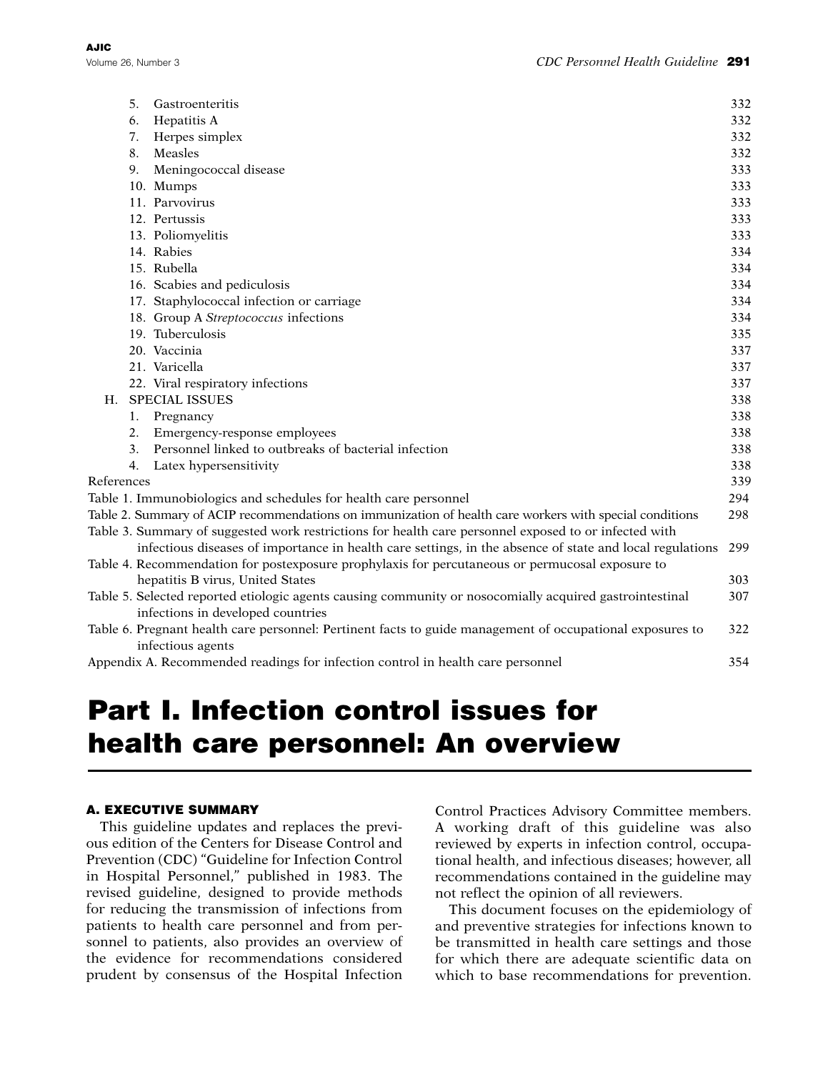5. Gastroenteritis 332
6. Hepatitis A 332
7. Herpes simplex 332
8. Measles 332
9. Meningococcal disease 333
10. Mumps 333
11. Parvovirus 333
12. Pertussis 333
13. Poliomyelitis 333
14. Rabies 334
15. Rubella 334
16. Scabies and pediculosis 334
17. Staphylococcal infection or carriage 334
18. Group A *Streptococcus* infections 334
19. Tuberculosis 335
20. Vaccinia 337
21. Varicella 337
22. Viral respiratory infections 337

H. SPECIAL ISSUES 338

1. Pregnancy 338
2. Emergency-response employees 338
3. Personnel linked to outbreaks of bacterial infection 338
4. Latex hypersensitivity 338

References 339

Table 1. Immunobiologics and schedules for health care personnel 294

Table 2. Summary of ACIP recommendations on immunization of health care workers with special conditions 298

Table 3. Summary of suggested work restrictions for health care personnel exposed to or infected with infectious diseases of importance in health care settings, in the absence of state and local regulations 299

Table 4. Recommendation for postexposure prophylaxis for percutaneous or permucosal exposure to hepatitis B virus, United States 303

Table 5. Selected reported etiologic agents causing community or nosocomially acquired gastrointestinal infections in developed countries 307

Table 6. Pregnant health care personnel: Pertinent facts to guide management of occupational exposures to infectious agents 322

Appendix A. Recommended readings for infection control in health care personnel 354

# Part I. Infection control issues for health care personnel: An overview

## A. EXECUTIVE SUMMARY

This guideline updates and replaces the previous edition of the Centers for Disease Control and Prevention (CDC) "Guideline for Infection Control in Hospital Personnel," published in 1983. The revised guideline, designed to provide methods for reducing the transmission of infections from patients to health care personnel and from personnel to patients, also provides an overview of the evidence for recommendations considered prudent by consensus of the Hospital Infection Control Practices Advisory Committee members. A working draft of this guideline was also reviewed by experts in infection control, occupational health, and infectious diseases; however, all recommendations contained in the guideline may not reflect the opinion of all reviewers.

This document focuses on the epidemiology of and preventive strategies for infections known to be transmitted in health care settings and those for which there are adequate scientific data on which to base recommendations for prevention.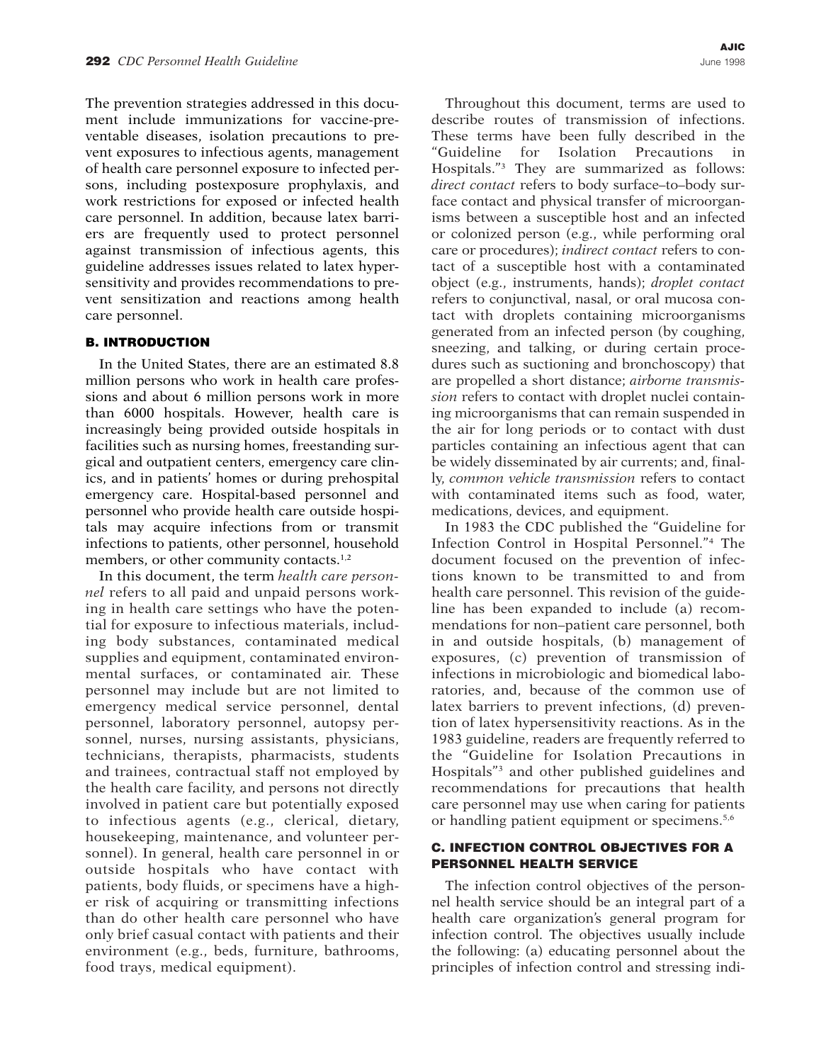The prevention strategies addressed in this document include immunizations for vaccine-preventable diseases, isolation precautions to prevent exposures to infectious agents, management of health care personnel exposure to infected persons, including postexposure prophylaxis, and work restrictions for exposed or infected health care personnel. In addition, because latex barriers are frequently used to protect personnel against transmission of infectious agents, this guideline addresses issues related to latex hypersensitivity and provides recommendations to prevent sensitization and reactions among health care personnel.

## B. INTRODUCTION

In the United States, there are an estimated 8.8 million persons who work in health care professions and about 6 million persons work in more than 6000 hospitals. However, health care is increasingly being provided outside hospitals in facilities such as nursing homes, freestanding surgical and outpatient centers, emergency care clinics, and in patients' homes or during prehospital emergency care. Hospital-based personnel and personnel who provide health care outside hospitals may acquire infections from or transmit infections to patients, other personnel, household members, or other community contacts.[1,2]

In this document, the term *health care personnel* refers to all paid and unpaid persons working in health care settings who have the potential for exposure to infectious materials, including body substances, contaminated medical supplies and equipment, contaminated environmental surfaces, or contaminated air. These personnel may include but are not limited to emergency medical service personnel, dental personnel, laboratory personnel, autopsy personnel, nurses, nursing assistants, physicians, technicians, therapists, pharmacists, students and trainees, contractual staff not employed by the health care facility, and persons not directly involved in patient care but potentially exposed to infectious agents (e.g., clerical, dietary, housekeeping, maintenance, and volunteer personnel). In general, health care personnel in or outside hospitals who have contact with patients, body fluids, or specimens have a higher risk of acquiring or transmitting infections than do other health care personnel who have only brief casual contact with patients and their environment (e.g., beds, furniture, bathrooms, food trays, medical equipment).

Throughout this document, terms are used to describe routes of transmission of infections. These terms have been fully described in the "Guideline for Isolation Precautions in Hospitals."[3] They are summarized as follows: *direct contact* refers to body surface–to–body surface contact and physical transfer of microorganisms between a susceptible host and an infected or colonized person (e.g., while performing oral care or procedures); *indirect contact* refers to contact of a susceptible host with a contaminated object (e.g., instruments, hands); *droplet contact* refers to conjunctival, nasal, or oral mucosa contact with droplets containing microorganisms generated from an infected person (by coughing, sneezing, and talking, or during certain procedures such as suctioning and bronchoscopy) that are propelled a short distance; *airborne transmission* refers to contact with droplet nuclei containing microorganisms that can remain suspended in the air for long periods or to contact with dust particles containing an infectious agent that can be widely disseminated by air currents; and, finally, *common vehicle transmission* refers to contact with contaminated items such as food, water, medications, devices, and equipment.

In 1983 the CDC published the "Guideline for Infection Control in Hospital Personnel."[4] The document focused on the prevention of infections known to be transmitted to and from health care personnel. This revision of the guideline has been expanded to include (a) recommendations for non–patient care personnel, both in and outside hospitals, (b) management of exposures, (c) prevention of transmission of infections in microbiologic and biomedical laboratories, and, because of the common use of latex barriers to prevent infections, (d) prevention of latex hypersensitivity reactions. As in the 1983 guideline, readers are frequently referred to the "Guideline for Isolation Precautions in Hospitals"[3] and other published guidelines and recommendations for precautions that health care personnel may use when caring for patients or handling patient equipment or specimens.[5,6]

## C. INFECTION CONTROL OBJECTIVES FOR A PERSONNEL HEALTH SERVICE

The infection control objectives of the personnel health service should be an integral part of a health care organization's general program for infection control. The objectives usually include the following: (a) educating personnel about the principles of infection control and stressing indi-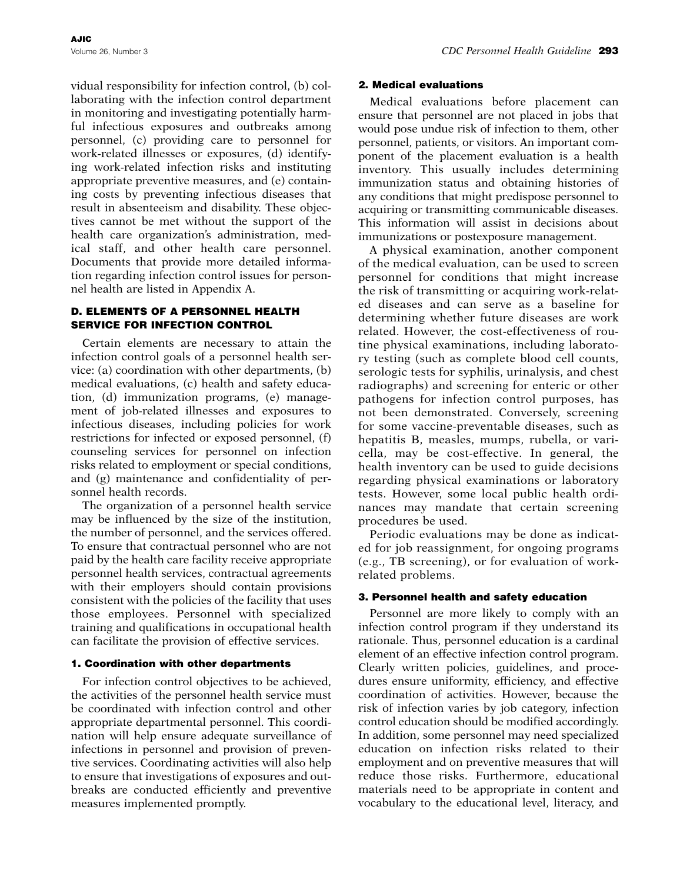vidual responsibility for infection control, (b) collaborating with the infection control department in monitoring and investigating potentially harmful infectious exposures and outbreaks among personnel, (c) providing care to personnel for work-related illnesses or exposures, (d) identifying work-related infection risks and instituting appropriate preventive measures, and (e) containing costs by preventing infectious diseases that result in absenteeism and disability. These objectives cannot be met without the support of the health care organization's administration, medical staff, and other health care personnel. Documents that provide more detailed information regarding infection control issues for personnel health are listed in Appendix A.

## D. ELEMENTS OF A PERSONNEL HEALTH SERVICE FOR INFECTION CONTROL

Certain elements are necessary to attain the infection control goals of a personnel health service: (a) coordination with other departments, (b) medical evaluations, (c) health and safety education, (d) immunization programs, (e) management of job-related illnesses and exposures to infectious diseases, including policies for work restrictions for infected or exposed personnel, (f) counseling services for personnel on infection risks related to employment or special conditions, and (g) maintenance and confidentiality of personnel health records.

The organization of a personnel health service may be influenced by the size of the institution, the number of personnel, and the services offered. To ensure that contractual personnel who are not paid by the health care facility receive appropriate personnel health services, contractual agreements with their employers should contain provisions consistent with the policies of the facility that uses those employees. Personnel with specialized training and qualifications in occupational health can facilitate the provision of effective services.

### 1. Coordination with other departments

For infection control objectives to be achieved, the activities of the personnel health service must be coordinated with infection control and other appropriate departmental personnel. This coordination will help ensure adequate surveillance of infections in personnel and provision of preventive services. Coordinating activities will also help to ensure that investigations of exposures and outbreaks are conducted efficiently and preventive measures implemented promptly.

### 2. Medical evaluations

Medical evaluations before placement can ensure that personnel are not placed in jobs that would pose undue risk of infection to them, other personnel, patients, or visitors. An important component of the placement evaluation is a health inventory. This usually includes determining immunization status and obtaining histories of any conditions that might predispose personnel to acquiring or transmitting communicable diseases. This information will assist in decisions about immunizations or postexposure management.

A physical examination, another component of the medical evaluation, can be used to screen personnel for conditions that might increase the risk of transmitting or acquiring work-related diseases and can serve as a baseline for determining whether future diseases are work related. However, the cost-effectiveness of routine physical examinations, including laboratory testing (such as complete blood cell counts, serologic tests for syphilis, urinalysis, and chest radiographs) and screening for enteric or other pathogens for infection control purposes, has not been demonstrated. Conversely, screening for some vaccine-preventable diseases, such as hepatitis B, measles, mumps, rubella, or varicella, may be cost-effective. In general, the health inventory can be used to guide decisions regarding physical examinations or laboratory tests. However, some local public health ordinances may mandate that certain screening procedures be used.

Periodic evaluations may be done as indicated for job reassignment, for ongoing programs (e.g., TB screening), or for evaluation of work-related problems.

### 3. Personnel health and safety education

Personnel are more likely to comply with an infection control program if they understand its rationale. Thus, personnel education is a cardinal element of an effective infection control program. Clearly written policies, guidelines, and procedures ensure uniformity, efficiency, and effective coordination of activities. However, because the risk of infection varies by job category, infection control education should be modified accordingly. In addition, some personnel may need specialized education on infection risks related to their employment and on preventive measures that will reduce those risks. Furthermore, educational materials need to be appropriate in content and vocabulary to the educational level, literacy, and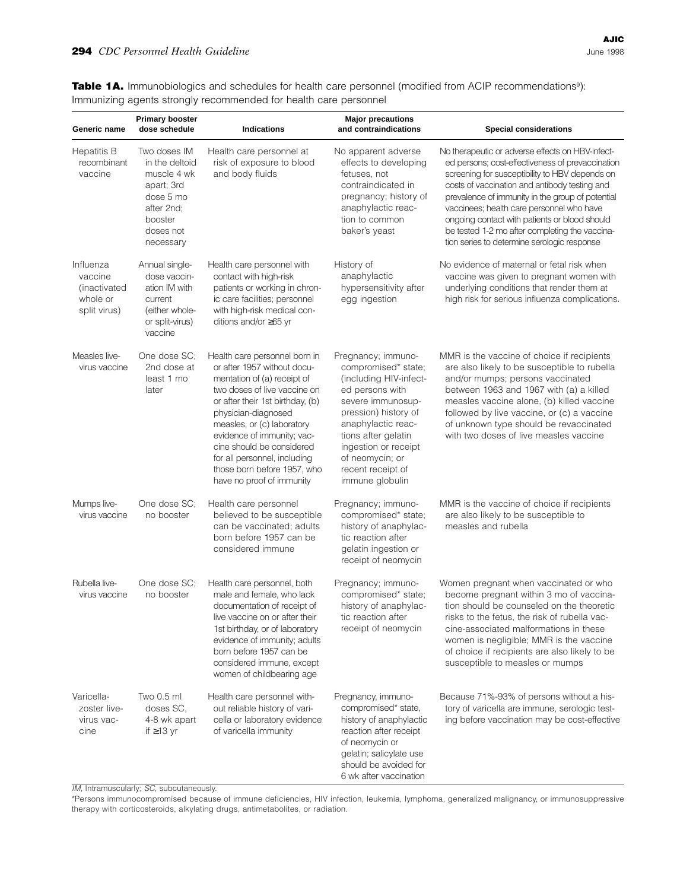**Table 1A.** Immunobiologics and schedules for health care personnel (modified from ACIP recommendations[9]): Immunizing agents strongly recommended for health care personnel

| Generic name | Primary booster dose schedule | Indications | Major precautions and contraindications | Special considerations |
|---|---|---|---|---|
| Hepatitis B recombinant vaccine | Two doses IM in the deltoid muscle 4 wk apart; 3rd dose 5 mo after 2nd; booster doses not necessary | Health care personnel at risk of exposure to blood and body fluids | No apparent adverse effects to developing fetuses, not contraindicated in pregnancy; history of anaphylactic reaction to common baker's yeast | No therapeutic or adverse effects on HBV-infected persons; cost-effectiveness of prevaccination screening for susceptibility to HBV depends on costs of vaccination and antibody testing and prevalence of immunity in the group of potential vaccinees; health care personnel who have ongoing contact with patients or blood should be tested 1-2 mo after completing the vaccination series to determine serologic response |
| Influenza vaccine (inactivated whole or split virus) | Annual single-dose vaccination IM with current (either whole- or split-virus) vaccine | Health care personnel with contact with high-risk patients or working in chronic care facilities; personnel with high-risk medical conditions and/or ≥65 yr | History of anaphylactic hypersensitivity after egg ingestion | No evidence of maternal or fetal risk when vaccine was given to pregnant women with underlying conditions that render them at high risk for serious influenza complications. |
| Measles live-virus vaccine | One dose SC; 2nd dose at least 1 mo later | Health care personnel born in or after 1957 without documentation of (a) receipt of two doses of live vaccine on or after their 1st birthday, (b) physician-diagnosed measles, or (c) laboratory evidence of immunity; vaccine should be considered for all personnel, including those born before 1957, who have no proof of immunity | Pregnancy; immunocompromised* state; (including HIV-infected persons with severe immunosuppression) history of anaphylactic reactions after gelatin ingestion or receipt of neomycin; or recent receipt of immune globulin | MMR is the vaccine of choice if recipients are also likely to be susceptible to rubella and/or mumps; persons vaccinated between 1963 and 1967 with (a) a killed measles vaccine alone, (b) killed vaccine followed by live vaccine, or (c) a vaccine of unknown type should be revaccinated with two doses of live measles vaccine |
| Mumps live-virus vaccine | One dose SC; no booster | Health care personnel believed to be susceptible can be vaccinated; adults born before 1957 can be considered immune | Pregnancy; immunocompromised* state; history of anaphylactic reaction after gelatin ingestion or receipt of neomycin | MMR is the vaccine of choice if recipients are also likely to be susceptible to measles and rubella |
| Rubella live-virus vaccine | One dose SC; no booster | Health care personnel, both male and female, who lack documentation of receipt of live vaccine on or after their 1st birthday, or of laboratory evidence of immunity; adults born before 1957 can be considered immune, except women of childbearing age | Pregnancy; immunocompromised* state; history of anaphylactic reaction after receipt of neomycin | Women pregnant when vaccinated or who become pregnant within 3 mo of vaccination should be counseled on the theoretic risks to the fetus, the risk of rubella vaccine-associated malformations in these women is negligible; MMR is the vaccine of choice if recipients are also likely to be susceptible to measles or mumps |
| Varicella-zoster live-virus vaccine | Two 0.5 ml doses SC, 4-8 wk apart if ≥13 yr | Health care personnel without reliable history of varicella or laboratory evidence of varicella immunity | Pregnancy, immunocompromised* state, history of anaphylactic reaction after receipt of neomycin or gelatin; salicylate use should be avoided for 6 wk after vaccination | Because 71%-93% of persons without a history of varicella are immune, serologic testing before vaccination may be cost-effective |

*IM*, Intramuscularly; *SC*, subcutaneously.

*Persons immunocompromised because of immune deficiencies, HIV infection, leukemia, lymphoma, generalized malignancy, or immunosuppressive therapy with corticosteroids, alkylating drugs, antimetabolites, or radiation.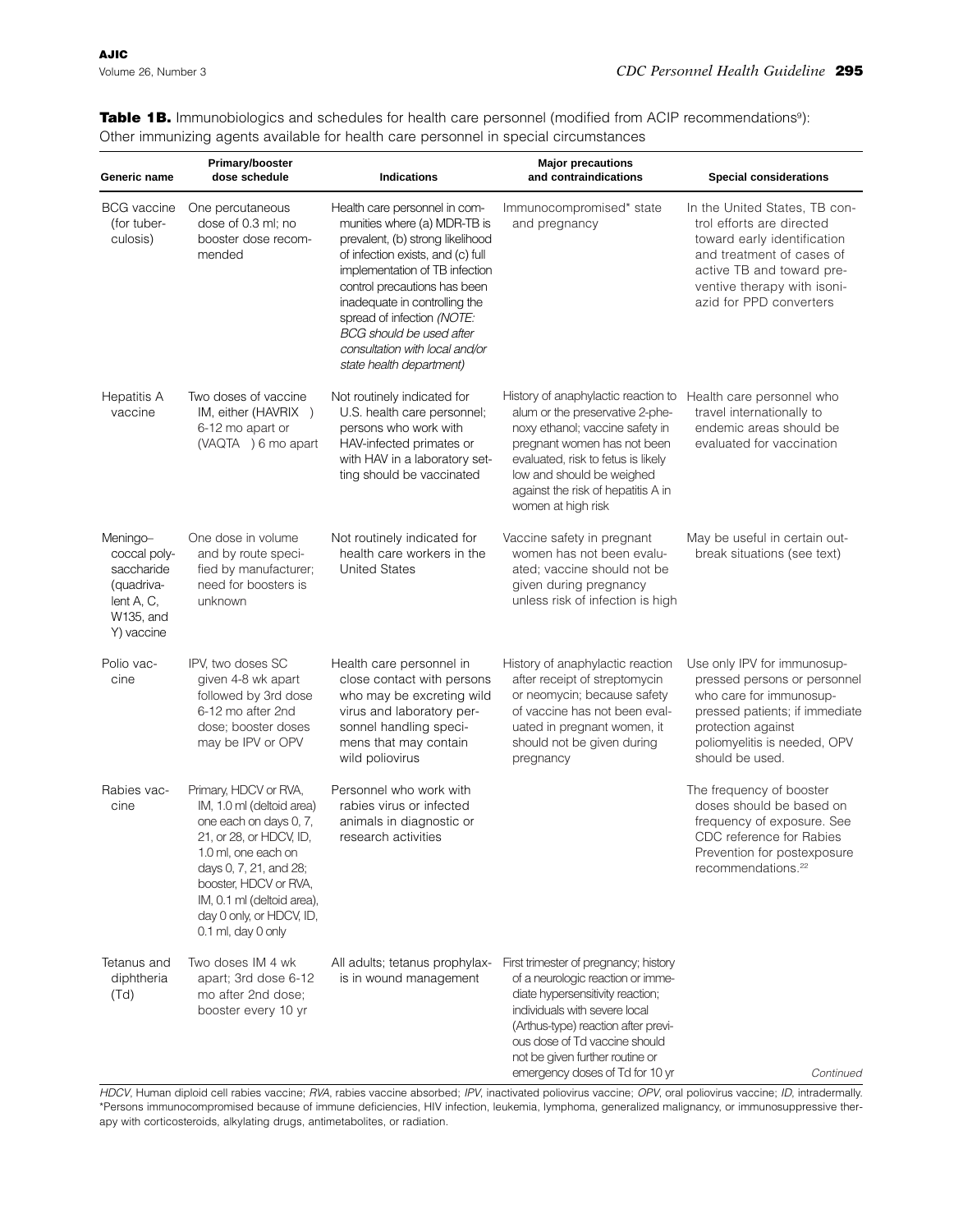**Table 1B.** Immunobiologics and schedules for health care personnel (modified from ACIP recommendations[9]): Other immunizing agents available for health care personnel in special circumstances

| Generic name | Primary/booster dose schedule | Indications | Major precautions and contraindications | Special considerations |
|---|---|---|---|---|
| BCG vaccine (for tuberculosis) | One percutaneous dose of 0.3 ml; no booster dose recommended | Health care personnel in communities where (a) MDR-TB is prevalent, (b) strong likelihood of infection exists, and (c) full implementation of TB infection control precautions has been inadequate in controlling the spread of infection *(NOTE: BCG should be used after consultation with local and/or state health department)* | Immunocompromised* state and pregnancy | In the United States, TB control efforts are directed toward early identification and treatment of cases of active TB and toward preventive therapy with isoniazid for PPD converters |
| Hepatitis A vaccine | Two doses of vaccine IM, either (HAVRIX ) 6-12 mo apart or (VAQTA ) 6 mo apart | Not routinely indicated for U.S. health care personnel; persons who work with HAV-infected primates or with HAV in a laboratory setting should be vaccinated | History of anaphylactic reaction to alum or the preservative 2-phenoxy ethanol; vaccine safety in pregnant women has not been evaluated, risk to fetus is likely low and should be weighed against the risk of hepatitis A in women at high risk | Health care personnel who travel internationally to endemic areas should be evaluated for vaccination |
| Meningococcal polysaccharide (quadrivalent A, C, W135, and Y) vaccine | One dose in volume and by route specified by manufacturer; need for boosters is unknown | Not routinely indicated for health care workers in the United States | Vaccine safety in pregnant women has not been evaluated; vaccine should not be given during pregnancy unless risk of infection is high | May be useful in certain outbreak situations (see text) |
| Polio vaccine | IPV, two doses SC given 4-8 wk apart followed by 3rd dose 6-12 mo after 2nd dose; booster doses may be IPV or OPV | Health care personnel in close contact with persons who may be excreting wild virus and laboratory personnel handling specimens that may contain wild poliovirus | History of anaphylactic reaction after receipt of streptomycin or neomycin; because safety of vaccine has not been evaluated in pregnant women, it should not be given during pregnancy | Use only IPV for immunosuppressed persons or personnel who care for immunosuppressed patients; if immediate protection against poliomyelitis is needed, OPV should be used. |
| Rabies vaccine | Primary, HDCV or RVA, IM, 1.0 ml (deltoid area) one each on days 0, 7, 21, or 28, or HDCV, ID, 1.0 ml, one each on days 0, 7, 21, and 28; booster, HDCV or RVA, IM, 0.1 ml (deltoid area), day 0 only, or HDCV, ID, 0.1 ml, day 0 only | Personnel who work with rabies virus or infected animals in diagnostic or research activities | | The frequency of booster doses should be based on frequency of exposure. See CDC reference for Rabies Prevention for postexposure recommendations.[22] |
| Tetanus and diphtheria (Td) | Two doses IM 4 wk apart; 3rd dose 6-12 mo after 2nd dose; booster every 10 yr | All adults; tetanus prophylaxis in wound management | First trimester of pregnancy; history of a neurologic reaction or immediate hypersensitivity reaction; individuals with severe local (Arthus-type) reaction after previous dose of Td vaccine should not be given further routine or emergency doses of Td for 10 yr | |

*Continued*

*HDCV*, Human diploid cell rabies vaccine; *RVA*, rabies vaccine absorbed; *IPV*, inactivated poliovirus vaccine; *OPV*, oral poliovirus vaccine; *ID*, intradermally.
*Persons immunocompromised because of immune deficiencies, HIV infection, leukemia, lymphoma, generalized malignancy, or immunosuppressive therapy with corticosteroids, alkylating drugs, antimetabolites, or radiation.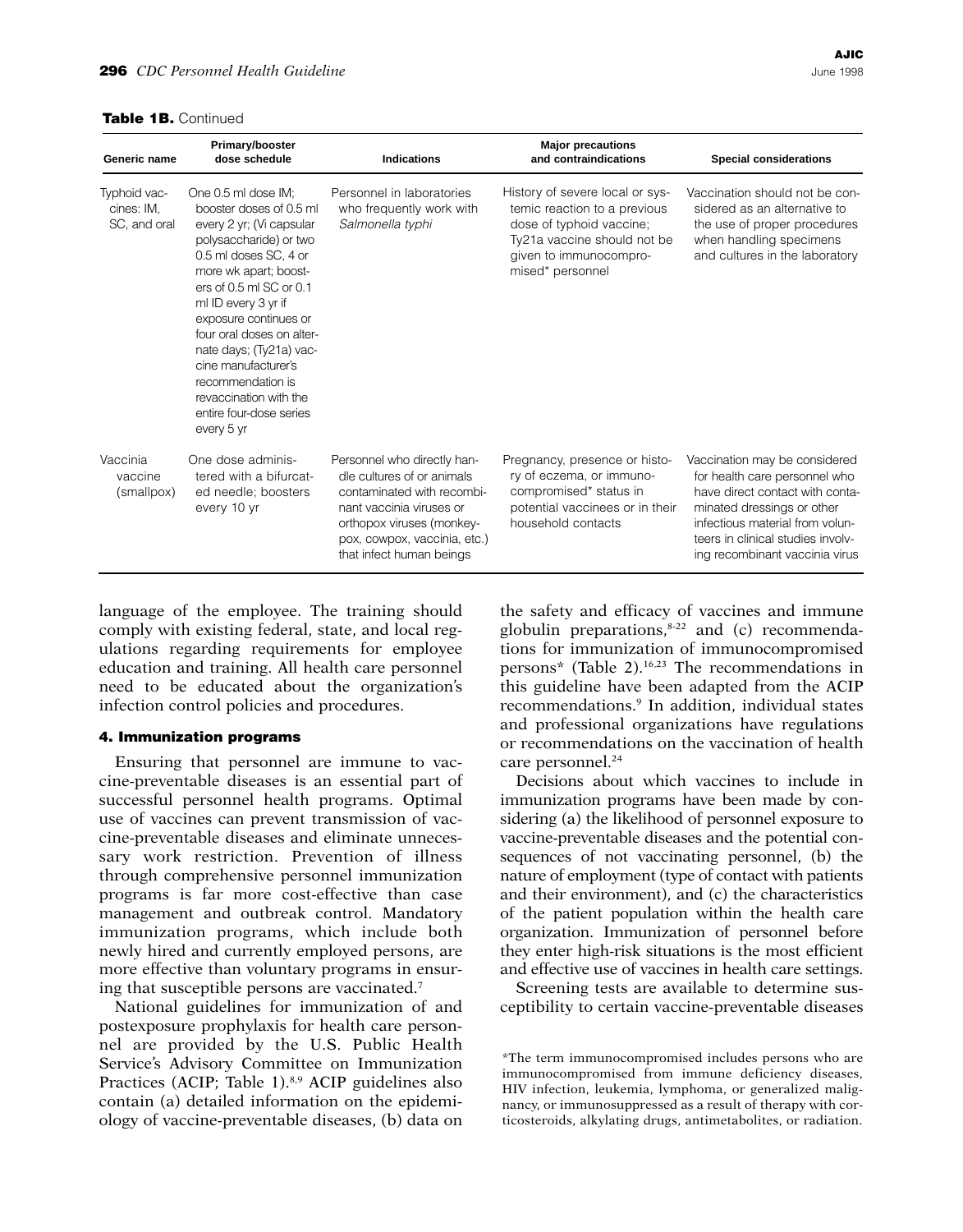**Table 1B.** Continued

| Generic name | Primary/booster dose schedule | Indications | Major precautions and contraindications | Special considerations |
|---|---|---|---|---|
| Typhoid vaccines: IM, SC, and oral | One 0.5 ml dose IM; booster doses of 0.5 ml every 2 yr; (Vi capsular polysaccharide) or two 0.5 ml doses SC, 4 or more wk apart; boosters of 0.5 ml SC or 0.1 ml ID every 3 yr if exposure continues or four oral doses on alternate days; (Ty21a) vaccine manufacturer's recommendation is revaccination with the entire four-dose series every 5 yr | Personnel in laboratories who frequently work with *Salmonella typhi* | History of severe local or systemic reaction to a previous dose of typhoid vaccine; Ty21a vaccine should not be given to immunocompromised* personnel | Vaccination should not be considered as an alternative to the use of proper procedures when handling specimens and cultures in the laboratory |
| Vaccinia vaccine (smallpox) | One dose administered with a bifurcated needle; boosters every 10 yr | Personnel who directly handle cultures of or animals contaminated with recombinant vaccinia viruses or orthopox viruses (monkeypox, cowpox, vaccinia, etc.) that infect human beings | Pregnancy, presence or history of eczema, or immunocompromised* status in potential vaccinees or in their household contacts | Vaccination may be considered for health care personnel who have direct contact with contaminated dressings or other infectious material from volunteers in clinical studies involving recombinant vaccinia virus |

language of the employee. The training should comply with existing federal, state, and local regulations regarding requirements for employee education and training. All health care personnel need to be educated about the organization's infection control policies and procedures.

#### 4. Immunization programs

Ensuring that personnel are immune to vaccine-preventable diseases is an essential part of successful personnel health programs. Optimal use of vaccines can prevent transmission of vaccine-preventable diseases and eliminate unnecessary work restriction. Prevention of illness through comprehensive personnel immunization programs is far more cost-effective than case management and outbreak control. Mandatory immunization programs, which include both newly hired and currently employed persons, are more effective than voluntary programs in ensuring that susceptible persons are vaccinated.[7]

National guidelines for immunization of and postexposure prophylaxis for health care personnel are provided by the U.S. Public Health Service's Advisory Committee on Immunization Practices (ACIP; Table 1).[8,9] ACIP guidelines also contain (a) detailed information on the epidemiology of vaccine-preventable diseases, (b) data on the safety and efficacy of vaccines and immune globulin preparations,[8-22] and (c) recommendations for immunization of immunocompromised persons* (Table 2).[16,23] The recommendations in this guideline have been adapted from the ACIP recommendations.[9] In addition, individual states and professional organizations have regulations or recommendations on the vaccination of health care personnel.[24]

Decisions about which vaccines to include in immunization programs have been made by considering (a) the likelihood of personnel exposure to vaccine-preventable diseases and the potential consequences of not vaccinating personnel, (b) the nature of employment (type of contact with patients and their environment), and (c) the characteristics of the patient population within the health care organization. Immunization of personnel before they enter high-risk situations is the most efficient and effective use of vaccines in health care settings.

Screening tests are available to determine susceptibility to certain vaccine-preventable diseases

*The term immunocompromised includes persons who are immunocompromised from immune deficiency diseases, HIV infection, leukemia, lymphoma, or generalized malignancy, or immunosuppressed as a result of therapy with corticosteroids, alkylating drugs, antimetabolites, or radiation.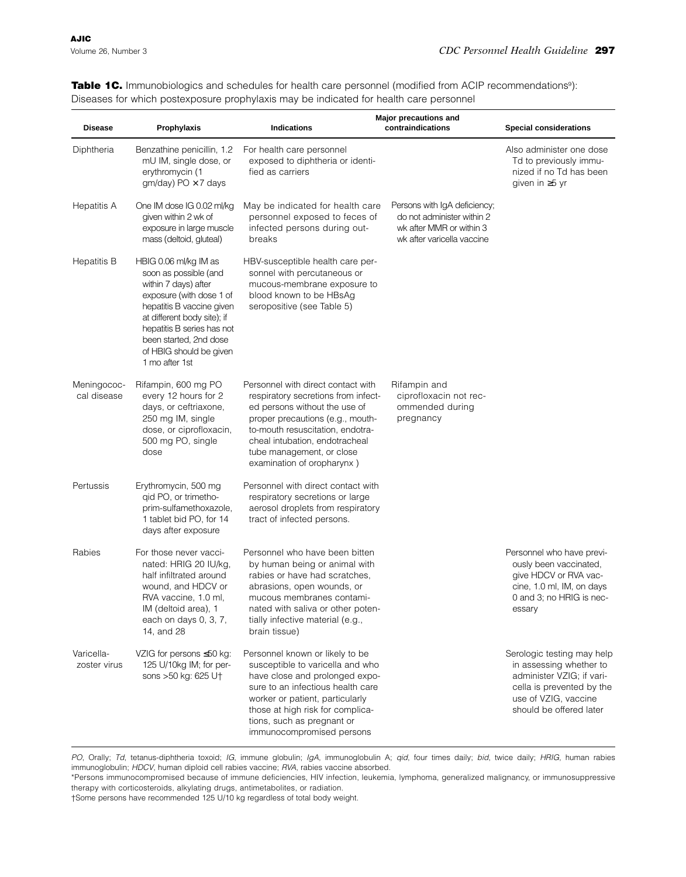**Table 1C.** Immunobiologics and schedules for health care personnel (modified from ACIP recommendations[9]): Diseases for which postexposure prophylaxis may be indicated for health care personnel

| Disease | Prophylaxis | Indications | Major precautions and contraindications | Special considerations |
|---|---|---|---|---|
| Diphtheria | Benzathine penicillin, 1.2 mU IM, single dose, or erythromycin (1 gm/day) PO × 7 days | For health care personnel exposed to diphtheria or identified as carriers | | Also administer one dose Td to previously immunized if no Td has been given in ≥5 yr |
| Hepatitis A | One IM dose IG 0.02 ml/kg given within 2 wk of exposure in large muscle mass (deltoid, gluteal) | May be indicated for health care personnel exposed to feces of infected persons during outbreaks | Persons with IgA deficiency; do not administer within 2 wk after MMR or within 3 wk after varicella vaccine | |
| Hepatitis B | HBIG 0.06 ml/kg IM as soon as possible (and within 7 days) after exposure (with dose 1 of hepatitis B vaccine given at different body site); if hepatitis B series has not been started, 2nd dose of HBIG should be given 1 mo after 1st | HBV-susceptible health care personnel with percutaneous or mucous-membrane exposure to blood known to be HBsAg seropositive (see Table 5) | | |
| Meningococcal disease | Rifampin, 600 mg PO every 12 hours for 2 days, or ceftriaxone, 250 mg IM, single dose, or ciprofloxacin, 500 mg PO, single dose | Personnel with direct contact with respiratory secretions from infected persons without the use of proper precautions (e.g., mouth-to-mouth resuscitation, endotracheal intubation, endotracheal tube management, or close examination of oropharynx ) | Rifampin and ciprofloxacin not recommended during pregnancy | |
| Pertussis | Erythromycin, 500 mg qid PO, or trimethoprim-sulfamethoxazole, 1 tablet bid PO, for 14 days after exposure | Personnel with direct contact with respiratory secretions or large aerosol droplets from respiratory tract of infected persons. | | |
| Rabies | For those never vaccinated: HRIG 20 IU/kg, half infiltrated around wound, and HDCV or RVA vaccine, 1.0 ml, IM (deltoid area), 1 each on days 0, 3, 7, 14, and 28 | Personnel who have been bitten by human being or animal with rabies or have had scratches, abrasions, open wounds, or mucous membranes contaminated with saliva or other potentially infective material (e.g., brain tissue) | | Personnel who have previously been vaccinated, give HDCV or RVA vaccine, 1.0 ml, IM, on days 0 and 3; no HRIG is necessary |
| Varicella-zoster virus | VZIG for persons ≤50 kg: 125 U/10kg IM; for persons >50 kg: 625 U† | Personnel known or likely to be susceptible to varicella and who have close and prolonged exposure to an infectious health care worker or patient, particularly those at high risk for complications, such as pregnant or immunocompromised persons | | Serologic testing may help in assessing whether to administer VZIG; if varicella is prevented by the use of VZIG, vaccine should be offered later |

*PO*, Orally; *Td*, tetanus-diphtheria toxoid; *IG*, immune globulin; *IgA*, immunoglobulin A; *qid*, four times daily; *bid*, twice daily; *HRIG*, human rabies immunoglobulin; *HDCV*, human diploid cell rabies vaccine; *RVA*, rabies vaccine absorbed.

*Persons immunocompromised because of immune deficiencies, HIV infection, leukemia, lymphoma, generalized malignancy, or immunosuppressive therapy with corticosteroids, alkylating drugs, antimetabolites, or radiation.

†Some persons have recommended 125 U/10 kg regardless of total body weight.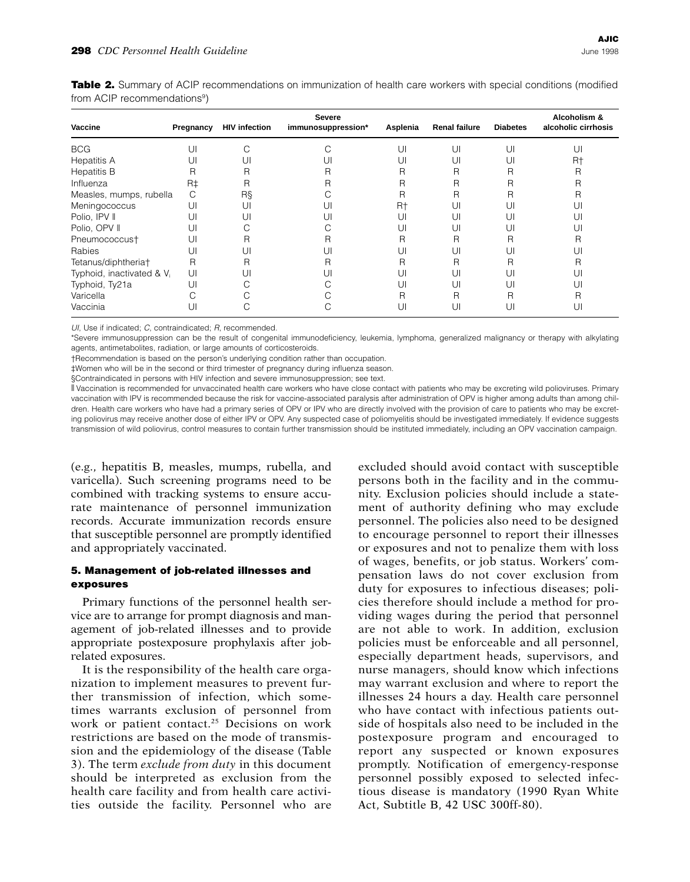**Table 2.** Summary of ACIP recommendations on immunization of health care workers with special conditions (modified from ACIP recommendations[9])

| Vaccine | Pregnancy | HIV infection | Severe immunosuppression* | Asplenia | Renal failure | Diabetes | Alcoholism & alcoholic cirrhosis |
|---|---|---|---|---|---|---|---|
| BCG | UI | C | C | UI | UI | UI | UI |
| Hepatitis A | UI | UI | UI | UI | UI | UI | R† |
| Hepatitis B | R | R | R | R | R | R | R |
| Influenza | R‡ | R | R | R | R | R | R |
| Measles, mumps, rubella | C | R§ | C | R | R | R | R |
| Meningococcus | UI | UI | UI | R† | UI | UI | UI |
| Polio, IPV ǁ | UI | UI | UI | UI | UI | UI | UI |
| Polio, OPV ǁ | UI | C | C | UI | UI | UI | UI |
| Pneumococcus† | UI | R | R | R | R | R | R |
| Rabies | UI | UI | UI | UI | UI | UI | UI |
| Tetanus/diphtheria† | R | R | R | R | R | R | R |
| Typhoid, inactivated & $V_i$ | UI | UI | UI | UI | UI | UI | UI |
| Typhoid, Ty21a | UI | C | C | UI | UI | UI | UI |
| Varicella | C | C | C | R | R | R | R |
| Vaccinia | UI | C | C | UI | UI | UI | UI |

*UI*, Use if indicated; *C*, contraindicated; *R*, recommended.

*Severe immunosuppression can be the result of congenital immunodeficiency, leukemia, lymphoma, generalized malignancy or therapy with alkylating agents, antimetabolites, radiation, or large amounts of corticosteroids.

†Recommendation is based on the person's underlying condition rather than occupation.

‡Women who will be in the second or third trimester of pregnancy during influenza season.

§Contraindicated in persons with HIV infection and severe immunosuppression; see text.

ǁ Vaccination is recommended for unvaccinated health care workers who have close contact with patients who may be excreting wild polioviruses. Primary vaccination with IPV is recommended because the risk for vaccine-associated paralysis after administration of OPV is higher among adults than among children. Health care workers who have had a primary series of OPV or IPV who are directly involved with the provision of care to patients who may be excreting poliovirus may receive another dose of either IPV or OPV. Any suspected case of poliomyelitis should be investigated immediately. If evidence suggests transmission of wild poliovirus, control measures to contain further transmission should be instituted immediately, including an OPV vaccination campaign.

(e.g., hepatitis B, measles, mumps, rubella, and varicella). Such screening programs need to be combined with tracking systems to ensure accurate maintenance of personnel immunization records. Accurate immunization records ensure that susceptible personnel are promptly identified and appropriately vaccinated.

### 5. Management of job-related illnesses and exposures

Primary functions of the personnel health service are to arrange for prompt diagnosis and management of job-related illnesses and to provide appropriate postexposure prophylaxis after job-related exposures.

It is the responsibility of the health care organization to implement measures to prevent further transmission of infection, which sometimes warrants exclusion of personnel from work or patient contact.[25] Decisions on work restrictions are based on the mode of transmission and the epidemiology of the disease (Table 3). The term *exclude from duty* in this document should be interpreted as exclusion from the health care facility and from health care activities outside the facility. Personnel who are excluded should avoid contact with susceptible persons both in the facility and in the community. Exclusion policies should include a statement of authority defining who may exclude personnel. The policies also need to be designed to encourage personnel to report their illnesses or exposures and not to penalize them with loss of wages, benefits, or job status. Workers' compensation laws do not cover exclusion from duty for exposures to infectious diseases; policies therefore should include a method for providing wages during the period that personnel are not able to work. In addition, exclusion policies must be enforceable and all personnel, especially department heads, supervisors, and nurse managers, should know which infections may warrant exclusion and where to report the illnesses 24 hours a day. Health care personnel who have contact with infectious patients outside of hospitals also need to be included in the postexposure program and encouraged to report any suspected or known exposures promptly. Notification of emergency-response personnel possibly exposed to selected infectious disease is mandatory (1990 Ryan White Act, Subtitle B, 42 USC 300ff-80).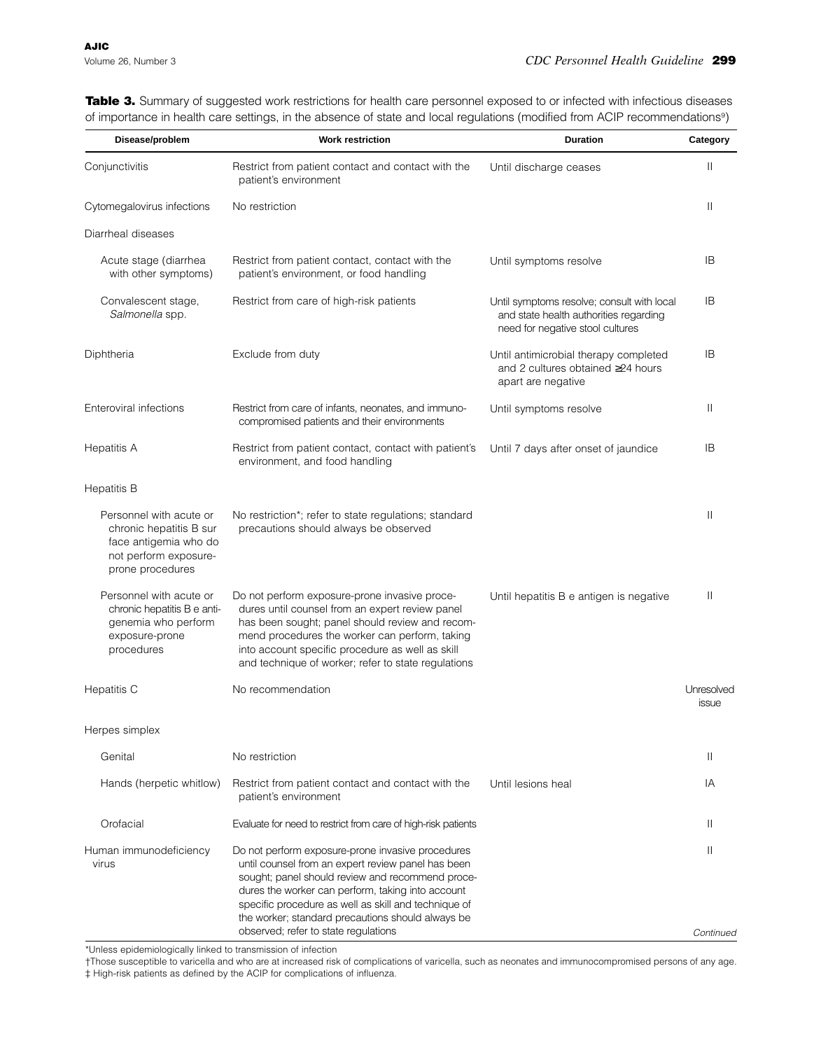**Table 3.** Summary of suggested work restrictions for health care personnel exposed to or infected with infectious diseases of importance in health care settings, in the absence of state and local regulations (modified from ACIP recommendations[9])

| Disease/problem | Work restriction | Duration | Category |
|---|---|---|---|
| Conjunctivitis | Restrict from patient contact and contact with the patient's environment | Until discharge ceases | II |
| Cytomegalovirus infections | No restriction | | II |
| Diarrheal diseases | | | |
| Acute stage (diarrhea with other symptoms) | Restrict from patient contact, contact with the patient's environment, or food handling | Until symptoms resolve | IB |
| Convalescent stage, *Salmonella* spp. | Restrict from care of high-risk patients | Until symptoms resolve; consult with local and state health authorities regarding need for negative stool cultures | IB |
| Diphtheria | Exclude from duty | Until antimicrobial therapy completed and 2 cultures obtained ≥24 hours apart are negative | IB |
| Enteroviral infections | Restrict from care of infants, neonates, and immunocompromised patients and their environments | Until symptoms resolve | II |
| Hepatitis A | Restrict from patient contact, contact with patient's environment, and food handling | Until 7 days after onset of jaundice | IB |
| Hepatitis B | | | |
| Personnel with acute or chronic hepatitis B surface antigemia who do not perform exposure-prone procedures | No restriction*; refer to state regulations; standard precautions should always be observed | | II |
| Personnel with acute or chronic hepatitis B e antigenemia who perform exposure-prone procedures | Do not perform exposure-prone invasive procedures until counsel from an expert review panel has been sought; panel should review and recommend procedures the worker can perform, taking into account specific procedure as well as skill and technique of worker; refer to state regulations | Until hepatitis B e antigen is negative | II |
| Hepatitis C | No recommendation | | Unresolved issue |
| Herpes simplex | | | |
| Genital | No restriction | | II |
| Hands (herpetic whitlow) | Restrict from patient contact and contact with the patient's environment | Until lesions heal | IA |
| Orofacial | Evaluate for need to restrict from care of high-risk patients | | II |
| Human immunodeficiency virus | Do not perform exposure-prone invasive procedures until counsel from an expert review panel has been sought; panel should review and recommend procedures the worker can perform, taking into account specific procedure as well as skill and technique of the worker; standard precautions should always be observed; refer to state regulations | | II |

*Continued*

*Unless epidemiologically linked to transmission of infection

†Those susceptible to varicella and who are at increased risk of complications of varicella, such as neonates and immunocompromised persons of any age.

‡ High-risk patients as defined by the ACIP for complications of influenza.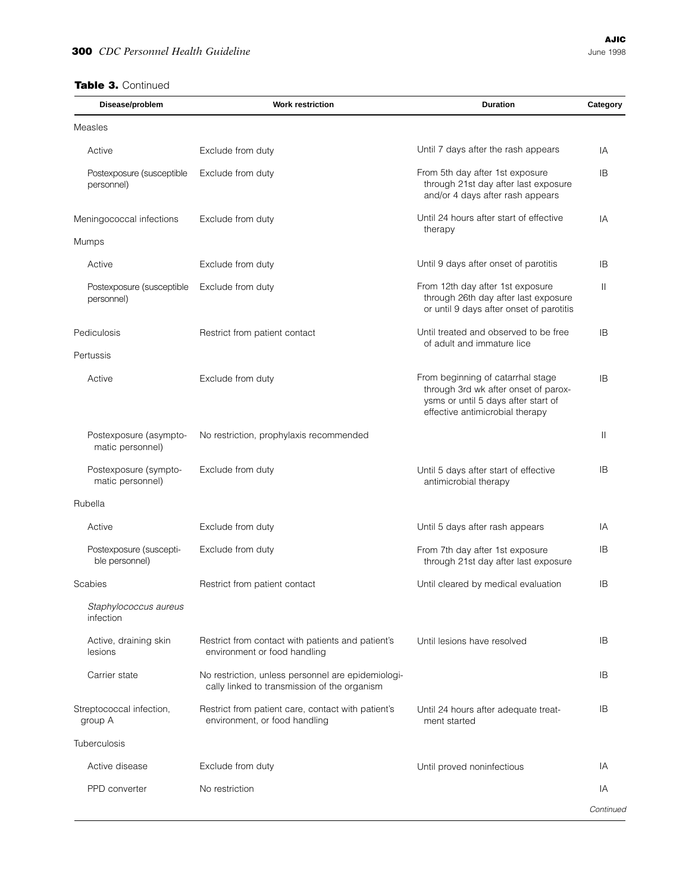**Table 3.** Continued

| Disease/problem | Work restriction | Duration | Category |
|---|---|---|---|
| Measles | | | |
| Active | Exclude from duty | Until 7 days after the rash appears | IA |
| Postexposure (susceptible personnel) | Exclude from duty | From 5th day after 1st exposure through 21st day after last exposure and/or 4 days after rash appears | IB |
| Meningococcal infections | Exclude from duty | Until 24 hours after start of effective therapy | IA |
| Mumps | | | |
| Active | Exclude from duty | Until 9 days after onset of parotitis | IB |
| Postexposure (susceptible personnel) | Exclude from duty | From 12th day after 1st exposure through 26th day after last exposure or until 9 days after onset of parotitis | II |
| Pediculosis | Restrict from patient contact | Until treated and observed to be free of adult and immature lice | IB |
| Pertussis | | | |
| Active | Exclude from duty | From beginning of catarrhal stage through 3rd wk after onset of paroxysms or until 5 days after start of effective antimicrobial therapy | IB |
| Postexposure (asymptomatic personnel) | No restriction, prophylaxis recommended | | II |
| Postexposure (symptomatic personnel) | Exclude from duty | Until 5 days after start of effective antimicrobial therapy | IB |
| Rubella | | | |
| Active | Exclude from duty | Until 5 days after rash appears | IA |
| Postexposure (susceptible personnel) | Exclude from duty | From 7th day after 1st exposure through 21st day after last exposure | IB |
| Scabies | Restrict from patient contact | Until cleared by medical evaluation | IB |
| *Staphylococcus aureus* infection | | | |
| Active, draining skin lesions | Restrict from contact with patients and patient's environment or food handling | Until lesions have resolved | IB |
| Carrier state | No restriction, unless personnel are epidemiologically linked to transmission of the organism | | IB |
| Streptococcal infection, group A | Restrict from patient care, contact with patient's environment, or food handling | Until 24 hours after adequate treatment started | IB |
| Tuberculosis | | | |
| Active disease | Exclude from duty | Until proved noninfectious | IA |
| PPD converter | No restriction | | IA |

*Continued*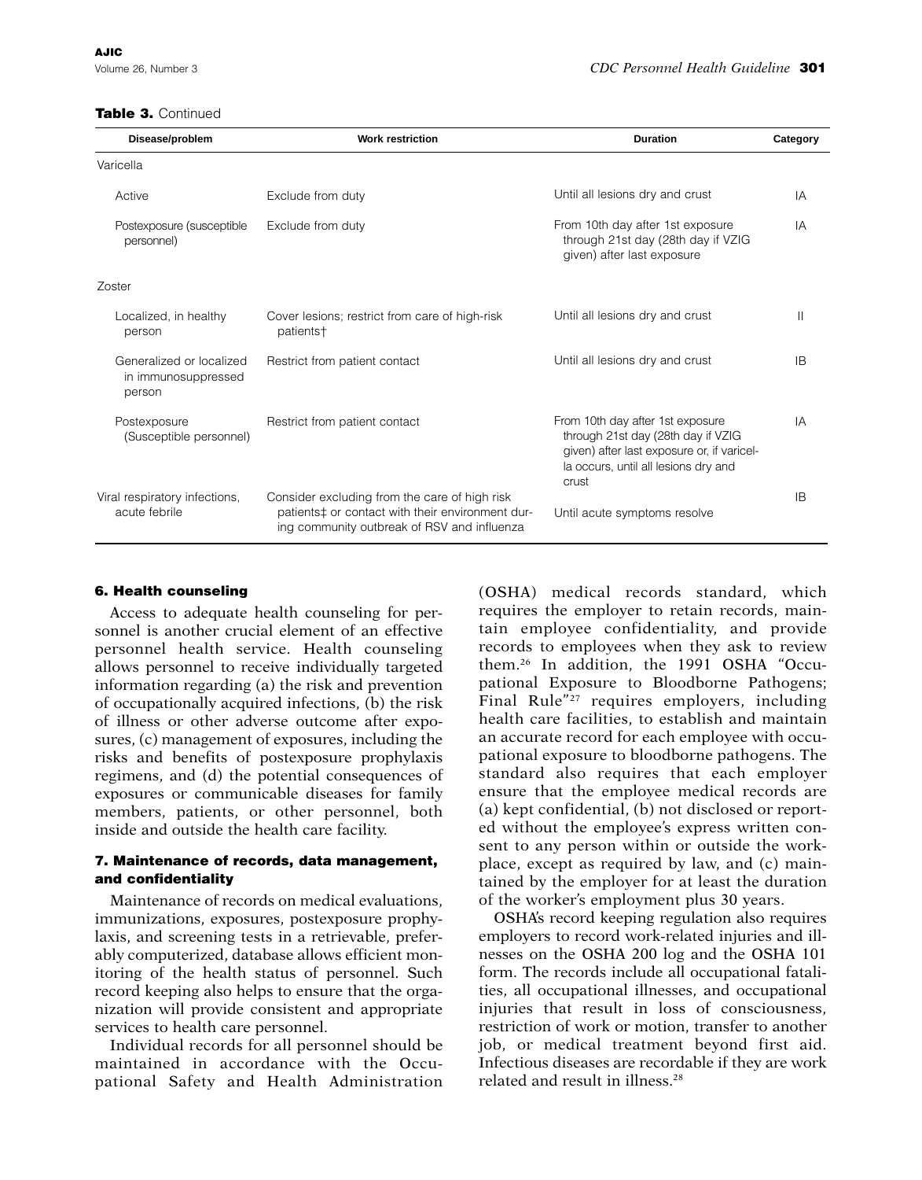**Table 3.** Continued

| Disease/problem | Work restriction | Duration | Category |
|---|---|---|---|
| Varicella | | | |
| Active | Exclude from duty | Until all lesions dry and crust | IA |
| Postexposure (susceptible personnel) | Exclude from duty | From 10th day after 1st exposure through 21st day (28th day if VZIG given) after last exposure | IA |
| Zoster | | | |
| Localized, in healthy person | Cover lesions; restrict from care of high-risk patients† | Until all lesions dry and crust | II |
| Generalized or localized in immunosuppressed person | Restrict from patient contact | Until all lesions dry and crust | IB |
| Postexposure (Susceptible personnel) | Restrict from patient contact | From 10th day after 1st exposure through 21st day (28th day if VZIG given) after last exposure or, if varicella occurs, until all lesions dry and crust | IA |
| Viral respiratory infections, acute febrile | Consider excluding from the care of high risk patients‡ or contact with their environment during community outbreak of RSV and influenza | Until acute symptoms resolve | IB |

### 6. Health counseling

Access to adequate health counseling for personnel is another crucial element of an effective personnel health service. Health counseling allows personnel to receive individually targeted information regarding (a) the risk and prevention of occupationally acquired infections, (b) the risk of illness or other adverse outcome after exposures, (c) management of exposures, including the risks and benefits of postexposure prophylaxis regimens, and (d) the potential consequences of exposures or communicable diseases for family members, patients, or other personnel, both inside and outside the health care facility.

### 7. Maintenance of records, data management, and confidentiality

Maintenance of records on medical evaluations, immunizations, exposures, postexposure prophylaxis, and screening tests in a retrievable, preferably computerized, database allows efficient monitoring of the health status of personnel. Such record keeping also helps to ensure that the organization will provide consistent and appropriate services to health care personnel.

Individual records for all personnel should be maintained in accordance with the Occupational Safety and Health Administration (OSHA) medical records standard, which requires the employer to retain records, maintain employee confidentiality, and provide records to employees when they ask to review them.[26] In addition, the 1991 OSHA "Occupational Exposure to Bloodborne Pathogens; Final Rule"[27] requires employers, including health care facilities, to establish and maintain an accurate record for each employee with occupational exposure to bloodborne pathogens. The standard also requires that each employer ensure that the employee medical records are (a) kept confidential, (b) not disclosed or reported without the employee's express written consent to any person within or outside the workplace, except as required by law, and (c) maintained by the employer for at least the duration of the worker's employment plus 30 years.

OSHA's record keeping regulation also requires employers to record work-related injuries and illnesses on the OSHA 200 log and the OSHA 101 form. The records include all occupational fatalities, all occupational illnesses, and occupational injuries that result in loss of consciousness, restriction of work or motion, transfer to another job, or medical treatment beyond first aid. Infectious diseases are recordable if they are work related and result in illness.[28]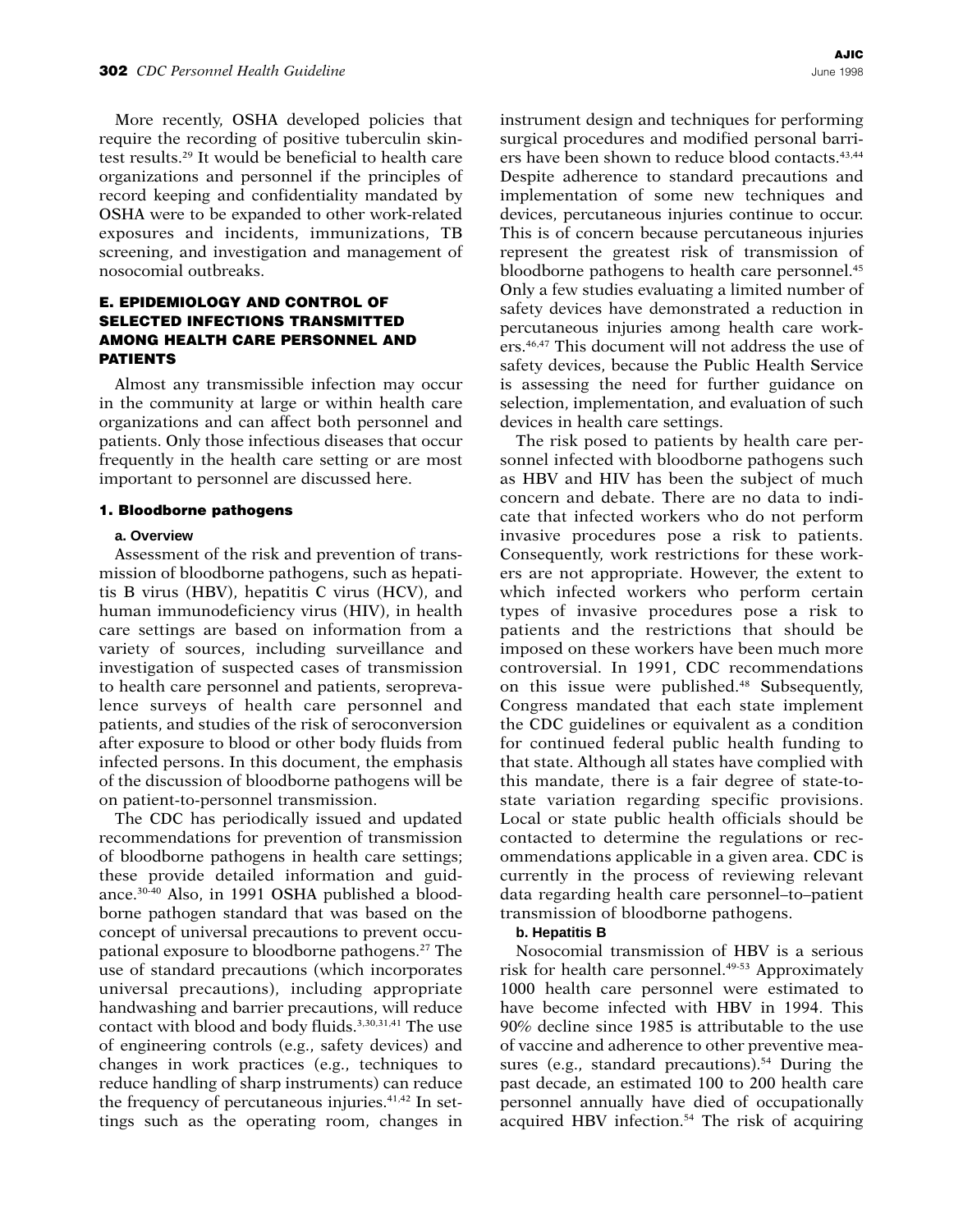More recently, OSHA developed policies that require the recording of positive tuberculin skin-test results.[29] It would be beneficial to health care organizations and personnel if the principles of record keeping and confidentiality mandated by OSHA were to be expanded to other work-related exposures and incidents, immunizations, TB screening, and investigation and management of nosocomial outbreaks.

## E. EPIDEMIOLOGY AND CONTROL OF SELECTED INFECTIONS TRANSMITTED AMONG HEALTH CARE PERSONNEL AND PATIENTS

Almost any transmissible infection may occur in the community at large or within health care organizations and can affect both personnel and patients. Only those infectious diseases that occur frequently in the health care setting or are most important to personnel are discussed here.

### 1. Bloodborne pathogens

#### a. Overview

Assessment of the risk and prevention of transmission of bloodborne pathogens, such as hepatitis B virus (HBV), hepatitis C virus (HCV), and human immunodeficiency virus (HIV), in health care settings are based on information from a variety of sources, including surveillance and investigation of suspected cases of transmission to health care personnel and patients, seroprevalence surveys of health care personnel and patients, and studies of the risk of seroconversion after exposure to blood or other body fluids from infected persons. In this document, the emphasis of the discussion of bloodborne pathogens will be on patient-to-personnel transmission.

The CDC has periodically issued and updated recommendations for prevention of transmission of bloodborne pathogens in health care settings; these provide detailed information and guidance.[30-40] Also, in 1991 OSHA published a bloodborne pathogen standard that was based on the concept of universal precautions to prevent occupational exposure to bloodborne pathogens.[27] The use of standard precautions (which incorporates universal precautions), including appropriate handwashing and barrier precautions, will reduce contact with blood and body fluids.[3,30,31,41] The use of engineering controls (e.g., safety devices) and changes in work practices (e.g., techniques to reduce handling of sharp instruments) can reduce the frequency of percutaneous injuries.[41,42] In settings such as the operating room, changes in instrument design and techniques for performing surgical procedures and modified personal barriers have been shown to reduce blood contacts.[43,44] Despite adherence to standard precautions and implementation of some new techniques and devices, percutaneous injuries continue to occur. This is of concern because percutaneous injuries represent the greatest risk of transmission of bloodborne pathogens to health care personnel.[45] Only a few studies evaluating a limited number of safety devices have demonstrated a reduction in percutaneous injuries among health care workers.[46,47] This document will not address the use of safety devices, because the Public Health Service is assessing the need for further guidance on selection, implementation, and evaluation of such devices in health care settings.

The risk posed to patients by health care personnel infected with bloodborne pathogens such as HBV and HIV has been the subject of much concern and debate. There are no data to indicate that infected workers who do not perform invasive procedures pose a risk to patients. Consequently, work restrictions for these workers are not appropriate. However, the extent to which infected workers who perform certain types of invasive procedures pose a risk to patients and the restrictions that should be imposed on these workers have been much more controversial. In 1991, CDC recommendations on this issue were published.[48] Subsequently, Congress mandated that each state implement the CDC guidelines or equivalent as a condition for continued federal public health funding to that state. Although all states have complied with this mandate, there is a fair degree of state-to-state variation regarding specific provisions. Local or state public health officials should be contacted to determine the regulations or recommendations applicable in a given area. CDC is currently in the process of reviewing relevant data regarding health care personnel–to–patient transmission of bloodborne pathogens.

#### b. Hepatitis B

Nosocomial transmission of HBV is a serious risk for health care personnel.[49-53] Approximately 1000 health care personnel were estimated to have become infected with HBV in 1994. This 90% decline since 1985 is attributable to the use of vaccine and adherence to other preventive measures (e.g., standard precautions).[54] During the past decade, an estimated 100 to 200 health care personnel annually have died of occupationally acquired HBV infection.[54] The risk of acquiring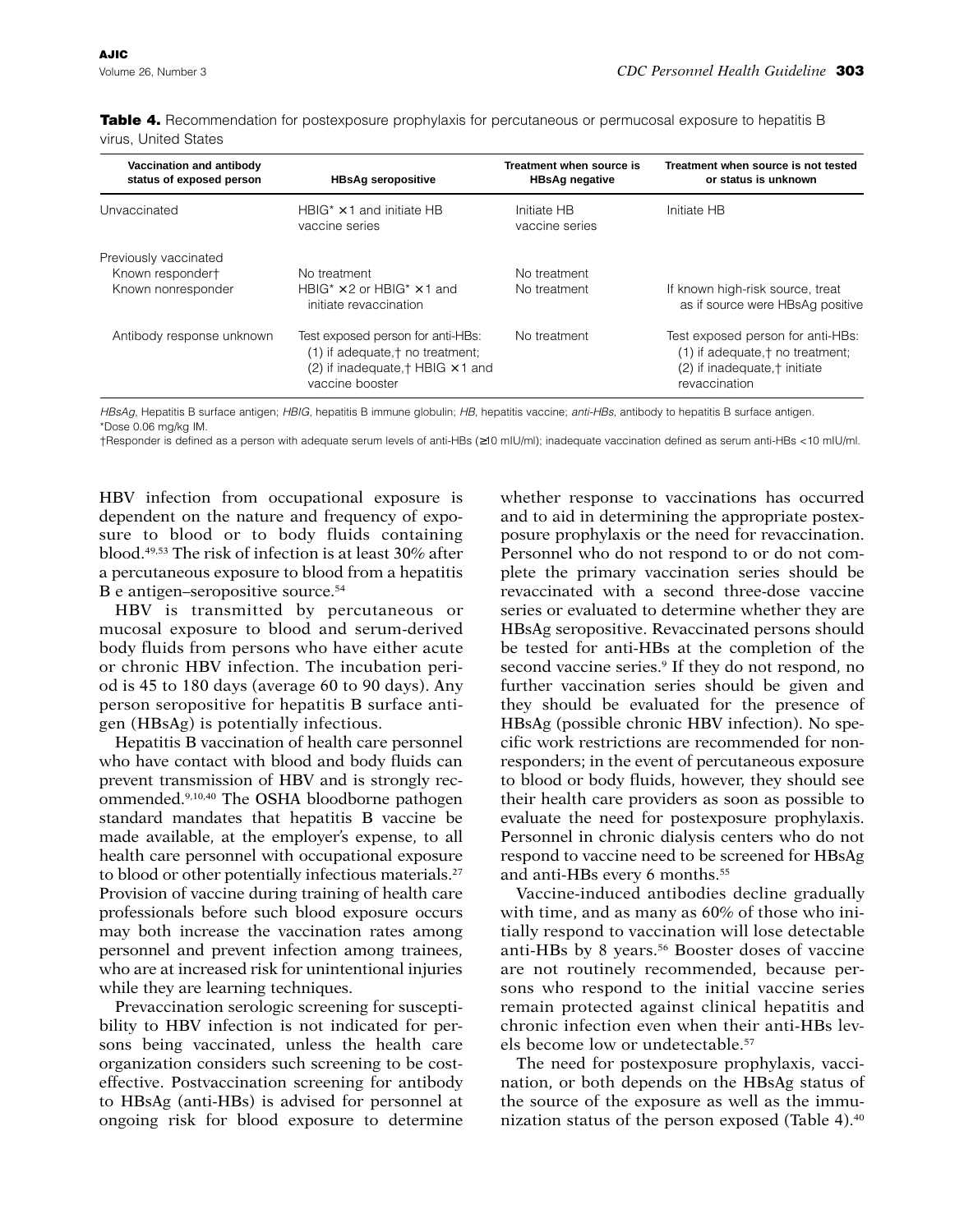**Table 4.** Recommendation for postexposure prophylaxis for percutaneous or permucosal exposure to hepatitis B virus, United States

| Vaccination and antibody status of exposed person | HBsAg seropositive | Treatment when source is HBsAg negative | Treatment when source is not tested or status is unknown |
|---|---|---|---|
| Unvaccinated | HBIG* ×1 and initiate HB vaccine series | Initiate HB vaccine series | Initiate HB |
| Previously vaccinated | | | |
| Known responder† | No treatment | No treatment | |
| Known nonresponder | HBIG* ×2 or HBIG* ×1 and initiate revaccination | No treatment | If known high-risk source, treat as if source were HBsAg positive |
| Antibody response unknown | Test exposed person for anti-HBs: (1) if adequate,† no treatment; (2) if inadequate,† HBIG ×1 and vaccine booster | No treatment | Test exposed person for anti-HBs: (1) if adequate,† no treatment; (2) if inadequate,† initiate revaccination |

*HBsAg*, Hepatitis B surface antigen; *HBIG*, hepatitis B immune globulin; *HB*, hepatitis vaccine; *anti-HBs*, antibody to hepatitis B surface antigen.
*Dose 0.06 mg/kg IM.
†Responder is defined as a person with adequate serum levels of anti-HBs (≥10 mIU/ml); inadequate vaccination defined as serum anti-HBs <10 mIU/ml.

HBV infection from occupational exposure is dependent on the nature and frequency of exposure to blood or to body fluids containing blood.[49,53] The risk of infection is at least 30% after a percutaneous exposure to blood from a hepatitis B e antigen–seropositive source.[54]

HBV is transmitted by percutaneous or mucosal exposure to blood and serum-derived body fluids from persons who have either acute or chronic HBV infection. The incubation period is 45 to 180 days (average 60 to 90 days). Any person seropositive for hepatitis B surface antigen (HBsAg) is potentially infectious.

Hepatitis B vaccination of health care personnel who have contact with blood and body fluids can prevent transmission of HBV and is strongly recommended.[9,10,40] The OSHA bloodborne pathogen standard mandates that hepatitis B vaccine be made available, at the employer's expense, to all health care personnel with occupational exposure to blood or other potentially infectious materials.[27] Provision of vaccine during training of health care professionals before such blood exposure occurs may both increase the vaccination rates among personnel and prevent infection among trainees, who are at increased risk for unintentional injuries while they are learning techniques.

Prevaccination serologic screening for susceptibility to HBV infection is not indicated for persons being vaccinated, unless the health care organization considers such screening to be cost-effective. Postvaccination screening for antibody to HBsAg (anti-HBs) is advised for personnel at ongoing risk for blood exposure to determine whether response to vaccinations has occurred and to aid in determining the appropriate postexposure prophylaxis or the need for revaccination. Personnel who do not respond to or do not complete the primary vaccination series should be revaccinated with a second three-dose vaccine series or evaluated to determine whether they are HBsAg seropositive. Revaccinated persons should be tested for anti-HBs at the completion of the second vaccine series.[9] If they do not respond, no further vaccination series should be given and they should be evaluated for the presence of HBsAg (possible chronic HBV infection). No specific work restrictions are recommended for nonresponders; in the event of percutaneous exposure to blood or body fluids, however, they should see their health care providers as soon as possible to evaluate the need for postexposure prophylaxis. Personnel in chronic dialysis centers who do not respond to vaccine need to be screened for HBsAg and anti-HBs every 6 months.[55]

Vaccine-induced antibodies decline gradually with time, and as many as 60% of those who initially respond to vaccination will lose detectable anti-HBs by 8 years.[56] Booster doses of vaccine are not routinely recommended, because persons who respond to the initial vaccine series remain protected against clinical hepatitis and chronic infection even when their anti-HBs levels become low or undetectable.[57]

The need for postexposure prophylaxis, vaccination, or both depends on the HBsAg status of the source of the exposure as well as the immunization status of the person exposed (Table 4).[40]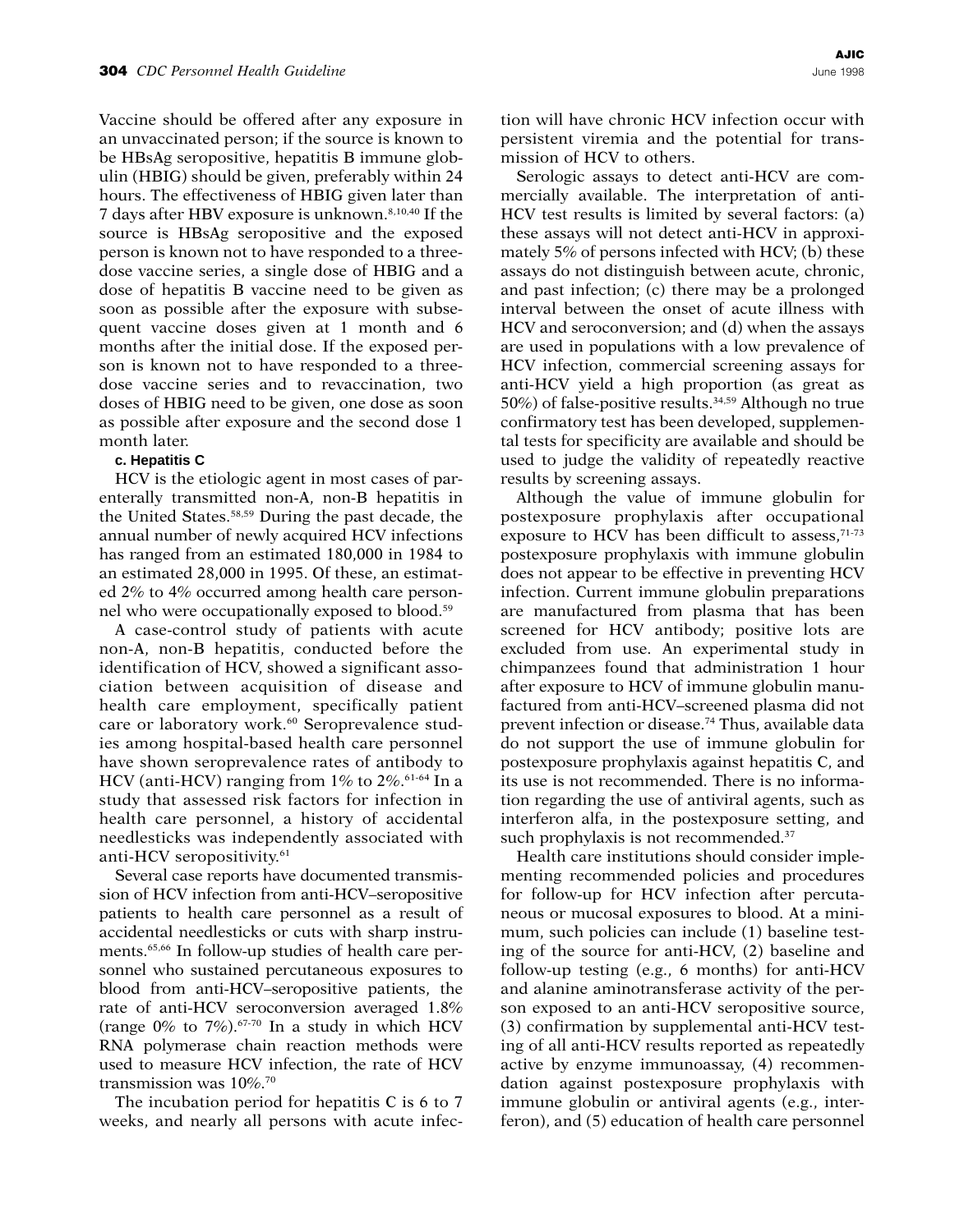Vaccine should be offered after any exposure in an unvaccinated person; if the source is known to be HBsAg seropositive, hepatitis B immune globulin (HBIG) should be given, preferably within 24 hours. The effectiveness of HBIG given later than 7 days after HBV exposure is unknown.[8,10,40] If the source is HBsAg seropositive and the exposed person is known not to have responded to a three-dose vaccine series, a single dose of HBIG and a dose of hepatitis B vaccine need to be given as soon as possible after the exposure with subsequent vaccine doses given at 1 month and 6 months after the initial dose. If the exposed person is known not to have responded to a three-dose vaccine series and to revaccination, two doses of HBIG need to be given, one dose as soon as possible after exposure and the second dose 1 month later.

#### c. Hepatitis C

HCV is the etiologic agent in most cases of parenterally transmitted non-A, non-B hepatitis in the United States.[58,59] During the past decade, the annual number of newly acquired HCV infections has ranged from an estimated 180,000 in 1984 to an estimated 28,000 in 1995. Of these, an estimated 2% to 4% occurred among health care personnel who were occupationally exposed to blood.[59]

A case-control study of patients with acute non-A, non-B hepatitis, conducted before the identification of HCV, showed a significant association between acquisition of disease and health care employment, specifically patient care or laboratory work.[60] Seroprevalence studies among hospital-based health care personnel have shown seroprevalence rates of antibody to HCV (anti-HCV) ranging from 1% to 2%.[61-64] In a study that assessed risk factors for infection in health care personnel, a history of accidental needlesticks was independently associated with anti-HCV seropositivity.[61]

Several case reports have documented transmission of HCV infection from anti-HCV–seropositive patients to health care personnel as a result of accidental needlesticks or cuts with sharp instruments.[65,66] In follow-up studies of health care personnel who sustained percutaneous exposures to blood from anti-HCV–seropositive patients, the rate of anti-HCV seroconversion averaged 1.8% (range 0% to 7%).[67-70] In a study in which HCV RNA polymerase chain reaction methods were used to measure HCV infection, the rate of HCV transmission was 10%.[70]

The incubation period for hepatitis C is 6 to 7 weeks, and nearly all persons with acute infection will have chronic HCV infection occur with persistent viremia and the potential for transmission of HCV to others.

Serologic assays to detect anti-HCV are commercially available. The interpretation of anti-HCV test results is limited by several factors: (a) these assays will not detect anti-HCV in approximately 5% of persons infected with HCV; (b) these assays do not distinguish between acute, chronic, and past infection; (c) there may be a prolonged interval between the onset of acute illness with HCV and seroconversion; and (d) when the assays are used in populations with a low prevalence of HCV infection, commercial screening assays for anti-HCV yield a high proportion (as great as 50%) of false-positive results.[34,59] Although no true confirmatory test has been developed, supplemental tests for specificity are available and should be used to judge the validity of repeatedly reactive results by screening assays.

Although the value of immune globulin for postexposure prophylaxis after occupational exposure to HCV has been difficult to assess,[71-73] postexposure prophylaxis with immune globulin does not appear to be effective in preventing HCV infection. Current immune globulin preparations are manufactured from plasma that has been screened for HCV antibody; positive lots are excluded from use. An experimental study in chimpanzees found that administration 1 hour after exposure to HCV of immune globulin manufactured from anti-HCV–screened plasma did not prevent infection or disease.[74] Thus, available data do not support the use of immune globulin for postexposure prophylaxis against hepatitis C, and its use is not recommended. There is no information regarding the use of antiviral agents, such as interferon alfa, in the postexposure setting, and such prophylaxis is not recommended.[37]

Health care institutions should consider implementing recommended policies and procedures for follow-up for HCV infection after percutaneous or mucosal exposures to blood. At a minimum, such policies can include (1) baseline testing of the source for anti-HCV, (2) baseline and follow-up testing (e.g., 6 months) for anti-HCV and alanine aminotransferase activity of the person exposed to an anti-HCV seropositive source, (3) confirmation by supplemental anti-HCV testing of all anti-HCV results reported as repeatedly active by enzyme immunoassay, (4) recommendation against postexposure prophylaxis with immune globulin or antiviral agents (e.g., interferon), and (5) education of health care personnel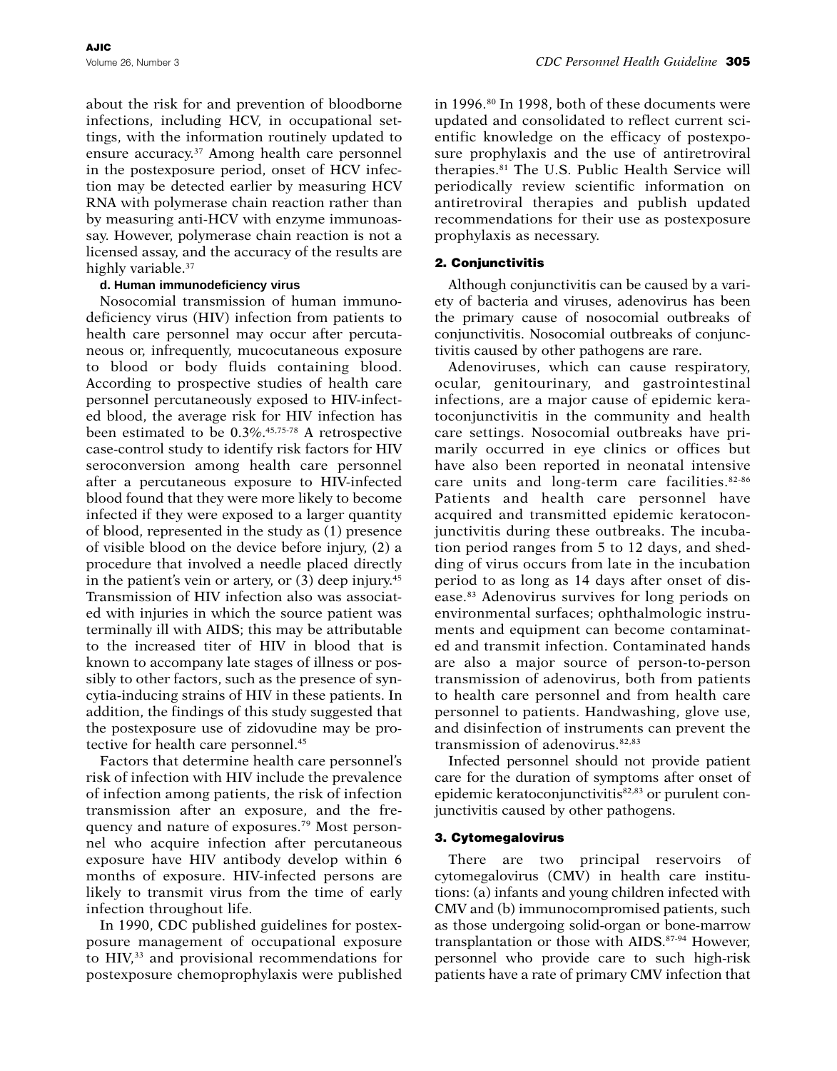about the risk for and prevention of bloodborne infections, including HCV, in occupational settings, with the information routinely updated to ensure accuracy.[37] Among health care personnel in the postexposure period, onset of HCV infection may be detected earlier by measuring HCV RNA with polymerase chain reaction rather than by measuring anti-HCV with enzyme immunoassay. However, polymerase chain reaction is not a licensed assay, and the accuracy of the results are highly variable.[37]

#### d. Human immunodeficiency virus

Nosocomial transmission of human immunodeficiency virus (HIV) infection from patients to health care personnel may occur after percutaneous or, infrequently, mucocutaneous exposure to blood or body fluids containing blood. According to prospective studies of health care personnel percutaneously exposed to HIV-infected blood, the average risk for HIV infection has been estimated to be 0.3%.[45,75-78] A retrospective case-control study to identify risk factors for HIV seroconversion among health care personnel after a percutaneous exposure to HIV-infected blood found that they were more likely to become infected if they were exposed to a larger quantity of blood, represented in the study as (1) presence of visible blood on the device before injury, (2) a procedure that involved a needle placed directly in the patient's vein or artery, or (3) deep injury.[45] Transmission of HIV infection also was associated with injuries in which the source patient was terminally ill with AIDS; this may be attributable to the increased titer of HIV in blood that is known to accompany late stages of illness or possibly to other factors, such as the presence of syncytia-inducing strains of HIV in these patients. In addition, the findings of this study suggested that the postexposure use of zidovudine may be protective for health care personnel.[45]

Factors that determine health care personnel's risk of infection with HIV include the prevalence of infection among patients, the risk of infection transmission after an exposure, and the frequency and nature of exposures.[79] Most personnel who acquire infection after percutaneous exposure have HIV antibody develop within 6 months of exposure. HIV-infected persons are likely to transmit virus from the time of early infection throughout life.

In 1990, CDC published guidelines for postexposure management of occupational exposure to HIV,[33] and provisional recommendations for postexposure chemoprophylaxis were published in 1996.[80] In 1998, both of these documents were updated and consolidated to reflect current scientific knowledge on the efficacy of postexposure prophylaxis and the use of antiretroviral therapies.[81] The U.S. Public Health Service will periodically review scientific information on antiretroviral therapies and publish updated recommendations for their use as postexposure prophylaxis as necessary.

### 2. Conjunctivitis

Although conjunctivitis can be caused by a variety of bacteria and viruses, adenovirus has been the primary cause of nosocomial outbreaks of conjunctivitis. Nosocomial outbreaks of conjunctivitis caused by other pathogens are rare.

Adenoviruses, which can cause respiratory, ocular, genitourinary, and gastrointestinal infections, are a major cause of epidemic keratoconjunctivitis in the community and health care settings. Nosocomial outbreaks have primarily occurred in eye clinics or offices but have also been reported in neonatal intensive care units and long-term care facilities.[82-86] Patients and health care personnel have acquired and transmitted epidemic keratoconjunctivitis during these outbreaks. The incubation period ranges from 5 to 12 days, and shedding of virus occurs from late in the incubation period to as long as 14 days after onset of disease.[83] Adenovirus survives for long periods on environmental surfaces; ophthalmologic instruments and equipment can become contaminated and transmit infection. Contaminated hands are also a major source of person-to-person transmission of adenovirus, both from patients to health care personnel and from health care personnel to patients. Handwashing, glove use, and disinfection of instruments can prevent the transmission of adenovirus.[82,83]

Infected personnel should not provide patient care for the duration of symptoms after onset of epidemic keratoconjunctivitis[82,83] or purulent conjunctivitis caused by other pathogens.

### 3. Cytomegalovirus

There are two principal reservoirs of cytomegalovirus (CMV) in health care institutions: (a) infants and young children infected with CMV and (b) immunocompromised patients, such as those undergoing solid-organ or bone-marrow transplantation or those with AIDS.[87-94] However, personnel who provide care to such high-risk patients have a rate of primary CMV infection that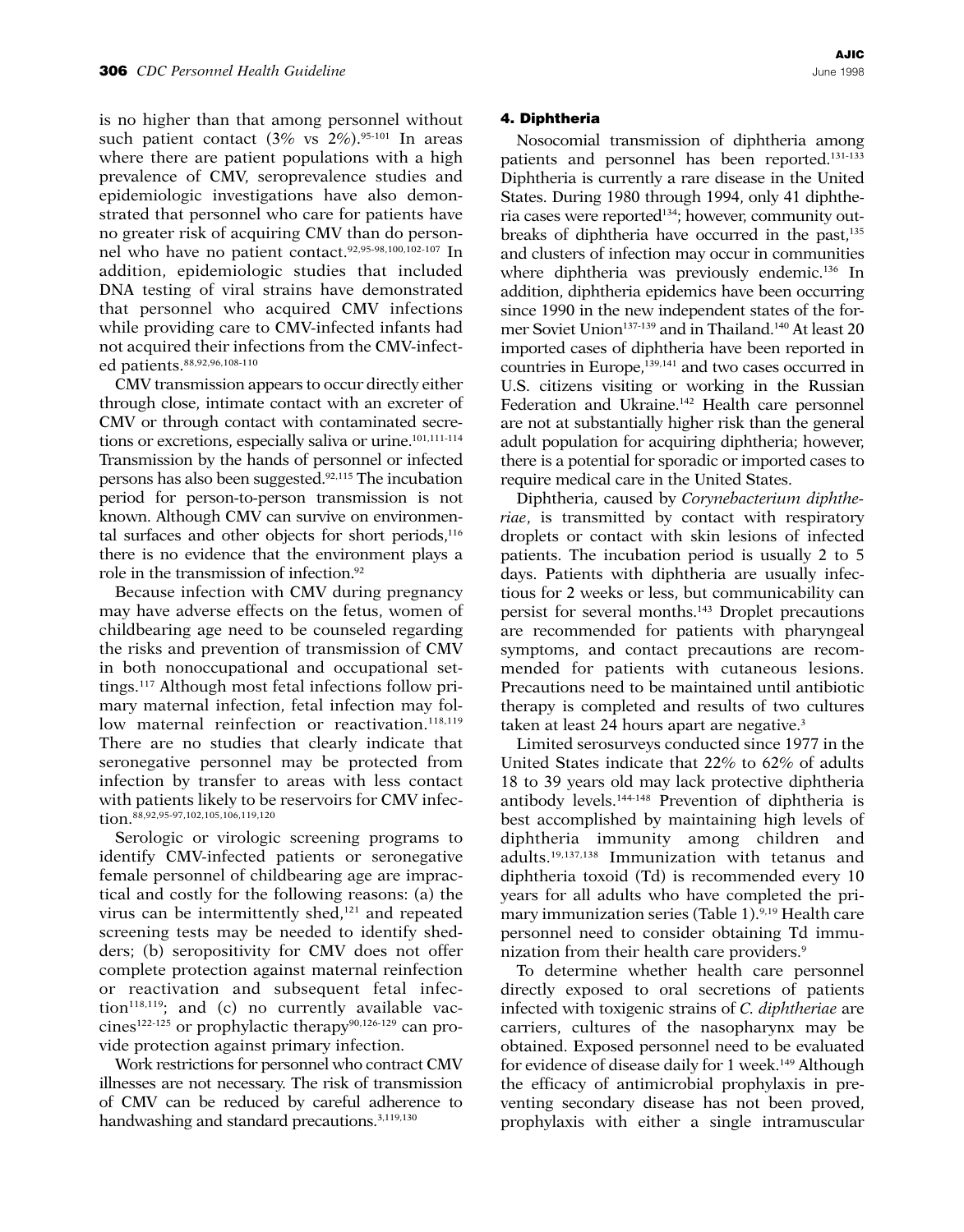is no higher than that among personnel without such patient contact (3% vs 2%).[95-101] In areas where there are patient populations with a high prevalence of CMV, seroprevalence studies and epidemiologic investigations have also demonstrated that personnel who care for patients have no greater risk of acquiring CMV than do personnel who have no patient contact.[92,95-98,100,102-107] In addition, epidemiologic studies that included DNA testing of viral strains have demonstrated that personnel who acquired CMV infections while providing care to CMV-infected infants had not acquired their infections from the CMV-infected patients.[88,92,96,108-110]

CMV transmission appears to occur directly either through close, intimate contact with an excreter of CMV or through contact with contaminated secretions or excretions, especially saliva or urine.[101,111-114] Transmission by the hands of personnel or infected persons has also been suggested.[92,115] The incubation period for person-to-person transmission is not known. Although CMV can survive on environmental surfaces and other objects for short periods,[116] there is no evidence that the environment plays a role in the transmission of infection.[92]

Because infection with CMV during pregnancy may have adverse effects on the fetus, women of childbearing age need to be counseled regarding the risks and prevention of transmission of CMV in both nonoccupational and occupational settings.[117] Although most fetal infections follow primary maternal infection, fetal infection may follow maternal reinfection or reactivation.[118,119] There are no studies that clearly indicate that seronegative personnel may be protected from infection by transfer to areas with less contact with patients likely to be reservoirs for CMV infection.[88,92,95-97,102,105,106,119,120]

Serologic or virologic screening programs to identify CMV-infected patients or seronegative female personnel of childbearing age are impractical and costly for the following reasons: (a) the virus can be intermittently shed,[121] and repeated screening tests may be needed to identify shedders; (b) seropositivity for CMV does not offer complete protection against maternal reinfection or reactivation and subsequent fetal infection[118,119]; and (c) no currently available vaccines[122-125] or prophylactic therapy[90,126-129] can provide protection against primary infection.

Work restrictions for personnel who contract CMV illnesses are not necessary. The risk of transmission of CMV can be reduced by careful adherence to handwashing and standard precautions.[3,119,130]

### 4. Diphtheria

Nosocomial transmission of diphtheria among patients and personnel has been reported.[131-133] Diphtheria is currently a rare disease in the United States. During 1980 through 1994, only 41 diphtheria cases were reported[134]; however, community outbreaks of diphtheria have occurred in the past,[135] and clusters of infection may occur in communities where diphtheria was previously endemic.[136] In addition, diphtheria epidemics have been occurring since 1990 in the new independent states of the former Soviet Union[137-139] and in Thailand.[140] At least 20 imported cases of diphtheria have been reported in countries in Europe,[139,141] and two cases occurred in U.S. citizens visiting or working in the Russian Federation and Ukraine.[142] Health care personnel are not at substantially higher risk than the general adult population for acquiring diphtheria; however, there is a potential for sporadic or imported cases to require medical care in the United States.

Diphtheria, caused by *Corynebacterium diphtheriae*, is transmitted by contact with respiratory droplets or contact with skin lesions of infected patients. The incubation period is usually 2 to 5 days. Patients with diphtheria are usually infectious for 2 weeks or less, but communicability can persist for several months.[143] Droplet precautions are recommended for patients with pharyngeal symptoms, and contact precautions are recommended for patients with cutaneous lesions. Precautions need to be maintained until antibiotic therapy is completed and results of two cultures taken at least 24 hours apart are negative.[3]

Limited serosurveys conducted since 1977 in the United States indicate that 22% to 62% of adults 18 to 39 years old may lack protective diphtheria antibody levels.[144-148] Prevention of diphtheria is best accomplished by maintaining high levels of diphtheria immunity among children and adults.[19,137,138] Immunization with tetanus and diphtheria toxoid (Td) is recommended every 10 years for all adults who have completed the primary immunization series (Table 1).[9,19] Health care personnel need to consider obtaining Td immunization from their health care providers.[9]

To determine whether health care personnel directly exposed to oral secretions of patients infected with toxigenic strains of *C. diphtheriae* are carriers, cultures of the nasopharynx may be obtained. Exposed personnel need to be evaluated for evidence of disease daily for 1 week.[149] Although the efficacy of antimicrobial prophylaxis in preventing secondary disease has not been proved, prophylaxis with either a single intramuscular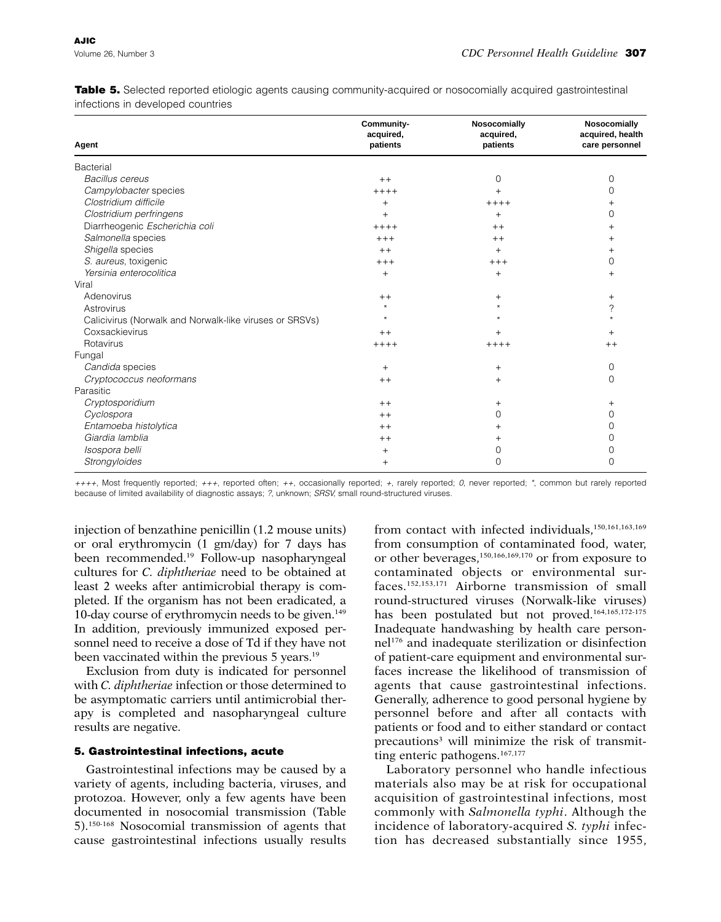**Table 5.** Selected reported etiologic agents causing community-acquired or nosocomially acquired gastrointestinal infections in developed countries

| Agent | Community-acquired, patients | Nosocomially acquired, patients | Nosocomially acquired, health care personnel |
|---|---|---|---|
| Bacterial | | | |
| *Bacillus cereus* | ++ | 0 | 0 |
| *Campylobacter* species | ++++ | + | 0 |
| *Clostridium difficile* | + | ++++ | + |
| *Clostridium perfringens* | + | + | 0 |
| Diarrheogenic *Escherichia coli* | ++++ | ++ | + |
| *Salmonella* species | +++ | ++ | + |
| *Shigella* species | ++ | + | + |
| *S. aureus*, toxigenic | +++ | +++ | 0 |
| *Yersinia enterocolitica* | + | + | + |
| Viral | | | |
| Adenovirus | ++ | + | + |
| Astrovirus | * | * | ? |
| Calicivirus (Norwalk and Norwalk-like viruses or SRSVs) | * | * | * |
| Coxsackievirus | ++ | + | + |
| Rotavirus | ++++ | ++++ | ++ |
| Fungal | | | |
| *Candida* species | + | + | 0 |
| *Cryptococcus neoformans* | ++ | + | 0 |
| Parasitic | | | |
| *Cryptosporidium* | ++ | + | + |
| *Cyclospora* | ++ | 0 | 0 |
| *Entamoeba histolytica* | ++ | + | 0 |
| *Giardia lamblia* | ++ | + | 0 |
| *Isospora belli* | + | 0 | 0 |
| *Strongyloides* | + | 0 | 0 |

*++++*, Most frequently reported; *+++*, reported often; *++*, occasionally reported; *+*, rarely reported; *0*, never reported; *, common but rarely reported because of limited availability of diagnostic assays; *?*, unknown; *SRSV,* small round-structured viruses.

injection of benzathine penicillin (1.2 mouse units) or oral erythromycin (1 gm/day) for 7 days has been recommended.[19] Follow-up nasopharyngeal cultures for *C. diphtheriae* need to be obtained at least 2 weeks after antimicrobial therapy is completed. If the organism has not been eradicated, a 10-day course of erythromycin needs to be given.[149] In addition, previously immunized exposed personnel need to receive a dose of Td if they have not been vaccinated within the previous 5 years.[19]

Exclusion from duty is indicated for personnel with *C. diphtheriae* infection or those determined to be asymptomatic carriers until antimicrobial therapy is completed and nasopharyngeal culture results are negative.

#### 5. Gastrointestinal infections, acute

Gastrointestinal infections may be caused by a variety of agents, including bacteria, viruses, and protozoa. However, only a few agents have been documented in nosocomial transmission (Table 5).[150-168] Nosocomial transmission of agents that cause gastrointestinal infections usually results from contact with infected individuals,[150,161,163,169] from consumption of contaminated food, water, or other beverages,[150,166,169,170] or from exposure to contaminated objects or environmental surfaces.[152,153,171] Airborne transmission of small round-structured viruses (Norwalk-like viruses) has been postulated but not proved.[164,165,172-175] Inadequate handwashing by health care personnel[176] and inadequate sterilization or disinfection of patient-care equipment and environmental surfaces increase the likelihood of transmission of agents that cause gastrointestinal infections. Generally, adherence to good personal hygiene by personnel before and after all contacts with patients or food and to either standard or contact precautions[3] will minimize the risk of transmitting enteric pathogens.[167,177]

Laboratory personnel who handle infectious materials also may be at risk for occupational acquisition of gastrointestinal infections, most commonly with *Salmonella typhi*. Although the incidence of laboratory-acquired *S. typhi* infection has decreased substantially since 1955,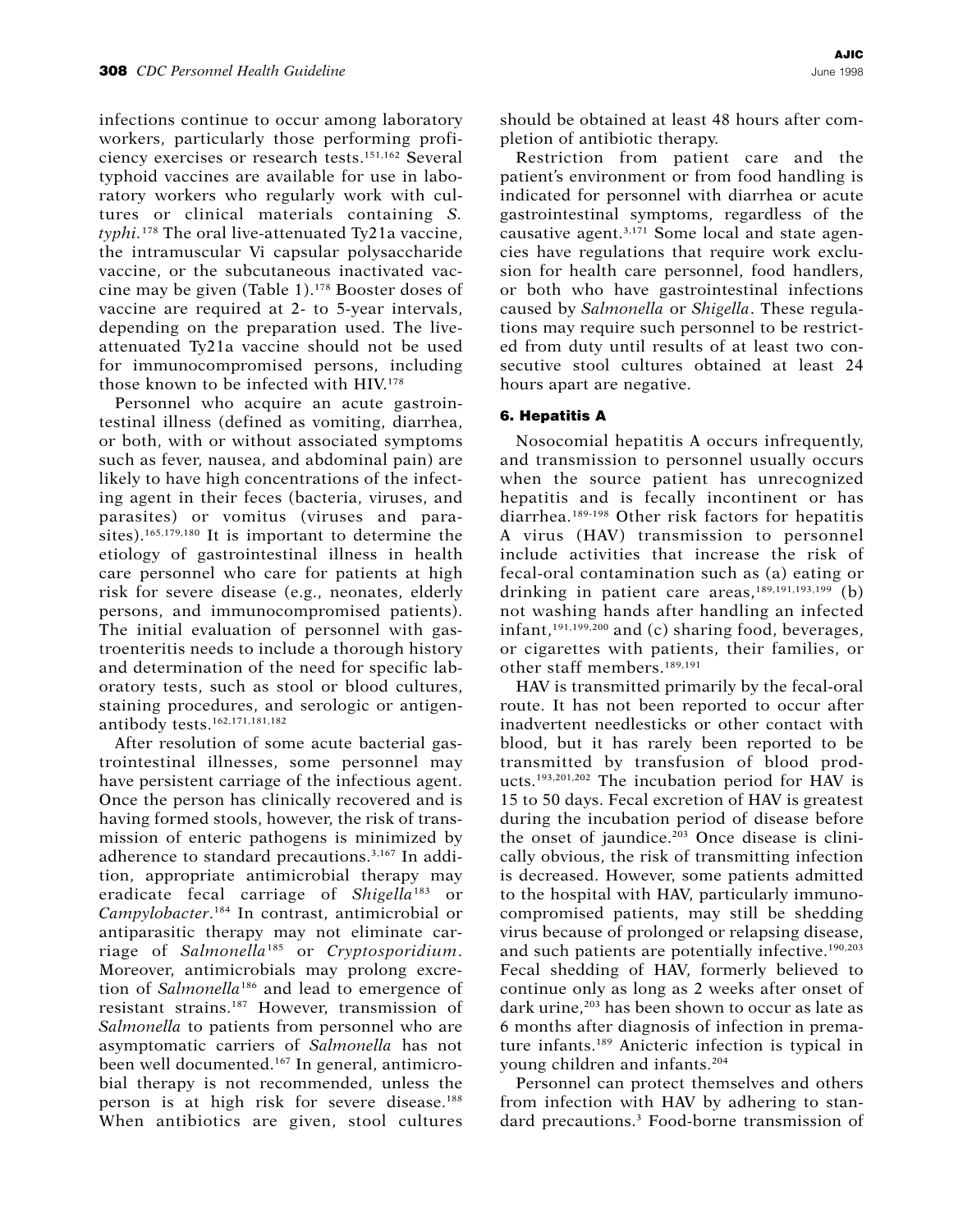infections continue to occur among laboratory workers, particularly those performing proficiency exercises or research tests.[151,162] Several typhoid vaccines are available for use in laboratory workers who regularly work with cultures or clinical materials containing *S. typhi*.[178] The oral live-attenuated Ty21a vaccine, the intramuscular Vi capsular polysaccharide vaccine, or the subcutaneous inactivated vaccine may be given (Table 1).[178] Booster doses of vaccine are required at 2- to 5-year intervals, depending on the preparation used. The live-attenuated Ty21a vaccine should not be used for immunocompromised persons, including those known to be infected with HIV.[178]

Personnel who acquire an acute gastrointestinal illness (defined as vomiting, diarrhea, or both, with or without associated symptoms such as fever, nausea, and abdominal pain) are likely to have high concentrations of the infecting agent in their feces (bacteria, viruses, and parasites) or vomitus (viruses and parasites).[165,179,180] It is important to determine the etiology of gastrointestinal illness in health care personnel who care for patients at high risk for severe disease (e.g., neonates, elderly persons, and immunocompromised patients). The initial evaluation of personnel with gastroenteritis needs to include a thorough history and determination of the need for specific laboratory tests, such as stool or blood cultures, staining procedures, and serologic or antigen-antibody tests.[162,171,181,182]

After resolution of some acute bacterial gastrointestinal illnesses, some personnel may have persistent carriage of the infectious agent. Once the person has clinically recovered and is having formed stools, however, the risk of transmission of enteric pathogens is minimized by adherence to standard precautions.[3,167] In addition, appropriate antimicrobial therapy may eradicate fecal carriage of *Shigella*[183] or *Campylobacter*.[184] In contrast, antimicrobial or antiparasitic therapy may not eliminate carriage of *Salmonella*[185] or *Cryptosporidium*. Moreover, antimicrobials may prolong excretion of *Salmonella*[186] and lead to emergence of resistant strains.[187] However, transmission of *Salmonella* to patients from personnel who are asymptomatic carriers of *Salmonella* has not been well documented.[167] In general, antimicrobial therapy is not recommended, unless the person is at high risk for severe disease.[188] When antibiotics are given, stool cultures should be obtained at least 48 hours after completion of antibiotic therapy.

Restriction from patient care and the patient's environment or from food handling is indicated for personnel with diarrhea or acute gastrointestinal symptoms, regardless of the causative agent.[3,171] Some local and state agencies have regulations that require work exclusion for health care personnel, food handlers, or both who have gastrointestinal infections caused by *Salmonella* or *Shigella*. These regulations may require such personnel to be restricted from duty until results of at least two consecutive stool cultures obtained at least 24 hours apart are negative.

### 6. Hepatitis A

Nosocomial hepatitis A occurs infrequently, and transmission to personnel usually occurs when the source patient has unrecognized hepatitis and is fecally incontinent or has diarrhea.[189-198] Other risk factors for hepatitis A virus (HAV) transmission to personnel include activities that increase the risk of fecal-oral contamination such as (a) eating or drinking in patient care areas,[189,191,193,199] (b) not washing hands after handling an infected infant,[191,199,200] and (c) sharing food, beverages, or cigarettes with patients, their families, or other staff members.[189,191]

HAV is transmitted primarily by the fecal-oral route. It has not been reported to occur after inadvertent needlesticks or other contact with blood, but it has rarely been reported to be transmitted by transfusion of blood products.[193,201,202] The incubation period for HAV is 15 to 50 days. Fecal excretion of HAV is greatest during the incubation period of disease before the onset of jaundice.[203] Once disease is clinically obvious, the risk of transmitting infection is decreased. However, some patients admitted to the hospital with HAV, particularly immunocompromised patients, may still be shedding virus because of prolonged or relapsing disease, and such patients are potentially infective.[190,203] Fecal shedding of HAV, formerly believed to continue only as long as 2 weeks after onset of dark urine,[203] has been shown to occur as late as 6 months after diagnosis of infection in premature infants.[189] Anicteric infection is typical in young children and infants.[204]

Personnel can protect themselves and others from infection with HAV by adhering to standard precautions.[3] Food-borne transmission of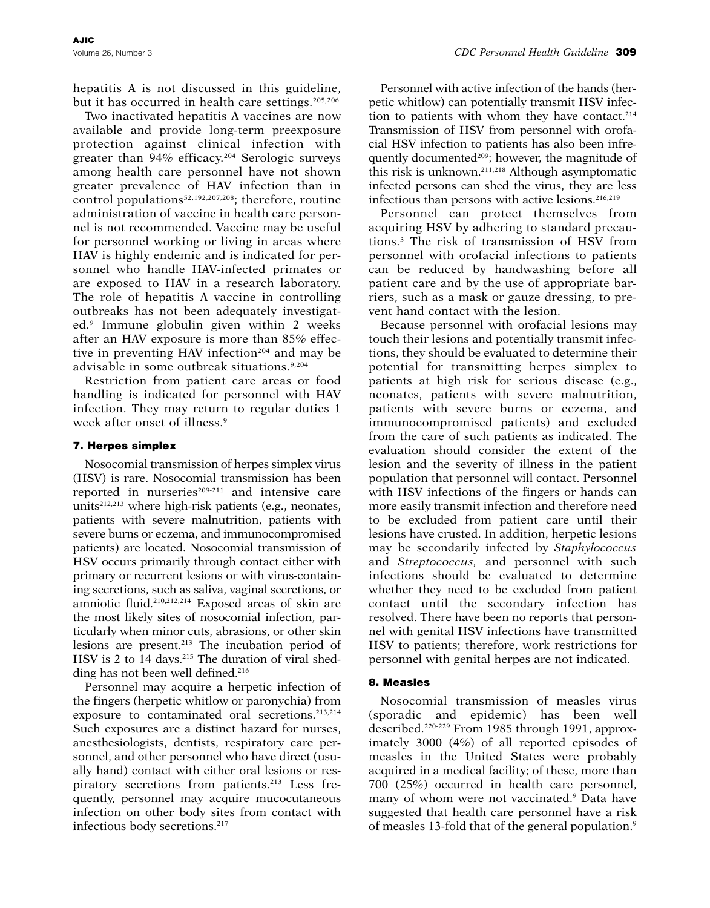hepatitis A is not discussed in this guideline, but it has occurred in health care settings.[205,206]

Two inactivated hepatitis A vaccines are now available and provide long-term preexposure protection against clinical infection with greater than 94% efficacy.[204] Serologic surveys among health care personnel have not shown greater prevalence of HAV infection than in control populations[52,192,207,208]; therefore, routine administration of vaccine in health care personnel is not recommended. Vaccine may be useful for personnel working or living in areas where HAV is highly endemic and is indicated for personnel who handle HAV-infected primates or are exposed to HAV in a research laboratory. The role of hepatitis A vaccine in controlling outbreaks has not been adequately investigated.[9] Immune globulin given within 2 weeks after an HAV exposure is more than 85% effective in preventing HAV infection[204] and may be advisable in some outbreak situations.[9,204]

Restriction from patient care areas or food handling is indicated for personnel with HAV infection. They may return to regular duties 1 week after onset of illness.[9]

#### 7. Herpes simplex

Nosocomial transmission of herpes simplex virus (HSV) is rare. Nosocomial transmission has been reported in nurseries[209-211] and intensive care units[212,213] where high-risk patients (e.g., neonates, patients with severe malnutrition, patients with severe burns or eczema, and immunocompromised patients) are located. Nosocomial transmission of HSV occurs primarily through contact either with primary or recurrent lesions or with virus-containing secretions, such as saliva, vaginal secretions, or amniotic fluid.[210,212,214] Exposed areas of skin are the most likely sites of nosocomial infection, particularly when minor cuts, abrasions, or other skin lesions are present.[213] The incubation period of HSV is 2 to 14 days.[215] The duration of viral shedding has not been well defined.[216]

Personnel may acquire a herpetic infection of the fingers (herpetic whitlow or paronychia) from exposure to contaminated oral secretions.[213,214] Such exposures are a distinct hazard for nurses, anesthesiologists, dentists, respiratory care personnel, and other personnel who have direct (usually hand) contact with either oral lesions or respiratory secretions from patients.[213] Less frequently, personnel may acquire mucocutaneous infection on other body sites from contact with infectious body secretions.[217]

Personnel with active infection of the hands (herpetic whitlow) can potentially transmit HSV infection to patients with whom they have contact.[214] Transmission of HSV from personnel with orofacial HSV infection to patients has also been infrequently documented[209]; however, the magnitude of this risk is unknown.[211,218] Although asymptomatic infected persons can shed the virus, they are less infectious than persons with active lesions.[216,219]

Personnel can protect themselves from acquiring HSV by adhering to standard precautions.[3] The risk of transmission of HSV from personnel with orofacial infections to patients can be reduced by handwashing before all patient care and by the use of appropriate barriers, such as a mask or gauze dressing, to prevent hand contact with the lesion.

Because personnel with orofacial lesions may touch their lesions and potentially transmit infections, they should be evaluated to determine their potential for transmitting herpes simplex to patients at high risk for serious disease (e.g., neonates, patients with severe malnutrition, patients with severe burns or eczema, and immunocompromised patients) and excluded from the care of such patients as indicated. The evaluation should consider the extent of the lesion and the severity of illness in the patient population that personnel will contact. Personnel with HSV infections of the fingers or hands can more easily transmit infection and therefore need to be excluded from patient care until their lesions have crusted. In addition, herpetic lesions may be secondarily infected by *Staphylococcus* and *Streptococcus*, and personnel with such infections should be evaluated to determine whether they need to be excluded from patient contact until the secondary infection has resolved. There have been no reports that personnel with genital HSV infections have transmitted HSV to patients; therefore, work restrictions for personnel with genital herpes are not indicated.

#### 8. Measles

Nosocomial transmission of measles virus (sporadic and epidemic) has been well described.[220-229] From 1985 through 1991, approximately 3000 (4%) of all reported episodes of measles in the United States were probably acquired in a medical facility; of these, more than 700 (25%) occurred in health care personnel, many of whom were not vaccinated.[9] Data have suggested that health care personnel have a risk of measles 13-fold that of the general population.[9]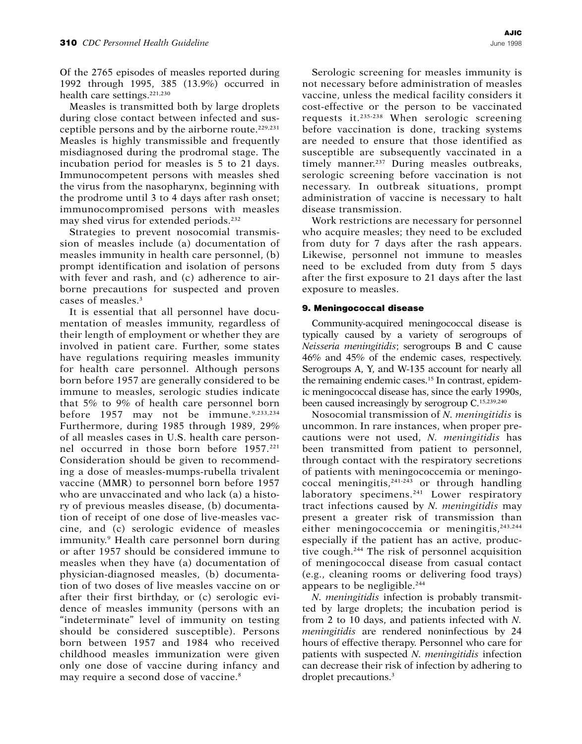Of the 2765 episodes of measles reported during 1992 through 1995, 385 (13.9%) occurred in health care settings.[221,230]

Measles is transmitted both by large droplets during close contact between infected and susceptible persons and by the airborne route.[229,231] Measles is highly transmissible and frequently misdiagnosed during the prodromal stage. The incubation period for measles is 5 to 21 days. Immunocompetent persons with measles shed the virus from the nasopharynx, beginning with the prodrome until 3 to 4 days after rash onset; immunocompromised persons with measles may shed virus for extended periods.[232]

Strategies to prevent nosocomial transmission of measles include (a) documentation of measles immunity in health care personnel, (b) prompt identification and isolation of persons with fever and rash, and (c) adherence to airborne precautions for suspected and proven cases of measles.[3]

It is essential that all personnel have documentation of measles immunity, regardless of their length of employment or whether they are involved in patient care. Further, some states have regulations requiring measles immunity for health care personnel. Although persons born before 1957 are generally considered to be immune to measles, serologic studies indicate that 5% to 9% of health care personnel born before 1957 may not be immune.[9,233,234] Furthermore, during 1985 through 1989, 29% of all measles cases in U.S. health care personnel occurred in those born before 1957.[221] Consideration should be given to recommending a dose of measles-mumps-rubella trivalent vaccine (MMR) to personnel born before 1957 who are unvaccinated and who lack (a) a history of previous measles disease, (b) documentation of receipt of one dose of live-measles vaccine, and (c) serologic evidence of measles immunity.[9] Health care personnel born during or after 1957 should be considered immune to measles when they have (a) documentation of physician-diagnosed measles, (b) documentation of two doses of live measles vaccine on or after their first birthday, or (c) serologic evidence of measles immunity (persons with an "indeterminate" level of immunity on testing should be considered susceptible). Persons born between 1957 and 1984 who received childhood measles immunization were given only one dose of vaccine during infancy and may require a second dose of vaccine.[8]

Serologic screening for measles immunity is not necessary before administration of measles vaccine, unless the medical facility considers it cost-effective or the person to be vaccinated requests it.[235-238] When serologic screening before vaccination is done, tracking systems are needed to ensure that those identified as susceptible are subsequently vaccinated in a timely manner.[237] During measles outbreaks, serologic screening before vaccination is not necessary. In outbreak situations, prompt administration of vaccine is necessary to halt disease transmission.

Work restrictions are necessary for personnel who acquire measles; they need to be excluded from duty for 7 days after the rash appears. Likewise, personnel not immune to measles need to be excluded from duty from 5 days after the first exposure to 21 days after the last exposure to measles.

### 9. Meningococcal disease

Community-acquired meningococcal disease is typically caused by a variety of serogroups of *Neisseria meningitidis*; serogroups B and C cause 46% and 45% of the endemic cases, respectively. Serogroups A, Y, and W-135 account for nearly all the remaining endemic cases.[15] In contrast, epidemic meningococcal disease has, since the early 1990s, been caused increasingly by serogroup C.[15,239,240]

Nosocomial transmission of *N. meningitidis* is uncommon. In rare instances, when proper precautions were not used, *N. meningitidis* has been transmitted from patient to personnel, through contact with the respiratory secretions of patients with meningococcemia or meningococcal meningitis,[241-243] or through handling laboratory specimens.[241] Lower respiratory tract infections caused by *N. meningitidis* may present a greater risk of transmission than either meningococcemia or meningitis,[243,244] especially if the patient has an active, productive cough.[244] The risk of personnel acquisition of meningococcal disease from casual contact (e.g., cleaning rooms or delivering food trays) appears to be negligible.[244]

*N. meningitidis* infection is probably transmitted by large droplets; the incubation period is from 2 to 10 days, and patients infected with *N. meningitidis* are rendered noninfectious by 24 hours of effective therapy. Personnel who care for patients with suspected *N. meningitidis* infection can decrease their risk of infection by adhering to droplet precautions.[3]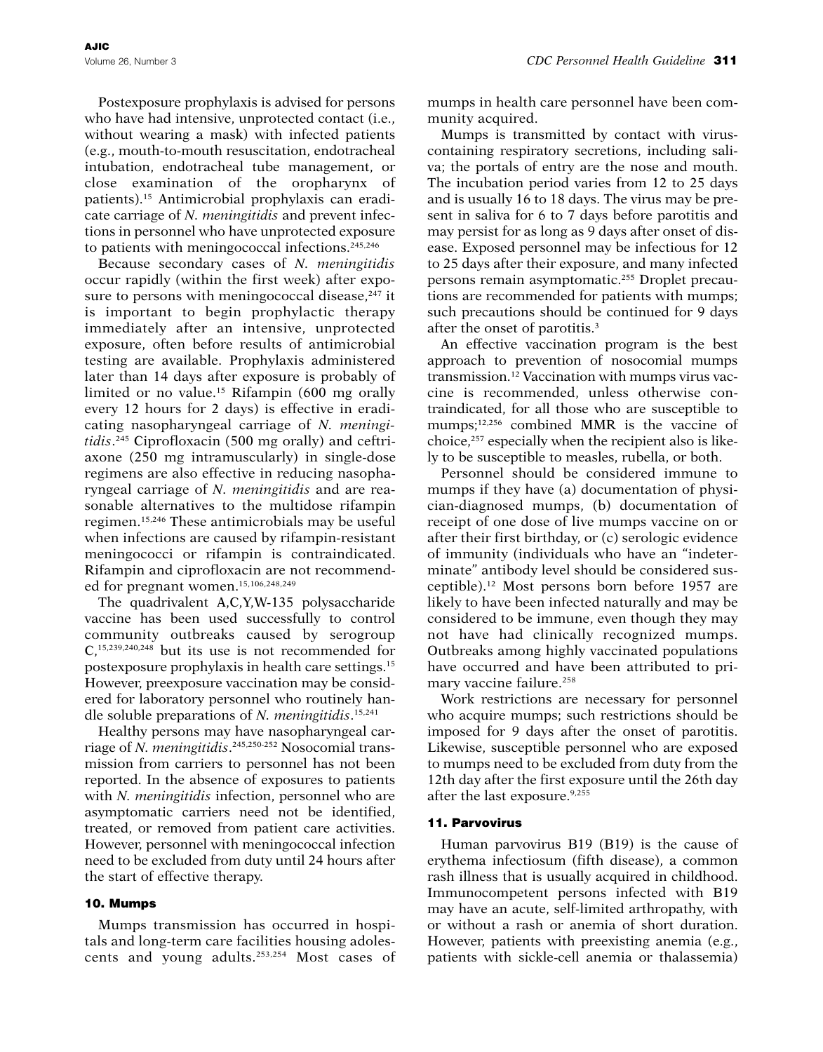Postexposure prophylaxis is advised for persons who have had intensive, unprotected contact (i.e., without wearing a mask) with infected patients (e.g., mouth-to-mouth resuscitation, endotracheal intubation, endotracheal tube management, or close examination of the oropharynx of patients).[15] Antimicrobial prophylaxis can eradicate carriage of *N. meningitidis* and prevent infections in personnel who have unprotected exposure to patients with meningococcal infections.[245,246]

Because secondary cases of *N. meningitidis* occur rapidly (within the first week) after exposure to persons with meningococcal disease,[247] it is important to begin prophylactic therapy immediately after an intensive, unprotected exposure, often before results of antimicrobial testing are available. Prophylaxis administered later than 14 days after exposure is probably of limited or no value.[15] Rifampin (600 mg orally every 12 hours for 2 days) is effective in eradicating nasopharyngeal carriage of *N. meningitidis*.[245] Ciprofloxacin (500 mg orally) and ceftriaxone (250 mg intramuscularly) in single-dose regimens are also effective in reducing nasopharyngeal carriage of *N. meningitidis* and are reasonable alternatives to the multidose rifampin regimen.[15,246] These antimicrobials may be useful when infections are caused by rifampin-resistant meningococci or rifampin is contraindicated. Rifampin and ciprofloxacin are not recommended for pregnant women.[15,106,248,249]

The quadrivalent A,C,Y,W-135 polysaccharide vaccine has been used successfully to control community outbreaks caused by serogroup C,[15,239,240,248] but its use is not recommended for postexposure prophylaxis in health care settings.[15] However, preexposure vaccination may be considered for laboratory personnel who routinely handle soluble preparations of *N. meningitidis*.[15,241]

Healthy persons may have nasopharyngeal carriage of *N. meningitidis*.[245,250-252] Nosocomial transmission from carriers to personnel has not been reported. In the absence of exposures to patients with *N. meningitidis* infection, personnel who are asymptomatic carriers need not be identified, treated, or removed from patient care activities. However, personnel with meningococcal infection need to be excluded from duty until 24 hours after the start of effective therapy.

#### 10. Mumps

Mumps transmission has occurred in hospitals and long-term care facilities housing adolescents and young adults.[253,254] Most cases of mumps in health care personnel have been community acquired.

Mumps is transmitted by contact with virus-containing respiratory secretions, including saliva; the portals of entry are the nose and mouth. The incubation period varies from 12 to 25 days and is usually 16 to 18 days. The virus may be present in saliva for 6 to 7 days before parotitis and may persist for as long as 9 days after onset of disease. Exposed personnel may be infectious for 12 to 25 days after their exposure, and many infected persons remain asymptomatic.[255] Droplet precautions are recommended for patients with mumps; such precautions should be continued for 9 days after the onset of parotitis.[3]

An effective vaccination program is the best approach to prevention of nosocomial mumps transmission.[12] Vaccination with mumps virus vaccine is recommended, unless otherwise contraindicated, for all those who are susceptible to mumps;[12,256] combined MMR is the vaccine of choice,[257] especially when the recipient also is likely to be susceptible to measles, rubella, or both.

Personnel should be considered immune to mumps if they have (a) documentation of physician-diagnosed mumps, (b) documentation of receipt of one dose of live mumps vaccine on or after their first birthday, or (c) serologic evidence of immunity (individuals who have an "indeterminate" antibody level should be considered susceptible).[12] Most persons born before 1957 are likely to have been infected naturally and may be considered to be immune, even though they may not have had clinically recognized mumps. Outbreaks among highly vaccinated populations have occurred and have been attributed to primary vaccine failure.[258]

Work restrictions are necessary for personnel who acquire mumps; such restrictions should be imposed for 9 days after the onset of parotitis. Likewise, susceptible personnel who are exposed to mumps need to be excluded from duty from the 12th day after the first exposure until the 26th day after the last exposure.[9,255]

#### 11. Parvovirus

Human parvovirus B19 (B19) is the cause of erythema infectiosum (fifth disease), a common rash illness that is usually acquired in childhood. Immunocompetent persons infected with B19 may have an acute, self-limited arthropathy, with or without a rash or anemia of short duration. However, patients with preexisting anemia (e.g., patients with sickle-cell anemia or thalassemia)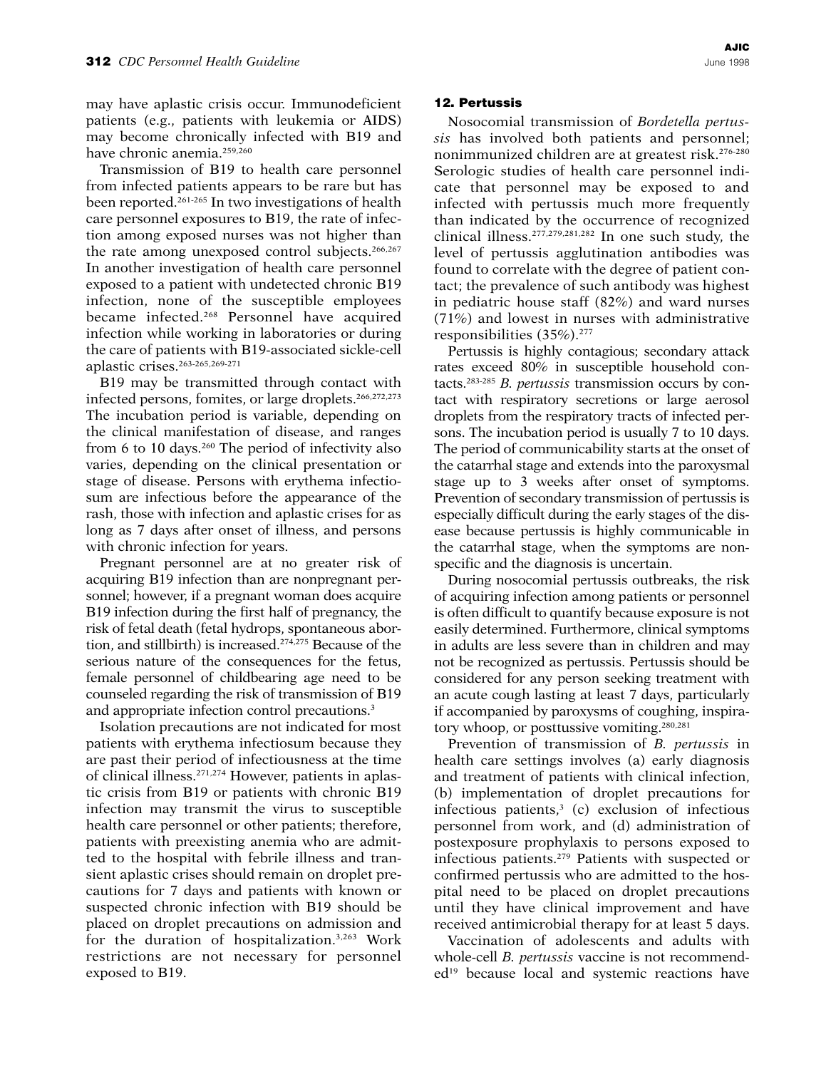may have aplastic crisis occur. Immunodeficient patients (e.g., patients with leukemia or AIDS) may become chronically infected with B19 and have chronic anemia.[259,260]

Transmission of B19 to health care personnel from infected patients appears to be rare but has been reported.[261-265] In two investigations of health care personnel exposures to B19, the rate of infection among exposed nurses was not higher than the rate among unexposed control subjects.[266,267] In another investigation of health care personnel exposed to a patient with undetected chronic B19 infection, none of the susceptible employees became infected.[268] Personnel have acquired infection while working in laboratories or during the care of patients with B19-associated sickle-cell aplastic crises.[263-265,269-271]

B19 may be transmitted through contact with infected persons, fomites, or large droplets.[266,272,273] The incubation period is variable, depending on the clinical manifestation of disease, and ranges from 6 to 10 days.[260] The period of infectivity also varies, depending on the clinical presentation or stage of disease. Persons with erythema infectiosum are infectious before the appearance of the rash, those with infection and aplastic crises for as long as 7 days after onset of illness, and persons with chronic infection for years.

Pregnant personnel are at no greater risk of acquiring B19 infection than are nonpregnant personnel; however, if a pregnant woman does acquire B19 infection during the first half of pregnancy, the risk of fetal death (fetal hydrops, spontaneous abortion, and stillbirth) is increased.[274,275] Because of the serious nature of the consequences for the fetus, female personnel of childbearing age need to be counseled regarding the risk of transmission of B19 and appropriate infection control precautions.[3]

Isolation precautions are not indicated for most patients with erythema infectiosum because they are past their period of infectiousness at the time of clinical illness.[271,274] However, patients in aplastic crisis from B19 or patients with chronic B19 infection may transmit the virus to susceptible health care personnel or other patients; therefore, patients with preexisting anemia who are admitted to the hospital with febrile illness and transient aplastic crises should remain on droplet precautions for 7 days and patients with known or suspected chronic infection with B19 should be placed on droplet precautions on admission and for the duration of hospitalization.[3,263] Work restrictions are not necessary for personnel exposed to B19.

### 12. Pertussis

Nosocomial transmission of *Bordetella pertussis* has involved both patients and personnel; nonimmunized children are at greatest risk.[276-280] Serologic studies of health care personnel indicate that personnel may be exposed to and infected with pertussis much more frequently than indicated by the occurrence of recognized clinical illness.[277,279,281,282] In one such study, the level of pertussis agglutination antibodies was found to correlate with the degree of patient contact; the prevalence of such antibody was highest in pediatric house staff (82%) and ward nurses (71%) and lowest in nurses with administrative responsibilities (35%).[277]

Pertussis is highly contagious; secondary attack rates exceed 80% in susceptible household contacts.[283-285] *B. pertussis* transmission occurs by contact with respiratory secretions or large aerosol droplets from the respiratory tracts of infected persons. The incubation period is usually 7 to 10 days. The period of communicability starts at the onset of the catarrhal stage and extends into the paroxysmal stage up to 3 weeks after onset of symptoms. Prevention of secondary transmission of pertussis is especially difficult during the early stages of the disease because pertussis is highly communicable in the catarrhal stage, when the symptoms are nonspecific and the diagnosis is uncertain.

During nosocomial pertussis outbreaks, the risk of acquiring infection among patients or personnel is often difficult to quantify because exposure is not easily determined. Furthermore, clinical symptoms in adults are less severe than in children and may not be recognized as pertussis. Pertussis should be considered for any person seeking treatment with an acute cough lasting at least 7 days, particularly if accompanied by paroxysms of coughing, inspiratory whoop, or posttussive vomiting.[280,281]

Prevention of transmission of *B. pertussis* in health care settings involves (a) early diagnosis and treatment of patients with clinical infection, (b) implementation of droplet precautions for infectious patients,[3] (c) exclusion of infectious personnel from work, and (d) administration of postexposure prophylaxis to persons exposed to infectious patients.[279] Patients with suspected or confirmed pertussis who are admitted to the hospital need to be placed on droplet precautions until they have clinical improvement and have received antimicrobial therapy for at least 5 days.

Vaccination of adolescents and adults with whole-cell *B. pertussis* vaccine is not recommended[19] because local and systemic reactions have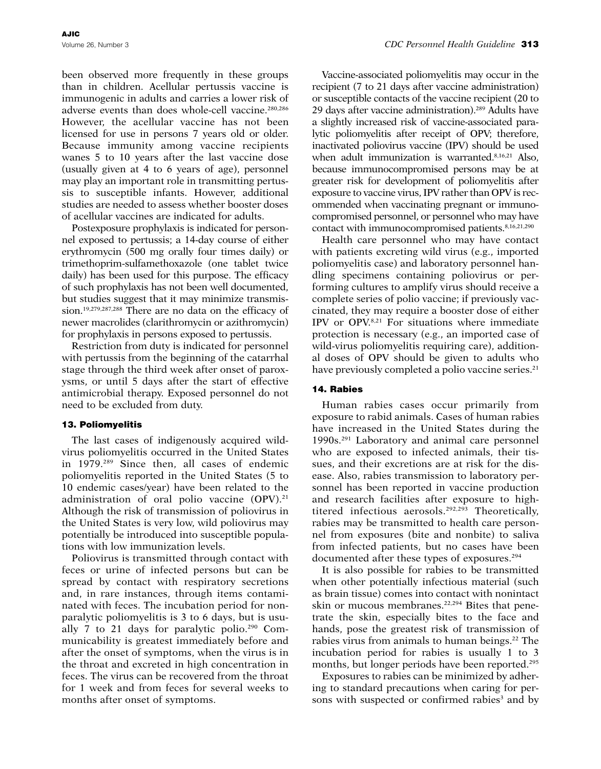been observed more frequently in these groups than in children. Acellular pertussis vaccine is immunogenic in adults and carries a lower risk of adverse events than does whole-cell vaccine.[280,286] However, the acellular vaccine has not been licensed for use in persons 7 years old or older. Because immunity among vaccine recipients wanes 5 to 10 years after the last vaccine dose (usually given at 4 to 6 years of age), personnel may play an important role in transmitting pertussis to susceptible infants. However, additional studies are needed to assess whether booster doses of acellular vaccines are indicated for adults.

Postexposure prophylaxis is indicated for personnel exposed to pertussis; a 14-day course of either erythromycin (500 mg orally four times daily) or trimethoprim-sulfamethoxazole (one tablet twice daily) has been used for this purpose. The efficacy of such prophylaxis has not been well documented, but studies suggest that it may minimize transmission.[19,279,287,288] There are no data on the efficacy of newer macrolides (clarithromycin or azithromycin) for prophylaxis in persons exposed to pertussis.

Restriction from duty is indicated for personnel with pertussis from the beginning of the catarrhal stage through the third week after onset of paroxysms, or until 5 days after the start of effective antimicrobial therapy. Exposed personnel do not need to be excluded from duty.

#### 13. Poliomyelitis

The last cases of indigenously acquired wild-virus poliomyelitis occurred in the United States in 1979.[289] Since then, all cases of endemic poliomyelitis reported in the United States (5 to 10 endemic cases/year) have been related to the administration of oral polio vaccine (OPV).[21] Although the risk of transmission of poliovirus in the United States is very low, wild poliovirus may potentially be introduced into susceptible populations with low immunization levels.

Poliovirus is transmitted through contact with feces or urine of infected persons but can be spread by contact with respiratory secretions and, in rare instances, through items contaminated with feces. The incubation period for nonparalytic poliomyelitis is 3 to 6 days, but is usually 7 to 21 days for paralytic polio.[290] Communicability is greatest immediately before and after the onset of symptoms, when the virus is in the throat and excreted in high concentration in feces. The virus can be recovered from the throat for 1 week and from feces for several weeks to months after onset of symptoms.

Vaccine-associated poliomyelitis may occur in the recipient (7 to 21 days after vaccine administration) or susceptible contacts of the vaccine recipient (20 to 29 days after vaccine administration).[289] Adults have a slightly increased risk of vaccine-associated paralytic poliomyelitis after receipt of OPV; therefore, inactivated poliovirus vaccine (IPV) should be used when adult immunization is warranted.[8,16,21] Also, because immunocompromised persons may be at greater risk for development of poliomyelitis after exposure to vaccine virus, IPV rather than OPV is recommended when vaccinating pregnant or immunocompromised personnel, or personnel who may have contact with immunocompromised patients.[8,16,21,290]

Health care personnel who may have contact with patients excreting wild virus (e.g., imported poliomyelitis case) and laboratory personnel handling specimens containing poliovirus or performing cultures to amplify virus should receive a complete series of polio vaccine; if previously vaccinated, they may require a booster dose of either IPV or OPV.[8,21] For situations where immediate protection is necessary (e.g., an imported case of wild-virus poliomyelitis requiring care), additional doses of OPV should be given to adults who have previously completed a polio vaccine series.[21]

#### 14. Rabies

Human rabies cases occur primarily from exposure to rabid animals. Cases of human rabies have increased in the United States during the 1990s.[291] Laboratory and animal care personnel who are exposed to infected animals, their tissues, and their excretions are at risk for the disease. Also, rabies transmission to laboratory personnel has been reported in vaccine production and research facilities after exposure to high-titered infectious aerosols.[292,293] Theoretically, rabies may be transmitted to health care personnel from exposures (bite and nonbite) to saliva from infected patients, but no cases have been documented after these types of exposures.[294]

It is also possible for rabies to be transmitted when other potentially infectious material (such as brain tissue) comes into contact with nonintact skin or mucous membranes.[22,294] Bites that penetrate the skin, especially bites to the face and hands, pose the greatest risk of transmission of rabies virus from animals to human beings.[22] The incubation period for rabies is usually 1 to 3 months, but longer periods have been reported.[295]

Exposures to rabies can be minimized by adhering to standard precautions when caring for persons with suspected or confirmed rabies[3] and by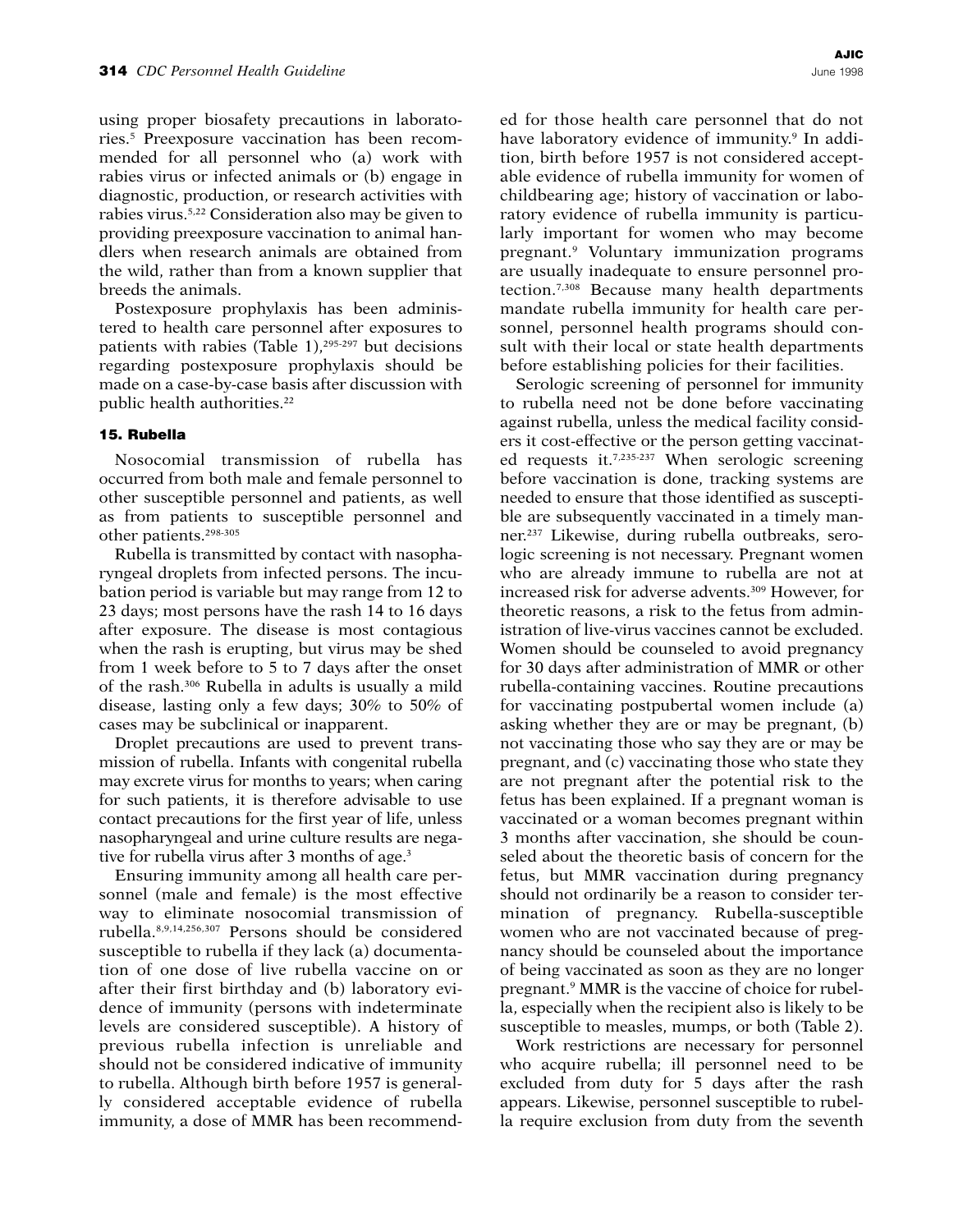using proper biosafety precautions in laboratories.[5] Preexposure vaccination has been recommended for all personnel who (a) work with rabies virus or infected animals or (b) engage in diagnostic, production, or research activities with rabies virus.[5,22] Consideration also may be given to providing preexposure vaccination to animal handlers when research animals are obtained from the wild, rather than from a known supplier that breeds the animals.

Postexposure prophylaxis has been administered to health care personnel after exposures to patients with rabies (Table 1),[295-297] but decisions regarding postexposure prophylaxis should be made on a case-by-case basis after discussion with public health authorities.[22]

### 15. Rubella

Nosocomial transmission of rubella has occurred from both male and female personnel to other susceptible personnel and patients, as well as from patients to susceptible personnel and other patients.[298-305]

Rubella is transmitted by contact with nasopharyngeal droplets from infected persons. The incubation period is variable but may range from 12 to 23 days; most persons have the rash 14 to 16 days after exposure. The disease is most contagious when the rash is erupting, but virus may be shed from 1 week before to 5 to 7 days after the onset of the rash.[306] Rubella in adults is usually a mild disease, lasting only a few days; 30% to 50% of cases may be subclinical or inapparent.

Droplet precautions are used to prevent transmission of rubella. Infants with congenital rubella may excrete virus for months to years; when caring for such patients, it is therefore advisable to use contact precautions for the first year of life, unless nasopharyngeal and urine culture results are negative for rubella virus after 3 months of age.[3]

Ensuring immunity among all health care personnel (male and female) is the most effective way to eliminate nosocomial transmission of rubella.[8,9,14,256,307] Persons should be considered susceptible to rubella if they lack (a) documentation of one dose of live rubella vaccine on or after their first birthday and (b) laboratory evidence of immunity (persons with indeterminate levels are considered susceptible). A history of previous rubella infection is unreliable and should not be considered indicative of immunity to rubella. Although birth before 1957 is generally considered acceptable evidence of rubella immunity, a dose of MMR has been recommended for those health care personnel that do not have laboratory evidence of immunity.[9] In addition, birth before 1957 is not considered acceptable evidence of rubella immunity for women of childbearing age; history of vaccination or laboratory evidence of rubella immunity is particularly important for women who may become pregnant.[9] Voluntary immunization programs are usually inadequate to ensure personnel protection.[7,308] Because many health departments mandate rubella immunity for health care personnel, personnel health programs should consult with their local or state health departments before establishing policies for their facilities.

Serologic screening of personnel for immunity to rubella need not be done before vaccinating against rubella, unless the medical facility considers it cost-effective or the person getting vaccinated requests it.[7,235-237] When serologic screening before vaccination is done, tracking systems are needed to ensure that those identified as susceptible are subsequently vaccinated in a timely manner.[237] Likewise, during rubella outbreaks, serologic screening is not necessary. Pregnant women who are already immune to rubella are not at increased risk for adverse advents.[309] However, for theoretic reasons, a risk to the fetus from administration of live-virus vaccines cannot be excluded. Women should be counseled to avoid pregnancy for 30 days after administration of MMR or other rubella-containing vaccines. Routine precautions for vaccinating postpubertal women include (a) asking whether they are or may be pregnant, (b) not vaccinating those who say they are or may be pregnant, and (c) vaccinating those who state they are not pregnant after the potential risk to the fetus has been explained. If a pregnant woman is vaccinated or a woman becomes pregnant within 3 months after vaccination, she should be counseled about the theoretic basis of concern for the fetus, but MMR vaccination during pregnancy should not ordinarily be a reason to consider termination of pregnancy. Rubella-susceptible women who are not vaccinated because of pregnancy should be counseled about the importance of being vaccinated as soon as they are no longer pregnant.[9] MMR is the vaccine of choice for rubella, especially when the recipient also is likely to be susceptible to measles, mumps, or both (Table 2).

Work restrictions are necessary for personnel who acquire rubella; ill personnel need to be excluded from duty for 5 days after the rash appears. Likewise, personnel susceptible to rubella require exclusion from duty from the seventh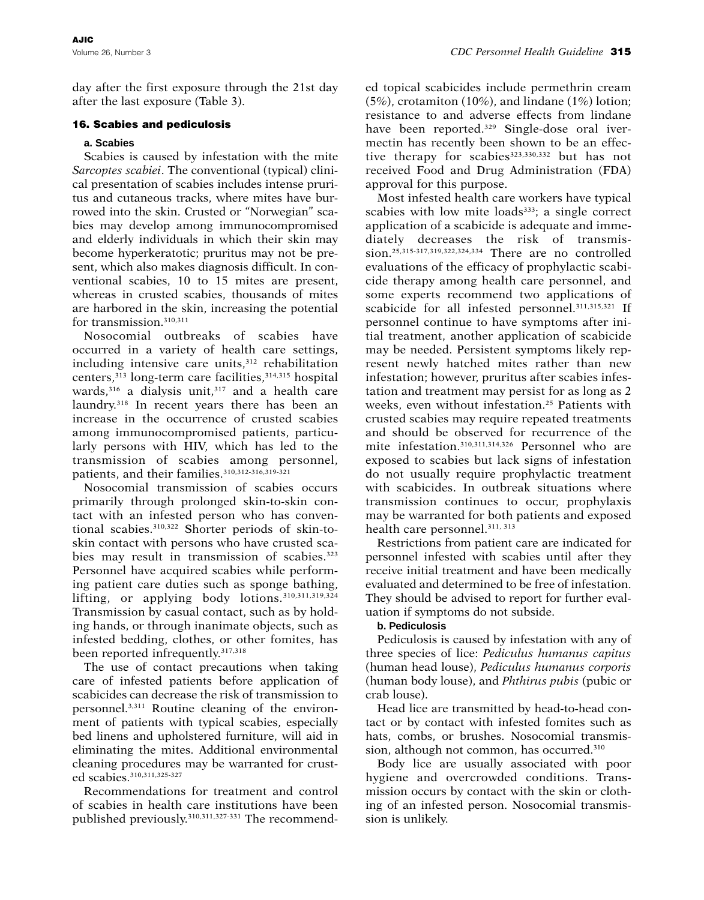day after the first exposure through the 21st day after the last exposure (Table 3).

### 16. Scabies and pediculosis

#### a. Scabies

Scabies is caused by infestation with the mite *Sarcoptes scabiei*. The conventional (typical) clinical presentation of scabies includes intense pruritus and cutaneous tracks, where mites have burrowed into the skin. Crusted or "Norwegian" scabies may develop among immunocompromised and elderly individuals in which their skin may become hyperkeratotic; pruritus may not be present, which also makes diagnosis difficult. In conventional scabies, 10 to 15 mites are present, whereas in crusted scabies, thousands of mites are harbored in the skin, increasing the potential for transmission.[310,311]

Nosocomial outbreaks of scabies have occurred in a variety of health care settings, including intensive care units,[312] rehabilitation centers,[313] long-term care facilities,[314,315] hospital wards,[316] a dialysis unit,[317] and a health care laundry.[318] In recent years there has been an increase in the occurrence of crusted scabies among immunocompromised patients, particularly persons with HIV, which has led to the transmission of scabies among personnel, patients, and their families.[310,312-316,319-321]

Nosocomial transmission of scabies occurs primarily through prolonged skin-to-skin contact with an infested person who has conventional scabies.[310,322] Shorter periods of skin-to-skin contact with persons who have crusted scabies may result in transmission of scabies.[323] Personnel have acquired scabies while performing patient care duties such as sponge bathing, lifting, or applying body lotions.[310,311,319,324] Transmission by casual contact, such as by holding hands, or through inanimate objects, such as infested bedding, clothes, or other fomites, has been reported infrequently.[317,318]

The use of contact precautions when taking care of infested patients before application of scabicides can decrease the risk of transmission to personnel.[3,311] Routine cleaning of the environment of patients with typical scabies, especially bed linens and upholstered furniture, will aid in eliminating the mites. Additional environmental cleaning procedures may be warranted for crusted scabies.[310,311,325-327]

Recommendations for treatment and control of scabies in health care institutions have been published previously.[310,311,327-331] The recommended topical scabicides include permethrin cream (5%), crotamiton (10%), and lindane (1%) lotion; resistance to and adverse effects from lindane have been reported.[329] Single-dose oral ivermectin has recently been shown to be an effective therapy for scabies[323,330,332] but has not received Food and Drug Administration (FDA) approval for this purpose.

Most infested health care workers have typical scabies with low mite loads[333]; a single correct application of a scabicide is adequate and immediately decreases the risk of transmission.[25,315-317,319,322,324,334] There are no controlled evaluations of the efficacy of prophylactic scabicide therapy among health care personnel, and some experts recommend two applications of scabicide for all infested personnel.[311,315,321] If personnel continue to have symptoms after initial treatment, another application of scabicide may be needed. Persistent symptoms likely represent newly hatched mites rather than new infestation; however, pruritus after scabies infestation and treatment may persist for as long as 2 weeks, even without infestation.[25] Patients with crusted scabies may require repeated treatments and should be observed for recurrence of the mite infestation.[310,311,314,326] Personnel who are exposed to scabies but lack signs of infestation do not usually require prophylactic treatment with scabicides. In outbreak situations where transmission continues to occur, prophylaxis may be warranted for both patients and exposed health care personnel.[311, 313]

Restrictions from patient care are indicated for personnel infested with scabies until after they receive initial treatment and have been medically evaluated and determined to be free of infestation. They should be advised to report for further evaluation if symptoms do not subside.

#### b. Pediculosis

Pediculosis is caused by infestation with any of three species of lice: *Pediculus humanus capitus* (human head louse), *Pediculus humanus corporis* (human body louse), and *Phthirus pubis* (pubic or crab louse).

Head lice are transmitted by head-to-head contact or by contact with infested fomites such as hats, combs, or brushes. Nosocomial transmission, although not common, has occurred.[310]

Body lice are usually associated with poor hygiene and overcrowded conditions. Transmission occurs by contact with the skin or clothing of an infested person. Nosocomial transmission is unlikely.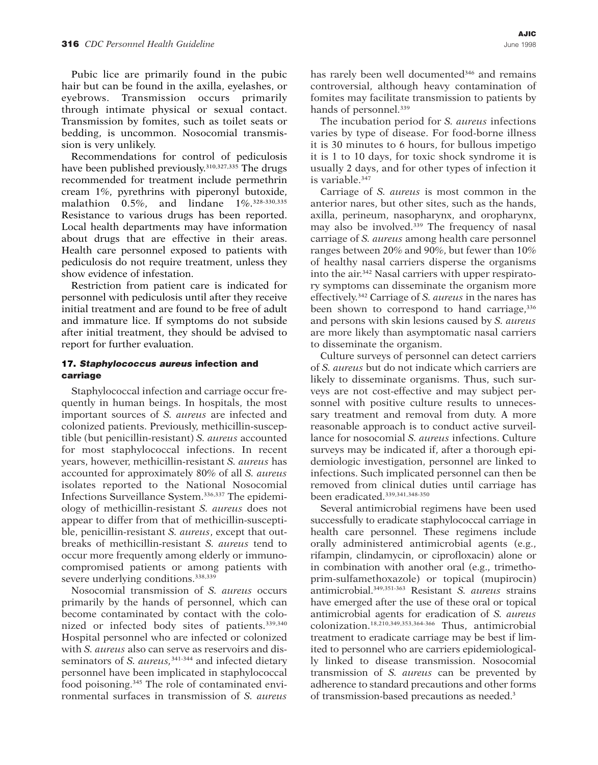Pubic lice are primarily found in the pubic hair but can be found in the axilla, eyelashes, or eyebrows. Transmission occurs primarily through intimate physical or sexual contact. Transmission by fomites, such as toilet seats or bedding, is uncommon. Nosocomial transmission is very unlikely.

Recommendations for control of pediculosis have been published previously.[310,327,335] The drugs recommended for treatment include permethrin cream 1%, pyrethrins with piperonyl butoxide, malathion 0.5%, and lindane 1%.[328-330,335] Resistance to various drugs has been reported. Local health departments may have information about drugs that are effective in their areas. Health care personnel exposed to patients with pediculosis do not require treatment, unless they show evidence of infestation.

Restriction from patient care is indicated for personnel with pediculosis until after they receive initial treatment and are found to be free of adult and immature lice. If symptoms do not subside after initial treatment, they should be advised to report for further evaluation.

### 17. *Staphylococcus aureus* infection and carriage

Staphylococcal infection and carriage occur frequently in human beings. In hospitals, the most important sources of *S. aureus* are infected and colonized patients. Previously, methicillin-susceptible (but penicillin-resistant) *S. aureus* accounted for most staphylococcal infections. In recent years, however, methicillin-resistant *S. aureus* has accounted for approximately 80% of all *S. aureus* isolates reported to the National Nosocomial Infections Surveillance System.[336,337] The epidemiology of methicillin-resistant *S. aureus* does not appear to differ from that of methicillin-susceptible, penicillin-resistant *S. aureus*, except that outbreaks of methicillin-resistant *S. aureus* tend to occur more frequently among elderly or immunocompromised patients or among patients with severe underlying conditions.[338,339]

Nosocomial transmission of *S. aureus* occurs primarily by the hands of personnel, which can become contaminated by contact with the colonized or infected body sites of patients.[339,340] Hospital personnel who are infected or colonized with *S. aureus* also can serve as reservoirs and disseminators of *S. aureus*,[341-344] and infected dietary personnel have been implicated in staphylococcal food poisoning.[345] The role of contaminated environmental surfaces in transmission of *S. aureus* has rarely been well documented[346] and remains controversial, although heavy contamination of fomites may facilitate transmission to patients by hands of personnel.[339]

The incubation period for *S. aureus* infections varies by type of disease. For food-borne illness it is 30 minutes to 6 hours, for bullous impetigo it is 1 to 10 days, for toxic shock syndrome it is usually 2 days, and for other types of infection it is variable.[347]

Carriage of *S. aureus* is most common in the anterior nares, but other sites, such as the hands, axilla, perineum, nasopharynx, and oropharynx, may also be involved.[339] The frequency of nasal carriage of *S. aureus* among health care personnel ranges between 20% and 90%, but fewer than 10% of healthy nasal carriers disperse the organisms into the air.[342] Nasal carriers with upper respiratory symptoms can disseminate the organism more effectively.[342] Carriage of *S. aureus* in the nares has been shown to correspond to hand carriage,[336] and persons with skin lesions caused by *S. aureus* are more likely than asymptomatic nasal carriers to disseminate the organism.

Culture surveys of personnel can detect carriers of *S. aureus* but do not indicate which carriers are likely to disseminate organisms. Thus, such surveys are not cost-effective and may subject personnel with positive culture results to unnecessary treatment and removal from duty. A more reasonable approach is to conduct active surveillance for nosocomial *S. aureus* infections. Culture surveys may be indicated if, after a thorough epidemiologic investigation, personnel are linked to infections. Such implicated personnel can then be removed from clinical duties until carriage has been eradicated.[339,341,348-350]

Several antimicrobial regimens have been used successfully to eradicate staphylococcal carriage in health care personnel. These regimens include orally administered antimicrobial agents (e.g., rifampin, clindamycin, or ciprofloxacin) alone or in combination with another oral (e.g., trimethoprim-sulfamethoxazole) or topical (mupirocin) antimicrobial.[349,351-363] Resistant *S. aureus* strains have emerged after the use of these oral or topical antimicrobial agents for eradication of *S. aureus* colonization.[18,210,349,353,364-366] Thus, antimicrobial treatment to eradicate carriage may be best if limited to personnel who are carriers epidemiologically linked to disease transmission. Nosocomial transmission of *S. aureus* can be prevented by adherence to standard precautions and other forms of transmission-based precautions as needed.[3]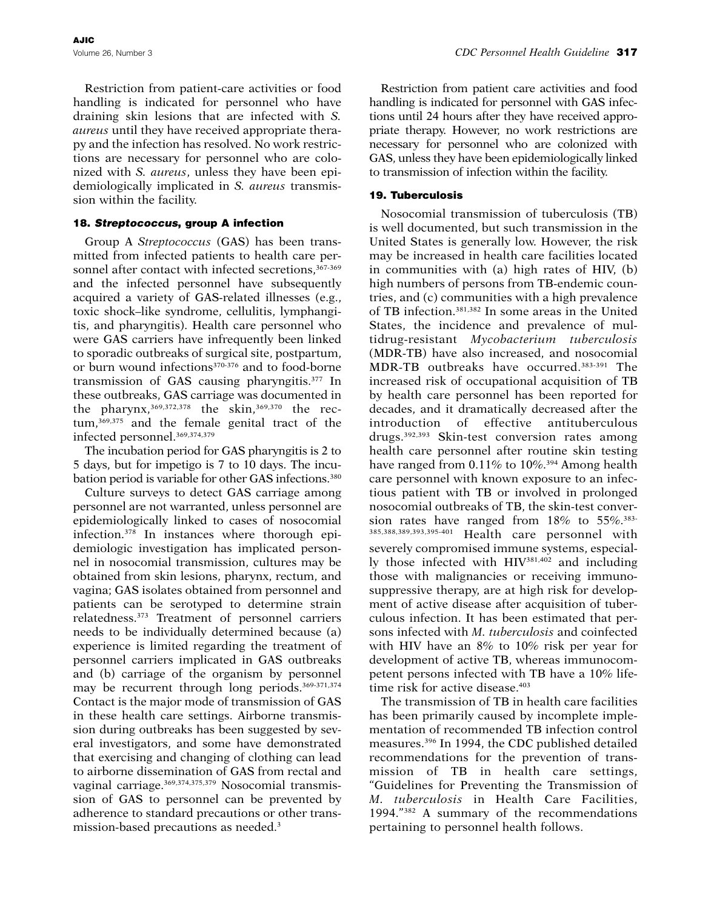Restriction from patient-care activities or food handling is indicated for personnel who have draining skin lesions that are infected with *S. aureus* until they have received appropriate therapy and the infection has resolved. No work restrictions are necessary for personnel who are colonized with *S. aureus*, unless they have been epidemiologically implicated in *S. aureus* transmission within the facility.

### 18. *Streptococcus*, group A infection

Group A *Streptococcus* (GAS) has been transmitted from infected patients to health care personnel after contact with infected secretions,[367-369] and the infected personnel have subsequently acquired a variety of GAS-related illnesses (e.g., toxic shock–like syndrome, cellulitis, lymphangitis, and pharyngitis). Health care personnel who were GAS carriers have infrequently been linked to sporadic outbreaks of surgical site, postpartum, or burn wound infections[370-376] and to food-borne transmission of GAS causing pharyngitis.[377] In these outbreaks, GAS carriage was documented in the pharynx,[369,372,378] the skin,[369,370] the rectum,[369,375] and the female genital tract of the infected personnel.[369,374,379]

The incubation period for GAS pharyngitis is 2 to 5 days, but for impetigo is 7 to 10 days. The incubation period is variable for other GAS infections.[380]

Culture surveys to detect GAS carriage among personnel are not warranted, unless personnel are epidemiologically linked to cases of nosocomial infection.[378] In instances where thorough epidemiologic investigation has implicated personnel in nosocomial transmission, cultures may be obtained from skin lesions, pharynx, rectum, and vagina; GAS isolates obtained from personnel and patients can be serotyped to determine strain relatedness.[373] Treatment of personnel carriers needs to be individually determined because (a) experience is limited regarding the treatment of personnel carriers implicated in GAS outbreaks and (b) carriage of the organism by personnel may be recurrent through long periods.[369-371,374] Contact is the major mode of transmission of GAS in these health care settings. Airborne transmission during outbreaks has been suggested by several investigators, and some have demonstrated that exercising and changing of clothing can lead to airborne dissemination of GAS from rectal and vaginal carriage.[369,374,375,379] Nosocomial transmission of GAS to personnel can be prevented by adherence to standard precautions or other transmission-based precautions as needed.[3]

Restriction from patient care activities and food handling is indicated for personnel with GAS infections until 24 hours after they have received appropriate therapy. However, no work restrictions are necessary for personnel who are colonized with GAS, unless they have been epidemiologically linked to transmission of infection within the facility.

### 19. Tuberculosis

Nosocomial transmission of tuberculosis (TB) is well documented, but such transmission in the United States is generally low. However, the risk may be increased in health care facilities located in communities with (a) high rates of HIV, (b) high numbers of persons from TB-endemic countries, and (c) communities with a high prevalence of TB infection.[381,382] In some areas in the United States, the incidence and prevalence of multidrug-resistant *Mycobacterium tuberculosis* (MDR-TB) have also increased, and nosocomial MDR-TB outbreaks have occurred.[383-391] The increased risk of occupational acquisition of TB by health care personnel has been reported for decades, and it dramatically decreased after the introduction of effective antituberculous drugs.[392,393] Skin-test conversion rates among health care personnel after routine skin testing have ranged from 0.11% to 10%.[394] Among health care personnel with known exposure to an infectious patient with TB or involved in prolonged nosocomial outbreaks of TB, the skin-test conversion rates have ranged from 18% to 55%.[383-385,388,389,393,395-401] Health care personnel with severely compromised immune systems, especially those infected with HIV[381,402] and including those with malignancies or receiving immunosuppressive therapy, are at high risk for development of active disease after acquisition of tuberculous infection. It has been estimated that persons infected with *M. tuberculosis* and coinfected with HIV have an 8% to 10% risk per year for development of active TB, whereas immunocompetent persons infected with TB have a 10% lifetime risk for active disease.[403]

The transmission of TB in health care facilities has been primarily caused by incomplete implementation of recommended TB infection control measures.[396] In 1994, the CDC published detailed recommendations for the prevention of transmission of TB in health care settings, "Guidelines for Preventing the Transmission of *M. tuberculosis* in Health Care Facilities, 1994."[382] A summary of the recommendations pertaining to personnel health follows.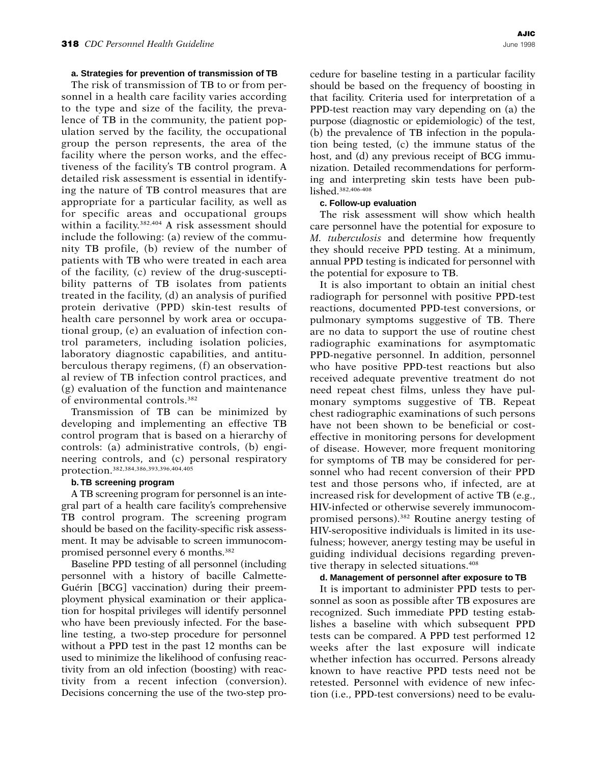#### a. Strategies for prevention of transmission of TB

The risk of transmission of TB to or from personnel in a health care facility varies according to the type and size of the facility, the prevalence of TB in the community, the patient population served by the facility, the occupational group the person represents, the area of the facility where the person works, and the effectiveness of the facility's TB control program. A detailed risk assessment is essential in identifying the nature of TB control measures that are appropriate for a particular facility, as well as for specific areas and occupational groups within a facility.[382,404] A risk assessment should include the following: (a) review of the community TB profile, (b) review of the number of patients with TB who were treated in each area of the facility, (c) review of the drug-susceptibility patterns of TB isolates from patients treated in the facility, (d) an analysis of purified protein derivative (PPD) skin-test results of health care personnel by work area or occupational group, (e) an evaluation of infection control parameters, including isolation policies, laboratory diagnostic capabilities, and antituberculous therapy regimens, (f) an observational review of TB infection control practices, and (g) evaluation of the function and maintenance of environmental controls.[382]

Transmission of TB can be minimized by developing and implementing an effective TB control program that is based on a hierarchy of controls: (a) administrative controls, (b) engineering controls, and (c) personal respiratory protection.[382,384,386,393,396,404,405]

#### b. TB screening program

A TB screening program for personnel is an integral part of a health care facility's comprehensive TB control program. The screening program should be based on the facility-specific risk assessment. It may be advisable to screen immunocompromised personnel every 6 months.[382]

Baseline PPD testing of all personnel (including personnel with a history of bacille Calmette-Guérin [BCG] vaccination) during their preemployment physical examination or their application for hospital privileges will identify personnel who have been previously infected. For the baseline testing, a two-step procedure for personnel without a PPD test in the past 12 months can be used to minimize the likelihood of confusing reactivity from an old infection (boosting) with reactivity from a recent infection (conversion). Decisions concerning the use of the two-step procedure for baseline testing in a particular facility should be based on the frequency of boosting in that facility. Criteria used for interpretation of a PPD-test reaction may vary depending on (a) the purpose (diagnostic or epidemiologic) of the test, (b) the prevalence of TB infection in the population being tested, (c) the immune status of the host, and (d) any previous receipt of BCG immunization. Detailed recommendations for performing and interpreting skin tests have been published.[382,406-408]

#### c. Follow-up evaluation

The risk assessment will show which health care personnel have the potential for exposure to *M. tuberculosis* and determine how frequently they should receive PPD testing. At a minimum, annual PPD testing is indicated for personnel with the potential for exposure to TB.

It is also important to obtain an initial chest radiograph for personnel with positive PPD-test reactions, documented PPD-test conversions, or pulmonary symptoms suggestive of TB. There are no data to support the use of routine chest radiographic examinations for asymptomatic PPD-negative personnel. In addition, personnel who have positive PPD-test reactions but also received adequate preventive treatment do not need repeat chest films, unless they have pulmonary symptoms suggestive of TB. Repeat chest radiographic examinations of such persons have not been shown to be beneficial or cost-effective in monitoring persons for development of disease. However, more frequent monitoring for symptoms of TB may be considered for personnel who had recent conversion of their PPD test and those persons who, if infected, are at increased risk for development of active TB (e.g., HIV-infected or otherwise severely immunocompromised persons).[382] Routine anergy testing of HIV-seropositive individuals is limited in its usefulness; however, anergy testing may be useful in guiding individual decisions regarding preventive therapy in selected situations.[408]

#### d. Management of personnel after exposure to TB

It is important to administer PPD tests to personnel as soon as possible after TB exposures are recognized. Such immediate PPD testing establishes a baseline with which subsequent PPD tests can be compared. A PPD test performed 12 weeks after the last exposure will indicate whether infection has occurred. Persons already known to have reactive PPD tests need not be retested. Personnel with evidence of new infection (i.e., PPD-test conversions) need to be evalu-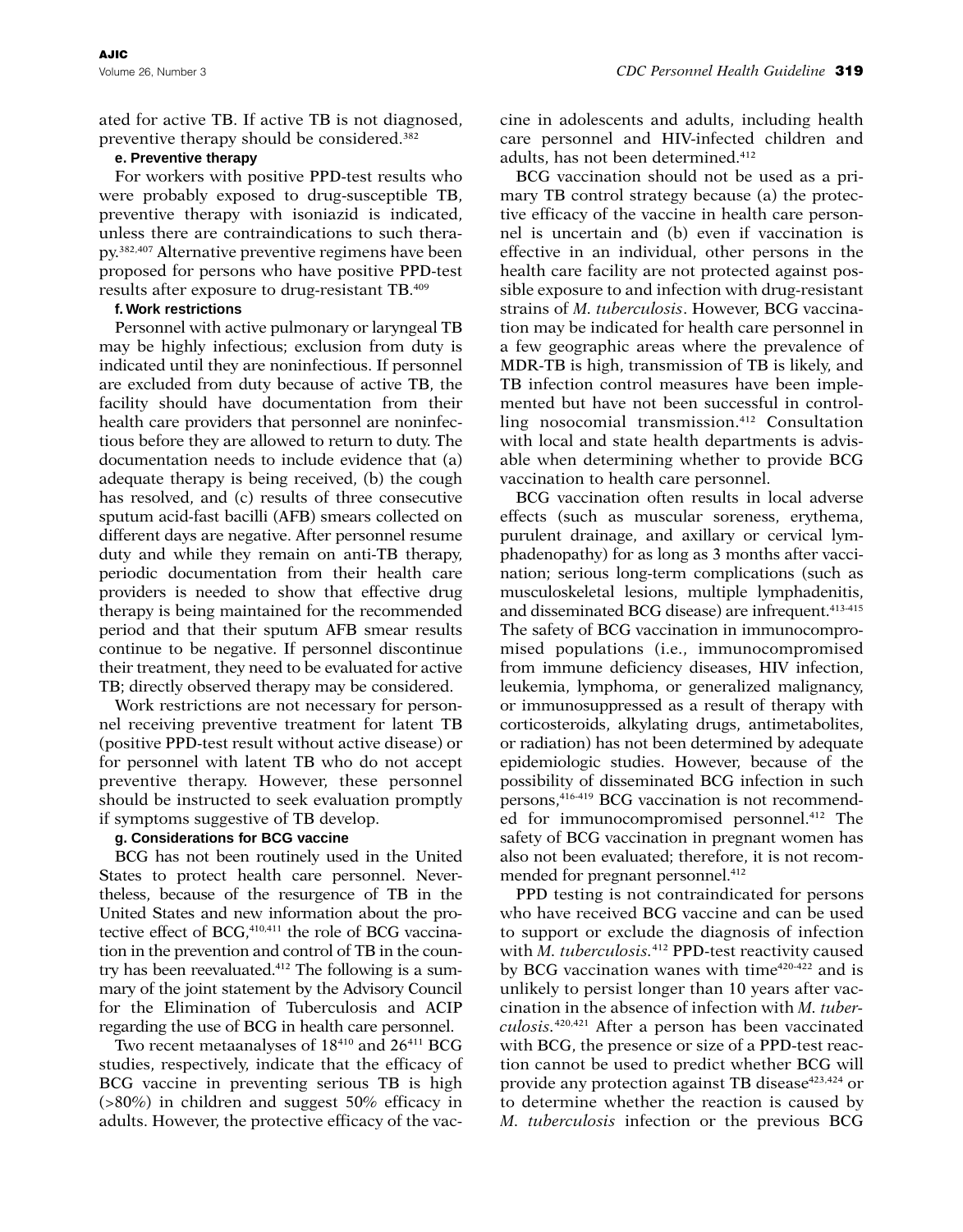ated for active TB. If active TB is not diagnosed, preventive therapy should be considered.[382]

#### e. Preventive therapy

For workers with positive PPD-test results who were probably exposed to drug-susceptible TB, preventive therapy with isoniazid is indicated, unless there are contraindications to such therapy.[382,407] Alternative preventive regimens have been proposed for persons who have positive PPD-test results after exposure to drug-resistant TB.[409]

#### f. Work restrictions

Personnel with active pulmonary or laryngeal TB may be highly infectious; exclusion from duty is indicated until they are noninfectious. If personnel are excluded from duty because of active TB, the facility should have documentation from their health care providers that personnel are noninfectious before they are allowed to return to duty. The documentation needs to include evidence that (a) adequate therapy is being received, (b) the cough has resolved, and (c) results of three consecutive sputum acid-fast bacilli (AFB) smears collected on different days are negative. After personnel resume duty and while they remain on anti-TB therapy, periodic documentation from their health care providers is needed to show that effective drug therapy is being maintained for the recommended period and that their sputum AFB smear results continue to be negative. If personnel discontinue their treatment, they need to be evaluated for active TB; directly observed therapy may be considered.

Work restrictions are not necessary for personnel receiving preventive treatment for latent TB (positive PPD-test result without active disease) or for personnel with latent TB who do not accept preventive therapy. However, these personnel should be instructed to seek evaluation promptly if symptoms suggestive of TB develop.

#### g. Considerations for BCG vaccine

BCG has not been routinely used in the United States to protect health care personnel. Nevertheless, because of the resurgence of TB in the United States and new information about the protective effect of BCG,[410,411] the role of BCG vaccination in the prevention and control of TB in the country has been reevaluated.[412] The following is a summary of the joint statement by the Advisory Council for the Elimination of Tuberculosis and ACIP regarding the use of BCG in health care personnel.

Two recent metaanalyses of 18[410] and 26[411] BCG studies, respectively, indicate that the efficacy of BCG vaccine in preventing serious TB is high (>80%) in children and suggest 50% efficacy in adults. However, the protective efficacy of the vaccine in adolescents and adults, including health care personnel and HIV-infected children and adults, has not been determined.[412]

BCG vaccination should not be used as a primary TB control strategy because (a) the protective efficacy of the vaccine in health care personnel is uncertain and (b) even if vaccination is effective in an individual, other persons in the health care facility are not protected against possible exposure to and infection with drug-resistant strains of *M. tuberculosis*. However, BCG vaccination may be indicated for health care personnel in a few geographic areas where the prevalence of MDR-TB is high, transmission of TB is likely, and TB infection control measures have been implemented but have not been successful in controlling nosocomial transmission.[412] Consultation with local and state health departments is advisable when determining whether to provide BCG vaccination to health care personnel.

BCG vaccination often results in local adverse effects (such as muscular soreness, erythema, purulent drainage, and axillary or cervical lymphadenopathy) for as long as 3 months after vaccination; serious long-term complications (such as musculoskeletal lesions, multiple lymphadenitis, and disseminated BCG disease) are infrequent.[413-415] The safety of BCG vaccination in immunocompromised populations (i.e., immunocompromised from immune deficiency diseases, HIV infection, leukemia, lymphoma, or generalized malignancy, or immunosuppressed as a result of therapy with corticosteroids, alkylating drugs, antimetabolites, or radiation) has not been determined by adequate epidemiologic studies. However, because of the possibility of disseminated BCG infection in such persons,[416-419] BCG vaccination is not recommended for immunocompromised personnel.[412] The safety of BCG vaccination in pregnant women has also not been evaluated; therefore, it is not recommended for pregnant personnel.[412]

PPD testing is not contraindicated for persons who have received BCG vaccine and can be used to support or exclude the diagnosis of infection with *M. tuberculosis.*[412] PPD-test reactivity caused by BCG vaccination wanes with time[420-422] and is unlikely to persist longer than 10 years after vaccination in the absence of infection with *M. tuberculosis.*[420,421] After a person has been vaccinated with BCG, the presence or size of a PPD-test reaction cannot be used to predict whether BCG will provide any protection against TB disease[423,424] or to determine whether the reaction is caused by *M. tuberculosis* infection or the previous BCG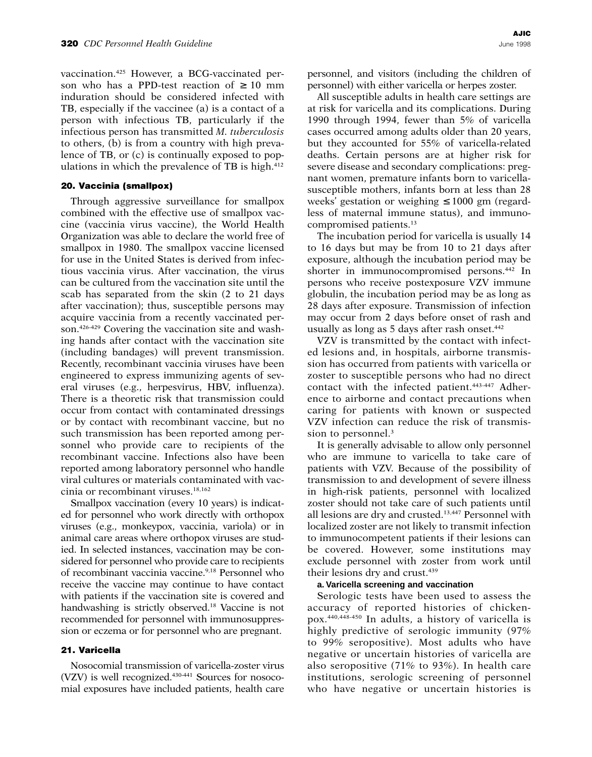vaccination.[425] However, a BCG-vaccinated person who has a PPD-test reaction of ≥ 10 mm induration should be considered infected with TB, especially if the vaccinee (a) is a contact of a person with infectious TB, particularly if the infectious person has transmitted *M. tuberculosis* to others, (b) is from a country with high prevalence of TB, or (c) is continually exposed to populations in which the prevalence of TB is high.[412]

### 20. Vaccinia (smallpox)

Through aggressive surveillance for smallpox combined with the effective use of smallpox vaccine (vaccinia virus vaccine), the World Health Organization was able to declare the world free of smallpox in 1980. The smallpox vaccine licensed for use in the United States is derived from infectious vaccinia virus. After vaccination, the virus can be cultured from the vaccination site until the scab has separated from the skin (2 to 21 days after vaccination); thus, susceptible persons may acquire vaccinia from a recently vaccinated person.[426-429] Covering the vaccination site and washing hands after contact with the vaccination site (including bandages) will prevent transmission. Recently, recombinant vaccinia viruses have been engineered to express immunizing agents of several viruses (e.g., herpesvirus, HBV, influenza). There is a theoretic risk that transmission could occur from contact with contaminated dressings or by contact with recombinant vaccine, but no such transmission has been reported among personnel who provide care to recipients of the recombinant vaccine. Infections also have been reported among laboratory personnel who handle viral cultures or materials contaminated with vaccinia or recombinant viruses.[18,162]

Smallpox vaccination (every 10 years) is indicated for personnel who work directly with orthopox viruses (e.g., monkeypox, vaccinia, variola) or in animal care areas where orthopox viruses are studied. In selected instances, vaccination may be considered for personnel who provide care to recipients of recombinant vaccinia vaccine.[9,18] Personnel who receive the vaccine may continue to have contact with patients if the vaccination site is covered and handwashing is strictly observed.[18] Vaccine is not recommended for personnel with immunosuppression or eczema or for personnel who are pregnant.

### 21. Varicella

Nosocomial transmission of varicella-zoster virus (VZV) is well recognized.[430-441] Sources for nosocomial exposures have included patients, health care personnel, and visitors (including the children of personnel) with either varicella or herpes zoster.

All susceptible adults in health care settings are at risk for varicella and its complications. During 1990 through 1994, fewer than 5% of varicella cases occurred among adults older than 20 years, but they accounted for 55% of varicella-related deaths. Certain persons are at higher risk for severe disease and secondary complications: pregnant women, premature infants born to varicella-susceptible mothers, infants born at less than 28 weeks' gestation or weighing ≤ 1000 gm (regardless of maternal immune status), and immunocompromised patients.[13]

The incubation period for varicella is usually 14 to 16 days but may be from 10 to 21 days after exposure, although the incubation period may be shorter in immunocompromised persons.[442] In persons who receive postexposure VZV immune globulin, the incubation period may be as long as 28 days after exposure. Transmission of infection may occur from 2 days before onset of rash and usually as long as 5 days after rash onset.[442]

VZV is transmitted by the contact with infected lesions and, in hospitals, airborne transmission has occurred from patients with varicella or zoster to susceptible persons who had no direct contact with the infected patient.[443-447] Adherence to airborne and contact precautions when caring for patients with known or suspected VZV infection can reduce the risk of transmission to personnel.[3]

It is generally advisable to allow only personnel who are immune to varicella to take care of patients with VZV. Because of the possibility of transmission to and development of severe illness in high-risk patients, personnel with localized zoster should not take care of such patients until all lesions are dry and crusted.[13,447] Personnel with localized zoster are not likely to transmit infection to immunocompetent patients if their lesions can be covered. However, some institutions may exclude personnel with zoster from work until their lesions dry and crust.[439]

#### a. Varicella screening and vaccination

Serologic tests have been used to assess the accuracy of reported histories of chickenpox.[440,448-450] In adults, a history of varicella is highly predictive of serologic immunity (97% to 99% seropositive). Most adults who have negative or uncertain histories of varicella are also seropositive (71% to 93%). In health care institutions, serologic screening of personnel who have negative or uncertain histories is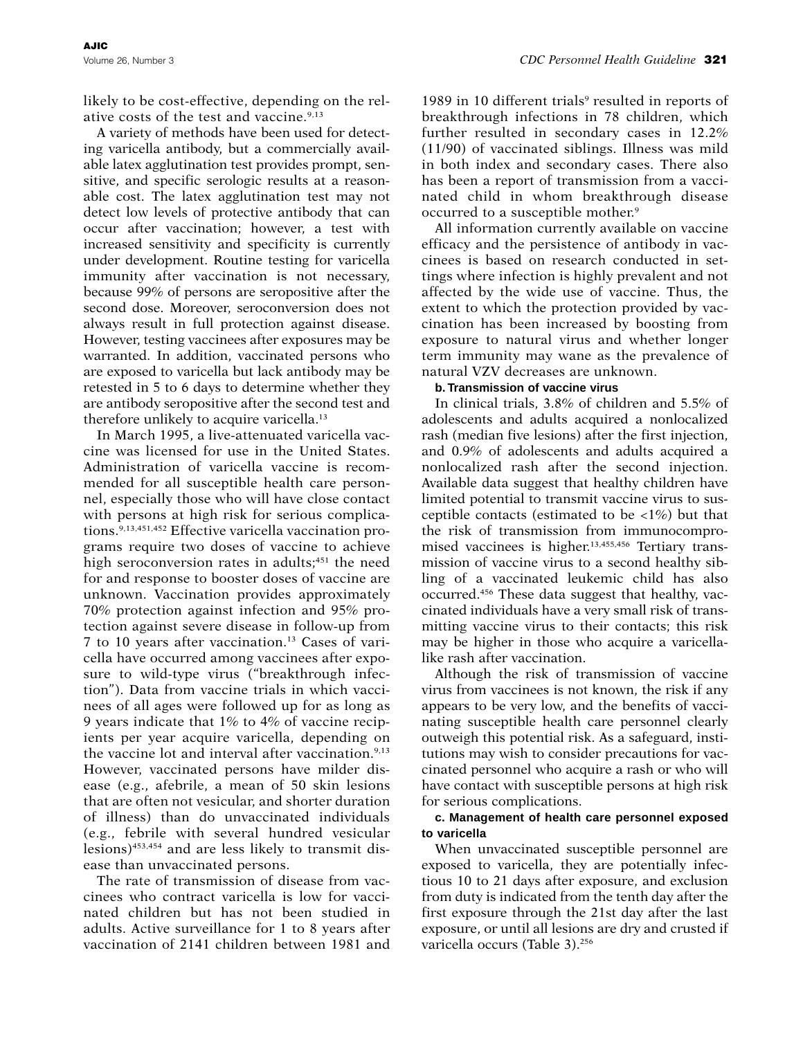likely to be cost-effective, depending on the relative costs of the test and vaccine.[9,13]

A variety of methods have been used for detecting varicella antibody, but a commercially available latex agglutination test provides prompt, sensitive, and specific serologic results at a reasonable cost. The latex agglutination test may not detect low levels of protective antibody that can occur after vaccination; however, a test with increased sensitivity and specificity is currently under development. Routine testing for varicella immunity after vaccination is not necessary, because 99% of persons are seropositive after the second dose. Moreover, seroconversion does not always result in full protection against disease. However, testing vaccinees after exposures may be warranted. In addition, vaccinated persons who are exposed to varicella but lack antibody may be retested in 5 to 6 days to determine whether they are antibody seropositive after the second test and therefore unlikely to acquire varicella.[13]

In March 1995, a live-attenuated varicella vaccine was licensed for use in the United States. Administration of varicella vaccine is recommended for all susceptible health care personnel, especially those who will have close contact with persons at high risk for serious complications.[9,13,451,452] Effective varicella vaccination programs require two doses of vaccine to achieve high seroconversion rates in adults;[451] the need for and response to booster doses of vaccine are unknown. Vaccination provides approximately 70% protection against infection and 95% protection against severe disease in follow-up from 7 to 10 years after vaccination.[13] Cases of varicella have occurred among vaccinees after exposure to wild-type virus ("breakthrough infection"). Data from vaccine trials in which vaccinees of all ages were followed up for as long as 9 years indicate that 1% to 4% of vaccine recipients per year acquire varicella, depending on the vaccine lot and interval after vaccination.[9,13] However, vaccinated persons have milder disease (e.g., afebrile, a mean of 50 skin lesions that are often not vesicular, and shorter duration of illness) than do unvaccinated individuals (e.g., febrile with several hundred vesicular lesions)[453,454] and are less likely to transmit disease than unvaccinated persons.

The rate of transmission of disease from vaccinees who contract varicella is low for vaccinated children but has not been studied in adults. Active surveillance for 1 to 8 years after vaccination of 2141 children between 1981 and 1989 in 10 different trials[9] resulted in reports of breakthrough infections in 78 children, which further resulted in secondary cases in 12.2% (11/90) of vaccinated siblings. Illness was mild in both index and secondary cases. There also has been a report of transmission from a vaccinated child in whom breakthrough disease occurred to a susceptible mother.[9]

All information currently available on vaccine efficacy and the persistence of antibody in vaccinees is based on research conducted in settings where infection is highly prevalent and not affected by the wide use of vaccine. Thus, the extent to which the protection provided by vaccination has been increased by boosting from exposure to natural virus and whether longer term immunity may wane as the prevalence of natural VZV decreases are unknown.

#### b. Transmission of vaccine virus

In clinical trials, 3.8% of children and 5.5% of adolescents and adults acquired a nonlocalized rash (median five lesions) after the first injection, and 0.9% of adolescents and adults acquired a nonlocalized rash after the second injection. Available data suggest that healthy children have limited potential to transmit vaccine virus to susceptible contacts (estimated to be <1%) but that the risk of transmission from immunocompromised vaccinees is higher.[13,455,456] Tertiary transmission of vaccine virus to a second healthy sibling of a vaccinated leukemic child has also occurred.[456] These data suggest that healthy, vaccinated individuals have a very small risk of transmitting vaccine virus to their contacts; this risk may be higher in those who acquire a varicella-like rash after vaccination.

Although the risk of transmission of vaccine virus from vaccinees is not known, the risk if any appears to be very low, and the benefits of vaccinating susceptible health care personnel clearly outweigh this potential risk. As a safeguard, institutions may wish to consider precautions for vaccinated personnel who acquire a rash or who will have contact with susceptible persons at high risk for serious complications.

#### c. Management of health care personnel exposed to varicella

When unvaccinated susceptible personnel are exposed to varicella, they are potentially infectious 10 to 21 days after exposure, and exclusion from duty is indicated from the tenth day after the first exposure through the 21st day after the last exposure, or until all lesions are dry and crusted if varicella occurs (Table 3).[256]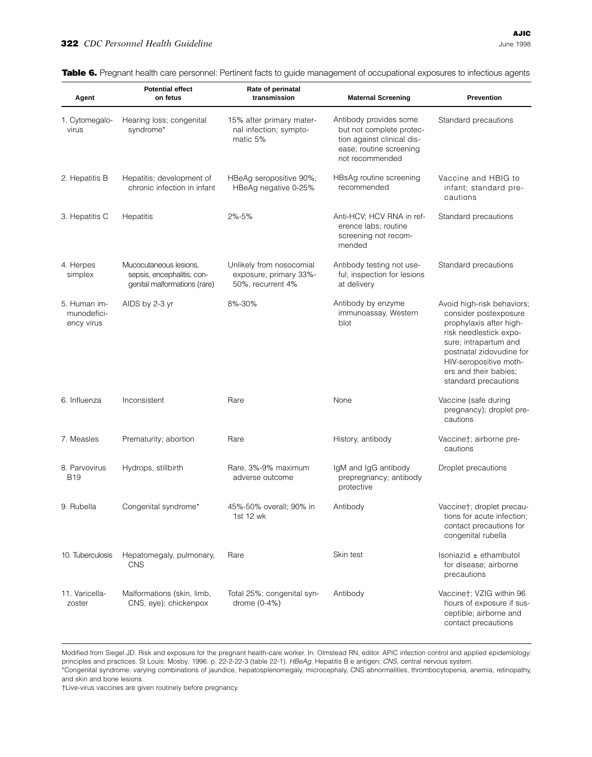**Table 6.** Pregnant health care personnel: Pertinent facts to guide management of occupational exposures to infectious agents

| Agent | Potential effect on fetus | Rate of perinatal transmission | Maternal Screening | Prevention |
|---|---|---|---|---|
| 1. Cytomegalovirus | Hearing loss; congenital syndrome* | 15% after primary maternal infection; symptomatic 5% | Antibody provides some but not complete protection against clinical disease; routine screening not recommended | Standard precautions |
| 2. Hepatitis B | Hepatitis; development of chronic infection in infant | HBeAg seropositive 90%; HBeAg negative 0-25% | HBsAg routine screening recommended | Vaccine and HBIG to infant; standard precautions |
| 3. Hepatitis C | Hepatitis | 2%-5% | Anti-HCV; HCV RNA in reference labs; routine screening not recommended | Standard precautions |
| 4. Herpes simplex | Mucocutaneous lesions, sepsis, encephalitis; congenital malformations (rare) | Unlikely from nosocomial exposure; primary 33%-50%, recurrent 4% | Antibody testing not useful; inspection for lesions at delivery | Standard precautions |
| 5. Human immunodeficiency virus | AIDS by 2-3 yr | 8%-30% | Antibody by enzyme immunoassay, Western blot | Avoid high-risk behaviors; consider postexposure prophylaxis after high-risk needlestick exposure; intrapartum and postnatal zidovudine for HIV-seropositive mothers and their babies; standard precautions |
| 6. Influenza | Inconsistent | Rare | None | Vaccine (safe during pregnancy); droplet precautions |
| 7. Measles | Prematurity; abortion | Rare | History, antibody | Vaccine†; airborne precautions |
| 8. Parvovirus B19 | Hydrops, stillbirth | Rare, 3%-9% maximum adverse outcome | IgM and IgG antibody prepregnancy; antibody protective | Droplet precautions |
| 9. Rubella | Congenital syndrome* | 45%-50% overall; 90% in 1st 12 wk | Antibody | Vaccine†; droplet precautions for acute infection; contact precautions for congenital rubella |
| 10. Tuberculosis | Hepatomegaly, pulmonary, CNS | Rare | Skin test | Isoniazid ± ethambutol for disease; airborne precautions |
| 11. Varicella-zoster | Malformations (skin, limb, CNS, eye); chickenpox | Total 25%; congenital syndrome (0-4%) | Antibody | Vaccine†; VZIG within 96 hours of exposure if susceptible; airborne and contact precautions |

Modified from Siegel JD. Risk and exposure for the pregnant health-care worker. In: Olmstead RN, editor. APIC infection control and applied epidemiology: principles and practices. St Louis: Mosby; 1996. p. 22-2-22-3 (table 22-1). *HBeAg*, Hepatitis B e antigen; *CNS*, central nervous system.

*Congenital syndrome: varying combinations of jaundice, hepatosplenomegaly, microcephaly, CNS abnormalities, thrombocytopenia, anemia, retinopathy, and skin and bone lesions.

†Live-virus vaccines are given routinely before pregnancy.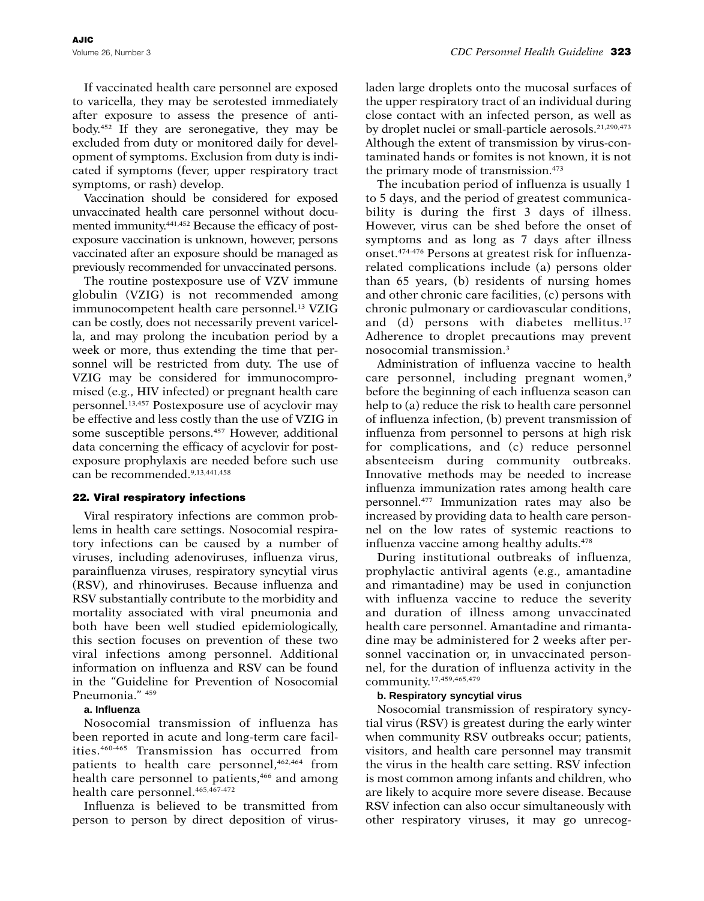If vaccinated health care personnel are exposed to varicella, they may be serotested immediately after exposure to assess the presence of antibody.[452] If they are seronegative, they may be excluded from duty or monitored daily for development of symptoms. Exclusion from duty is indicated if symptoms (fever, upper respiratory tract symptoms, or rash) develop.

Vaccination should be considered for exposed unvaccinated health care personnel without documented immunity.[441,452] Because the efficacy of postexposure vaccination is unknown, however, persons vaccinated after an exposure should be managed as previously recommended for unvaccinated persons.

The routine postexposure use of VZV immune globulin (VZIG) is not recommended among immunocompetent health care personnel.[13] VZIG can be costly, does not necessarily prevent varicella, and may prolong the incubation period by a week or more, thus extending the time that personnel will be restricted from duty. The use of VZIG may be considered for immunocompromised (e.g., HIV infected) or pregnant health care personnel.[13,457] Postexposure use of acyclovir may be effective and less costly than the use of VZIG in some susceptible persons.[457] However, additional data concerning the efficacy of acyclovir for postexposure prophylaxis are needed before such use can be recommended.[9,13,441,458]

## 22. Viral respiratory infections

Viral respiratory infections are common problems in health care settings. Nosocomial respiratory infections can be caused by a number of viruses, including adenoviruses, influenza virus, parainfluenza viruses, respiratory syncytial virus (RSV), and rhinoviruses. Because influenza and RSV substantially contribute to the morbidity and mortality associated with viral pneumonia and both have been well studied epidemiologically, this section focuses on prevention of these two viral infections among personnel. Additional information on influenza and RSV can be found in the "Guideline for Prevention of Nosocomial Pneumonia." [459]

### a. Influenza

Nosocomial transmission of influenza has been reported in acute and long-term care facilities.[460-465] Transmission has occurred from patients to health care personnel,[462,464] from health care personnel to patients,[466] and among health care personnel.[465,467-472]

Influenza is believed to be transmitted from person to person by direct deposition of virus-laden large droplets onto the mucosal surfaces of the upper respiratory tract of an individual during close contact with an infected person, as well as by droplet nuclei or small-particle aerosols.[21,290,473] Although the extent of transmission by virus-contaminated hands or fomites is not known, it is not the primary mode of transmission.[473]

The incubation period of influenza is usually 1 to 5 days, and the period of greatest communicability is during the first 3 days of illness. However, virus can be shed before the onset of symptoms and as long as 7 days after illness onset.[474-476] Persons at greatest risk for influenza-related complications include (a) persons older than 65 years, (b) residents of nursing homes and other chronic care facilities, (c) persons with chronic pulmonary or cardiovascular conditions, and (d) persons with diabetes mellitus.[17] Adherence to droplet precautions may prevent nosocomial transmission.[3]

Administration of influenza vaccine to health care personnel, including pregnant women,[9] before the beginning of each influenza season can help to (a) reduce the risk to health care personnel of influenza infection, (b) prevent transmission of influenza from personnel to persons at high risk for complications, and (c) reduce personnel absenteeism during community outbreaks. Innovative methods may be needed to increase influenza immunization rates among health care personnel.[477] Immunization rates may also be increased by providing data to health care personnel on the low rates of systemic reactions to influenza vaccine among healthy adults.[478]

During institutional outbreaks of influenza, prophylactic antiviral agents (e.g., amantadine and rimantadine) may be used in conjunction with influenza vaccine to reduce the severity and duration of illness among unvaccinated health care personnel. Amantadine and rimantadine may be administered for 2 weeks after personnel vaccination or, in unvaccinated personnel, for the duration of influenza activity in the community.[17,459,465,479]

### b. Respiratory syncytial virus

Nosocomial transmission of respiratory syncytial virus (RSV) is greatest during the early winter when community RSV outbreaks occur; patients, visitors, and health care personnel may transmit the virus in the health care setting. RSV infection is most common among infants and children, who are likely to acquire more severe disease. Because RSV infection can also occur simultaneously with other respiratory viruses, it may go unrecog-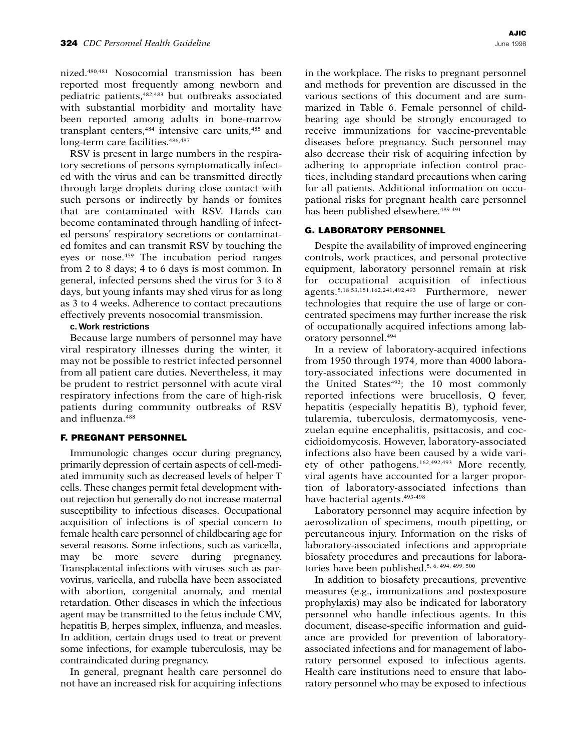nized.[480,481] Nosocomial transmission has been reported most frequently among newborn and pediatric patients,[482,483] but outbreaks associated with substantial morbidity and mortality have been reported among adults in bone-marrow transplant centers,[484] intensive care units,[485] and long-term care facilities.[486,487]

RSV is present in large numbers in the respiratory secretions of persons symptomatically infected with the virus and can be transmitted directly through large droplets during close contact with such persons or indirectly by hands or fomites that are contaminated with RSV. Hands can become contaminated through handling of infected persons' respiratory secretions or contaminated fomites and can transmit RSV by touching the eyes or nose.[459] The incubation period ranges from 2 to 8 days; 4 to 6 days is most common. In general, infected persons shed the virus for 3 to 8 days, but young infants may shed virus for as long as 3 to 4 weeks. Adherence to contact precautions effectively prevents nosocomial transmission.

#### c. Work restrictions

Because large numbers of personnel may have viral respiratory illnesses during the winter, it may not be possible to restrict infected personnel from all patient care duties. Nevertheless, it may be prudent to restrict personnel with acute viral respiratory infections from the care of high-risk patients during community outbreaks of RSV and influenza.[488]

### F. PREGNANT PERSONNEL

Immunologic changes occur during pregnancy, primarily depression of certain aspects of cell-mediated immunity such as decreased levels of helper T cells. These changes permit fetal development without rejection but generally do not increase maternal susceptibility to infectious diseases. Occupational acquisition of infections is of special concern to female health care personnel of childbearing age for several reasons. Some infections, such as varicella, may be more severe during pregnancy. Transplacental infections with viruses such as parvovirus, varicella, and rubella have been associated with abortion, congenital anomaly, and mental retardation. Other diseases in which the infectious agent may be transmitted to the fetus include CMV, hepatitis B, herpes simplex, influenza, and measles. In addition, certain drugs used to treat or prevent some infections, for example tuberculosis, may be contraindicated during pregnancy.

In general, pregnant health care personnel do not have an increased risk for acquiring infections in the workplace. The risks to pregnant personnel and methods for prevention are discussed in the various sections of this document and are summarized in Table 6. Female personnel of childbearing age should be strongly encouraged to receive immunizations for vaccine-preventable diseases before pregnancy. Such personnel may also decrease their risk of acquiring infection by adhering to appropriate infection control practices, including standard precautions when caring for all patients. Additional information on occupational risks for pregnant health care personnel has been published elsewhere.[489-491]

### G. LABORATORY PERSONNEL

Despite the availability of improved engineering controls, work practices, and personal protective equipment, laboratory personnel remain at risk for occupational acquisition of infectious agents.[5,18,53,151,162,241,492,493] Furthermore, newer technologies that require the use of large or concentrated specimens may further increase the risk of occupationally acquired infections among laboratory personnel.[494]

In a review of laboratory-acquired infections from 1950 through 1974, more than 4000 laboratory-associated infections were documented in the United States[492]; the 10 most commonly reported infections were brucellosis, Q fever, hepatitis (especially hepatitis B), typhoid fever, tularemia, tuberculosis, dermatomycosis, venezuelan equine encephalitis, psittacosis, and coccidioidomycosis. However, laboratory-associated infections also have been caused by a wide variety of other pathogens.[162,492,493] More recently, viral agents have accounted for a larger proportion of laboratory-associated infections than have bacterial agents.[493-498]

Laboratory personnel may acquire infection by aerosolization of specimens, mouth pipetting, or percutaneous injury. Information on the risks of laboratory-associated infections and appropriate biosafety procedures and precautions for laboratories have been published.[5, 6, 494, 499, 500]

In addition to biosafety precautions, preventive measures (e.g., immunizations and postexposure prophylaxis) may also be indicated for laboratory personnel who handle infectious agents. In this document, disease-specific information and guidance are provided for prevention of laboratory-associated infections and for management of laboratory personnel exposed to infectious agents. Health care institutions need to ensure that laboratory personnel who may be exposed to infectious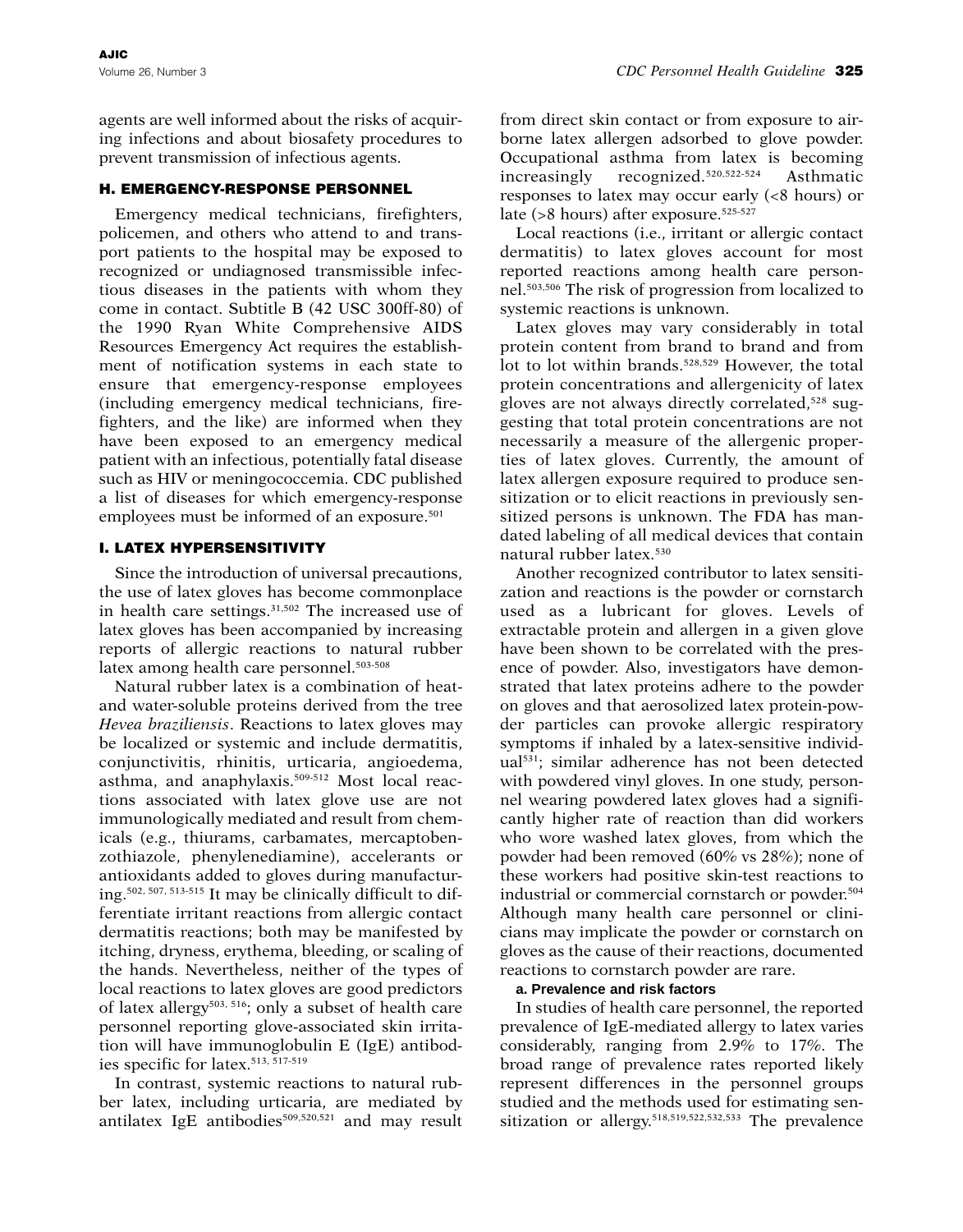agents are well informed about the risks of acquiring infections and about biosafety procedures to prevent transmission of infectious agents.

### H. EMERGENCY-RESPONSE PERSONNEL

Emergency medical technicians, firefighters, policemen, and others who attend to and transport patients to the hospital may be exposed to recognized or undiagnosed transmissible infectious diseases in the patients with whom they come in contact. Subtitle B (42 USC 300ff-80) of the 1990 Ryan White Comprehensive AIDS Resources Emergency Act requires the establishment of notification systems in each state to ensure that emergency-response employees (including emergency medical technicians, firefighters, and the like) are informed when they have been exposed to an emergency medical patient with an infectious, potentially fatal disease such as HIV or meningococcemia. CDC published a list of diseases for which emergency-response employees must be informed of an exposure.[501]

### I. LATEX HYPERSENSITIVITY

Since the introduction of universal precautions, the use of latex gloves has become commonplace in health care settings.[31,502] The increased use of latex gloves has been accompanied by increasing reports of allergic reactions to natural rubber latex among health care personnel.[503-508]

Natural rubber latex is a combination of heat- and water-soluble proteins derived from the tree *Hevea braziliensis*. Reactions to latex gloves may be localized or systemic and include dermatitis, conjunctivitis, rhinitis, urticaria, angioedema, asthma, and anaphylaxis.[509-512] Most local reactions associated with latex glove use are not immunologically mediated and result from chemicals (e.g., thiurams, carbamates, mercaptobenzothiazole, phenylenediamine), accelerants or antioxidants added to gloves during manufacturing.[502, 507, 513-515] It may be clinically difficult to differentiate irritant reactions from allergic contact dermatitis reactions; both may be manifested by itching, dryness, erythema, bleeding, or scaling of the hands. Nevertheless, neither of the types of local reactions to latex gloves are good predictors of latex allergy[503, 516]; only a subset of health care personnel reporting glove-associated skin irritation will have immunoglobulin E (IgE) antibodies specific for latex.[513, 517-519]

In contrast, systemic reactions to natural rubber latex, including urticaria, are mediated by antilatex IgE antibodies[509,520,521] and may result from direct skin contact or from exposure to airborne latex allergen adsorbed to glove powder. Occupational asthma from latex is becoming increasingly recognized.[520,522-524] Asthmatic responses to latex may occur early (<8 hours) or late (>8 hours) after exposure.[525-527]

Local reactions (i.e., irritant or allergic contact dermatitis) to latex gloves account for most reported reactions among health care personnel.[503,506] The risk of progression from localized to systemic reactions is unknown.

Latex gloves may vary considerably in total protein content from brand to brand and from lot to lot within brands.[528,529] However, the total protein concentrations and allergenicity of latex gloves are not always directly correlated,[528] suggesting that total protein concentrations are not necessarily a measure of the allergenic properties of latex gloves. Currently, the amount of latex allergen exposure required to produce sensitization or to elicit reactions in previously sensitized persons is unknown. The FDA has mandated labeling of all medical devices that contain natural rubber latex.[530]

Another recognized contributor to latex sensitization and reactions is the powder or cornstarch used as a lubricant for gloves. Levels of extractable protein and allergen in a given glove have been shown to be correlated with the presence of powder. Also, investigators have demonstrated that latex proteins adhere to the powder on gloves and that aerosolized latex protein-powder particles can provoke allergic respiratory symptoms if inhaled by a latex-sensitive individual[531]; similar adherence has not been detected with powdered vinyl gloves. In one study, personnel wearing powdered latex gloves had a significantly higher rate of reaction than did workers who wore washed latex gloves, from which the powder had been removed (60% vs 28%); none of these workers had positive skin-test reactions to industrial or commercial cornstarch or powder.[504] Although many health care personnel or clinicians may implicate the powder or cornstarch on gloves as the cause of their reactions, documented reactions to cornstarch powder are rare.

#### a. Prevalence and risk factors

In studies of health care personnel, the reported prevalence of IgE-mediated allergy to latex varies considerably, ranging from 2.9% to 17%. The broad range of prevalence rates reported likely represent differences in the personnel groups studied and the methods used for estimating sensitization or allergy.[518,519,522,532,533] The prevalence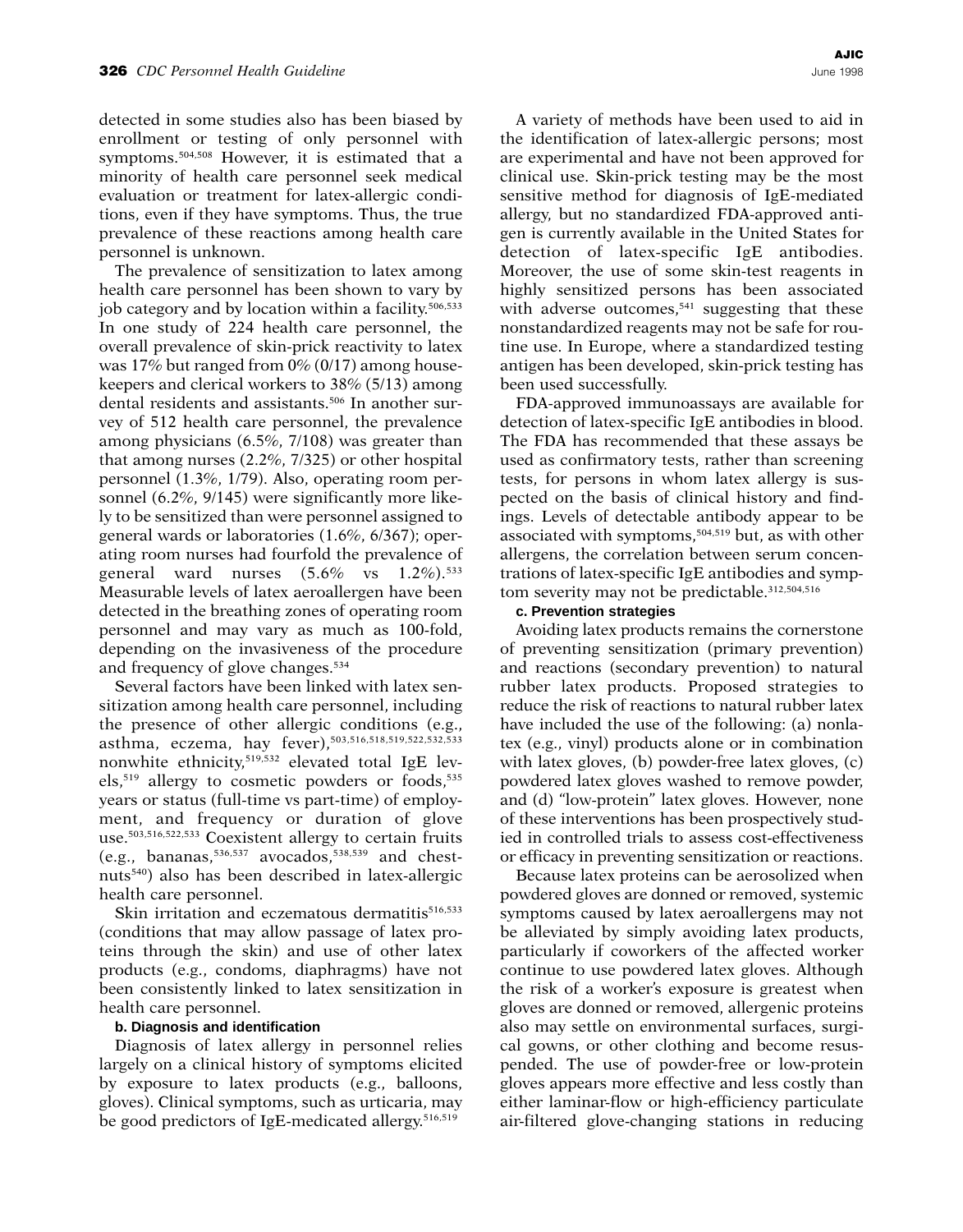detected in some studies also has been biased by enrollment or testing of only personnel with symptoms.[504,508] However, it is estimated that a minority of health care personnel seek medical evaluation or treatment for latex-allergic conditions, even if they have symptoms. Thus, the true prevalence of these reactions among health care personnel is unknown.

The prevalence of sensitization to latex among health care personnel has been shown to vary by job category and by location within a facility.[506,533] In one study of 224 health care personnel, the overall prevalence of skin-prick reactivity to latex was 17% but ranged from 0% (0/17) among housekeepers and clerical workers to 38% (5/13) among dental residents and assistants.[506] In another survey of 512 health care personnel, the prevalence among physicians (6.5%, 7/108) was greater than that among nurses (2.2%, 7/325) or other hospital personnel (1.3%, 1/79). Also, operating room personnel (6.2%, 9/145) were significantly more likely to be sensitized than were personnel assigned to general wards or laboratories (1.6%, 6/367); operating room nurses had fourfold the prevalence of general ward nurses (5.6% vs 1.2%).[533] Measurable levels of latex aeroallergen have been detected in the breathing zones of operating room personnel and may vary as much as 100-fold, depending on the invasiveness of the procedure and frequency of glove changes.[534]

Several factors have been linked with latex sensitization among health care personnel, including the presence of other allergic conditions (e.g., asthma, eczema, hay fever),[503,516,518,519,522,532,533] nonwhite ethnicity,[519,532] elevated total IgE levels,[519] allergy to cosmetic powders or foods,[535] years or status (full-time vs part-time) of employment, and frequency or duration of glove use.[503,516,522,533] Coexistent allergy to certain fruits (e.g., bananas,[536,537] avocados,[538,539] and chestnuts[540]) also has been described in latex-allergic health care personnel.

Skin irritation and eczematous dermatitis[516,533] (conditions that may allow passage of latex proteins through the skin) and use of other latex products (e.g., condoms, diaphragms) have not been consistently linked to latex sensitization in health care personnel.

#### b. Diagnosis and identification

Diagnosis of latex allergy in personnel relies largely on a clinical history of symptoms elicited by exposure to latex products (e.g., balloons, gloves). Clinical symptoms, such as urticaria, may be good predictors of IgE-medicated allergy.[516,519]

A variety of methods have been used to aid in the identification of latex-allergic persons; most are experimental and have not been approved for clinical use. Skin-prick testing may be the most sensitive method for diagnosis of IgE-mediated allergy, but no standardized FDA-approved antigen is currently available in the United States for detection of latex-specific IgE antibodies. Moreover, the use of some skin-test reagents in highly sensitized persons has been associated with adverse outcomes,[541] suggesting that these nonstandardized reagents may not be safe for routine use. In Europe, where a standardized testing antigen has been developed, skin-prick testing has been used successfully.

FDA-approved immunoassays are available for detection of latex-specific IgE antibodies in blood. The FDA has recommended that these assays be used as confirmatory tests, rather than screening tests, for persons in whom latex allergy is suspected on the basis of clinical history and findings. Levels of detectable antibody appear to be associated with symptoms,[504,519] but, as with other allergens, the correlation between serum concentrations of latex-specific IgE antibodies and symptom severity may not be predictable.[312,504,516]

#### c. Prevention strategies

Avoiding latex products remains the cornerstone of preventing sensitization (primary prevention) and reactions (secondary prevention) to natural rubber latex products. Proposed strategies to reduce the risk of reactions to natural rubber latex have included the use of the following: (a) nonlatex (e.g., vinyl) products alone or in combination with latex gloves, (b) powder-free latex gloves, (c) powdered latex gloves washed to remove powder, and (d) "low-protein" latex gloves. However, none of these interventions has been prospectively studied in controlled trials to assess cost-effectiveness or efficacy in preventing sensitization or reactions.

Because latex proteins can be aerosolized when powdered gloves are donned or removed, systemic symptoms caused by latex aeroallergens may not be alleviated by simply avoiding latex products, particularly if coworkers of the affected worker continue to use powdered latex gloves. Although the risk of a worker's exposure is greatest when gloves are donned or removed, allergenic proteins also may settle on environmental surfaces, surgical gowns, or other clothing and become resuspended. The use of powder-free or low-protein gloves appears more effective and less costly than either laminar-flow or high-efficiency particulate air-filtered glove-changing stations in reducing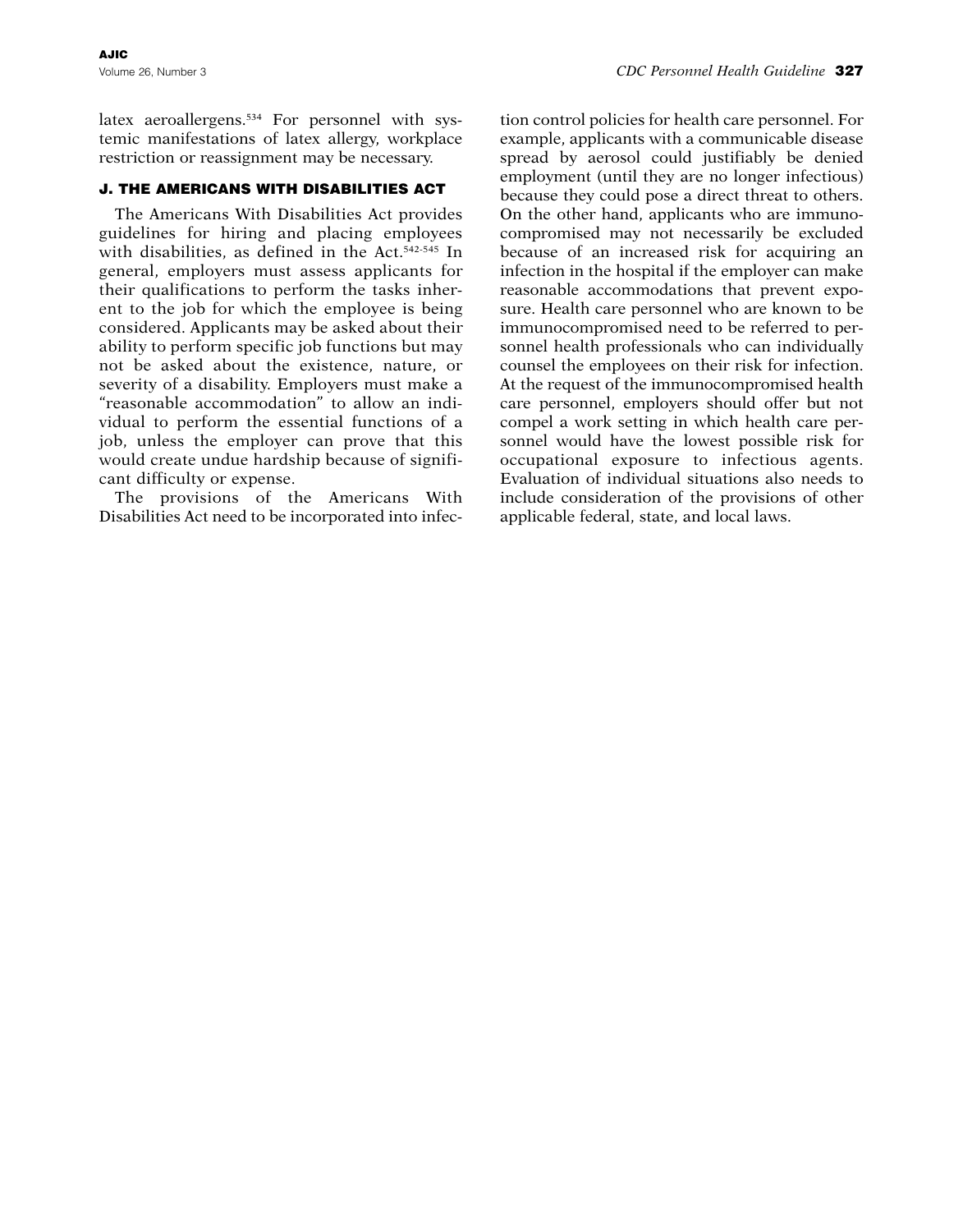latex aeroallergens.[534] For personnel with systemic manifestations of latex allergy, workplace restriction or reassignment may be necessary.

### J. THE AMERICANS WITH DISABILITIES ACT

The Americans With Disabilities Act provides guidelines for hiring and placing employees with disabilities, as defined in the Act.[542-545] In general, employers must assess applicants for their qualifications to perform the tasks inherent to the job for which the employee is being considered. Applicants may be asked about their ability to perform specific job functions but may not be asked about the existence, nature, or severity of a disability. Employers must make a "reasonable accommodation" to allow an individual to perform the essential functions of a job, unless the employer can prove that this would create undue hardship because of significant difficulty or expense.

The provisions of the Americans With Disabilities Act need to be incorporated into infection control policies for health care personnel. For example, applicants with a communicable disease spread by aerosol could justifiably be denied employment (until they are no longer infectious) because they could pose a direct threat to others. On the other hand, applicants who are immunocompromised may not necessarily be excluded because of an increased risk for acquiring an infection in the hospital if the employer can make reasonable accommodations that prevent exposure. Health care personnel who are known to be immunocompromised need to be referred to personnel health professionals who can individually counsel the employees on their risk for infection. At the request of the immunocompromised health care personnel, employers should offer but not compel a work setting in which health care personnel would have the lowest possible risk for occupational exposure to infectious agents. Evaluation of individual situations also needs to include consideration of the provisions of other applicable federal, state, and local laws.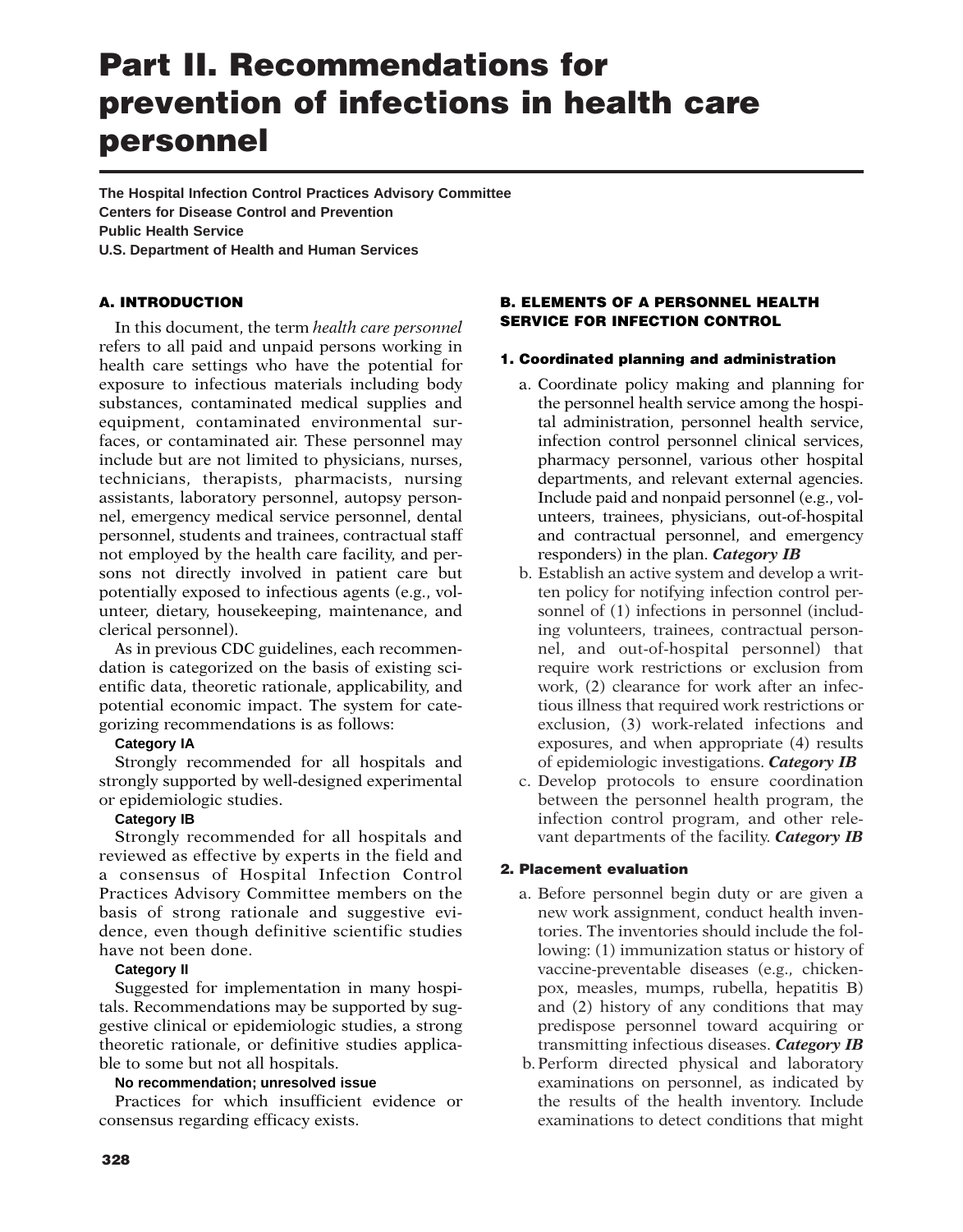# Part II. Recommendations for prevention of infections in health care personnel

**The Hospital Infection Control Practices Advisory Committee**
**Centers for Disease Control and Prevention**
**Public Health Service**
**U.S. Department of Health and Human Services**

## A. INTRODUCTION

In this document, the term *health care personnel* refers to all paid and unpaid persons working in health care settings who have the potential for exposure to infectious materials including body substances, contaminated medical supplies and equipment, contaminated environmental surfaces, or contaminated air. These personnel may include but are not limited to physicians, nurses, technicians, therapists, pharmacists, nursing assistants, laboratory personnel, autopsy personnel, emergency medical service personnel, dental personnel, students and trainees, contractual staff not employed by the health care facility, and persons not directly involved in patient care but potentially exposed to infectious agents (e.g., volunteer, dietary, housekeeping, maintenance, and clerical personnel).

As in previous CDC guidelines, each recommendation is categorized on the basis of existing scientific data, theoretic rationale, applicability, and potential economic impact. The system for categorizing recommendations is as follows:

**Category IA**

Strongly recommended for all hospitals and strongly supported by well-designed experimental or epidemiologic studies.

**Category IB**

Strongly recommended for all hospitals and reviewed as effective by experts in the field and a consensus of Hospital Infection Control Practices Advisory Committee members on the basis of strong rationale and suggestive evidence, even though definitive scientific studies have not been done.

**Category II**

Suggested for implementation in many hospitals. Recommendations may be supported by suggestive clinical or epidemiologic studies, a strong theoretic rationale, or definitive studies applicable to some but not all hospitals.

**No recommendation; unresolved issue**

Practices for which insufficient evidence or consensus regarding efficacy exists.

## B. ELEMENTS OF A PERSONNEL HEALTH SERVICE FOR INFECTION CONTROL

### 1. Coordinated planning and administration

a. Coordinate policy making and planning for the personnel health service among the hospital administration, personnel health service, infection control personnel clinical services, pharmacy personnel, various other hospital departments, and relevant external agencies. Include paid and nonpaid personnel (e.g., volunteers, trainees, physicians, out-of-hospital and contractual personnel, and emergency responders) in the plan. ***Category IB***

b. Establish an active system and develop a written policy for notifying infection control personnel of (1) infections in personnel (including volunteers, trainees, contractual personnel, and out-of-hospital personnel) that require work restrictions or exclusion from work, (2) clearance for work after an infectious illness that required work restrictions or exclusion, (3) work-related infections and exposures, and when appropriate (4) results of epidemiologic investigations. ***Category IB***

c. Develop protocols to ensure coordination between the personnel health program, the infection control program, and other relevant departments of the facility. ***Category IB***

### 2. Placement evaluation

a. Before personnel begin duty or are given a new work assignment, conduct health inventories. The inventories should include the following: (1) immunization status or history of vaccine-preventable diseases (e.g., chickenpox, measles, mumps, rubella, hepatitis B) and (2) history of any conditions that may predispose personnel toward acquiring or transmitting infectious diseases. ***Category IB***

b. Perform directed physical and laboratory examinations on personnel, as indicated by the results of the health inventory. Include examinations to detect conditions that might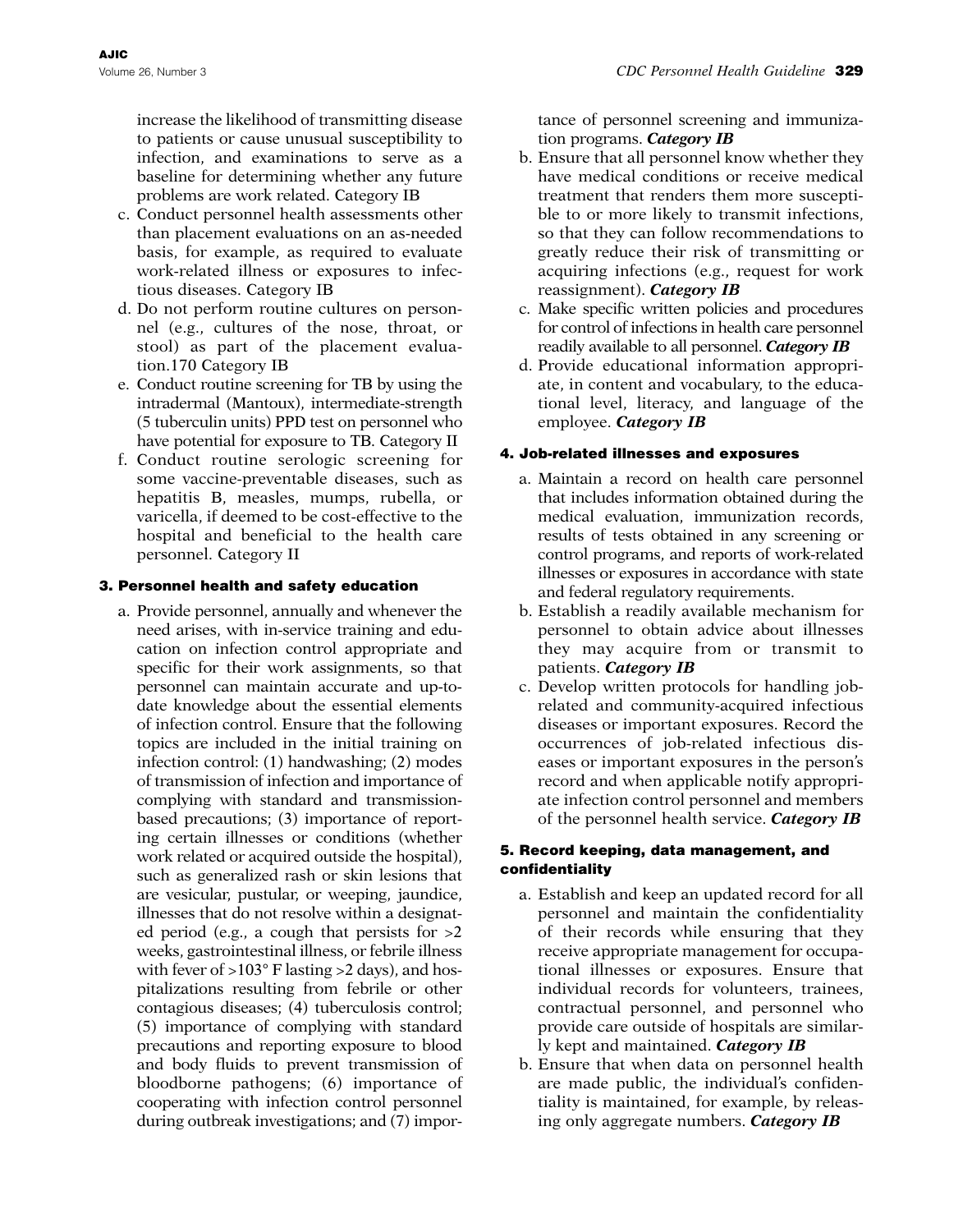increase the likelihood of transmitting disease to patients or cause unusual susceptibility to infection, and examinations to serve as a baseline for determining whether any future problems are work related. Category IB

c. Conduct personnel health assessments other than placement evaluations on an as-needed basis, for example, as required to evaluate work-related illness or exposures to infectious diseases. Category IB
d. Do not perform routine cultures on personnel (e.g., cultures of the nose, throat, or stool) as part of the placement evaluation.170 Category IB
e. Conduct routine screening for TB by using the intradermal (Mantoux), intermediate-strength (5 tuberculin units) PPD test on personnel who have potential for exposure to TB. Category II
f. Conduct routine serologic screening for some vaccine-preventable diseases, such as hepatitis B, measles, mumps, rubella, or varicella, if deemed to be cost-effective to the hospital and beneficial to the health care personnel. Category II

#### 3. Personnel health and safety education

a. Provide personnel, annually and whenever the need arises, with in-service training and education on infection control appropriate and specific for their work assignments, so that personnel can maintain accurate and up-to-date knowledge about the essential elements of infection control. Ensure that the following topics are included in the initial training on infection control: (1) handwashing; (2) modes of transmission of infection and importance of complying with standard and transmission-based precautions; (3) importance of reporting certain illnesses or conditions (whether work related or acquired outside the hospital), such as generalized rash or skin lesions that are vesicular, pustular, or weeping, jaundice, illnesses that do not resolve within a designated period (e.g., a cough that persists for >2 weeks, gastrointestinal illness, or febrile illness with fever of >103° F lasting >2 days), and hospitalizations resulting from febrile or other contagious diseases; (4) tuberculosis control; (5) importance of complying with standard precautions and reporting exposure to blood and body fluids to prevent transmission of bloodborne pathogens; (6) importance of cooperating with infection control personnel during outbreak investigations; and (7) importance of personnel screening and immunization programs. ***Category IB***
b. Ensure that all personnel know whether they have medical conditions or receive medical treatment that renders them more susceptible to or more likely to transmit infections, so that they can follow recommendations to greatly reduce their risk of transmitting or acquiring infections (e.g., request for work reassignment). ***Category IB***
c. Make specific written policies and procedures for control of infections in health care personnel readily available to all personnel. ***Category IB***
d. Provide educational information appropriate, in content and vocabulary, to the educational level, literacy, and language of the employee. ***Category IB***

#### 4. Job-related illnesses and exposures

a. Maintain a record on health care personnel that includes information obtained during the medical evaluation, immunization records, results of tests obtained in any screening or control programs, and reports of work-related illnesses or exposures in accordance with state and federal regulatory requirements.
b. Establish a readily available mechanism for personnel to obtain advice about illnesses they may acquire from or transmit to patients. ***Category IB***
c. Develop written protocols for handling job-related and community-acquired infectious diseases or important exposures. Record the occurrences of job-related infectious diseases or important exposures in the person's record and when applicable notify appropriate infection control personnel and members of the personnel health service. ***Category IB***

#### 5. Record keeping, data management, and confidentiality

a. Establish and keep an updated record for all personnel and maintain the confidentiality of their records while ensuring that they receive appropriate management for occupational illnesses or exposures. Ensure that individual records for volunteers, trainees, contractual personnel, and personnel who provide care outside of hospitals are similarly kept and maintained. ***Category IB***
b. Ensure that when data on personnel health are made public, the individual's confidentiality is maintained, for example, by releasing only aggregate numbers. ***Category IB***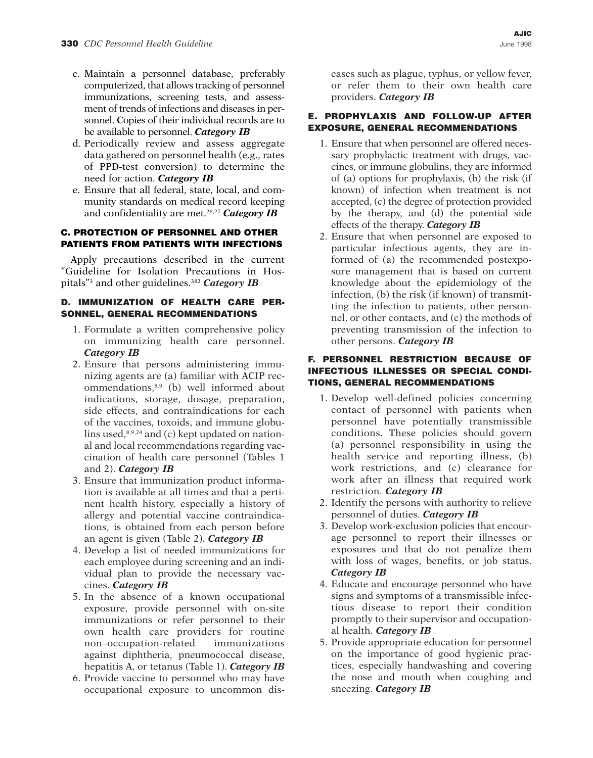c. Maintain a personnel database, preferably computerized, that allows tracking of personnel immunizations, screening tests, and assessment of trends of infections and diseases in personnel. Copies of their individual records are to be available to personnel. ***Category IB***

d. Periodically review and assess aggregate data gathered on personnel health (e.g., rates of PPD-test conversion) to determine the need for action. ***Category IB***

e. Ensure that all federal, state, local, and community standards on medical record keeping and confidentiality are met.[26,27] ***Category IB***

### C. PROTECTION OF PERSONNEL AND OTHER PATIENTS FROM PATIENTS WITH INFECTIONS

Apply precautions described in the current "Guideline for Isolation Precautions in Hospitals"[3] and other guidelines.[382] ***Category IB***

### D. IMMUNIZATION OF HEALTH CARE PERSONNEL, GENERAL RECOMMENDATIONS

1. Formulate a written comprehensive policy on immunizing health care personnel. ***Category IB***
2. Ensure that persons administering immunizing agents are (a) familiar with ACIP recommendations,[8,9] (b) well informed about indications, storage, dosage, preparation, side effects, and contraindications for each of the vaccines, toxoids, and immune globulins used,[8,9,24] and (c) kept updated on national and local recommendations regarding vaccination of health care personnel (Tables 1 and 2). ***Category IB***
3. Ensure that immunization product information is available at all times and that a pertinent health history, especially a history of allergy and potential vaccine contraindications, is obtained from each person before an agent is given (Table 2). ***Category IB***
4. Develop a list of needed immunizations for each employee during screening and an individual plan to provide the necessary vaccines. ***Category IB***
5. In the absence of a known occupational exposure, provide personnel with on-site immunizations or refer personnel to their own health care providers for routine non–occupation-related immunizations against diphtheria, pneumococcal disease, hepatitis A, or tetanus (Table 1). ***Category IB***
6. Provide vaccine to personnel who may have occupational exposure to uncommon diseases such as plague, typhus, or yellow fever, or refer them to their own health care providers. ***Category IB***

### E. PROPHYLAXIS AND FOLLOW-UP AFTER EXPOSURE, GENERAL RECOMMENDATIONS

1. Ensure that when personnel are offered necessary prophylactic treatment with drugs, vaccines, or immune globulins, they are informed of (a) options for prophylaxis, (b) the risk (if known) of infection when treatment is not accepted, (c) the degree of protection provided by the therapy, and (d) the potential side effects of the therapy. ***Category IB***
2. Ensure that when personnel are exposed to particular infectious agents, they are informed of (a) the recommended postexposure management that is based on current knowledge about the epidemiology of the infection, (b) the risk (if known) of transmitting the infection to patients, other personnel, or other contacts, and (c) the methods of preventing transmission of the infection to other persons. ***Category IB***

### F. PERSONNEL RESTRICTION BECAUSE OF INFECTIOUS ILLNESSES OR SPECIAL CONDITIONS, GENERAL RECOMMENDATIONS

1. Develop well-defined policies concerning contact of personnel with patients when personnel have potentially transmissible conditions. These policies should govern (a) personnel responsibility in using the health service and reporting illness, (b) work restrictions, and (c) clearance for work after an illness that required work restriction. ***Category IB***
2. Identify the persons with authority to relieve personnel of duties. ***Category IB***
3. Develop work-exclusion policies that encourage personnel to report their illnesses or exposures and that do not penalize them with loss of wages, benefits, or job status. ***Category IB***
4. Educate and encourage personnel who have signs and symptoms of a transmissible infectious disease to report their condition promptly to their supervisor and occupational health. ***Category IB***
5. Provide appropriate education for personnel on the importance of good hygienic practices, especially handwashing and covering the nose and mouth when coughing and sneezing. ***Category IB***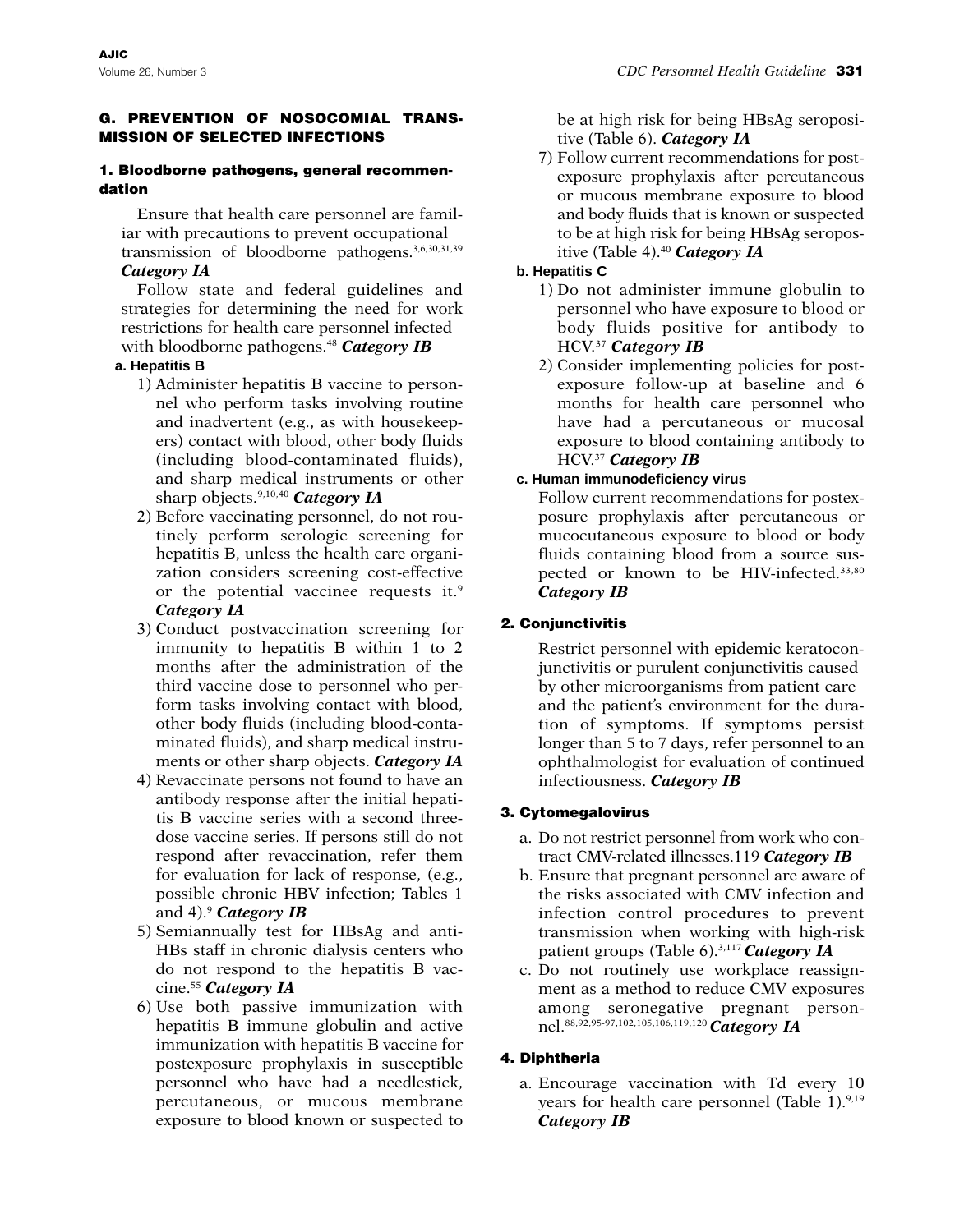## G. PREVENTION OF NOSOCOMIAL TRANSMISSION OF SELECTED INFECTIONS

### 1. Bloodborne pathogens, general recommendation

Ensure that health care personnel are familiar with precautions to prevent occupational transmission of bloodborne pathogens.[3,6,30,31,39] ***Category IA***

Follow state and federal guidelines and strategies for determining the need for work restrictions for health care personnel infected with bloodborne pathogens.[48] ***Category IB***

#### a. Hepatitis B

1) Administer hepatitis B vaccine to personnel who perform tasks involving routine and inadvertent (e.g., as with housekeepers) contact with blood, other body fluids (including blood-contaminated fluids), and sharp medical instruments or other sharp objects.[9,10,40] ***Category IA***
2) Before vaccinating personnel, do not routinely perform serologic screening for hepatitis B, unless the health care organization considers screening cost-effective or the potential vaccinee requests it.[9] ***Category IA***
3) Conduct postvaccination screening for immunity to hepatitis B within 1 to 2 months after the administration of the third vaccine dose to personnel who perform tasks involving contact with blood, other body fluids (including blood-contaminated fluids), and sharp medical instruments or other sharp objects. ***Category IA***
4) Revaccinate persons not found to have an antibody response after the initial hepatitis B vaccine series with a second three-dose vaccine series. If persons still do not respond after revaccination, refer them for evaluation for lack of response, (e.g., possible chronic HBV infection; Tables 1 and 4).[9] ***Category IB***
5) Semiannually test for HBsAg and anti-HBs staff in chronic dialysis centers who do not respond to the hepatitis B vaccine.[55] ***Category IA***
6) Use both passive immunization with hepatitis B immune globulin and active immunization with hepatitis B vaccine for postexposure prophylaxis in susceptible personnel who have had a needlestick, percutaneous, or mucous membrane exposure to blood known or suspected to be at high risk for being HBsAg seropositive (Table 6). ***Category IA***
7) Follow current recommendations for postexposure prophylaxis after percutaneous or mucous membrane exposure to blood and body fluids that is known or suspected to be at high risk for being HBsAg seropositive (Table 4).[40] ***Category IA***

#### b. Hepatitis C

1) Do not administer immune globulin to personnel who have exposure to blood or body fluids positive for antibody to HCV.[37] ***Category IB***
2) Consider implementing policies for postexposure follow-up at baseline and 6 months for health care personnel who have had a percutaneous or mucosal exposure to blood containing antibody to HCV.[37] ***Category IB***

#### c. Human immunodeficiency virus

Follow current recommendations for postexposure prophylaxis after percutaneous or mucocutaneous exposure to blood or body fluids containing blood from a source suspected or known to be HIV-infected.[33,80] ***Category IB***

### 2. Conjunctivitis

Restrict personnel with epidemic keratoconjunctivitis or purulent conjunctivitis caused by other microorganisms from patient care and the patient's environment for the duration of symptoms. If symptoms persist longer than 5 to 7 days, refer personnel to an ophthalmologist for evaluation of continued infectiousness. ***Category IB***

### 3. Cytomegalovirus

a. Do not restrict personnel from work who contract CMV-related illnesses.119 ***Category IB***
b. Ensure that pregnant personnel are aware of the risks associated with CMV infection and infection control procedures to prevent transmission when working with high-risk patient groups (Table 6).[3,117] ***Category IA***
c. Do not routinely use workplace reassignment as a method to reduce CMV exposures among seronegative pregnant personnel.[88,92,95-97,102,105,106,119,120] ***Category IA***

### 4. Diphtheria

a. Encourage vaccination with Td every 10 years for health care personnel (Table 1).[9,19] ***Category IB***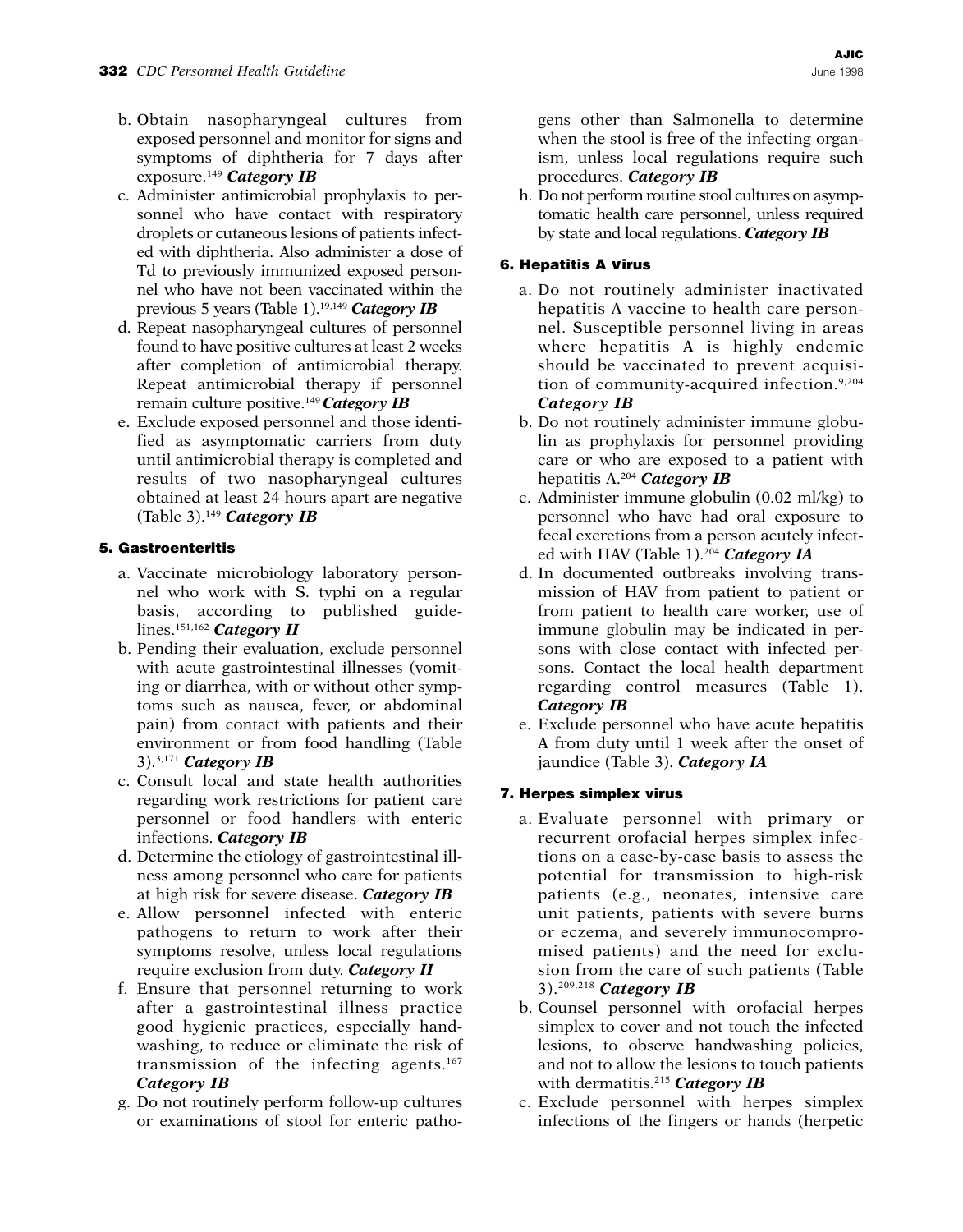b. Obtain nasopharyngeal cultures from exposed personnel and monitor for signs and symptoms of diphtheria for 7 days after exposure.[149] ***Category IB***

c. Administer antimicrobial prophylaxis to personnel who have contact with respiratory droplets or cutaneous lesions of patients infected with diphtheria. Also administer a dose of Td to previously immunized exposed personnel who have not been vaccinated within the previous 5 years (Table 1).[19,149] ***Category IB***

d. Repeat nasopharyngeal cultures of personnel found to have positive cultures at least 2 weeks after completion of antimicrobial therapy. Repeat antimicrobial therapy if personnel remain culture positive.[149] ***Category IB***

e. Exclude exposed personnel and those identified as asymptomatic carriers from duty until antimicrobial therapy is completed and results of two nasopharyngeal cultures obtained at least 24 hours apart are negative (Table 3).[149] ***Category IB***

#### 5. Gastroenteritis

a. Vaccinate microbiology laboratory personnel who work with S. typhi on a regular basis, according to published guidelines.[151,162] ***Category II***

b. Pending their evaluation, exclude personnel with acute gastrointestinal illnesses (vomiting or diarrhea, with or without other symptoms such as nausea, fever, or abdominal pain) from contact with patients and their environment or from food handling (Table 3).[3,171] ***Category IB***

c. Consult local and state health authorities regarding work restrictions for patient care personnel or food handlers with enteric infections. ***Category IB***

d. Determine the etiology of gastrointestinal illness among personnel who care for patients at high risk for severe disease. ***Category IB***

e. Allow personnel infected with enteric pathogens to return to work after their symptoms resolve, unless local regulations require exclusion from duty. ***Category II***

f. Ensure that personnel returning to work after a gastrointestinal illness practice good hygienic practices, especially handwashing, to reduce or eliminate the risk of transmission of the infecting agents.[167] ***Category IB***

g. Do not routinely perform follow-up cultures or examinations of stool for enteric pathogens other than Salmonella to determine when the stool is free of the infecting organism, unless local regulations require such procedures. ***Category IB***

h. Do not perform routine stool cultures on asymptomatic health care personnel, unless required by state and local regulations. ***Category IB***

#### 6. Hepatitis A virus

a. Do not routinely administer inactivated hepatitis A vaccine to health care personnel. Susceptible personnel living in areas where hepatitis A is highly endemic should be vaccinated to prevent acquisition of community-acquired infection.[9,204] ***Category IB***

b. Do not routinely administer immune globulin as prophylaxis for personnel providing care or who are exposed to a patient with hepatitis A.[204] ***Category IB***

c. Administer immune globulin (0.02 ml/kg) to personnel who have had oral exposure to fecal excretions from a person acutely infected with HAV (Table 1).[204] ***Category IA***

d. In documented outbreaks involving transmission of HAV from patient to patient or from patient to health care worker, use of immune globulin may be indicated in persons with close contact with infected persons. Contact the local health department regarding control measures (Table 1). ***Category IB***

e. Exclude personnel who have acute hepatitis A from duty until 1 week after the onset of jaundice (Table 3). ***Category IA***

#### 7. Herpes simplex virus

a. Evaluate personnel with primary or recurrent orofacial herpes simplex infections on a case-by-case basis to assess the potential for transmission to high-risk patients (e.g., neonates, intensive care unit patients, patients with severe burns or eczema, and severely immunocompromised patients) and the need for exclusion from the care of such patients (Table 3).[209,218] ***Category IB***

b. Counsel personnel with orofacial herpes simplex to cover and not touch the infected lesions, to observe handwashing policies, and not to allow the lesions to touch patients with dermatitis.[215] ***Category IB***

c. Exclude personnel with herpes simplex infections of the fingers or hands (herpetic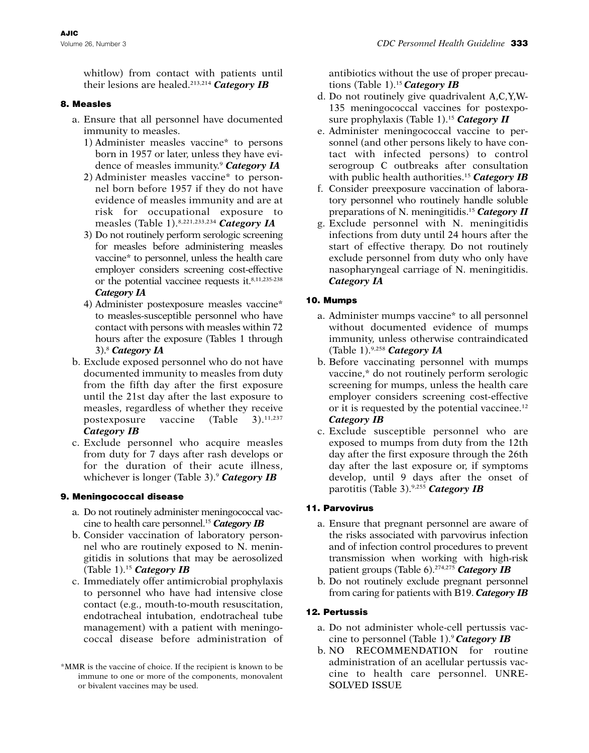whitlow) from contact with patients until their lesions are healed.[213,214] ***Category IB***

### 8. Measles

a. Ensure that all personnel have documented immunity to measles.
   1) Administer measles vaccine* to persons born in 1957 or later, unless they have evidence of measles immunity.[9] ***Category IA***
   2) Administer measles vaccine* to personnel born before 1957 if they do not have evidence of measles immunity and are at risk for occupational exposure to measles (Table 1).[8,221,233,234] ***Category IA***
   3) Do not routinely perform serologic screening for measles before administering measles vaccine* to personnel, unless the health care employer considers screening cost-effective or the potential vaccinee requests it.[8,11,235-238] ***Category IA***
   4) Administer postexposure measles vaccine* to measles-susceptible personnel who have contact with persons with measles within 72 hours after the exposure (Tables 1 through 3).[8] ***Category IA***

b. Exclude exposed personnel who do not have documented immunity to measles from duty from the fifth day after the first exposure until the 21st day after the last exposure to measles, regardless of whether they receive postexposure vaccine (Table 3).[11,237] ***Category IB***

c. Exclude personnel who acquire measles from duty for 7 days after rash develops or for the duration of their acute illness, whichever is longer (Table 3).[9] ***Category IB***

### 9. Meningococcal disease

a. Do not routinely administer meningococcal vaccine to health care personnel.[15] ***Category IB***

b. Consider vaccination of laboratory personnel who are routinely exposed to N. meningitidis in solutions that may be aerosolized (Table 1).[15] ***Category IB***

c. Immediately offer antimicrobial prophylaxis to personnel who have had intensive close contact (e.g., mouth-to-mouth resuscitation, endotracheal intubation, endotracheal tube management) with a patient with meningococcal disease before administration of antibiotics without the use of proper precautions (Table 1).[15] ***Category IB***

d. Do not routinely give quadrivalent A,C,Y,W-135 meningococcal vaccines for postexposure prophylaxis (Table 1).[15] ***Category II***

e. Administer meningococcal vaccine to personnel (and other persons likely to have contact with infected persons) to control serogroup C outbreaks after consultation with public health authorities.[15] ***Category IB***

f. Consider preexposure vaccination of laboratory personnel who routinely handle soluble preparations of N. meningitidis.[15] ***Category II***

g. Exclude personnel with N. meningitidis infections from duty until 24 hours after the start of effective therapy. Do not routinely exclude personnel from duty who only have nasopharyngeal carriage of N. meningitidis. ***Category IA***

### 10. Mumps

a. Administer mumps vaccine* to all personnel without documented evidence of mumps immunity, unless otherwise contraindicated (Table 1).[9,258] ***Category IA***

b. Before vaccinating personnel with mumps vaccine,* do not routinely perform serologic screening for mumps, unless the health care employer considers screening cost-effective or it is requested by the potential vaccinee.[12] ***Category IB***

c. Exclude susceptible personnel who are exposed to mumps from duty from the 12th day after the first exposure through the 26th day after the last exposure or, if symptoms develop, until 9 days after the onset of parotitis (Table 3).[9,255] ***Category IB***

### 11. Parvovirus

a. Ensure that pregnant personnel are aware of the risks associated with parvovirus infection and of infection control procedures to prevent transmission when working with high-risk patient groups (Table 6).[274,275] ***Category IB***

b. Do not routinely exclude pregnant personnel from caring for patients with B19. ***Category IB***

### 12. Pertussis

a. Do not administer whole-cell pertussis vaccine to personnel (Table 1).[9] ***Category IB***

b. NO RECOMMENDATION for routine administration of an acellular pertussis vaccine to health care personnel. UNRESOLVED ISSUE

*MMR is the vaccine of choice. If the recipient is known to be immune to one or more of the components, monovalent or bivalent vaccines may be used.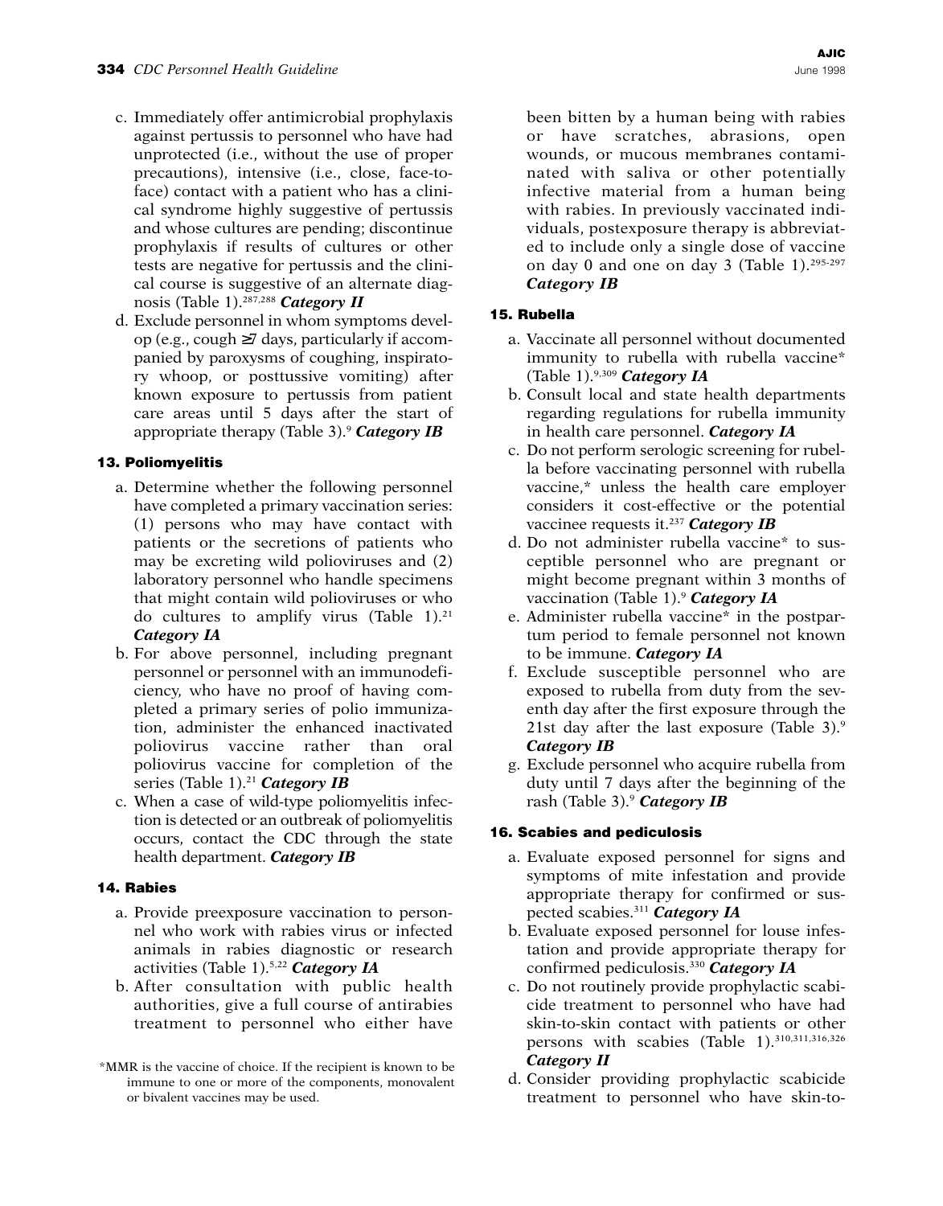c. Immediately offer antimicrobial prophylaxis against pertussis to personnel who have had unprotected (i.e., without the use of proper precautions), intensive (i.e., close, face-to-face) contact with a patient who has a clinical syndrome highly suggestive of pertussis and whose cultures are pending; discontinue prophylaxis if results of cultures or other tests are negative for pertussis and the clinical course is suggestive of an alternate diagnosis (Table 1).[287,288] ***Category II***

d. Exclude personnel in whom symptoms develop (e.g., cough ≥7 days, particularly if accompanied by paroxysms of coughing, inspiratory whoop, or posttussive vomiting) after known exposure to pertussis from patient care areas until 5 days after the start of appropriate therapy (Table 3).[9] ***Category IB***

#### 13. Poliomyelitis

a. Determine whether the following personnel have completed a primary vaccination series: (1) persons who may have contact with patients or the secretions of patients who may be excreting wild polioviruses and (2) laboratory personnel who handle specimens that might contain wild polioviruses or who do cultures to amplify virus (Table 1).[21] ***Category IA***

b. For above personnel, including pregnant personnel or personnel with an immunodeficiency, who have no proof of having completed a primary series of polio immunization, administer the enhanced inactivated poliovirus vaccine rather than oral poliovirus vaccine for completion of the series (Table 1).[21] ***Category IB***

c. When a case of wild-type poliomyelitis infection is detected or an outbreak of poliomyelitis occurs, contact the CDC through the state health department. ***Category IB***

#### 14. Rabies

a. Provide preexposure vaccination to personnel who work with rabies virus or infected animals in rabies diagnostic or research activities (Table 1).[5,22] ***Category IA***

b. After consultation with public health authorities, give a full course of antirabies treatment to personnel who either have been bitten by a human being with rabies or have scratches, abrasions, open wounds, or mucous membranes contaminated with saliva or other potentially infective material from a human being with rabies. In previously vaccinated individuals, postexposure therapy is abbreviated to include only a single dose of vaccine on day 0 and one on day 3 (Table 1).[295-297] ***Category IB***

#### 15. Rubella

a. Vaccinate all personnel without documented immunity to rubella with rubella vaccine* (Table 1).[9,309] ***Category IA***

b. Consult local and state health departments regarding regulations for rubella immunity in health care personnel. ***Category IA***

c. Do not perform serologic screening for rubella before vaccinating personnel with rubella vaccine,* unless the health care employer considers it cost-effective or the potential vaccinee requests it.[237] ***Category IB***

d. Do not administer rubella vaccine* to susceptible personnel who are pregnant or might become pregnant within 3 months of vaccination (Table 1).[9] ***Category IA***

e. Administer rubella vaccine* in the postpartum period to female personnel not known to be immune. ***Category IA***

f. Exclude susceptible personnel who are exposed to rubella from duty from the seventh day after the first exposure through the 21st day after the last exposure (Table 3).[9] ***Category IB***

g. Exclude personnel who acquire rubella from duty until 7 days after the beginning of the rash (Table 3).[9] ***Category IB***

#### 16. Scabies and pediculosis

a. Evaluate exposed personnel for signs and symptoms of mite infestation and provide appropriate therapy for confirmed or suspected scabies.[311] ***Category IA***

b. Evaluate exposed personnel for louse infestation and provide appropriate therapy for confirmed pediculosis.[330] ***Category IA***

c. Do not routinely provide prophylactic scabicide treatment to personnel who have had skin-to-skin contact with patients or other persons with scabies (Table 1).[310,311,316,326] ***Category II***

d. Consider providing prophylactic scabicide treatment to personnel who have skin-to-

*MMR is the vaccine of choice. If the recipient is known to be immune to one or more of the components, monovalent or bivalent vaccines may be used.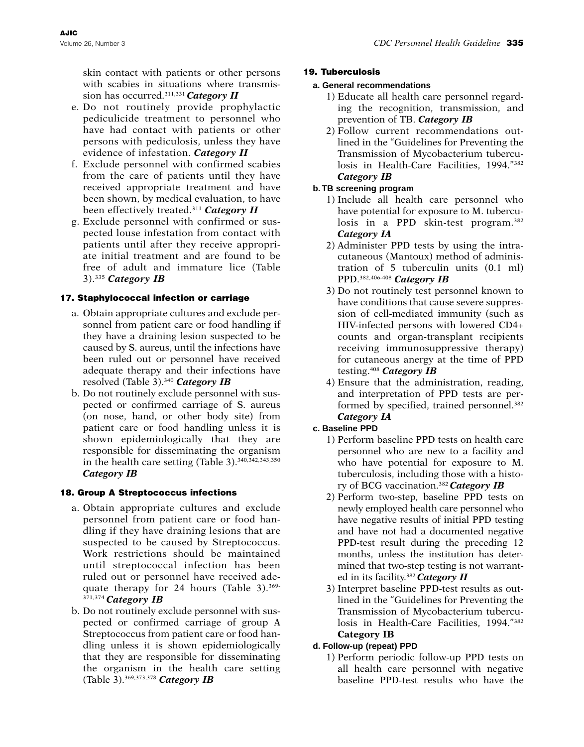skin contact with patients or other persons with scabies in situations where transmission has occurred.[311,331] ***Category II***

e. Do not routinely provide prophylactic pediculicide treatment to personnel who have had contact with patients or other persons with pediculosis, unless they have evidence of infestation. ***Category II***

f. Exclude personnel with confirmed scabies from the care of patients until they have received appropriate treatment and have been shown, by medical evaluation, to have been effectively treated.[311] ***Category II***

g. Exclude personnel with confirmed or suspected louse infestation from contact with patients until after they receive appropriate initial treatment and are found to be free of adult and immature lice (Table 3).[335] ***Category IB***

### 17. Staphylococcal infection or carriage

a. Obtain appropriate cultures and exclude personnel from patient care or food handling if they have a draining lesion suspected to be caused by S. aureus, until the infections have been ruled out or personnel have received adequate therapy and their infections have resolved (Table 3).[340] ***Category IB***

b. Do not routinely exclude personnel with suspected or confirmed carriage of S. aureus (on nose, hand, or other body site) from patient care or food handling unless it is shown epidemiologically that they are responsible for disseminating the organism in the health care setting (Table 3).[340,342,343,350] ***Category IB***

### 18. Group A Streptococcus infections

a. Obtain appropriate cultures and exclude personnel from patient care or food handling if they have draining lesions that are suspected to be caused by Streptococcus. Work restrictions should be maintained until streptococcal infection has been ruled out or personnel have received adequate therapy for 24 hours (Table 3).[369-371,374] ***Category IB***

b. Do not routinely exclude personnel with suspected or confirmed carriage of group A Streptococcus from patient care or food handling unless it is shown epidemiologically that they are responsible for disseminating the organism in the health care setting (Table 3).[369,373,378] ***Category IB***

### 19. Tuberculosis

#### a. General recommendations

1) Educate all health care personnel regarding the recognition, transmission, and prevention of TB. ***Category IB***
2) Follow current recommendations outlined in the "Guidelines for Preventing the Transmission of Mycobacterium tuberculosis in Health-Care Facilities, 1994."[382] ***Category IB***

#### b. TB screening program

1) Include all health care personnel who have potential for exposure to M. tuberculosis in a PPD skin-test program.[382] ***Category IA***
2) Administer PPD tests by using the intracutaneous (Mantoux) method of administration of 5 tuberculin units (0.1 ml) PPD.[382,406-408] ***Category IB***
3) Do not routinely test personnel known to have conditions that cause severe suppression of cell-mediated immunity (such as HIV-infected persons with lowered CD4+ counts and organ-transplant recipients receiving immunosuppressive therapy) for cutaneous anergy at the time of PPD testing.[408] ***Category IB***
4) Ensure that the administration, reading, and interpretation of PPD tests are performed by specified, trained personnel.[382] ***Category IA***

#### c. Baseline PPD

1) Perform baseline PPD tests on health care personnel who are new to a facility and who have potential for exposure to M. tuberculosis, including those with a history of BCG vaccination.[382] ***Category IB***
2) Perform two-step, baseline PPD tests on newly employed health care personnel who have negative results of initial PPD testing and have not had a documented negative PPD-test result during the preceding 12 months, unless the institution has determined that two-step testing is not warranted in its facility.[382] ***Category II***
3) Interpret baseline PPD-test results as outlined in the "Guidelines for Preventing the Transmission of Mycobacterium tuberculosis in Health-Care Facilities, 1994."[382] **Category IB**

#### d. Follow-up (repeat) PPD

1) Perform periodic follow-up PPD tests on all health care personnel with negative baseline PPD-test results who have the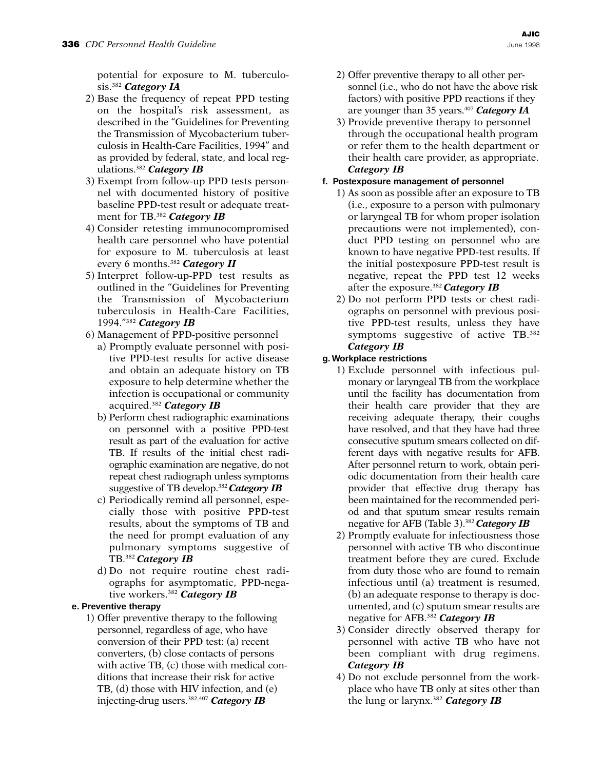potential for exposure to M. tuberculosis.[382] ***Category IA***

2) Base the frequency of repeat PPD testing on the hospital's risk assessment, as described in the "Guidelines for Preventing the Transmission of Mycobacterium tuberculosis in Health-Care Facilities, 1994" and as provided by federal, state, and local regulations.[382] ***Category IB***
3) Exempt from follow-up PPD tests personnel with documented history of positive baseline PPD-test result or adequate treatment for TB.[382] ***Category IB***
4) Consider retesting immunocompromised health care personnel who have potential for exposure to M. tuberculosis at least every 6 months.[382] ***Category II***
5) Interpret follow-up-PPD test results as outlined in the "Guidelines for Preventing the Transmission of Mycobacterium tuberculosis in Health-Care Facilities, 1994."[382] ***Category IB***
6) Management of PPD-positive personnel
   a) Promptly evaluate personnel with positive PPD-test results for active disease and obtain an adequate history on TB exposure to help determine whether the infection is occupational or community acquired.[382] ***Category IB***
   b) Perform chest radiographic examinations on personnel with a positive PPD-test result as part of the evaluation for active TB. If results of the initial chest radiographic examination are negative, do not repeat chest radiograph unless symptoms suggestive of TB develop.[382] ***Category IB***
   c) Periodically remind all personnel, especially those with positive PPD-test results, about the symptoms of TB and the need for prompt evaluation of any pulmonary symptoms suggestive of TB.[382] ***Category IB***
   d) Do not require routine chest radiographs for asymptomatic, PPD-negative workers.[382] ***Category IB***

#### e. Preventive therapy

1) Offer preventive therapy to the following personnel, regardless of age, who have conversion of their PPD test: (a) recent converters, (b) close contacts of persons with active TB, (c) those with medical conditions that increase their risk for active TB, (d) those with HIV infection, and (e) injecting-drug users.[382,407] ***Category IB***
2) Offer preventive therapy to all other personnel (i.e., who do not have the above risk factors) with positive PPD reactions if they are younger than 35 years.[407] ***Category IA***
3) Provide preventive therapy to personnel through the occupational health program or refer them to the health department or their health care provider, as appropriate. ***Category IB***

#### f. Postexposure management of personnel

1) As soon as possible after an exposure to TB (i.e., exposure to a person with pulmonary or laryngeal TB for whom proper isolation precautions were not implemented), conduct PPD testing on personnel who are known to have negative PPD-test results. If the initial postexposure PPD-test result is negative, repeat the PPD test 12 weeks after the exposure.[382] ***Category IB***
2) Do not perform PPD tests or chest radiographs on personnel with previous positive PPD-test results, unless they have symptoms suggestive of active TB.[382] ***Category IB***

#### g. Workplace restrictions

1) Exclude personnel with infectious pulmonary or laryngeal TB from the workplace until the facility has documentation from their health care provider that they are receiving adequate therapy, their coughs have resolved, and that they have had three consecutive sputum smears collected on different days with negative results for AFB. After personnel return to work, obtain periodic documentation from their health care provider that effective drug therapy has been maintained for the recommended period and that sputum smear results remain negative for AFB (Table 3).[382] ***Category IB***
2) Promptly evaluate for infectiousness those personnel with active TB who discontinue treatment before they are cured. Exclude from duty those who are found to remain infectious until (a) treatment is resumed, (b) an adequate response to therapy is documented, and (c) sputum smear results are negative for AFB.[382] ***Category IB***
3) Consider directly observed therapy for personnel with active TB who have not been compliant with drug regimens. ***Category IB***
4) Do not exclude personnel from the workplace who have TB only at sites other than the lung or larynx.[382] ***Category IB***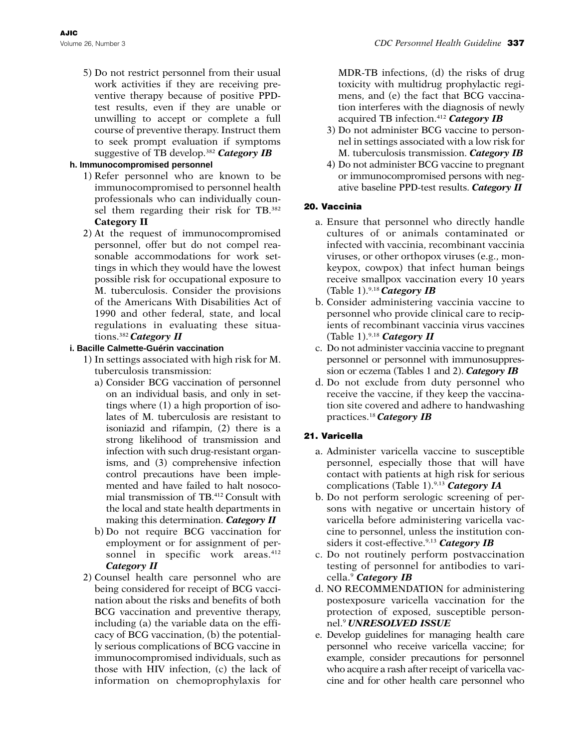5) Do not restrict personnel from their usual work activities if they are receiving preventive therapy because of positive PPD-test results, even if they are unable or unwilling to accept or complete a full course of preventive therapy. Instruct them to seek prompt evaluation if symptoms suggestive of TB develop.[382] ***Category IB***

#### h. Immunocompromised personnel

1) Refer personnel who are known to be immunocompromised to personnel health professionals who can individually counsel them regarding their risk for TB.[382] **Category II**

2) At the request of immunocompromised personnel, offer but do not compel reasonable accommodations for work settings in which they would have the lowest possible risk for occupational exposure to M. tuberculosis. Consider the provisions of the Americans With Disabilities Act of 1990 and other federal, state, and local regulations in evaluating these situations.[382] ***Category II***

#### i. Bacille Calmette-Guérin vaccination

1) In settings associated with high risk for M. tuberculosis transmission:

   a) Consider BCG vaccination of personnel on an individual basis, and only in settings where (1) a high proportion of isolates of M. tuberculosis are resistant to isoniazid and rifampin, (2) there is a strong likelihood of transmission and infection with such drug-resistant organisms, and (3) comprehensive infection control precautions have been implemented and have failed to halt nosocomial transmission of TB.[412] Consult with the local and state health departments in making this determination. ***Category II***

   b) Do not require BCG vaccination for employment or for assignment of personnel in specific work areas.[412] ***Category II***

2) Counsel health care personnel who are being considered for receipt of BCG vaccination about the risks and benefits of both BCG vaccination and preventive therapy, including (a) the variable data on the efficacy of BCG vaccination, (b) the potentially serious complications of BCG vaccine in immunocompromised individuals, such as those with HIV infection, (c) the lack of information on chemoprophylaxis for MDR-TB infections, (d) the risks of drug toxicity with multidrug prophylactic regimens, and (e) the fact that BCG vaccination interferes with the diagnosis of newly acquired TB infection.[412] ***Category IB***

3) Do not administer BCG vaccine to personnel in settings associated with a low risk for M. tuberculosis transmission. ***Category IB***

4) Do not administer BCG vaccine to pregnant or immunocompromised persons with negative baseline PPD-test results. ***Category II***

### 20. Vaccinia

a. Ensure that personnel who directly handle cultures of or animals contaminated or infected with vaccinia, recombinant vaccinia viruses, or other orthopox viruses (e.g., monkeypox, cowpox) that infect human beings receive smallpox vaccination every 10 years (Table 1).[9,18] ***Category IB***

b. Consider administering vaccinia vaccine to personnel who provide clinical care to recipients of recombinant vaccinia virus vaccines (Table 1).[9,18] ***Category II***

c. Do not administer vaccinia vaccine to pregnant personnel or personnel with immunosuppression or eczema (Tables 1 and 2). ***Category IB***

d. Do not exclude from duty personnel who receive the vaccine, if they keep the vaccination site covered and adhere to handwashing practices.[18] ***Category IB***

### 21. Varicella

a. Administer varicella vaccine to susceptible personnel, especially those that will have contact with patients at high risk for serious complications (Table 1).[9,13] ***Category IA***

b. Do not perform serologic screening of persons with negative or uncertain history of varicella before administering varicella vaccine to personnel, unless the institution considers it cost-effective.[9,13] ***Category IB***

c. Do not routinely perform postvaccination testing of personnel for antibodies to varicella.[9] ***Category IB***

d. NO RECOMMENDATION for administering postexposure varicella vaccination for the protection of exposed, susceptible personnel.[9] ***UNRESOLVED ISSUE***

e. Develop guidelines for managing health care personnel who receive varicella vaccine; for example, consider precautions for personnel who acquire a rash after receipt of varicella vaccine and for other health care personnel who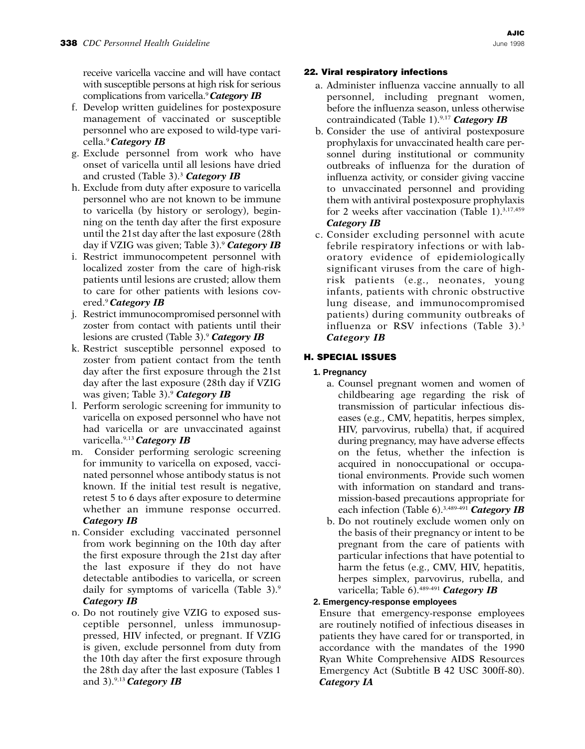receive varicella vaccine and will have contact with susceptible persons at high risk for serious complications from varicella.[9] ***Category IB***

f. Develop written guidelines for postexposure management of vaccinated or susceptible personnel who are exposed to wild-type varicella.[9] ***Category IB***

g. Exclude personnel from work who have onset of varicella until all lesions have dried and crusted (Table 3).[3] ***Category IB***

h. Exclude from duty after exposure to varicella personnel who are not known to be immune to varicella (by history or serology), beginning on the tenth day after the first exposure until the 21st day after the last exposure (28th day if VZIG was given; Table 3).[9] ***Category IB***

i. Restrict immunocompetent personnel with localized zoster from the care of high-risk patients until lesions are crusted; allow them to care for other patients with lesions covered.[9] ***Category IB***

j. Restrict immunocompromised personnel with zoster from contact with patients until their lesions are crusted (Table 3).[9] ***Category IB***

k. Restrict susceptible personnel exposed to zoster from patient contact from the tenth day after the first exposure through the 21st day after the last exposure (28th day if VZIG was given; Table 3).[9] ***Category IB***

l. Perform serologic screening for immunity to varicella on exposed personnel who have not had varicella or are unvaccinated against varicella.[9,13] ***Category IB***

m. Consider performing serologic screening for immunity to varicella on exposed, vaccinated personnel whose antibody status is not known. If the initial test result is negative, retest 5 to 6 days after exposure to determine whether an immune response occurred. ***Category IB***

n. Consider excluding vaccinated personnel from work beginning on the 10th day after the first exposure through the 21st day after the last exposure if they do not have detectable antibodies to varicella, or screen daily for symptoms of varicella (Table 3).[9] ***Category IB***

o. Do not routinely give VZIG to exposed susceptible personnel, unless immunosuppressed, HIV infected, or pregnant. If VZIG is given, exclude personnel from duty from the 10th day after the first exposure through the 28th day after the last exposure (Tables 1 and 3).[9,13] ***Category IB***

### 22. Viral respiratory infections

a. Administer influenza vaccine annually to all personnel, including pregnant women, before the influenza season, unless otherwise contraindicated (Table 1).[9,17] ***Category IB***

b. Consider the use of antiviral postexposure prophylaxis for unvaccinated health care personnel during institutional or community outbreaks of influenza for the duration of influenza activity, or consider giving vaccine to unvaccinated personnel and providing them with antiviral postexposure prophylaxis for 2 weeks after vaccination (Table 1).[3,17,459] ***Category IB***

c. Consider excluding personnel with acute febrile respiratory infections or with laboratory evidence of epidemiologically significant viruses from the care of high-risk patients (e.g., neonates, young infants, patients with chronic obstructive lung disease, and immunocompromised patients) during community outbreaks of influenza or RSV infections (Table 3).[3] ***Category IB***

## H. SPECIAL ISSUES

### 1. Pregnancy

a. Counsel pregnant women and women of childbearing age regarding the risk of transmission of particular infectious diseases (e.g., CMV, hepatitis, herpes simplex, HIV, parvovirus, rubella) that, if acquired during pregnancy, may have adverse effects on the fetus, whether the infection is acquired in nonoccupational or occupational environments. Provide such women with information on standard and transmission-based precautions appropriate for each infection (Table 6).[3,489-491] ***Category IB***

b. Do not routinely exclude women only on the basis of their pregnancy or intent to be pregnant from the care of patients with particular infections that have potential to harm the fetus (e.g., CMV, HIV, hepatitis, herpes simplex, parvovirus, rubella, and varicella; Table 6).[489-491] ***Category IB***

### 2. Emergency-response employees

Ensure that emergency-response employees are routinely notified of infectious diseases in patients they have cared for or transported, in accordance with the mandates of the 1990 Ryan White Comprehensive AIDS Resources Emergency Act (Subtitle B 42 USC 300ff-80). ***Category IA***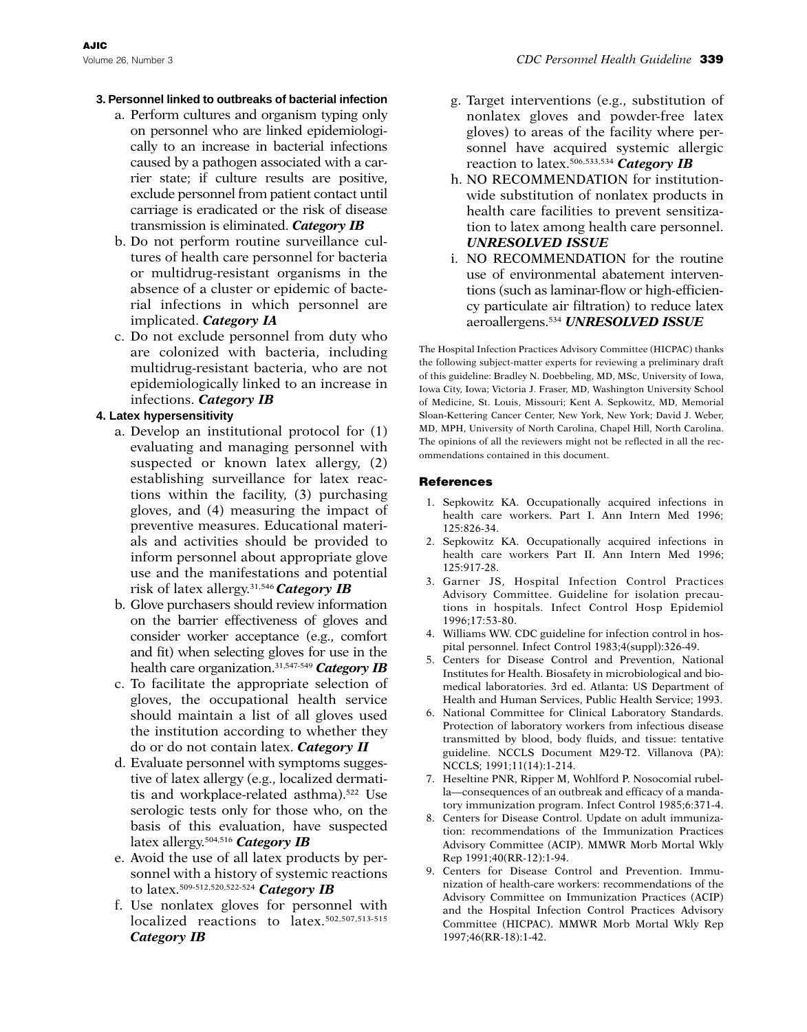**3. Personnel linked to outbreaks of bacterial infection**

a. Perform cultures and organism typing only on personnel who are linked epidemiologically to an increase in bacterial infections caused by a pathogen associated with a carrier state; if culture results are positive, exclude personnel from patient contact until carriage is eradicated or the risk of disease transmission is eliminated. ***Category IB***

b. Do not perform routine surveillance cultures of health care personnel for bacteria or multidrug-resistant organisms in the absence of a cluster or epidemic of bacterial infections in which personnel are implicated. ***Category IA***

c. Do not exclude personnel from duty who are colonized with bacteria, including multidrug-resistant bacteria, who are not epidemiologically linked to an increase in infections. ***Category IB***

**4. Latex hypersensitivity**

a. Develop an institutional protocol for (1) evaluating and managing personnel with suspected or known latex allergy, (2) establishing surveillance for latex reactions within the facility, (3) purchasing gloves, and (4) measuring the impact of preventive measures. Educational materials and activities should be provided to inform personnel about appropriate glove use and the manifestations and potential risk of latex allergy.[31,546] ***Category IB***

b. Glove purchasers should review information on the barrier effectiveness of gloves and consider worker acceptance (e.g., comfort and fit) when selecting gloves for use in the health care organization.[31,547-549] ***Category IB***

c. To facilitate the appropriate selection of gloves, the occupational health service should maintain a list of all gloves used the institution according to whether they do or do not contain latex. ***Category II***

d. Evaluate personnel with symptoms suggestive of latex allergy (e.g., localized dermatitis and workplace-related asthma).[522] Use serologic tests only for those who, on the basis of this evaluation, have suspected latex allergy.[504,516] ***Category IB***

e. Avoid the use of all latex products by personnel with a history of systemic reactions to latex.[509-512,520,522-524] ***Category IB***

f. Use nonlatex gloves for personnel with localized reactions to latex.[502,507,513-515] ***Category IB***

g. Target interventions (e.g., substitution of nonlatex gloves and powder-free latex gloves) to areas of the facility where personnel have acquired systemic allergic reaction to latex.[506,533,534] ***Category IB***

h. NO RECOMMENDATION for institution-wide substitution of nonlatex products in health care facilities to prevent sensitization to latex among health care personnel. ***UNRESOLVED ISSUE***

i. NO RECOMMENDATION for the routine use of environmental abatement interventions (such as laminar-flow or high-efficiency particulate air filtration) to reduce latex aeroallergens.[534] ***UNRESOLVED ISSUE***

The Hospital Infection Practices Advisory Committee (HICPAC) thanks the following subject-matter experts for reviewing a preliminary draft of this guideline: Bradley N. Doebbeling, MD, MSc, University of Iowa, Iowa City, Iowa; Victoria J. Fraser, MD, Washington University School of Medicine, St. Louis, Missouri; Kent A. Sepkowitz, MD, Memorial Sloan-Kettering Cancer Center, New York, New York; David J. Weber, MD, MPH, University of North Carolina, Chapel Hill, North Carolina. The opinions of all the reviewers might not be reflected in all the recommendations contained in this document.

## References

1. Sepkowitz KA. Occupationally acquired infections in health care workers. Part I. Ann Intern Med 1996; 125:826-34.
2. Sepkowitz KA. Occupationally acquired infections in health care workers Part II. Ann Intern Med 1996; 125:917-28.
3. Garner JS, Hospital Infection Control Practices Advisory Committee. Guideline for isolation precautions in hospitals. Infect Control Hosp Epidemiol 1996;17:53-80.
4. Williams WW. CDC guideline for infection control in hospital personnel. Infect Control 1983;4(suppl):326-49.
5. Centers for Disease Control and Prevention, National Institutes for Health. Biosafety in microbiological and biomedical laboratories. 3rd ed. Atlanta: US Department of Health and Human Services, Public Health Service; 1993.
6. National Committee for Clinical Laboratory Standards. Protection of laboratory workers from infectious disease transmitted by blood, body fluids, and tissue: tentative guideline. NCCLS Document M29-T2. Villanova (PA): NCCLS; 1991;11(14):1-214.
7. Heseltine PNR, Ripper M, Wohlford P. Nosocomial rubella—consequences of an outbreak and efficacy of a mandatory immunization program. Infect Control 1985;6:371-4.
8. Centers for Disease Control. Update on adult immunization: recommendations of the Immunization Practices Advisory Committee (ACIP). MMWR Morb Mortal Wkly Rep 1991;40(RR-12):1-94.
9. Centers for Disease Control and Prevention. Immunization of health-care workers: recommendations of the Advisory Committee on Immunization Practices (ACIP) and the Hospital Infection Control Practices Advisory Committee (HICPAC). MMWR Morb Mortal Wkly Rep 1997;46(RR-18):1-42.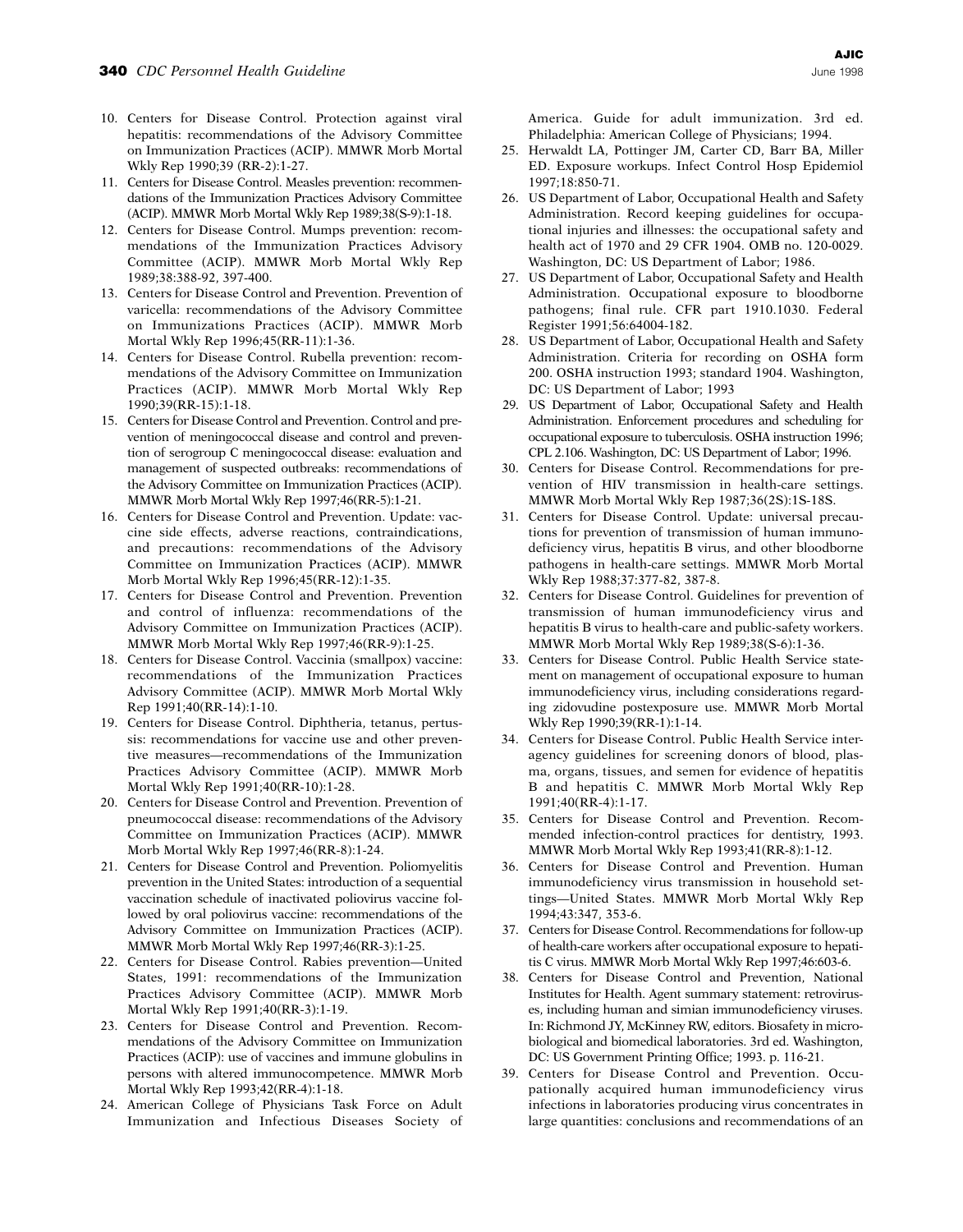10. Centers for Disease Control. Protection against viral hepatitis: recommendations of the Advisory Committee on Immunization Practices (ACIP). MMWR Morb Mortal Wkly Rep 1990;39 (RR-2):1-27.
11. Centers for Disease Control. Measles prevention: recommendations of the Immunization Practices Advisory Committee (ACIP). MMWR Morb Mortal Wkly Rep 1989;38(S-9):1-18.
12. Centers for Disease Control. Mumps prevention: recommendations of the Immunization Practices Advisory Committee (ACIP). MMWR Morb Mortal Wkly Rep 1989;38:388-92, 397-400.
13. Centers for Disease Control and Prevention. Prevention of varicella: recommendations of the Advisory Committee on Immunizations Practices (ACIP). MMWR Morb Mortal Wkly Rep 1996;45(RR-11):1-36.
14. Centers for Disease Control. Rubella prevention: recommendations of the Advisory Committee on Immunization Practices (ACIP). MMWR Morb Mortal Wkly Rep 1990;39(RR-15):1-18.
15. Centers for Disease Control and Prevention. Control and prevention of meningococcal disease and control and prevention of serogroup C meningococcal disease: evaluation and management of suspected outbreaks: recommendations of the Advisory Committee on Immunization Practices (ACIP). MMWR Morb Mortal Wkly Rep 1997;46(RR-5):1-21.
16. Centers for Disease Control and Prevention. Update: vaccine side effects, adverse reactions, contraindications, and precautions: recommendations of the Advisory Committee on Immunization Practices (ACIP). MMWR Morb Mortal Wkly Rep 1996;45(RR-12):1-35.
17. Centers for Disease Control and Prevention. Prevention and control of influenza: recommendations of the Advisory Committee on Immunization Practices (ACIP). MMWR Morb Mortal Wkly Rep 1997;46(RR-9):1-25.
18. Centers for Disease Control. Vaccinia (smallpox) vaccine: recommendations of the Immunization Practices Advisory Committee (ACIP). MMWR Morb Mortal Wkly Rep 1991;40(RR-14):1-10.
19. Centers for Disease Control. Diphtheria, tetanus, pertussis: recommendations for vaccine use and other preventive measures—recommendations of the Immunization Practices Advisory Committee (ACIP). MMWR Morb Mortal Wkly Rep 1991;40(RR-10):1-28.
20. Centers for Disease Control and Prevention. Prevention of pneumococcal disease: recommendations of the Advisory Committee on Immunization Practices (ACIP). MMWR Morb Mortal Wkly Rep 1997;46(RR-8):1-24.
21. Centers for Disease Control and Prevention. Poliomyelitis prevention in the United States: introduction of a sequential vaccination schedule of inactivated poliovirus vaccine followed by oral poliovirus vaccine: recommendations of the Advisory Committee on Immunization Practices (ACIP). MMWR Morb Mortal Wkly Rep 1997;46(RR-3):1-25.
22. Centers for Disease Control. Rabies prevention—United States, 1991: recommendations of the Immunization Practices Advisory Committee (ACIP). MMWR Morb Mortal Wkly Rep 1991;40(RR-3):1-19.
23. Centers for Disease Control and Prevention. Recommendations of the Advisory Committee on Immunization Practices (ACIP): use of vaccines and immune globulins in persons with altered immunocompetence. MMWR Morb Mortal Wkly Rep 1993;42(RR-4):1-18.
24. American College of Physicians Task Force on Adult Immunization and Infectious Diseases Society of America. Guide for adult immunization. 3rd ed. Philadelphia: American College of Physicians; 1994.
25. Herwaldt LA, Pottinger JM, Carter CD, Barr BA, Miller ED. Exposure workups. Infect Control Hosp Epidemiol 1997;18:850-71.
26. US Department of Labor, Occupational Health and Safety Administration. Record keeping guidelines for occupational injuries and illnesses: the occupational safety and health act of 1970 and 29 CFR 1904. OMB no. 120-0029. Washington, DC: US Department of Labor; 1986.
27. US Department of Labor, Occupational Safety and Health Administration. Occupational exposure to bloodborne pathogens; final rule. CFR part 1910.1030. Federal Register 1991;56:64004-182.
28. US Department of Labor, Occupational Health and Safety Administration. Criteria for recording on OSHA form 200. OSHA instruction 1993; standard 1904. Washington, DC: US Department of Labor; 1993
29. US Department of Labor, Occupational Safety and Health Administration. Enforcement procedures and scheduling for occupational exposure to tuberculosis. OSHA instruction 1996; CPL 2.106. Washington, DC: US Department of Labor; 1996.
30. Centers for Disease Control. Recommendations for prevention of HIV transmission in health-care settings. MMWR Morb Mortal Wkly Rep 1987;36(2S):1S-18S.
31. Centers for Disease Control. Update: universal precautions for prevention of transmission of human immunodeficiency virus, hepatitis B virus, and other bloodborne pathogens in health-care settings. MMWR Morb Mortal Wkly Rep 1988;37:377-82, 387-8.
32. Centers for Disease Control. Guidelines for prevention of transmission of human immunodeficiency virus and hepatitis B virus to health-care and public-safety workers. MMWR Morb Mortal Wkly Rep 1989;38(S-6):1-36.
33. Centers for Disease Control. Public Health Service statement on management of occupational exposure to human immunodeficiency virus, including considerations regarding zidovudine postexposure use. MMWR Morb Mortal Wkly Rep 1990;39(RR-1):1-14.
34. Centers for Disease Control. Public Health Service interagency guidelines for screening donors of blood, plasma, organs, tissues, and semen for evidence of hepatitis B and hepatitis C. MMWR Morb Mortal Wkly Rep 1991;40(RR-4):1-17.
35. Centers for Disease Control and Prevention. Recommended infection-control practices for dentistry, 1993. MMWR Morb Mortal Wkly Rep 1993;41(RR-8):1-12.
36. Centers for Disease Control and Prevention. Human immunodeficiency virus transmission in household settings—United States. MMWR Morb Mortal Wkly Rep 1994;43:347, 353-6.
37. Centers for Disease Control. Recommendations for follow-up of health-care workers after occupational exposure to hepatitis C virus. MMWR Morb Mortal Wkly Rep 1997;46:603-6.
38. Centers for Disease Control and Prevention, National Institutes for Health. Agent summary statement: retroviruses, including human and simian immunodeficiency viruses. In: Richmond JY, McKinney RW, editors. Biosafety in microbiological and biomedical laboratories. 3rd ed. Washington, DC: US Government Printing Office; 1993. p. 116-21.
39. Centers for Disease Control and Prevention. Occupationally acquired human immunodeficiency virus infections in laboratories producing virus concentrates in large quantities: conclusions and recommendations of an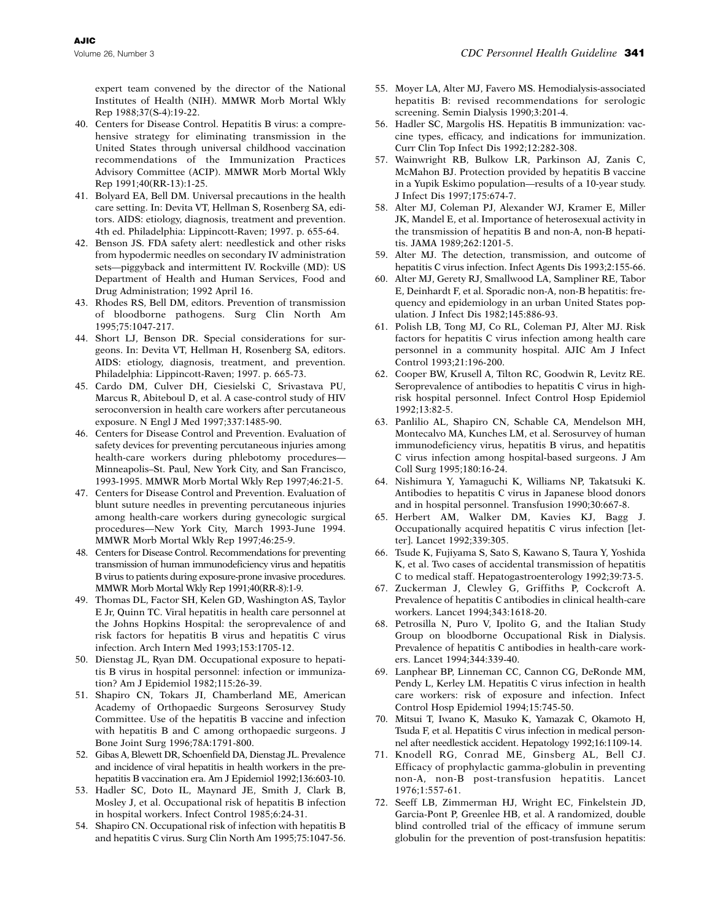expert team convened by the director of the National Institutes of Health (NIH). MMWR Morb Mortal Wkly Rep 1988;37(S-4):19-22.

40. Centers for Disease Control. Hepatitis B virus: a comprehensive strategy for eliminating transmission in the United States through universal childhood vaccination recommendations of the Immunization Practices Advisory Committee (ACIP). MMWR Morb Mortal Wkly Rep 1991;40(RR-13):1-25.
41. Bolyard EA, Bell DM. Universal precautions in the health care setting. In: Devita VT, Hellman S, Rosenberg SA, editors. AIDS: etiology, diagnosis, treatment and prevention. 4th ed. Philadelphia: Lippincott-Raven; 1997. p. 655-64.
42. Benson JS. FDA safety alert: needlestick and other risks from hypodermic needles on secondary IV administration sets—piggyback and intermittent IV. Rockville (MD): US Department of Health and Human Services, Food and Drug Administration; 1992 April 16.
43. Rhodes RS, Bell DM, editors. Prevention of transmission of bloodborne pathogens. Surg Clin North Am 1995;75:1047-217.
44. Short LJ, Benson DR. Special considerations for surgeons. In: Devita VT, Hellman H, Rosenberg SA, editors. AIDS: etiology, diagnosis, treatment, and prevention. Philadelphia: Lippincott-Raven; 1997. p. 665-73.
45. Cardo DM, Culver DH, Ciesielski C, Srivastava PU, Marcus R, Abiteboul D, et al. A case-control study of HIV seroconversion in health care workers after percutaneous exposure. N Engl J Med 1997;337:1485-90.
46. Centers for Disease Control and Prevention. Evaluation of safety devices for preventing percutaneous injuries among health-care workers during phlebotomy procedures—Minneapolis–St. Paul, New York City, and San Francisco, 1993-1995. MMWR Morb Mortal Wkly Rep 1997;46:21-5.
47. Centers for Disease Control and Prevention. Evaluation of blunt suture needles in preventing percutaneous injuries among health-care workers during gynecologic surgical procedures—New York City, March 1993-June 1994. MMWR Morb Mortal Wkly Rep 1997;46:25-9.
48. Centers for Disease Control. Recommendations for preventing transmission of human immunodeficiency virus and hepatitis B virus to patients during exposure-prone invasive procedures. MMWR Morb Mortal Wkly Rep 1991;40(RR-8):1-9.
49. Thomas DL, Factor SH, Kelen GD, Washington AS, Taylor E Jr, Quinn TC. Viral hepatitis in health care personnel at the Johns Hopkins Hospital: the seroprevalence of and risk factors for hepatitis B virus and hepatitis C virus infection. Arch Intern Med 1993;153:1705-12.
50. Dienstag JL, Ryan DM. Occupational exposure to hepatitis B virus in hospital personnel: infection or immunization? Am J Epidemiol 1982;115:26-39.
51. Shapiro CN, Tokars JI, Chamberland ME, American Academy of Orthopaedic Surgeons Serosurvey Study Committee. Use of the hepatitis B vaccine and infection with hepatitis B and C among orthopaedic surgeons. J Bone Joint Surg 1996;78A:1791-800.
52. Gibas A, Blewett DR, Schoenfield DA, Dienstag JL. Prevalence and incidence of viral hepatitis in health workers in the prehepatitis B vaccination era. Am J Epidemiol 1992;136:603-10.
53. Hadler SC, Doto IL, Maynard JE, Smith J, Clark B, Mosley J, et al. Occupational risk of hepatitis B infection in hospital workers. Infect Control 1985;6:24-31.
54. Shapiro CN. Occupational risk of infection with hepatitis B and hepatitis C virus. Surg Clin North Am 1995;75:1047-56.
55. Moyer LA, Alter MJ, Favero MS. Hemodialysis-associated hepatitis B: revised recommendations for serologic screening. Semin Dialysis 1990;3:201-4.
56. Hadler SC, Margolis HS. Hepatitis B immunization: vaccine types, efficacy, and indications for immunization. Curr Clin Top Infect Dis 1992;12:282-308.
57. Wainwright RB, Bulkow LR, Parkinson AJ, Zanis C, McMahon BJ. Protection provided by hepatitis B vaccine in a Yupik Eskimo population—results of a 10-year study. J Infect Dis 1997;175:674-7.
58. Alter MJ, Coleman PJ, Alexander WJ, Kramer E, Miller JK, Mandel E, et al. Importance of heterosexual activity in the transmission of hepatitis B and non-A, non-B hepatitis. JAMA 1989;262:1201-5.
59. Alter MJ. The detection, transmission, and outcome of hepatitis C virus infection. Infect Agents Dis 1993;2:155-66.
60. Alter MJ, Gerety RJ, Smallwood LA, Sampliner RE, Tabor E, Deinhardt F, et al. Sporadic non-A, non-B hepatitis: frequency and epidemiology in an urban United States population. J Infect Dis 1982;145:886-93.
61. Polish LB, Tong MJ, Co RL, Coleman PJ, Alter MJ. Risk factors for hepatitis C virus infection among health care personnel in a community hospital. AJIC Am J Infect Control 1993;21:196-200.
62. Cooper BW, Krusell A, Tilton RC, Goodwin R, Levitz RE. Seroprevalence of antibodies to hepatitis C virus in high-risk hospital personnel. Infect Control Hosp Epidemiol 1992;13:82-5.
63. Panlilio AL, Shapiro CN, Schable CA, Mendelson MH, Montecalvo MA, Kunches LM, et al. Serosurvey of human immunodeficiency virus, hepatitis B virus, and hepatitis C virus infection among hospital-based surgeons. J Am Coll Surg 1995;180:16-24.
64. Nishimura Y, Yamaguchi K, Williams NP, Takatsuki K. Antibodies to hepatitis C virus in Japanese blood donors and in hospital personnel. Transfusion 1990;30:667-8.
65. Herbert AM, Walker DM, Kavies KJ, Bagg J. Occupationally acquired hepatitis C virus infection [letter]. Lancet 1992;339:305.
66. Tsude K, Fujiyama S, Sato S, Kawano S, Taura Y, Yoshida K, et al. Two cases of accidental transmission of hepatitis C to medical staff. Hepatogastroenterology 1992;39:73-5.
67. Zuckerman J, Clewley G, Griffiths P, Cockcroft A. Prevalence of hepatitis C antibodies in clinical health-care workers. Lancet 1994;343:1618-20.
68. Petrosilla N, Puro V, Ipolito G, and the Italian Study Group on bloodborne Occupational Risk in Dialysis. Prevalence of hepatitis C antibodies in health-care workers. Lancet 1994;344:339-40.
69. Lanphear BP, Linneman CC, Cannon CG, DeRonde MM, Pendy L, Kerley LM. Hepatitis C virus infection in health care workers: risk of exposure and infection. Infect Control Hosp Epidemiol 1994;15:745-50.
70. Mitsui T, Iwano K, Masuko K, Yamazak C, Okamoto H, Tsuda F, et al. Hepatitis C virus infection in medical personnel after needlestick accident. Hepatology 1992;16:1109-14.
71. Knodell RG, Conrad ME, Ginsberg AL, Bell CJ. Efficacy of prophylactic gamma-globulin in preventing non-A, non-B post-transfusion hepatitis. Lancet 1976;1:557-61.
72. Seeff LB, Zimmerman HJ, Wright EC, Finkelstein JD, Garcia-Pont P, Greenlee HB, et al. A randomized, double blind controlled trial of the efficacy of immune serum globulin for the prevention of post-transfusion hepatitis: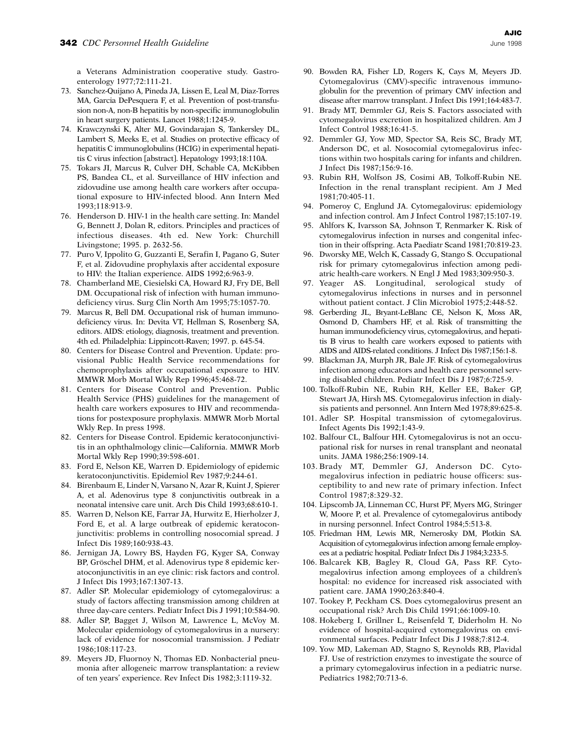a Veterans Administration cooperative study. Gastroenterology 1977;72:111-21.

73. Sanchez-Quijano A, Pineda JA, Lissen E, Leal M, Diaz-Torres MA, Garcia DePesquera F, et al. Prevention of post-transfusion non-A, non-B hepatitis by non-specific immunoglobulin in heart surgery patients. Lancet 1988;1:1245-9.
74. Krawczynski K, Alter MJ, Govindarajan S, Tankersley DL, Lambert S, Meeks E, et al. Studies on protective efficacy of hepatitis C immunoglobulins (HCIG) in experimental hepatitis C virus infection [abstract]. Hepatology 1993;18:110A.
75. Tokars JI, Marcus R, Culver DH, Schable CA, McKibben PS, Bandea CL, et al. Surveillance of HIV infection and zidovudine use among health care workers after occupational exposure to HIV-infected blood. Ann Intern Med 1993;118:913-9.
76. Henderson D. HIV-1 in the health care setting. In: Mandel G, Bennett J, Dolan R, editors. Principles and practices of infectious diseases. 4th ed. New York: Churchill Livingstone; 1995. p. 2632-56.
77. Puro V, Ippolito G, Guzzanti E, Serafin I, Pagano G, Suter F, et al. Zidovudine prophylaxis after accidental exposure to HIV: the Italian experience. AIDS 1992;6:963-9.
78. Chamberland ME, Ciesielski CA, Howard RJ, Fry DE, Bell DM. Occupational risk of infection with human immunodeficiency virus. Surg Clin North Am 1995;75:1057-70.
79. Marcus R, Bell DM. Occupational risk of human immunodeficiency virus. In: Devita VT, Hellman S, Rosenberg SA, editors. AIDS: etiology, diagnosis, treatment and prevention. 4th ed. Philadelphia: Lippincott-Raven; 1997. p. 645-54.
80. Centers for Disease Control and Prevention. Update: provisional Public Health Service recommendations for chemoprophylaxis after occupational exposure to HIV. MMWR Morb Mortal Wkly Rep 1996;45:468-72.
81. Centers for Disease Control and Prevention. Public Health Service (PHS) guidelines for the management of health care workers exposures to HIV and recommendations for postexposure prophylaxis. MMWR Morb Mortal Wkly Rep. In press 1998.
82. Centers for Disease Control. Epidemic keratoconjunctivitis in an ophthalmology clinic—California. MMWR Morb Mortal Wkly Rep 1990;39:598-601.
83. Ford E, Nelson KE, Warren D. Epidemiology of epidemic keratoconjunctivitis. Epidemiol Rev 1987;9:244-61.
84. Birenbaum E, Linder N, Varsano N, Azar R, Kuint J, Spierer A, et al. Adenovirus type 8 conjunctivitis outbreak in a neonatal intensive care unit. Arch Dis Child 1993;68:610-1.
85. Warren D, Nelson KE, Farrar JA, Hurwitz E, Hierholzer J, Ford E, et al. A large outbreak of epidemic keratoconjunctivitis: problems in controlling nosocomial spread. J Infect Dis 1989;160:938-43.
86. Jernigan JA, Lowry BS, Hayden FG, Kyger SA, Conway BP, Gröschel DHM, et al. Adenovirus type 8 epidemic keratoconjunctivitis in an eye clinic: risk factors and control. J Infect Dis 1993;167:1307-13.
87. Adler SP. Molecular epidemiology of cytomegalovirus: a study of factors affecting transmission among children at three day-care centers. Pediatr Infect Dis J 1991;10:584-90.
88. Adler SP, Bagget J, Wilson M, Lawrence L, McVoy M. Molecular epidemiology of cytomegalovirus in a nursery: lack of evidence for nosocomial transmission. J Pediatr 1986;108:117-23.
89. Meyers JD, Fluornoy N, Thomas ED. Nonbacterial pneumonia after allogeneic marrow transplantation: a review of ten years' experience. Rev Infect Dis 1982;3:1119-32.
90. Bowden RA, Fisher LD, Rogers K, Cays M, Meyers JD. Cytomegalovirus (CMV)-specific intravenous immunoglobulin for the prevention of primary CMV infection and disease after marrow transplant. J Infect Dis 1991;164:483-7.
91. Brady MT, Demmler GJ, Reis S. Factors associated with cytomegalovirus excretion in hospitalized children. Am J Infect Control 1988;16:41-5.
92. Demmler GJ, Yow MD, Spector SA, Reis SC, Brady MT, Anderson DC, et al. Nosocomial cytomegalovirus infections within two hospitals caring for infants and children. J Infect Dis 1987;156:9-16.
93. Rubin RH, Wolfson JS, Cosimi AB, Tolkoff-Rubin NE. Infection in the renal transplant recipient. Am J Med 1981;70:405-11.
94. Pomeroy C, Englund JA. Cytomegalovirus: epidemiology and infection control. Am J Infect Control 1987;15:107-19.
95. Ahlfors K, Ivarsson SA, Johnson T, Renmarker K. Risk of cytomegalovirus infection in nurses and congenital infection in their offspring. Acta Paediatr Scand 1981;70:819-23.
96. Dworsky ME, Welch K, Cassady G, Stango S. Occupational risk for primary cytomegalovirus infection among pediatric health-care workers. N Engl J Med 1983;309:950-3.
97. Yeager AS. Longitudinal, serological study of cytomegalovirus infections in nurses and in personnel without patient contact. J Clin Microbiol 1975;2:448-52.
98. Gerberding JL, Bryant-LeBlanc CE, Nelson K, Moss AR, Osmond D, Chambers HF, et al. Risk of transmitting the human immunodeficiency virus, cytomegalovirus, and hepatitis B virus to health care workers exposed to patients with AIDS and AIDS-related conditions. J Infect Dis 1987;156:1-8.
99. Blackman JA, Murph JR, Bale JF. Risk of cytomegalovirus infection among educators and health care personnel serving disabled children. Pediatr Infect Dis J 1987;6:725-9.
100. Tolkoff-Rubin NE, Rubin RH, Keller EE, Baker GP, Stewart JA, Hirsh MS. Cytomegalovirus infection in dialysis patients and personnel. Ann Intern Med 1978;89:625-8.
101. Adler SP. Hospital transmission of cytomegalovirus. Infect Agents Dis 1992;1:43-9.
102. Balfour CL, Balfour HH. Cytomegalovirus is not an occupational risk for nurses in renal transplant and neonatal units. JAMA 1986;256:1909-14.
103. Brady MT, Demmler GJ, Anderson DC. Cytomegalovirus infection in pediatric house officers: susceptibility to and new rate of primary infection. Infect Control 1987;8:329-32.
104. Lipscomb JA, Linneman CC, Hurst PF, Myers MG, Stringer W, Moore P, et al. Prevalence of cytomegalovirus antibody in nursing personnel. Infect Control 1984;5:513-8.
105. Friedman HM, Lewis MR, Nemerosky DM, Plotkin SA. Acquisition of cytomegalovirus infection among female employees at a pediatric hospital. Pediatr Infect Dis J 1984;3:233-5.
106. Balcarek KB, Bagley R, Cloud GA, Pass RF. Cytomegalovirus infection among employees of a children's hospital: no evidence for increased risk associated with patient care. JAMA 1990;263:840-4.
107. Tookey P, Peckham CS. Does cytomegalovirus present an occupational risk? Arch Dis Child 1991;66:1009-10.
108. Hokeberg I, Grillner L, Reisenfeld T, Diderholm H. No evidence of hospital-acquired cytomegalovirus on environmental surfaces. Pediatr Infect Dis J 1988;7:812-4.
109. Yow MD, Lakeman AD, Stagno S, Reynolds RB, Plavidal FJ. Use of restriction enzymes to investigate the source of a primary cytomegalovirus infection in a pediatric nurse. Pediatrics 1982;70:713-6.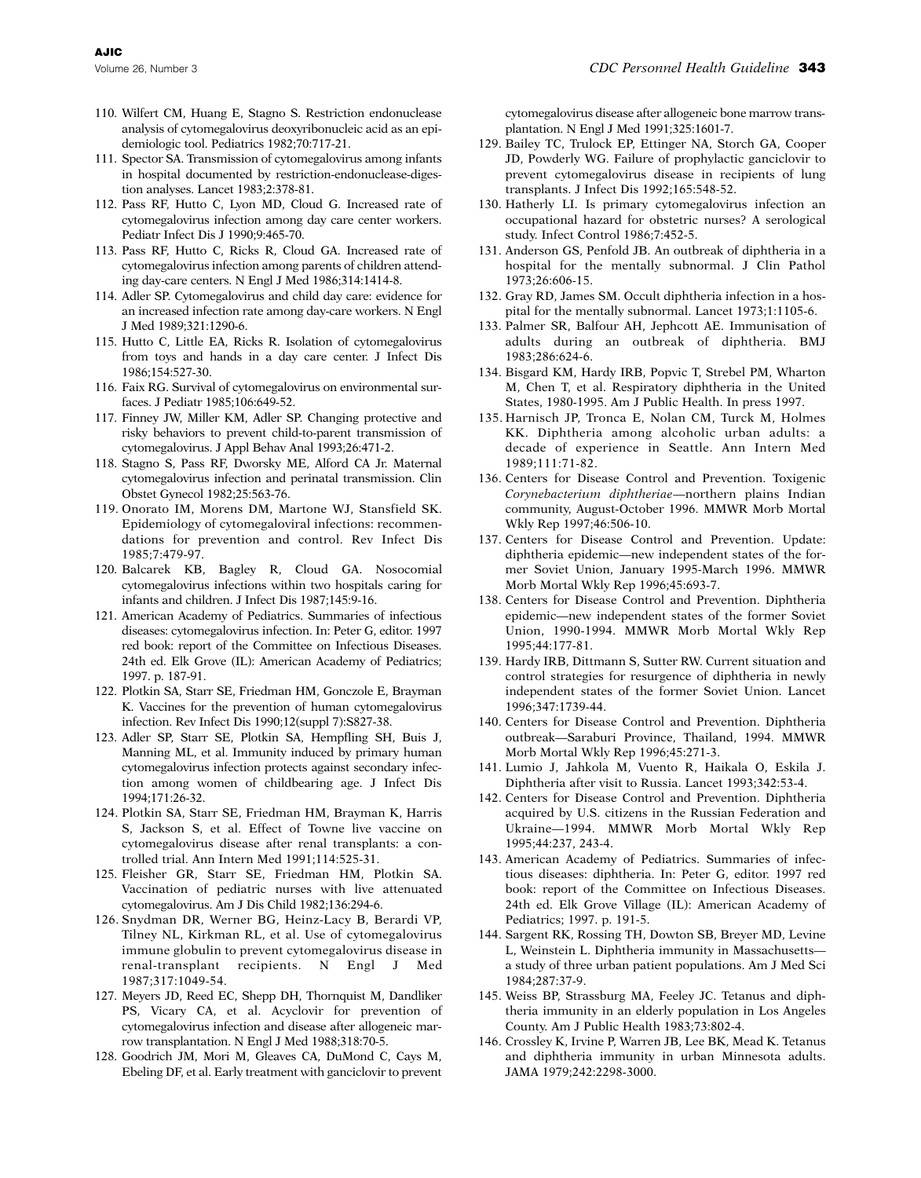110. Wilfert CM, Huang E, Stagno S. Restriction endonuclease analysis of cytomegalovirus deoxyribonucleic acid as an epidemiologic tool. Pediatrics 1982;70:717-21.
111. Spector SA. Transmission of cytomegalovirus among infants in hospital documented by restriction-endonuclease-digestion analyses. Lancet 1983;2:378-81.
112. Pass RF, Hutto C, Lyon MD, Cloud G. Increased rate of cytomegalovirus infection among day care center workers. Pediatr Infect Dis J 1990;9:465-70.
113. Pass RF, Hutto C, Ricks R, Cloud GA. Increased rate of cytomegalovirus infection among parents of children attending day-care centers. N Engl J Med 1986;314:1414-8.
114. Adler SP. Cytomegalovirus and child day care: evidence for an increased infection rate among day-care workers. N Engl J Med 1989;321:1290-6.
115. Hutto C, Little EA, Ricks R. Isolation of cytomegalovirus from toys and hands in a day care center. J Infect Dis 1986;154:527-30.
116. Faix RG. Survival of cytomegalovirus on environmental surfaces. J Pediatr 1985;106:649-52.
117. Finney JW, Miller KM, Adler SP. Changing protective and risky behaviors to prevent child-to-parent transmission of cytomegalovirus. J Appl Behav Anal 1993;26:471-2.
118. Stagno S, Pass RF, Dworsky ME, Alford CA Jr. Maternal cytomegalovirus infection and perinatal transmission. Clin Obstet Gynecol 1982;25:563-76.
119. Onorato IM, Morens DM, Martone WJ, Stansfield SK. Epidemiology of cytomegaloviral infections: recommendations for prevention and control. Rev Infect Dis 1985;7:479-97.
120. Balcarek KB, Bagley R, Cloud GA. Nosocomial cytomegalovirus infections within two hospitals caring for infants and children. J Infect Dis 1987;145:9-16.
121. American Academy of Pediatrics. Summaries of infectious diseases: cytomegalovirus infection. In: Peter G, editor. 1997 red book: report of the Committee on Infectious Diseases. 24th ed. Elk Grove (IL): American Academy of Pediatrics; 1997. p. 187-91.
122. Plotkin SA, Starr SE, Friedman HM, Gonczole E, Brayman K. Vaccines for the prevention of human cytomegalovirus infection. Rev Infect Dis 1990;12(suppl 7):S827-38.
123. Adler SP, Starr SE, Plotkin SA, Hempfling SH, Buis J, Manning ML, et al. Immunity induced by primary human cytomegalovirus infection protects against secondary infection among women of childbearing age. J Infect Dis 1994;171:26-32.
124. Plotkin SA, Starr SE, Friedman HM, Brayman K, Harris S, Jackson S, et al. Effect of Towne live vaccine on cytomegalovirus disease after renal transplants: a controlled trial. Ann Intern Med 1991;114:525-31.
125. Fleisher GR, Starr SE, Friedman HM, Plotkin SA. Vaccination of pediatric nurses with live attenuated cytomegalovirus. Am J Dis Child 1982;136:294-6.
126. Snydman DR, Werner BG, Heinz-Lacy B, Berardi VP, Tilney NL, Kirkman RL, et al. Use of cytomegalovirus immune globulin to prevent cytomegalovirus disease in renal-transplant recipients. N Engl J Med 1987;317:1049-54.
127. Meyers JD, Reed EC, Shepp DH, Thornquist M, Dandliker PS, Vicary CA, et al. Acyclovir for prevention of cytomegalovirus infection and disease after allogeneic marrow transplantation. N Engl J Med 1988;318:70-5.
128. Goodrich JM, Mori M, Gleaves CA, DuMond C, Cays M, Ebeling DF, et al. Early treatment with ganciclovir to prevent cytomegalovirus disease after allogeneic bone marrow transplantation. N Engl J Med 1991;325:1601-7.
129. Bailey TC, Trulock EP, Ettinger NA, Storch GA, Cooper JD, Powderly WG. Failure of prophylactic ganciclovir to prevent cytomegalovirus disease in recipients of lung transplants. J Infect Dis 1992;165:548-52.
130. Hatherly LI. Is primary cytomegalovirus infection an occupational hazard for obstetric nurses? A serological study. Infect Control 1986;7:452-5.
131. Anderson GS, Penfold JB. An outbreak of diphtheria in a hospital for the mentally subnormal. J Clin Pathol 1973;26:606-15.
132. Gray RD, James SM. Occult diphtheria infection in a hospital for the mentally subnormal. Lancet 1973;1:1105-6.
133. Palmer SR, Balfour AH, Jephcott AE. Immunisation of adults during an outbreak of diphtheria. BMJ 1983;286:624-6.
134. Bisgard KM, Hardy IRB, Popvic T, Strebel PM, Wharton M, Chen T, et al. Respiratory diphtheria in the United States, 1980-1995. Am J Public Health. In press 1997.
135. Harnisch JP, Tronca E, Nolan CM, Turck M, Holmes KK. Diphtheria among alcoholic urban adults: a decade of experience in Seattle. Ann Intern Med 1989;111:71-82.
136. Centers for Disease Control and Prevention. Toxigenic *Corynebacterium diphtheriae*—northern plains Indian community, August-October 1996. MMWR Morb Mortal Wkly Rep 1997;46:506-10.
137. Centers for Disease Control and Prevention. Update: diphtheria epidemic—new independent states of the former Soviet Union, January 1995-March 1996. MMWR Morb Mortal Wkly Rep 1996;45:693-7.
138. Centers for Disease Control and Prevention. Diphtheria epidemic—new independent states of the former Soviet Union, 1990-1994. MMWR Morb Mortal Wkly Rep 1995;44:177-81.
139. Hardy IRB, Dittmann S, Sutter RW. Current situation and control strategies for resurgence of diphtheria in newly independent states of the former Soviet Union. Lancet 1996;347:1739-44.
140. Centers for Disease Control and Prevention. Diphtheria outbreak—Saraburi Province, Thailand, 1994. MMWR Morb Mortal Wkly Rep 1996;45:271-3.
141. Lumio J, Jahkola M, Vuento R, Haikala O, Eskila J. Diphtheria after visit to Russia. Lancet 1993;342:53-4.
142. Centers for Disease Control and Prevention. Diphtheria acquired by U.S. citizens in the Russian Federation and Ukraine—1994. MMWR Morb Mortal Wkly Rep 1995;44:237, 243-4.
143. American Academy of Pediatrics. Summaries of infectious diseases: diphtheria. In: Peter G, editor. 1997 red book: report of the Committee on Infectious Diseases. 24th ed. Elk Grove Village (IL): American Academy of Pediatrics; 1997. p. 191-5.
144. Sargent RK, Rossing TH, Dowton SB, Breyer MD, Levine L, Weinstein L. Diphtheria immunity in Massachusetts—a study of three urban patient populations. Am J Med Sci 1984;287:37-9.
145. Weiss BP, Strassburg MA, Feeley JC. Tetanus and diphtheria immunity in an elderly population in Los Angeles County. Am J Public Health 1983;73:802-4.
146. Crossley K, Irvine P, Warren JB, Lee BK, Mead K. Tetanus and diphtheria immunity in urban Minnesota adults. JAMA 1979;242:2298-3000.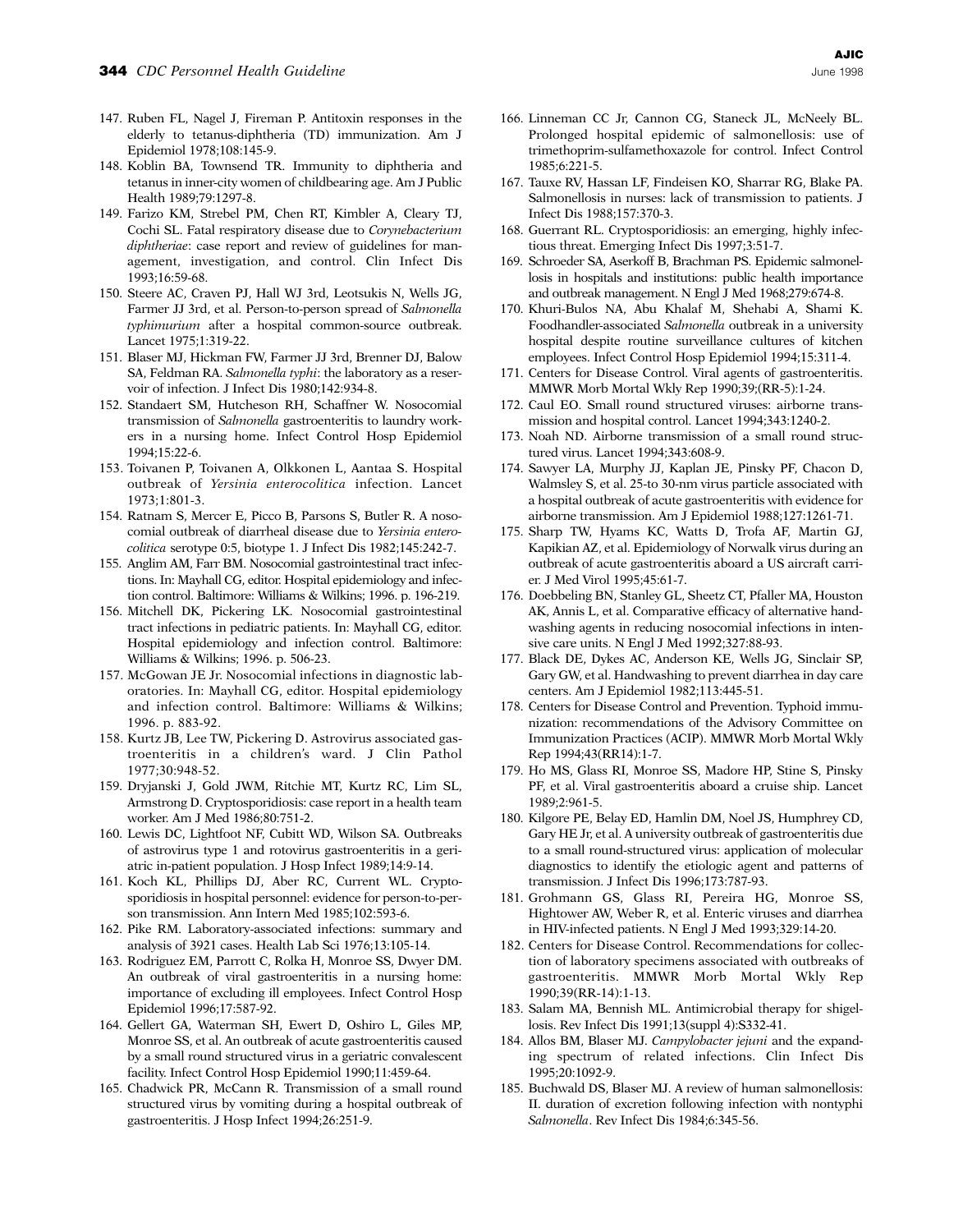147. Ruben FL, Nagel J, Fireman P. Antitoxin responses in the elderly to tetanus-diphtheria (TD) immunization. Am J Epidemiol 1978;108:145-9.
148. Koblin BA, Townsend TR. Immunity to diphtheria and tetanus in inner-city women of childbearing age. Am J Public Health 1989;79:1297-8.
149. Farizo KM, Strebel PM, Chen RT, Kimbler A, Cleary TJ, Cochi SL. Fatal respiratory disease due to *Corynebacterium diphtheriae*: case report and review of guidelines for management, investigation, and control. Clin Infect Dis 1993;16:59-68.
150. Steere AC, Craven PJ, Hall WJ 3rd, Leotsukis N, Wells JG, Farmer JJ 3rd, et al. Person-to-person spread of *Salmonella typhimurium* after a hospital common-source outbreak. Lancet 1975;1:319-22.
151. Blaser MJ, Hickman FW, Farmer JJ 3rd, Brenner DJ, Balow SA, Feldman RA. *Salmonella typhi*: the laboratory as a reservoir of infection. J Infect Dis 1980;142:934-8.
152. Standaert SM, Hutcheson RH, Schaffner W. Nosocomial transmission of *Salmonella* gastroenteritis to laundry workers in a nursing home. Infect Control Hosp Epidemiol 1994;15:22-6.
153. Toivanen P, Toivanen A, Olkkonen L, Aantaa S. Hospital outbreak of *Yersinia enterocolitica* infection. Lancet 1973;1:801-3.
154. Ratnam S, Mercer E, Picco B, Parsons S, Butler R. A nosocomial outbreak of diarrheal disease due to *Yersinia enterocolitica* serotype 0:5, biotype 1. J Infect Dis 1982;145:242-7.
155. Anglim AM, Farr BM. Nosocomial gastrointestinal tract infections. In: Mayhall CG, editor. Hospital epidemiology and infection control. Baltimore: Williams & Wilkins; 1996. p. 196-219.
156. Mitchell DK, Pickering LK. Nosocomial gastrointestinal tract infections in pediatric patients. In: Mayhall CG, editor. Hospital epidemiology and infection control. Baltimore: Williams & Wilkins; 1996. p. 506-23.
157. McGowan JE Jr. Nosocomial infections in diagnostic laboratories. In: Mayhall CG, editor. Hospital epidemiology and infection control. Baltimore: Williams & Wilkins; 1996. p. 883-92.
158. Kurtz JB, Lee TW, Pickering D. Astrovirus associated gastroenteritis in a children's ward. J Clin Pathol 1977;30:948-52.
159. Dryjanski J, Gold JWM, Ritchie MT, Kurtz RC, Lim SL, Armstrong D. Cryptosporidiosis: case report in a health team worker. Am J Med 1986;80:751-2.
160. Lewis DC, Lightfoot NF, Cubitt WD, Wilson SA. Outbreaks of astrovirus type 1 and rotovirus gastroenteritis in a geriatric in-patient population. J Hosp Infect 1989;14:9-14.
161. Koch KL, Phillips DJ, Aber RC, Current WL. Cryptosporidiosis in hospital personnel: evidence for person-to-person transmission. Ann Intern Med 1985;102:593-6.
162. Pike RM. Laboratory-associated infections: summary and analysis of 3921 cases. Health Lab Sci 1976;13:105-14.
163. Rodriguez EM, Parrott C, Rolka H, Monroe SS, Dwyer DM. An outbreak of viral gastroenteritis in a nursing home: importance of excluding ill employees. Infect Control Hosp Epidemiol 1996;17:587-92.
164. Gellert GA, Waterman SH, Ewert D, Oshiro L, Giles MP, Monroe SS, et al. An outbreak of acute gastroenteritis caused by a small round structured virus in a geriatric convalescent facility. Infect Control Hosp Epidemiol 1990;11:459-64.
165. Chadwick PR, McCann R. Transmission of a small round structured virus by vomiting during a hospital outbreak of gastroenteritis. J Hosp Infect 1994;26:251-9.
166. Linneman CC Jr, Cannon CG, Staneck JL, McNeely BL. Prolonged hospital epidemic of salmonellosis: use of trimethoprim-sulfamethoxazole for control. Infect Control 1985;6:221-5.
167. Tauxe RV, Hassan LF, Findeisen KO, Sharrar RG, Blake PA. Salmonellosis in nurses: lack of transmission to patients. J Infect Dis 1988;157:370-3.
168. Guerrant RL. Cryptosporidiosis: an emerging, highly infectious threat. Emerging Infect Dis 1997;3:51-7.
169. Schroeder SA, Aserkoff B, Brachman PS. Epidemic salmonellosis in hospitals and institutions: public health importance and outbreak management. N Engl J Med 1968;279:674-8.
170. Khuri-Bulos NA, Abu Khalaf M, Shehabi A, Shami K. Foodhandler-associated *Salmonella* outbreak in a university hospital despite routine surveillance cultures of kitchen employees. Infect Control Hosp Epidemiol 1994;15:311-4.
171. Centers for Disease Control. Viral agents of gastroenteritis. MMWR Morb Mortal Wkly Rep 1990;39;(RR-5):1-24.
172. Caul EO. Small round structured viruses: airborne transmission and hospital control. Lancet 1994;343:1240-2.
173. Noah ND. Airborne transmission of a small round structured virus. Lancet 1994;343:608-9.
174. Sawyer LA, Murphy JJ, Kaplan JE, Pinsky PF, Chacon D, Walmsley S, et al. 25-to 30-nm virus particle associated with a hospital outbreak of acute gastroenteritis with evidence for airborne transmission. Am J Epidemiol 1988;127:1261-71.
175. Sharp TW, Hyams KC, Watts D, Trofa AF, Martin GJ, Kapikian AZ, et al. Epidemiology of Norwalk virus during an outbreak of acute gastroenteritis aboard a US aircraft carrier. J Med Virol 1995;45:61-7.
176. Doebbeling BN, Stanley GL, Sheetz CT, Pfaller MA, Houston AK, Annis L, et al. Comparative efficacy of alternative handwashing agents in reducing nosocomial infections in intensive care units. N Engl J Med 1992;327:88-93.
177. Black DE, Dykes AC, Anderson KE, Wells JG, Sinclair SP, Gary GW, et al. Handwashing to prevent diarrhea in day care centers. Am J Epidemiol 1982;113:445-51.
178. Centers for Disease Control and Prevention. Typhoid immunization: recommendations of the Advisory Committee on Immunization Practices (ACIP). MMWR Morb Mortal Wkly Rep 1994;43(RR14):1-7.
179. Ho MS, Glass RI, Monroe SS, Madore HP, Stine S, Pinsky PF, et al. Viral gastroenteritis aboard a cruise ship. Lancet 1989;2:961-5.
180. Kilgore PE, Belay ED, Hamlin DM, Noel JS, Humphrey CD, Gary HE Jr, et al. A university outbreak of gastroenteritis due to a small round-structured virus: application of molecular diagnostics to identify the etiologic agent and patterns of transmission. J Infect Dis 1996;173:787-93.
181. Grohmann GS, Glass RI, Pereira HG, Monroe SS, Hightower AW, Weber R, et al. Enteric viruses and diarrhea in HIV-infected patients. N Engl J Med 1993;329:14-20.
182. Centers for Disease Control. Recommendations for collection of laboratory specimens associated with outbreaks of gastroenteritis. MMWR Morb Mortal Wkly Rep 1990;39(RR-14):1-13.
183. Salam MA, Bennish ML. Antimicrobial therapy for shigellosis. Rev Infect Dis 1991;13(suppl 4):S332-41.
184. Allos BM, Blaser MJ. *Campylobacter jejuni* and the expanding spectrum of related infections. Clin Infect Dis 1995;20:1092-9.
185. Buchwald DS, Blaser MJ. A review of human salmonellosis: II. duration of excretion following infection with nontyphi *Salmonella*. Rev Infect Dis 1984;6:345-56.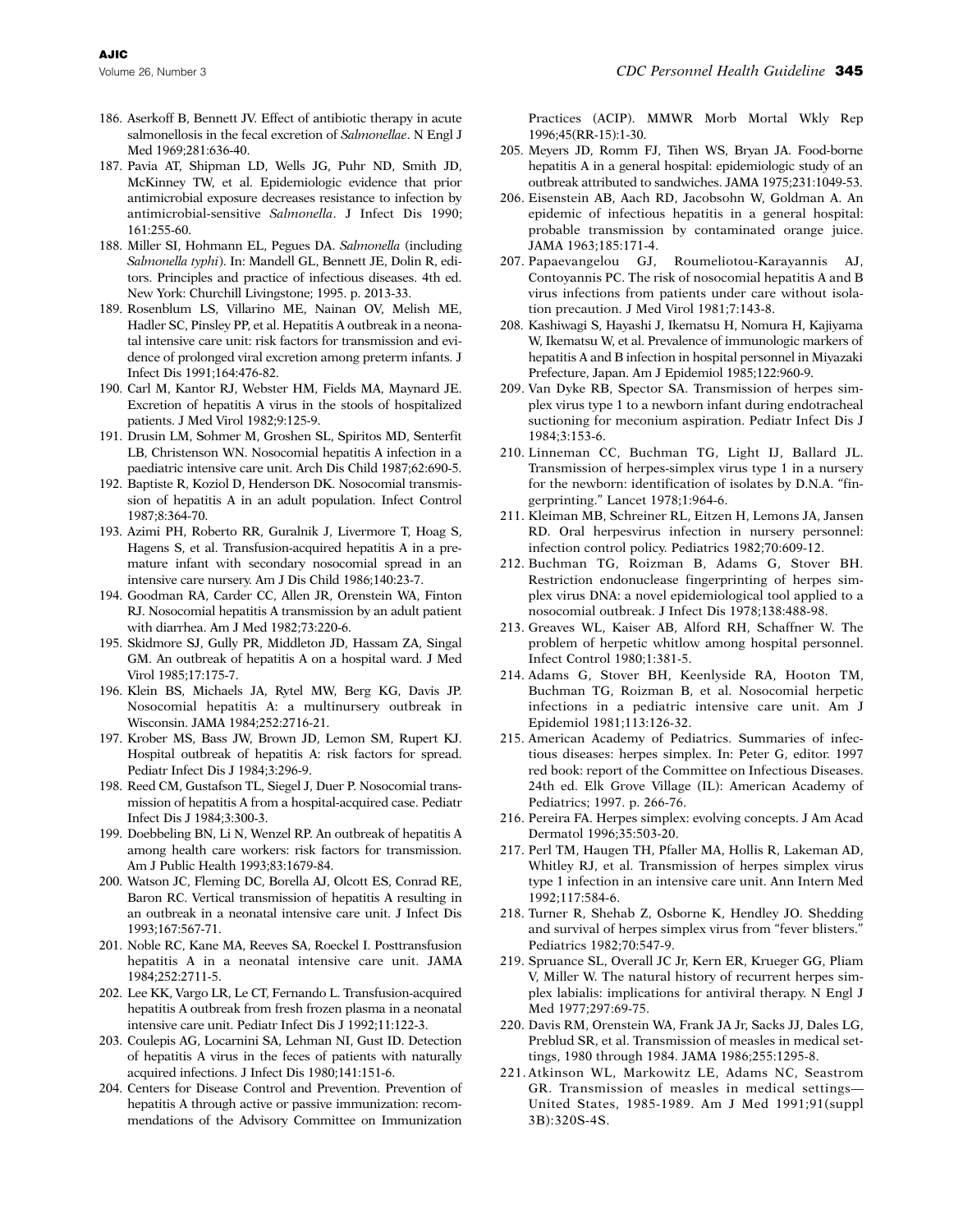186. Aserkoff B, Bennett JV. Effect of antibiotic therapy in acute salmonellosis in the fecal excretion of *Salmonellae*. N Engl J Med 1969;281:636-40.
187. Pavia AT, Shipman LD, Wells JG, Puhr ND, Smith JD, McKinney TW, et al. Epidemiologic evidence that prior antimicrobial exposure decreases resistance to infection by antimicrobial-sensitive *Salmonella*. J Infect Dis 1990; 161:255-60.
188. Miller SI, Hohmann EL, Pegues DA. *Salmonella* (including *Salmonella typhi*). In: Mandell GL, Bennett JE, Dolin R, editors. Principles and practice of infectious diseases. 4th ed. New York: Churchill Livingstone; 1995. p. 2013-33.
189. Rosenblum LS, Villarino ME, Nainan OV, Melish ME, Hadler SC, Pinsley PP, et al. Hepatitis A outbreak in a neonatal intensive care unit: risk factors for transmission and evidence of prolonged viral excretion among preterm infants. J Infect Dis 1991;164:476-82.
190. Carl M, Kantor RJ, Webster HM, Fields MA, Maynard JE. Excretion of hepatitis A virus in the stools of hospitalized patients. J Med Virol 1982;9:125-9.
191. Drusin LM, Sohmer M, Groshen SL, Spiritos MD, Senterfit LB, Christenson WN. Nosocomial hepatitis A infection in a paediatric intensive care unit. Arch Dis Child 1987;62:690-5.
192. Baptiste R, Koziol D, Henderson DK. Nosocomial transmission of hepatitis A in an adult population. Infect Control 1987;8:364-70.
193. Azimi PH, Roberto RR, Guralnik J, Livermore T, Hoag S, Hagens S, et al. Transfusion-acquired hepatitis A in a premature infant with secondary nosocomial spread in an intensive care nursery. Am J Dis Child 1986;140:23-7.
194. Goodman RA, Carder CC, Allen JR, Orenstein WA, Finton RJ. Nosocomial hepatitis A transmission by an adult patient with diarrhea. Am J Med 1982;73:220-6.
195. Skidmore SJ, Gully PR, Middleton JD, Hassam ZA, Singal GM. An outbreak of hepatitis A on a hospital ward. J Med Virol 1985;17:175-7.
196. Klein BS, Michaels JA, Rytel MW, Berg KG, Davis JP. Nosocomial hepatitis A: a multinursery outbreak in Wisconsin. JAMA 1984;252:2716-21.
197. Krober MS, Bass JW, Brown JD, Lemon SM, Rupert KJ. Hospital outbreak of hepatitis A: risk factors for spread. Pediatr Infect Dis J 1984;3:296-9.
198. Reed CM, Gustafson TL, Siegel J, Duer P. Nosocomial transmission of hepatitis A from a hospital-acquired case. Pediatr Infect Dis J 1984;3:300-3.
199. Doebbeling BN, Li N, Wenzel RP. An outbreak of hepatitis A among health care workers: risk factors for transmission. Am J Public Health 1993;83:1679-84.
200. Watson JC, Fleming DC, Borella AJ, Olcott ES, Conrad RE, Baron RC. Vertical transmission of hepatitis A resulting in an outbreak in a neonatal intensive care unit. J Infect Dis 1993;167:567-71.
201. Noble RC, Kane MA, Reeves SA, Roeckel I. Posttransfusion hepatitis A in a neonatal intensive care unit. JAMA 1984;252:2711-5.
202. Lee KK, Vargo LR, Le CT, Fernando L. Transfusion-acquired hepatitis A outbreak from fresh frozen plasma in a neonatal intensive care unit. Pediatr Infect Dis J 1992;11:122-3.
203. Coulepis AG, Locarnini SA, Lehman NI, Gust ID. Detection of hepatitis A virus in the feces of patients with naturally acquired infections. J Infect Dis 1980;141:151-6.
204. Centers for Disease Control and Prevention. Prevention of hepatitis A through active or passive immunization: recommendations of the Advisory Committee on Immunization Practices (ACIP). MMWR Morb Mortal Wkly Rep 1996;45(RR-15):1-30.
205. Meyers JD, Romm FJ, Tihen WS, Bryan JA. Food-borne hepatitis A in a general hospital: epidemiologic study of an outbreak attributed to sandwiches. JAMA 1975;231:1049-53.
206. Eisenstein AB, Aach RD, Jacobsohn W, Goldman A. An epidemic of infectious hepatitis in a general hospital: probable transmission by contaminated orange juice. JAMA 1963;185:171-4.
207. Papaevangelou GJ, Roumeliotou-Karayannis AJ, Contoyannis PC. The risk of nosocomial hepatitis A and B virus infections from patients under care without isolation precaution. J Med Virol 1981;7:143-8.
208. Kashiwagi S, Hayashi J, Ikematsu H, Nomura H, Kajiyama W, Ikematsu W, et al. Prevalence of immunologic markers of hepatitis A and B infection in hospital personnel in Miyazaki Prefecture, Japan. Am J Epidemiol 1985;122:960-9.
209. Van Dyke RB, Spector SA. Transmission of herpes simplex virus type 1 to a newborn infant during endotracheal suctioning for meconium aspiration. Pediatr Infect Dis J 1984;3:153-6.
210. Linneman CC, Buchman TG, Light IJ, Ballard JL. Transmission of herpes-simplex virus type 1 in a nursery for the newborn: identification of isolates by D.N.A. "fingerprinting." Lancet 1978;1:964-6.
211. Kleiman MB, Schreiner RL, Eitzen H, Lemons JA, Jansen RD. Oral herpesvirus infection in nursery personnel: infection control policy. Pediatrics 1982;70:609-12.
212. Buchman TG, Roizman B, Adams G, Stover BH. Restriction endonuclease fingerprinting of herpes simplex virus DNA: a novel epidemiological tool applied to a nosocomial outbreak. J Infect Dis 1978;138:488-98.
213. Greaves WL, Kaiser AB, Alford RH, Schaffner W. The problem of herpetic whitlow among hospital personnel. Infect Control 1980;1:381-5.
214. Adams G, Stover BH, Keenlyside RA, Hooton TM, Buchman TG, Roizman B, et al. Nosocomial herpetic infections in a pediatric intensive care unit. Am J Epidemiol 1981;113:126-32.
215. American Academy of Pediatrics. Summaries of infectious diseases: herpes simplex. In: Peter G, editor. 1997 red book: report of the Committee on Infectious Diseases. 24th ed. Elk Grove Village (IL): American Academy of Pediatrics; 1997. p. 266-76.
216. Pereira FA. Herpes simplex: evolving concepts. J Am Acad Dermatol 1996;35:503-20.
217. Perl TM, Haugen TH, Pfaller MA, Hollis R, Lakeman AD, Whitley RJ, et al. Transmission of herpes simplex virus type 1 infection in an intensive care unit. Ann Intern Med 1992;117:584-6.
218. Turner R, Shehab Z, Osborne K, Hendley JO. Shedding and survival of herpes simplex virus from "fever blisters." Pediatrics 1982;70:547-9.
219. Spruance SL, Overall JC Jr, Kern ER, Krueger GG, Pliam V, Miller W. The natural history of recurrent herpes simplex labialis: implications for antiviral therapy. N Engl J Med 1977;297:69-75.
220. Davis RM, Orenstein WA, Frank JA Jr, Sacks JJ, Dales LG, Preblud SR, et al. Transmission of measles in medical settings, 1980 through 1984. JAMA 1986;255:1295-8.
221. Atkinson WL, Markowitz LE, Adams NC, Seastrom GR. Transmission of measles in medical settings—United States, 1985-1989. Am J Med 1991;91(suppl 3B):320S-4S.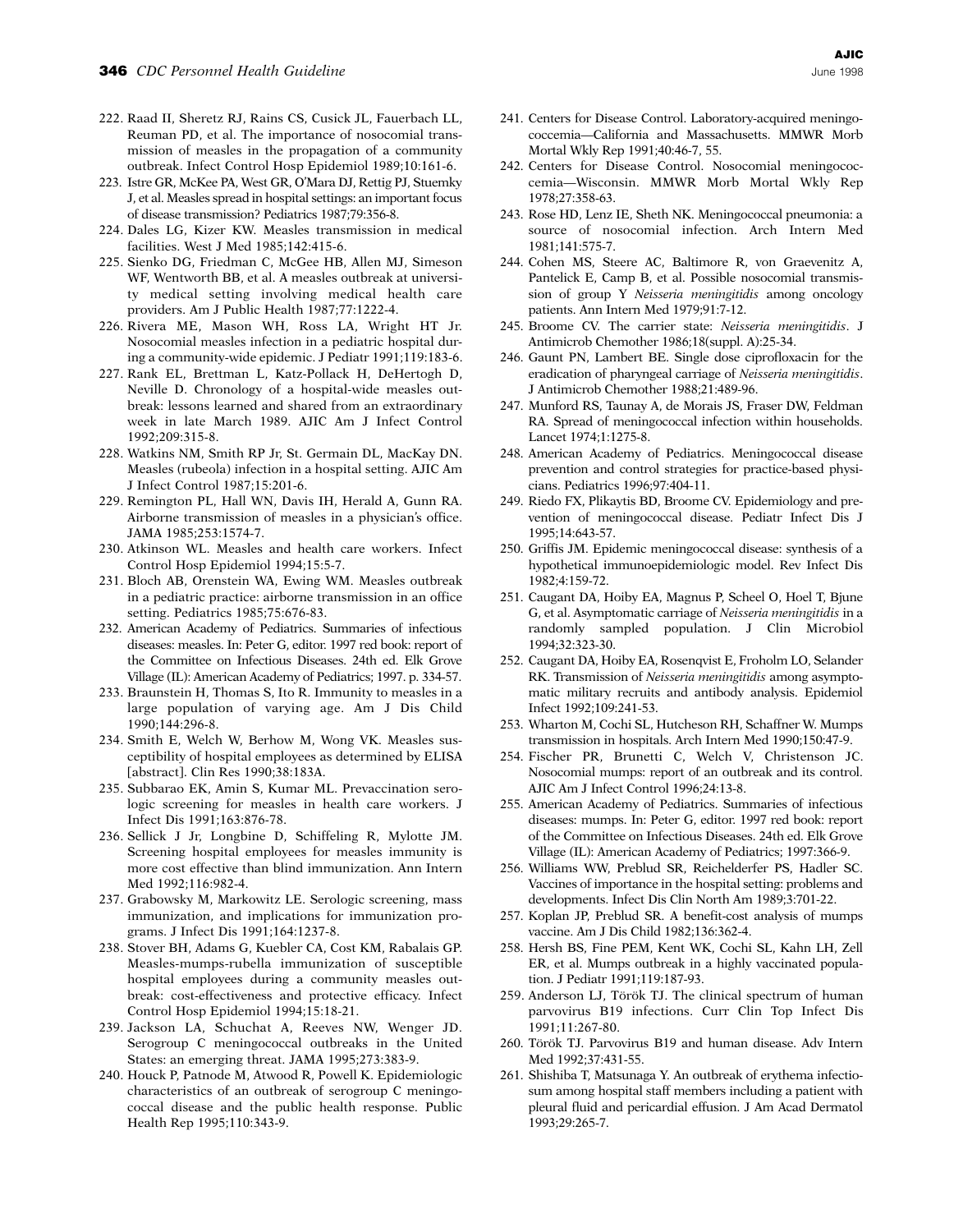222. Raad II, Sheretz RJ, Rains CS, Cusick JL, Fauerbach LL, Reuman PD, et al. The importance of nosocomial transmission of measles in the propagation of a community outbreak. Infect Control Hosp Epidemiol 1989;10:161-6.
223. Istre GR, McKee PA, West GR, O'Mara DJ, Rettig PJ, Stuemky J, et al. Measles spread in hospital settings: an important focus of disease transmission? Pediatrics 1987;79:356-8.
224. Dales LG, Kizer KW. Measles transmission in medical facilities. West J Med 1985;142:415-6.
225. Sienko DG, Friedman C, McGee HB, Allen MJ, Simeson WF, Wentworth BB, et al. A measles outbreak at university medical setting involving medical health care providers. Am J Public Health 1987;77:1222-4.
226. Rivera ME, Mason WH, Ross LA, Wright HT Jr. Nosocomial measles infection in a pediatric hospital during a community-wide epidemic. J Pediatr 1991;119:183-6.
227. Rank EL, Brettman L, Katz-Pollack H, DeHertogh D, Neville D. Chronology of a hospital-wide measles outbreak: lessons learned and shared from an extraordinary week in late March 1989. AJIC Am J Infect Control 1992;209:315-8.
228. Watkins NM, Smith RP Jr, St. Germain DL, MacKay DN. Measles (rubeola) infection in a hospital setting. AJIC Am J Infect Control 1987;15:201-6.
229. Remington PL, Hall WN, Davis IH, Herald A, Gunn RA. Airborne transmission of measles in a physician's office. JAMA 1985;253:1574-7.
230. Atkinson WL. Measles and health care workers. Infect Control Hosp Epidemiol 1994;15:5-7.
231. Bloch AB, Orenstein WA, Ewing WM. Measles outbreak in a pediatric practice: airborne transmission in an office setting. Pediatrics 1985;75:676-83.
232. American Academy of Pediatrics. Summaries of infectious diseases: measles. In: Peter G, editor. 1997 red book: report of the Committee on Infectious Diseases. 24th ed. Elk Grove Village (IL): American Academy of Pediatrics; 1997. p. 334-57.
233. Braunstein H, Thomas S, Ito R. Immunity to measles in a large population of varying age. Am J Dis Child 1990;144:296-8.
234. Smith E, Welch W, Berhow M, Wong VK. Measles susceptibility of hospital employees as determined by ELISA [abstract]. Clin Res 1990;38:183A.
235. Subbarao EK, Amin S, Kumar ML. Prevaccination serologic screening for measles in health care workers. J Infect Dis 1991;163:876-78.
236. Sellick J Jr, Longbine D, Schiffeling R, Mylotte JM. Screening hospital employees for measles immunity is more cost effective than blind immunization. Ann Intern Med 1992;116:982-4.
237. Grabowsky M, Markowitz LE. Serologic screening, mass immunization, and implications for immunization programs. J Infect Dis 1991;164:1237-8.
238. Stover BH, Adams G, Kuebler CA, Cost KM, Rabalais GP. Measles-mumps-rubella immunization of susceptible hospital employees during a community measles outbreak: cost-effectiveness and protective efficacy. Infect Control Hosp Epidemiol 1994;15:18-21.
239. Jackson LA, Schuchat A, Reeves NW, Wenger JD. Serogroup C meningococcal outbreaks in the United States: an emerging threat. JAMA 1995;273:383-9.
240. Houck P, Patnode M, Atwood R, Powell K. Epidemiologic characteristics of an outbreak of serogroup C meningococcal disease and the public health response. Public Health Rep 1995;110:343-9.
241. Centers for Disease Control. Laboratory-acquired meningococcemia—California and Massachusetts. MMWR Morb Mortal Wkly Rep 1991;40:46-7, 55.
242. Centers for Disease Control. Nosocomial meningococcemia—Wisconsin. MMWR Morb Mortal Wkly Rep 1978;27:358-63.
243. Rose HD, Lenz IE, Sheth NK. Meningococcal pneumonia: a source of nosocomial infection. Arch Intern Med 1981;141:575-7.
244. Cohen MS, Steere AC, Baltimore R, von Graevenitz A, Pantelick E, Camp B, et al. Possible nosocomial transmission of group Y *Neisseria meningitidis* among oncology patients. Ann Intern Med 1979;91:7-12.
245. Broome CV. The carrier state: *Neisseria meningitidis*. J Antimicrob Chemother 1986;18(suppl. A):25-34.
246. Gaunt PN, Lambert BE. Single dose ciprofloxacin for the eradication of pharyngeal carriage of *Neisseria meningitidis*. J Antimicrob Chemother 1988;21:489-96.
247. Munford RS, Taunay A, de Morais JS, Fraser DW, Feldman RA. Spread of meningococcal infection within households. Lancet 1974;1:1275-8.
248. American Academy of Pediatrics. Meningococcal disease prevention and control strategies for practice-based physicians. Pediatrics 1996;97:404-11.
249. Riedo FX, Plikaytis BD, Broome CV. Epidemiology and prevention of meningococcal disease. Pediatr Infect Dis J 1995;14:643-57.
250. Griffis JM. Epidemic meningococcal disease: synthesis of a hypothetical immunoepidemiologic model. Rev Infect Dis 1982;4:159-72.
251. Caugant DA, Hoiby EA, Magnus P, Scheel O, Hoel T, Bjune G, et al. Asymptomatic carriage of *Neisseria meningitidis* in a randomly sampled population. J Clin Microbiol 1994;32:323-30.
252. Caugant DA, Hoiby EA, Rosenqvist E, Froholm LO, Selander RK. Transmission of *Neisseria meningitidis* among asymptomatic military recruits and antibody analysis. Epidemiol Infect 1992;109:241-53.
253. Wharton M, Cochi SL, Hutcheson RH, Schaffner W. Mumps transmission in hospitals. Arch Intern Med 1990;150:47-9.
254. Fischer PR, Brunetti C, Welch V, Christenson JC. Nosocomial mumps: report of an outbreak and its control. AJIC Am J Infect Control 1996;24:13-8.
255. American Academy of Pediatrics. Summaries of infectious diseases: mumps. In: Peter G, editor. 1997 red book: report of the Committee on Infectious Diseases. 24th ed. Elk Grove Village (IL): American Academy of Pediatrics; 1997:366-9.
256. Williams WW, Preblud SR, Reichelderfer PS, Hadler SC. Vaccines of importance in the hospital setting: problems and developments. Infect Dis Clin North Am 1989;3:701-22.
257. Koplan JP, Preblud SR. A benefit-cost analysis of mumps vaccine. Am J Dis Child 1982;136:362-4.
258. Hersh BS, Fine PEM, Kent WK, Cochi SL, Kahn LH, Zell ER, et al. Mumps outbreak in a highly vaccinated population. J Pediatr 1991;119:187-93.
259. Anderson LJ, Török TJ. The clinical spectrum of human parvovirus B19 infections. Curr Clin Top Infect Dis 1991;11:267-80.
260. Török TJ. Parvovirus B19 and human disease. Adv Intern Med 1992;37:431-55.
261. Shishiba T, Matsunaga Y. An outbreak of erythema infectiosum among hospital staff members including a patient with pleural fluid and pericardial effusion. J Am Acad Dermatol 1993;29:265-7.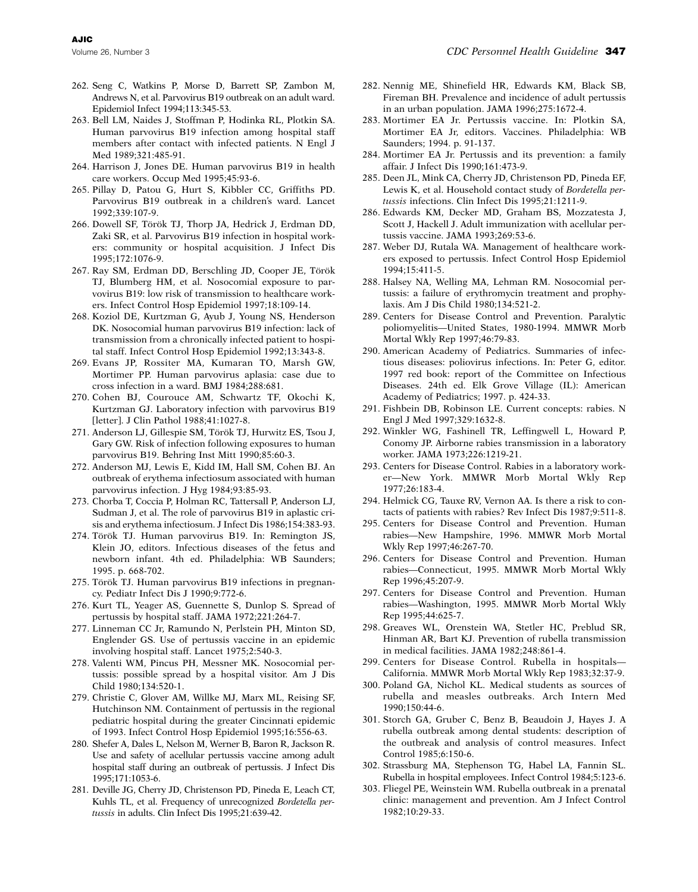262. Seng C, Watkins P, Morse D, Barrett SP, Zambon M, Andrews N, et al. Parvovirus B19 outbreak on an adult ward. Epidemiol Infect 1994;113:345-53.
263. Bell LM, Naides J, Stoffman P, Hodinka RL, Plotkin SA. Human parvovirus B19 infection among hospital staff members after contact with infected patients. N Engl J Med 1989;321:485-91.
264. Harrison J, Jones DE. Human parvovirus B19 in health care workers. Occup Med 1995;45:93-6.
265. Pillay D, Patou G, Hurt S, Kibbler CC, Griffiths PD. Parvovirus B19 outbreak in a children's ward. Lancet 1992;339:107-9.
266. Dowell SF, Török TJ, Thorp JA, Hedrick J, Erdman DD, Zaki SR, et al. Parvovirus B19 infection in hospital workers: community or hospital acquisition. J Infect Dis 1995;172:1076-9.
267. Ray SM, Erdman DD, Berschling JD, Cooper JE, Török TJ, Blumberg HM, et al. Nosocomial exposure to parvovirus B19: low risk of transmission to healthcare workers. Infect Control Hosp Epidemiol 1997;18:109-14.
268. Koziol DE, Kurtzman G, Ayub J, Young NS, Henderson DK. Nosocomial human parvovirus B19 infection: lack of transmission from a chronically infected patient to hospital staff. Infect Control Hosp Epidemiol 1992;13:343-8.
269. Evans JP, Rossiter MA, Kumaran TO, Marsh GW, Mortimer PP. Human parvovirus aplasia: case due to cross infection in a ward. BMJ 1984;288:681.
270. Cohen BJ, Courouce AM, Schwartz TF, Okochi K, Kurtzman GJ. Laboratory infection with parvovirus B19 [letter]. J Clin Pathol 1988;41:1027-8.
271. Anderson LJ, Gillespie SM, Török TJ, Hurwitz ES, Tsou J, Gary GW. Risk of infection following exposures to human parvovirus B19. Behring Inst Mitt 1990;85:60-3.
272. Anderson MJ, Lewis E, Kidd IM, Hall SM, Cohen BJ. An outbreak of erythema infectiosum associated with human parvovirus infection. J Hyg 1984;93:85-93.
273. Chorba T, Coccia P, Holman RC, Tattersall P, Anderson LJ, Sudman J, et al. The role of parvovirus B19 in aplastic crisis and erythema infectiosum. J Infect Dis 1986;154:383-93.
274. Török TJ. Human parvovirus B19. In: Remington JS, Klein JO, editors. Infectious diseases of the fetus and newborn infant. 4th ed. Philadelphia: WB Saunders; 1995. p. 668-702.
275. Török TJ. Human parvovirus B19 infections in pregnancy. Pediatr Infect Dis J 1990;9:772-6.
276. Kurt TL, Yeager AS, Guennette S, Dunlop S. Spread of pertussis by hospital staff. JAMA 1972;221:264-7.
277. Linneman CC Jr, Ramundo N, Perlstein PH, Minton SD, Englender GS. Use of pertussis vaccine in an epidemic involving hospital staff. Lancet 1975;2:540-3.
278. Valenti WM, Pincus PH, Messner MK. Nosocomial pertussis: possible spread by a hospital visitor. Am J Dis Child 1980;134:520-1.
279. Christie C, Glover AM, Willke MJ, Marx ML, Reising SF, Hutchinson NM. Containment of pertussis in the regional pediatric hospital during the greater Cincinnati epidemic of 1993. Infect Control Hosp Epidemiol 1995;16:556-63.
280. Shefer A, Dales L, Nelson M, Werner B, Baron R, Jackson R. Use and safety of acellular pertussis vaccine among adult hospital staff during an outbreak of pertussis. J Infect Dis 1995;171:1053-6.
281. Deville JG, Cherry JD, Christenson PD, Pineda E, Leach CT, Kuhls TL, et al. Frequency of unrecognized *Bordetella pertussis* in adults. Clin Infect Dis 1995;21:639-42.
282. Nennig ME, Shinefield HR, Edwards KM, Black SB, Fireman BH. Prevalence and incidence of adult pertussis in an urban population. JAMA 1996;275:1672-4.
283. Mortimer EA Jr. Pertussis vaccine. In: Plotkin SA, Mortimer EA Jr, editors. Vaccines. Philadelphia: WB Saunders; 1994. p. 91-137.
284. Mortimer EA Jr. Pertussis and its prevention: a family affair. J Infect Dis 1990;161:473-9.
285. Deen JL, Mink CA, Cherry JD, Christenson PD, Pineda EF, Lewis K, et al. Household contact study of *Bordetella pertussis* infections. Clin Infect Dis 1995;21:1211-9.
286. Edwards KM, Decker MD, Graham BS, Mozzatesta J, Scott J, Hackell J. Adult immunization with acellular pertussis vaccine. JAMA 1993;269:53-6.
287. Weber DJ, Rutala WA. Management of healthcare workers exposed to pertussis. Infect Control Hosp Epidemiol 1994;15:411-5.
288. Halsey NA, Welling MA, Lehman RM. Nosocomial pertussis: a failure of erythromycin treatment and prophylaxis. Am J Dis Child 1980;134:521-2.
289. Centers for Disease Control and Prevention. Paralytic poliomyelitis—United States, 1980-1994. MMWR Morb Mortal Wkly Rep 1997;46:79-83.
290. American Academy of Pediatrics. Summaries of infectious diseases: poliovirus infections. In: Peter G, editor. 1997 red book: report of the Committee on Infectious Diseases. 24th ed. Elk Grove Village (IL): American Academy of Pediatrics; 1997. p. 424-33.
291. Fishbein DB, Robinson LE. Current concepts: rabies. N Engl J Med 1997;329:1632-8.
292. Winkler WG, Fashinell TR, Leffingwell L, Howard P, Conomy JP. Airborne rabies transmission in a laboratory worker. JAMA 1973;226:1219-21.
293. Centers for Disease Control. Rabies in a laboratory worker—New York. MMWR Morb Mortal Wkly Rep 1977;26:183-4.
294. Helmick CG, Tauxe RV, Vernon AA. Is there a risk to contacts of patients with rabies? Rev Infect Dis 1987;9:511-8.
295. Centers for Disease Control and Prevention. Human rabies—New Hampshire, 1996. MMWR Morb Mortal Wkly Rep 1997;46:267-70.
296. Centers for Disease Control and Prevention. Human rabies—Connecticut, 1995. MMWR Morb Mortal Wkly Rep 1996;45:207-9.
297. Centers for Disease Control and Prevention. Human rabies—Washington, 1995. MMWR Morb Mortal Wkly Rep 1995;44:625-7.
298. Greaves WL, Orenstein WA, Stetler HC, Preblud SR, Hinman AR, Bart KJ. Prevention of rubella transmission in medical facilities. JAMA 1982;248:861-4.
299. Centers for Disease Control. Rubella in hospitals—California. MMWR Morb Mortal Wkly Rep 1983;32:37-9.
300. Poland GA, Nichol KL. Medical students as sources of rubella and measles outbreaks. Arch Intern Med 1990;150:44-6.
301. Storch GA, Gruber C, Benz B, Beaudoin J, Hayes J. A rubella outbreak among dental students: description of the outbreak and analysis of control measures. Infect Control 1985;6:150-6.
302. Strassburg MA, Stephenson TG, Habel LA, Fannin SL. Rubella in hospital employees. Infect Control 1984;5:123-6.
303. Fliegel PE, Weinstein WM. Rubella outbreak in a prenatal clinic: management and prevention. Am J Infect Control 1982;10:29-33.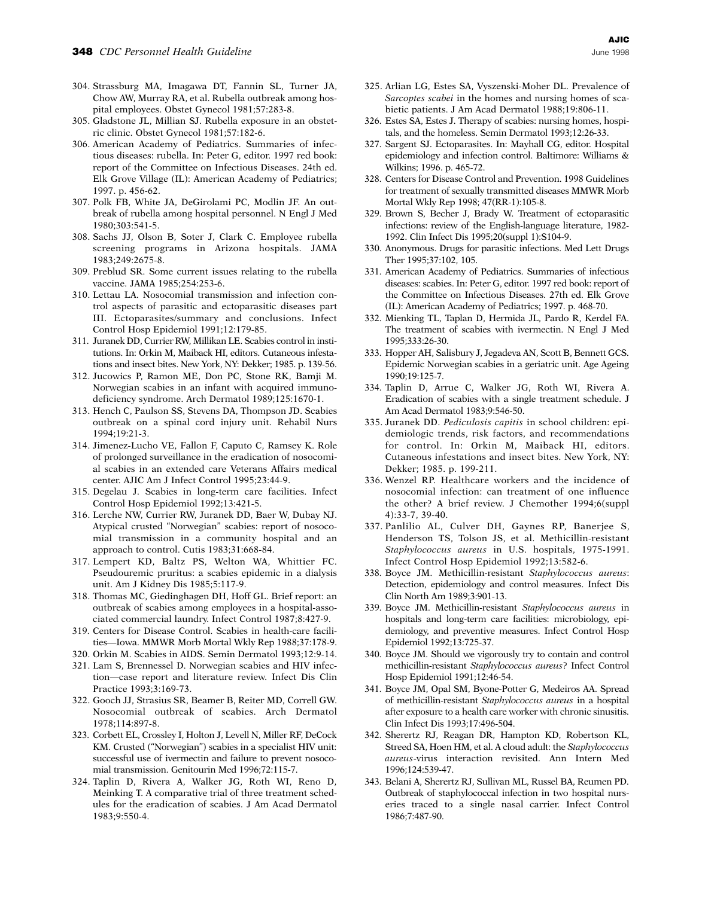304. Strassburg MA, Imagawa DT, Fannin SL, Turner JA, Chow AW, Murray RA, et al. Rubella outbreak among hospital employees. Obstet Gynecol 1981;57:283-8.
305. Gladstone JL, Millian SJ. Rubella exposure in an obstetric clinic. Obstet Gynecol 1981;57:182-6.
306. American Academy of Pediatrics. Summaries of infectious diseases: rubella. In: Peter G, editor. 1997 red book: report of the Committee on Infectious Diseases. 24th ed. Elk Grove Village (IL): American Academy of Pediatrics; 1997. p. 456-62.
307. Polk FB, White JA, DeGirolami PC, Modlin JF. An outbreak of rubella among hospital personnel. N Engl J Med 1980;303:541-5.
308. Sachs JJ, Olson B, Soter J, Clark C. Employee rubella screening programs in Arizona hospitals. JAMA 1983;249:2675-8.
309. Preblud SR. Some current issues relating to the rubella vaccine. JAMA 1985;254:253-6.
310. Lettau LA. Nosocomial transmission and infection control aspects of parasitic and ectoparasitic diseases part III. Ectoparasites/summary and conclusions. Infect Control Hosp Epidemiol 1991;12:179-85.
311. Juranek DD, Currier RW, Millikan LE. Scabies control in institutions. In: Orkin M, Maibach HI, editors. Cutaneous infestations and insect bites. New York, NY: Dekker; 1985. p. 139-56.
312. Jucowics P, Ramon ME, Don PC, Stone RK, Bamji M. Norwegian scabies in an infant with acquired immunodeficiency syndrome. Arch Dermatol 1989;125:1670-1.
313. Hench C, Paulson SS, Stevens DA, Thompson JD. Scabies outbreak on a spinal cord injury unit. Rehabil Nurs 1994;19:21-3.
314. Jimenez-Lucho VE, Fallon F, Caputo C, Ramsey K. Role of prolonged surveillance in the eradication of nosocomial scabies in an extended care Veterans Affairs medical center. AJIC Am J Infect Control 1995;23:44-9.
315. Degelau J. Scabies in long-term care facilities. Infect Control Hosp Epidemiol 1992;13:421-5.
316. Lerche NW, Currier RW, Juranek DD, Baer W, Dubay NJ. Atypical crusted "Norwegian" scabies: report of nosocomial transmission in a community hospital and an approach to control. Cutis 1983;31:668-84.
317. Lempert KD, Baltz PS, Welton WA, Whittier FC. Pseudouremic pruritus: a scabies epidemic in a dialysis unit. Am J Kidney Dis 1985;5:117-9.
318. Thomas MC, Giedinghagen DH, Hoff GL. Brief report: an outbreak of scabies among employees in a hospital-associated commercial laundry. Infect Control 1987;8:427-9.
319. Centers for Disease Control. Scabies in health-care facilities—Iowa. MMWR Morb Mortal Wkly Rep 1988;37:178-9.
320. Orkin M. Scabies in AIDS. Semin Dermatol 1993;12:9-14.
321. Lam S, Brennessel D. Norwegian scabies and HIV infection—case report and literature review. Infect Dis Clin Practice 1993;3:169-73.
322. Gooch JJ, Strasius SR, Beamer B, Reiter MD, Correll GW. Nosocomial outbreak of scabies. Arch Dermatol 1978;114:897-8.
323. Corbett EL, Crossley I, Holton J, Levell N, Miller RF, DeCock KM. Crusted ("Norwegian") scabies in a specialist HIV unit: successful use of ivermectin and failure to prevent nosocomial transmission. Genitourin Med 1996;72:115-7.
324. Taplin D, Rivera A, Walker JG, Roth WI, Reno D, Meinking T. A comparative trial of three treatment schedules for the eradication of scabies. J Am Acad Dermatol 1983;9:550-4.
325. Arlian LG, Estes SA, Vyszenski-Moher DL. Prevalence of *Sarcoptes scabei* in the homes and nursing homes of scabietic patients. J Am Acad Dermatol 1988;19:806-11.
326. Estes SA, Estes J. Therapy of scabies: nursing homes, hospitals, and the homeless. Semin Dermatol 1993;12:26-33.
327. Sargent SJ. Ectoparasites. In: Mayhall CG, editor. Hospital epidemiology and infection control. Baltimore: Williams & Wilkins; 1996. p. 465-72.
328. Centers for Disease Control and Prevention. 1998 Guidelines for treatment of sexually transmitted diseases MMWR Morb Mortal Wkly Rep 1998; 47(RR-1):105-8.
329. Brown S, Becher J, Brady W. Treatment of ectoparasitic infections: review of the English-language literature, 1982-1992. Clin Infect Dis 1995;20(suppl 1):S104-9.
330. Anonymous. Drugs for parasitic infections. Med Lett Drugs Ther 1995;37:102, 105.
331. American Academy of Pediatrics. Summaries of infectious diseases: scabies. In: Peter G, editor. 1997 red book: report of the Committee on Infectious Diseases. 27th ed. Elk Grove (IL): American Academy of Pediatrics; 1997. p. 468-70.
332. Mienking TL, Taplan D, Hermida JL, Pardo R, Kerdel FA. The treatment of scabies with ivermectin. N Engl J Med 1995;333:26-30.
333. Hopper AH, Salisbury J, Jegadeva AN, Scott B, Bennett GCS. Epidemic Norwegian scabies in a geriatric unit. Age Ageing 1990;19:125-7.
334. Taplin D, Arrue C, Walker JG, Roth WI, Rivera A. Eradication of scabies with a single treatment schedule. J Am Acad Dermatol 1983;9:546-50.
335. Juranek DD. *Pediculosis capitis* in school children: epidemiologic trends, risk factors, and recommendations for control. In: Orkin M, Maiback HI, editors. Cutaneous infestations and insect bites. New York, NY: Dekker; 1985. p. 199-211.
336. Wenzel RP. Healthcare workers and the incidence of nosocomial infection: can treatment of one influence the other? A brief review. J Chemother 1994;6(suppl 4):33-7, 39-40.
337. Panlilio AL, Culver DH, Gaynes RP, Banerjee S, Henderson TS, Tolson JS, et al. Methicillin-resistant *Staphylococcus aureus* in U.S. hospitals, 1975-1991. Infect Control Hosp Epidemiol 1992;13:582-6.
338. Boyce JM. Methicillin-resistant *Staphylococcus aureus*: Detection, epidemiology and control measures. Infect Dis Clin North Am 1989;3:901-13.
339. Boyce JM. Methicillin-resistant *Staphylococcus aureus* in hospitals and long-term care facilities: microbiology, epidemiology, and preventive measures. Infect Control Hosp Epidemiol 1992;13:725-37.
340. Boyce JM. Should we vigorously try to contain and control methicillin-resistant *Staphylococcus aureus*? Infect Control Hosp Epidemiol 1991;12:46-54.
341. Boyce JM, Opal SM, Byone-Potter G, Medeiros AA. Spread of methicillin-resistant *Staphylococcus aureus* in a hospital after exposure to a health care worker with chronic sinusitis. Clin Infect Dis 1993;17:496-504.
342. Sherertz RJ, Reagan DR, Hampton KD, Robertson KL, Streed SA, Hoen HM, et al. A cloud adult: the *Staphylococcus aureus*-virus interaction revisited. Ann Intern Med 1996;124:539-47.
343. Belani A, Sherertz RJ, Sullivan ML, Russel BA, Reumen PD. Outbreak of staphylococcal infection in two hospital nurseries traced to a single nasal carrier. Infect Control 1986;7:487-90.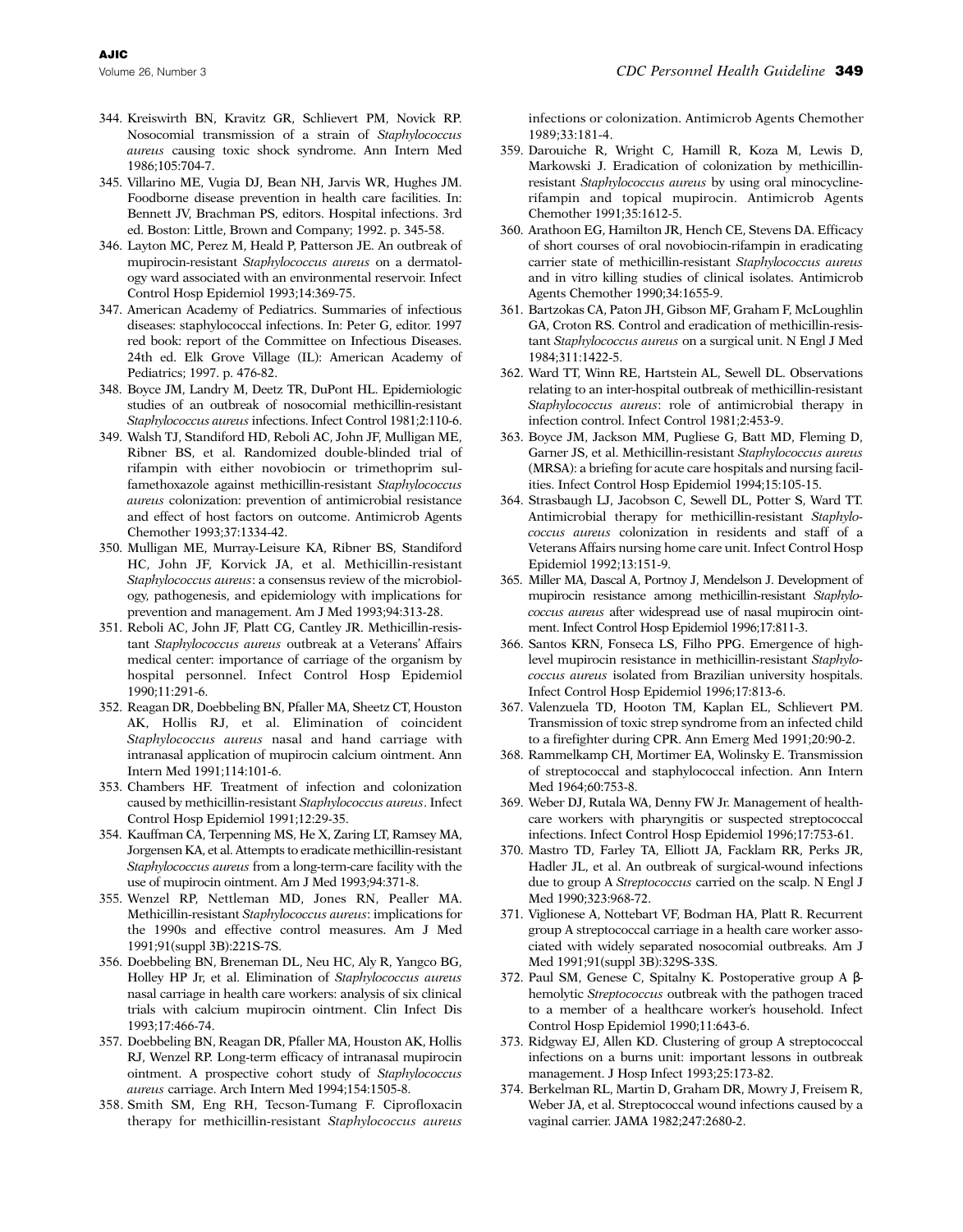344. Kreiswirth BN, Kravitz GR, Schlievert PM, Novick RP. Nosocomial transmission of a strain of *Staphylococcus aureus* causing toxic shock syndrome. Ann Intern Med 1986;105:704-7.
345. Villarino ME, Vugia DJ, Bean NH, Jarvis WR, Hughes JM. Foodborne disease prevention in health care facilities. In: Bennett JV, Brachman PS, editors. Hospital infections. 3rd ed. Boston: Little, Brown and Company; 1992. p. 345-58.
346. Layton MC, Perez M, Heald P, Patterson JE. An outbreak of mupirocin-resistant *Staphylococcus aureus* on a dermatology ward associated with an environmental reservoir. Infect Control Hosp Epidemiol 1993;14:369-75.
347. American Academy of Pediatrics. Summaries of infectious diseases: staphylococcal infections. In: Peter G, editor. 1997 red book: report of the Committee on Infectious Diseases. 24th ed. Elk Grove Village (IL): American Academy of Pediatrics; 1997. p. 476-82.
348. Boyce JM, Landry M, Deetz TR, DuPont HL. Epidemiologic studies of an outbreak of nosocomial methicillin-resistant *Staphylococcus aureus* infections. Infect Control 1981;2:110-6.
349. Walsh TJ, Standiford HD, Reboli AC, John JF, Mulligan ME, Ribner BS, et al. Randomized double-blinded trial of rifampin with either novobiocin or trimethoprim sulfamethoxazole against methicillin-resistant *Staphylococcus aureus* colonization: prevention of antimicrobial resistance and effect of host factors on outcome. Antimicrob Agents Chemother 1993;37:1334-42.
350. Mulligan ME, Murray-Leisure KA, Ribner BS, Standiford HC, John JF, Korvick JA, et al. Methicillin-resistant *Staphylococcus aureus*: a consensus review of the microbiology, pathogenesis, and epidemiology with implications for prevention and management. Am J Med 1993;94:313-28.
351. Reboli AC, John JF, Platt CG, Cantley JR. Methicillin-resistant *Staphylococcus aureus* outbreak at a Veterans' Affairs medical center: importance of carriage of the organism by hospital personnel. Infect Control Hosp Epidemiol 1990;11:291-6.
352. Reagan DR, Doebbeling BN, Pfaller MA, Sheetz CT, Houston AK, Hollis RJ, et al. Elimination of coincident *Staphylococcus aureus* nasal and hand carriage with intranasal application of mupirocin calcium ointment. Ann Intern Med 1991;114:101-6.
353. Chambers HF. Treatment of infection and colonization caused by methicillin-resistant *Staphylococcus aureus*. Infect Control Hosp Epidemiol 1991;12:29-35.
354. Kauffman CA, Terpenning MS, He X, Zaring LT, Ramsey MA, Jorgensen KA, et al. Attempts to eradicate methicillin-resistant *Staphylococcus aureus* from a long-term-care facility with the use of mupirocin ointment. Am J Med 1993;94:371-8.
355. Wenzel RP, Nettleman MD, Jones RN, Pealler MA. Methicillin-resistant *Staphylococcus aureus*: implications for the 1990s and effective control measures. Am J Med 1991;91(suppl 3B):221S-7S.
356. Doebbeling BN, Breneman DL, Neu HC, Aly R, Yangco BG, Holley HP Jr, et al. Elimination of *Staphylococcus aureus* nasal carriage in health care workers: analysis of six clinical trials with calcium mupirocin ointment. Clin Infect Dis 1993;17:466-74.
357. Doebbeling BN, Reagan DR, Pfaller MA, Houston AK, Hollis RJ, Wenzel RP. Long-term efficacy of intranasal mupirocin ointment. A prospective cohort study of *Staphylococcus aureus* carriage. Arch Intern Med 1994;154:1505-8.
358. Smith SM, Eng RH, Tecson-Tumang F. Ciprofloxacin therapy for methicillin-resistant *Staphylococcus aureus* infections or colonization. Antimicrob Agents Chemother 1989;33:181-4.
359. Darouiche R, Wright C, Hamill R, Koza M, Lewis D, Markowski J. Eradication of colonization by methicillin-resistant *Staphylococcus aureus* by using oral minocycline-rifampin and topical mupirocin. Antimicrob Agents Chemother 1991;35:1612-5.
360. Arathoon EG, Hamilton JR, Hench CE, Stevens DA. Efficacy of short courses of oral novobiocin-rifampin in eradicating carrier state of methicillin-resistant *Staphylococcus aureus* and in vitro killing studies of clinical isolates. Antimicrob Agents Chemother 1990;34:1655-9.
361. Bartzokas CA, Paton JH, Gibson MF, Graham F, McLoughlin GA, Croton RS. Control and eradication of methicillin-resistant *Staphylococcus aureus* on a surgical unit. N Engl J Med 1984;311:1422-5.
362. Ward TT, Winn RE, Hartstein AL, Sewell DL. Observations relating to an inter-hospital outbreak of methicillin-resistant *Staphylococcus aureus*: role of antimicrobial therapy in infection control. Infect Control 1981;2:453-9.
363. Boyce JM, Jackson MM, Pugliese G, Batt MD, Fleming D, Garner JS, et al. Methicillin-resistant *Staphylococcus aureus* (MRSA): a briefing for acute care hospitals and nursing facilities. Infect Control Hosp Epidemiol 1994;15:105-15.
364. Strasbaugh LJ, Jacobson C, Sewell DL, Potter S, Ward TT. Antimicrobial therapy for methicillin-resistant *Staphylococcus aureus* colonization in residents and staff of a Veterans Affairs nursing home care unit. Infect Control Hosp Epidemiol 1992;13:151-9.
365. Miller MA, Dascal A, Portnoy J, Mendelson J. Development of mupirocin resistance among methicillin-resistant *Staphylococcus aureus* after widespread use of nasal mupirocin ointment. Infect Control Hosp Epidemiol 1996;17:811-3.
366. Santos KRN, Fonseca LS, Filho PPG. Emergence of high-level mupirocin resistance in methicillin-resistant *Staphylococcus aureus* isolated from Brazilian university hospitals. Infect Control Hosp Epidemiol 1996;17:813-6.
367. Valenzuela TD, Hooton TM, Kaplan EL, Schlievert PM. Transmission of toxic strep syndrome from an infected child to a firefighter during CPR. Ann Emerg Med 1991;20:90-2.
368. Rammelkamp CH, Mortimer EA, Wolinsky E. Transmission of streptococcal and staphylococcal infection. Ann Intern Med 1964;60:753-8.
369. Weber DJ, Rutala WA, Denny FW Jr. Management of healthcare workers with pharyngitis or suspected streptococcal infections. Infect Control Hosp Epidemiol 1996;17:753-61.
370. Mastro TD, Farley TA, Elliott JA, Facklam RR, Perks JR, Hadler JL, et al. An outbreak of surgical-wound infections due to group A *Streptococcus* carried on the scalp. N Engl J Med 1990;323:968-72.
371. Viglionese A, Nottebart VF, Bodman HA, Platt R. Recurrent group A streptococcal carriage in a health care worker associated with widely separated nosocomial outbreaks. Am J Med 1991;91(suppl 3B):329S-33S.
372. Paul SM, Genese C, Spitalny K. Postoperative group A β-hemolytic *Streptococcus* outbreak with the pathogen traced to a member of a healthcare worker's household. Infect Control Hosp Epidemiol 1990;11:643-6.
373. Ridgway EJ, Allen KD. Clustering of group A streptococcal infections on a burns unit: important lessons in outbreak management. J Hosp Infect 1993;25:173-82.
374. Berkelman RL, Martin D, Graham DR, Mowry J, Freisem R, Weber JA, et al. Streptococcal wound infections caused by a vaginal carrier. JAMA 1982;247:2680-2.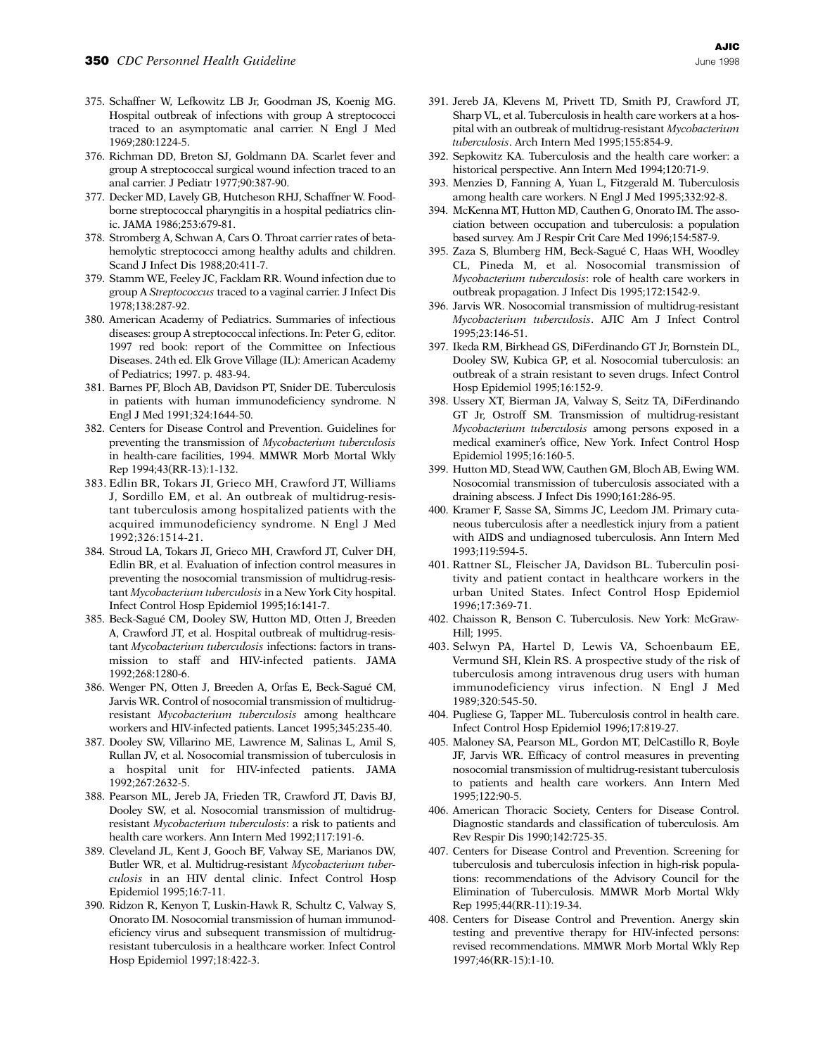375. Schaffner W, Lefkowitz LB Jr, Goodman JS, Koenig MG. Hospital outbreak of infections with group A streptococci traced to an asymptomatic anal carrier. N Engl J Med 1969;280:1224-5.

376. Richman DD, Breton SJ, Goldmann DA. Scarlet fever and group A streptococcal surgical wound infection traced to an anal carrier. J Pediatr 1977;90:387-90.

377. Decker MD, Lavely GB, Hutcheson RHJ, Schaffner W. Foodborne streptococcal pharyngitis in a hospital pediatrics clinic. JAMA 1986;253:679-81.

378. Stromberg A, Schwan A, Cars O. Throat carrier rates of beta-hemolytic streptococci among healthy adults and children. Scand J Infect Dis 1988;20:411-7.

379. Stamm WE, Feeley JC, Facklam RR. Wound infection due to group A *Streptococcus* traced to a vaginal carrier. J Infect Dis 1978;138:287-92.

380. American Academy of Pediatrics. Summaries of infectious diseases: group A streptococcal infections. In: Peter G, editor. 1997 red book: report of the Committee on Infectious Diseases. 24th ed. Elk Grove Village (IL): American Academy of Pediatrics; 1997. p. 483-94.

381. Barnes PF, Bloch AB, Davidson PT, Snider DE. Tuberculosis in patients with human immunodeficiency syndrome. N Engl J Med 1991;324:1644-50.

382. Centers for Disease Control and Prevention. Guidelines for preventing the transmission of *Mycobacterium tuberculosis* in health-care facilities, 1994. MMWR Morb Mortal Wkly Rep 1994;43(RR-13):1-132.

383. Edlin BR, Tokars JI, Grieco MH, Crawford JT, Williams J, Sordillo EM, et al. An outbreak of multidrug-resistant tuberculosis among hospitalized patients with the acquired immunodeficiency syndrome. N Engl J Med 1992;326:1514-21.

384. Stroud LA, Tokars JI, Grieco MH, Crawford JT, Culver DH, Edlin BR, et al. Evaluation of infection control measures in preventing the nosocomial transmission of multidrug-resistant *Mycobacterium tuberculosis* in a New York City hospital. Infect Control Hosp Epidemiol 1995;16:141-7.

385. Beck-Sagué CM, Dooley SW, Hutton MD, Otten J, Breeden A, Crawford JT, et al. Hospital outbreak of multidrug-resistant *Mycobacterium tuberculosis* infections: factors in transmission to staff and HIV-infected patients. JAMA 1992;268:1280-6.

386. Wenger PN, Otten J, Breeden A, Orfas E, Beck-Sagué CM, Jarvis WR. Control of nosocomial transmission of multidrug-resistant *Mycobacterium tuberculosis* among healthcare workers and HIV-infected patients. Lancet 1995;345:235-40.

387. Dooley SW, Villarino ME, Lawrence M, Salinas L, Amil S, Rullan JV, et al. Nosocomial transmission of tuberculosis in a hospital unit for HIV-infected patients. JAMA 1992;267:2632-5.

388. Pearson ML, Jereb JA, Frieden TR, Crawford JT, Davis BJ, Dooley SW, et al. Nosocomial transmission of multidrug-resistant *Mycobacterium tuberculosis*: a risk to patients and health care workers. Ann Intern Med 1992;117:191-6.

389. Cleveland JL, Kent J, Gooch BF, Valway SE, Marianos DW, Butler WR, et al. Multidrug-resistant *Mycobacterium tuberculosis* in an HIV dental clinic. Infect Control Hosp Epidemiol 1995;16:7-11.

390. Ridzon R, Kenyon T, Luskin-Hawk R, Schultz C, Valway S, Onorato IM. Nosocomial transmission of human immunodeficiency virus and subsequent transmission of multidrug-resistant tuberculosis in a healthcare worker. Infect Control Hosp Epidemiol 1997;18:422-3.

391. Jereb JA, Klevens M, Privett TD, Smith PJ, Crawford JT, Sharp VL, et al. Tuberculosis in health care workers at a hospital with an outbreak of multidrug-resistant *Mycobacterium tuberculosis*. Arch Intern Med 1995;155:854-9.

392. Sepkowitz KA. Tuberculosis and the health care worker: a historical perspective. Ann Intern Med 1994;120:71-9.

393. Menzies D, Fanning A, Yuan L, Fitzgerald M. Tuberculosis among health care workers. N Engl J Med 1995;332:92-8.

394. McKenna MT, Hutton MD, Cauthen G, Onorato IM. The association between occupation and tuberculosis: a population based survey. Am J Respir Crit Care Med 1996;154:587-9.

395. Zaza S, Blumberg HM, Beck-Sagué C, Haas WH, Woodley CL, Pineda M, et al. Nosocomial transmission of *Mycobacterium tuberculosis*: role of health care workers in outbreak propagation. J Infect Dis 1995;172:1542-9.

396. Jarvis WR. Nosocomial transmission of multidrug-resistant *Mycobacterium tuberculosis*. AJIC Am J Infect Control 1995;23:146-51.

397. Ikeda RM, Birkhead GS, DiFerdinando GT Jr, Bornstein DL, Dooley SW, Kubica GP, et al. Nosocomial tuberculosis: an outbreak of a strain resistant to seven drugs. Infect Control Hosp Epidemiol 1995;16:152-9.

398. Ussery XT, Bierman JA, Valway S, Seitz TA, DiFerdinando GT Jr, Ostroff SM. Transmission of multidrug-resistant *Mycobacterium tuberculosis* among persons exposed in a medical examiner's office, New York. Infect Control Hosp Epidemiol 1995;16:160-5.

399. Hutton MD, Stead WW, Cauthen GM, Bloch AB, Ewing WM. Nosocomial transmission of tuberculosis associated with a draining abscess. J Infect Dis 1990;161:286-95.

400. Kramer F, Sasse SA, Simms JC, Leedom JM. Primary cutaneous tuberculosis after a needlestick injury from a patient with AIDS and undiagnosed tuberculosis. Ann Intern Med 1993;119:594-5.

401. Rattner SL, Fleischer JA, Davidson BL. Tuberculin positivity and patient contact in healthcare workers in the urban United States. Infect Control Hosp Epidemiol 1996;17:369-71.

402. Chaisson R, Benson C. Tuberculosis. New York: McGraw-Hill; 1995.

403. Selwyn PA, Hartel D, Lewis VA, Schoenbaum EE, Vermund SH, Klein RS. A prospective study of the risk of tuberculosis among intravenous drug users with human immunodeficiency virus infection. N Engl J Med 1989;320:545-50.

404. Pugliese G, Tapper ML. Tuberculosis control in health care. Infect Control Hosp Epidemiol 1996;17:819-27.

405. Maloney SA, Pearson ML, Gordon MT, DelCastillo R, Boyle JF, Jarvis WR. Efficacy of control measures in preventing nosocomial transmission of multidrug-resistant tuberculosis to patients and health care workers. Ann Intern Med 1995;122:90-5.

406. American Thoracic Society, Centers for Disease Control. Diagnostic standards and classification of tuberculosis. Am Rev Respir Dis 1990;142:725-35.

407. Centers for Disease Control and Prevention. Screening for tuberculosis and tuberculosis infection in high-risk populations: recommendations of the Advisory Council for the Elimination of Tuberculosis. MMWR Morb Mortal Wkly Rep 1995;44(RR-11):19-34.

408. Centers for Disease Control and Prevention. Anergy skin testing and preventive therapy for HIV-infected persons: revised recommendations. MMWR Morb Mortal Wkly Rep 1997;46(RR-15):1-10.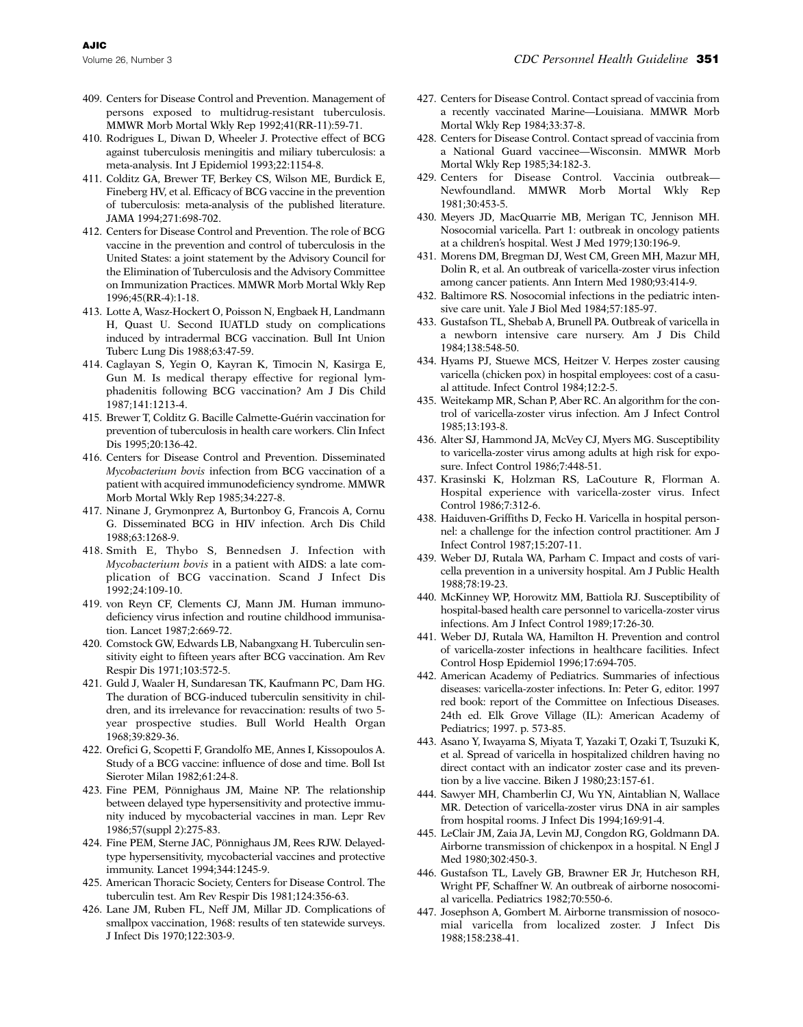409. Centers for Disease Control and Prevention. Management of persons exposed to multidrug-resistant tuberculosis. MMWR Morb Mortal Wkly Rep 1992;41(RR-11):59-71.
410. Rodrigues L, Diwan D, Wheeler J. Protective effect of BCG against tuberculosis meningitis and miliary tuberculosis: a meta-analysis. Int J Epidemiol 1993;22:1154-8.
411. Colditz GA, Brewer TF, Berkey CS, Wilson ME, Burdick E, Fineberg HV, et al. Efficacy of BCG vaccine in the prevention of tuberculosis: meta-analysis of the published literature. JAMA 1994;271:698-702.
412. Centers for Disease Control and Prevention. The role of BCG vaccine in the prevention and control of tuberculosis in the United States: a joint statement by the Advisory Council for the Elimination of Tuberculosis and the Advisory Committee on Immunization Practices. MMWR Morb Mortal Wkly Rep 1996;45(RR-4):1-18.
413. Lotte A, Wasz-Hockert O, Poisson N, Engbaek H, Landmann H, Quast U. Second IUATLD study on complications induced by intradermal BCG vaccination. Bull Int Union Tuberc Lung Dis 1988;63:47-59.
414. Caglayan S, Yegin O, Kayran K, Timocin N, Kasirga E, Gun M. Is medical therapy effective for regional lymphadenitis following BCG vaccination? Am J Dis Child 1987;141:1213-4.
415. Brewer T, Colditz G. Bacille Calmette-Guérin vaccination for prevention of tuberculosis in health care workers. Clin Infect Dis 1995;20:136-42.
416. Centers for Disease Control and Prevention. Disseminated *Mycobacterium bovis* infection from BCG vaccination of a patient with acquired immunodeficiency syndrome. MMWR Morb Mortal Wkly Rep 1985;34:227-8.
417. Ninane J, Grymonprez A, Burtonboy G, Francois A, Cornu G. Disseminated BCG in HIV infection. Arch Dis Child 1988;63:1268-9.
418. Smith E, Thybo S, Bennedsen J. Infection with *Mycobacterium bovis* in a patient with AIDS: a late complication of BCG vaccination. Scand J Infect Dis 1992;24:109-10.
419. von Reyn CF, Clements CJ, Mann JM. Human immunodeficiency virus infection and routine childhood immunisation. Lancet 1987;2:669-72.
420. Comstock GW, Edwards LB, Nabangxang H. Tuberculin sensitivity eight to fifteen years after BCG vaccination. Am Rev Respir Dis 1971;103:572-5.
421. Guld J, Waaler H, Sundaresan TK, Kaufmann PC, Dam HG. The duration of BCG-induced tuberculin sensitivity in children, and its irrelevance for revaccination: results of two 5-year prospective studies. Bull World Health Organ 1968;39:829-36.
422. Orefici G, Scopetti F, Grandolfo ME, Annes I, Kissopoulos A. Study of a BCG vaccine: influence of dose and time. Boll Ist Sieroter Milan 1982;61:24-8.
423. Fine PEM, Pönnighaus JM, Maine NP. The relationship between delayed type hypersensitivity and protective immunity induced by mycobacterial vaccines in man. Lepr Rev 1986;57(suppl 2):275-83.
424. Fine PEM, Sterne JAC, Pönnighaus JM, Rees RJW. Delayed-type hypersensitivity, mycobacterial vaccines and protective immunity. Lancet 1994;344:1245-9.
425. American Thoracic Society, Centers for Disease Control. The tuberculin test. Am Rev Respir Dis 1981;124:356-63.
426. Lane JM, Ruben FL, Neff JM, Millar JD. Complications of smallpox vaccination, 1968: results of ten statewide surveys. J Infect Dis 1970;122:303-9.
427. Centers for Disease Control. Contact spread of vaccinia from a recently vaccinated Marine—Louisiana. MMWR Morb Mortal Wkly Rep 1984;33:37-8.
428. Centers for Disease Control. Contact spread of vaccinia from a National Guard vaccinee—Wisconsin. MMWR Morb Mortal Wkly Rep 1985;34:182-3.
429. Centers for Disease Control. Vaccinia outbreak—Newfoundland. MMWR Morb Mortal Wkly Rep 1981;30:453-5.
430. Meyers JD, MacQuarrie MB, Merigan TC, Jennison MH. Nosocomial varicella. Part 1: outbreak in oncology patients at a children's hospital. West J Med 1979;130:196-9.
431. Morens DM, Bregman DJ, West CM, Green MH, Mazur MH, Dolin R, et al. An outbreak of varicella-zoster virus infection among cancer patients. Ann Intern Med 1980;93:414-9.
432. Baltimore RS. Nosocomial infections in the pediatric intensive care unit. Yale J Biol Med 1984;57:185-97.
433. Gustafson TL, Shebab A, Brunell PA. Outbreak of varicella in a newborn intensive care nursery. Am J Dis Child 1984;138:548-50.
434. Hyams PJ, Stuewe MCS, Heitzer V. Herpes zoster causing varicella (chicken pox) in hospital employees: cost of a casual attitude. Infect Control 1984;12:2-5.
435. Weitekamp MR, Schan P, Aber RC. An algorithm for the control of varicella-zoster virus infection. Am J Infect Control 1985;13:193-8.
436. Alter SJ, Hammond JA, McVey CJ, Myers MG. Susceptibility to varicella-zoster virus among adults at high risk for exposure. Infect Control 1986;7:448-51.
437. Krasinski K, Holzman RS, LaCouture R, Florman A. Hospital experience with varicella-zoster virus. Infect Control 1986;7:312-6.
438. Haiduven-Griffiths D, Fecko H. Varicella in hospital personnel: a challenge for the infection control practitioner. Am J Infect Control 1987;15:207-11.
439. Weber DJ, Rutala WA, Parham C. Impact and costs of varicella prevention in a university hospital. Am J Public Health 1988;78:19-23.
440. McKinney WP, Horowitz MM, Battiola RJ. Susceptibility of hospital-based health care personnel to varicella-zoster virus infections. Am J Infect Control 1989;17:26-30.
441. Weber DJ, Rutala WA, Hamilton H. Prevention and control of varicella-zoster infections in healthcare facilities. Infect Control Hosp Epidemiol 1996;17:694-705.
442. American Academy of Pediatrics. Summaries of infectious diseases: varicella-zoster infections. In: Peter G, editor. 1997 red book: report of the Committee on Infectious Diseases. 24th ed. Elk Grove Village (IL): American Academy of Pediatrics; 1997. p. 573-85.
443. Asano Y, Iwayama S, Miyata T, Yazaki T, Ozaki T, Tsuzuki K, et al. Spread of varicella in hospitalized children having no direct contact with an indicator zoster case and its prevention by a live vaccine. Biken J 1980;23:157-61.
444. Sawyer MH, Chamberlin CJ, Wu YN, Aintablian N, Wallace MR. Detection of varicella-zoster virus DNA in air samples from hospital rooms. J Infect Dis 1994;169:91-4.
445. LeClair JM, Zaia JA, Levin MJ, Congdon RG, Goldmann DA. Airborne transmission of chickenpox in a hospital. N Engl J Med 1980;302:450-3.
446. Gustafson TL, Lavely GB, Brawner ER Jr, Hutcheson RH, Wright PF, Schaffner W. An outbreak of airborne nosocomial varicella. Pediatrics 1982;70:550-6.
447. Josephson A, Gombert M. Airborne transmission of nosocomial varicella from localized zoster. J Infect Dis 1988;158:238-41.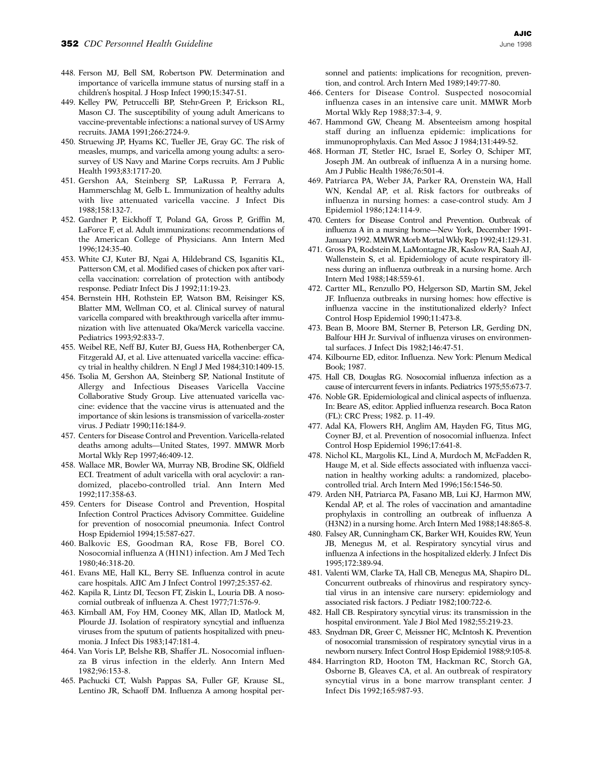448. Ferson MJ, Bell SM, Robertson PW. Determination and importance of varicella immune status of nursing staff in a children's hospital. J Hosp Infect 1990;15:347-51.
449. Kelley PW, Petruccelli BP, Stehr-Green P, Erickson RL, Mason CJ. The susceptibility of young adult Americans to vaccine-preventable infections: a national survey of US Army recruits. JAMA 1991;266:2724-9.
450. Struewing JP, Hyams KC, Tueller JE, Gray GC. The risk of measles, mumps, and varicella among young adults: a serosurvey of US Navy and Marine Corps recruits. Am J Public Health 1993;83:1717-20.
451. Gershon AA, Steinberg SP, LaRussa P, Ferrara A, Hammerschlag M, Gelb L. Immunization of healthy adults with live attenuated varicella vaccine. J Infect Dis 1988;158:132-7.
452. Gardner P, Eickhoff T, Poland GA, Gross P, Griffin M, LaForce F, et al. Adult immunizations: recommendations of the American College of Physicians. Ann Intern Med 1996;124:35-40.
453. White CJ, Kuter BJ, Ngai A, Hildebrand CS, Isganitis KL, Patterson CM, et al. Modified cases of chicken pox after varicella vaccination: correlation of protection with antibody response. Pediatr Infect Dis J 1992;11:19-23.
454. Bernstein HH, Rothstein EP, Watson BM, Reisinger KS, Blatter MM, Wellman CO, et al. Clinical survey of natural varicella compared with breakthrough varicella after immunization with live attenuated Oka/Merck varicella vaccine. Pediatrics 1993;92:833-7.
455. Weibel RE, Neff BJ, Kuter BJ, Guess HA, Rothenberger CA, Fitzgerald AJ, et al. Live attenuated varicella vaccine: efficacy trial in healthy children. N Engl J Med 1984;310:1409-15.
456. Tsolia M, Gershon AA, Steinberg SP, National Institute of Allergy and Infectious Diseases Varicella Vaccine Collaborative Study Group. Live attenuated varicella vaccine: evidence that the vaccine virus is attenuated and the importance of skin lesions is transmission of varicella-zoster virus. J Pediatr 1990;116:184-9.
457. Centers for Disease Control and Prevention. Varicella-related deaths among adults—United States, 1997. MMWR Morb Mortal Wkly Rep 1997;46:409-12.
458. Wallace MR, Bowler WA, Murray NB, Brodine SK, Oldfield ECI. Treatment of adult varicella with oral acyclovir: a randomized, placebo-controlled trial. Ann Intern Med 1992;117:358-63.
459. Centers for Disease Control and Prevention, Hospital Infection Control Practices Advisory Committee. Guideline for prevention of nosocomial pneumonia. Infect Control Hosp Epidemiol 1994;15:587-627.
460. Balkovic ES, Goodman RA, Rose FB, Borel CO. Nosocomial influenza A (H1N1) infection. Am J Med Tech 1980;46:318-20.
461. Evans ME, Hall KL, Berry SE. Influenza control in acute care hospitals. AJIC Am J Infect Control 1997;25:357-62.
462. Kapila R, Lintz DI, Tecson FT, Ziskin L, Louria DB. A nosocomial outbreak of influenza A. Chest 1977;71:576-9.
463. Kimball AM, Foy HM, Cooney MK, Allan ID, Matlock M, Plourde JJ. Isolation of respiratory syncytial and influenza viruses from the sputum of patients hospitalized with pneumonia. J Infect Dis 1983;147:181-4.
464. Van Voris LP, Belshe RB, Shaffer JL. Nosocomial influenza B virus infection in the elderly. Ann Intern Med 1982;96:153-8.
465. Pachucki CT, Walsh Pappas SA, Fuller GF, Krause SL, Lentino JR, Schaoff DM. Influenza A among hospital personnel and patients: implications for recognition, prevention, and control. Arch Intern Med 1989;149:77-80.
466. Centers for Disease Control. Suspected nosocomial influenza cases in an intensive care unit. MMWR Morb Mortal Wkly Rep 1988;37:3-4, 9.
467. Hammond GW, Cheang M. Absenteeism among hospital staff during an influenza epidemic: implications for immunoprophylaxis. Can Med Assoc J 1984;131:449-52.
468. Horman JT, Stetler HC, Israel E, Sorley O, Schiper MT, Joseph JM. An outbreak of influenza A in a nursing home. Am J Public Health 1986;76:501-4.
469. Patriarca PA, Weber JA, Parker RA, Orenstein WA, Hall WN, Kendal AP, et al. Risk factors for outbreaks of influenza in nursing homes: a case-control study. Am J Epidemiol 1986;124:114-9.
470. Centers for Disease Control and Prevention. Outbreak of influenza A in a nursing home—New York, December 1991-January 1992. MMWR Morb Mortal Wkly Rep 1992;41:129-31.
471. Gross PA, Rodstein M, LaMontagne JR, Kaslow RA, Saah AJ, Wallenstein S, et al. Epidemiology of acute respiratory illness during an influenza outbreak in a nursing home. Arch Intern Med 1988;148:559-61.
472. Cartter ML, Renzullo PO, Helgerson SD, Martin SM, Jekel JF. Influenza outbreaks in nursing homes: how effective is influenza vaccine in the institutionalized elderly? Infect Control Hosp Epidemiol 1990;11:473-8.
473. Bean B, Moore BM, Sterner B, Peterson LR, Gerding DN, Balfour HH Jr. Survival of influenza viruses on environmental surfaces. J Infect Dis 1982;146:47-51.
474. Kilbourne ED, editor. Influenza. New York: Plenum Medical Book; 1987.
475. Hall CB, Douglas RG. Nosocomial influenza infection as a cause of intercurrent fevers in infants. Pediatrics 1975;55:673-7.
476. Noble GR. Epidemiological and clinical aspects of influenza. In: Beare AS, editor. Applied influenza research. Boca Raton (FL): CRC Press; 1982. p. 11-49.
477. Adal KA, Flowers RH, Anglim AM, Hayden FG, Titus MG, Coyner BJ, et al. Prevention of nosocomial influenza. Infect Control Hosp Epidemiol 1996;17:641-8.
478. Nichol KL, Margolis KL, Lind A, Murdoch M, McFadden R, Hauge M, et al. Side effects associated with influenza vaccination in healthy working adults: a randomized, placebo-controlled trial. Arch Intern Med 1996;156:1546-50.
479. Arden NH, Patriarca PA, Fasano MB, Lui KJ, Harmon MW, Kendal AP, et al. The roles of vaccination and amantadine prophylaxis in controlling an outbreak of influenza A (H3N2) in a nursing home. Arch Intern Med 1988;148:865-8.
480. Falsey AR, Cunningham CK, Barker WH, Kouides RW, Yeun JB, Menegus M, et al. Respiratory syncytial virus and influenza A infections in the hospitalized elderly. J Infect Dis 1995;172:389-94.
481. Valenti WM, Clarke TA, Hall CB, Menegus MA, Shapiro DL. Concurrent outbreaks of rhinovirus and respiratory syncytial virus in an intensive care nursery: epidemiology and associated risk factors. J Pediatr 1982;100:722-6.
482. Hall CB. Respiratory syncytial virus: its transmission in the hospital environment. Yale J Biol Med 1982;55:219-23.
483. Snydman DR, Greer C, Meissner HC, McIntosh K. Prevention of nosocomial transmission of respiratory syncytial virus in a newborn nursery. Infect Control Hosp Epidemiol 1988;9:105-8.
484. Harrington RD, Hooton TM, Hackman RC, Storch GA, Osborne B, Gleaves CA, et al. An outbreak of respiratory syncytial virus in a bone marrow transplant center. J Infect Dis 1992;165:987-93.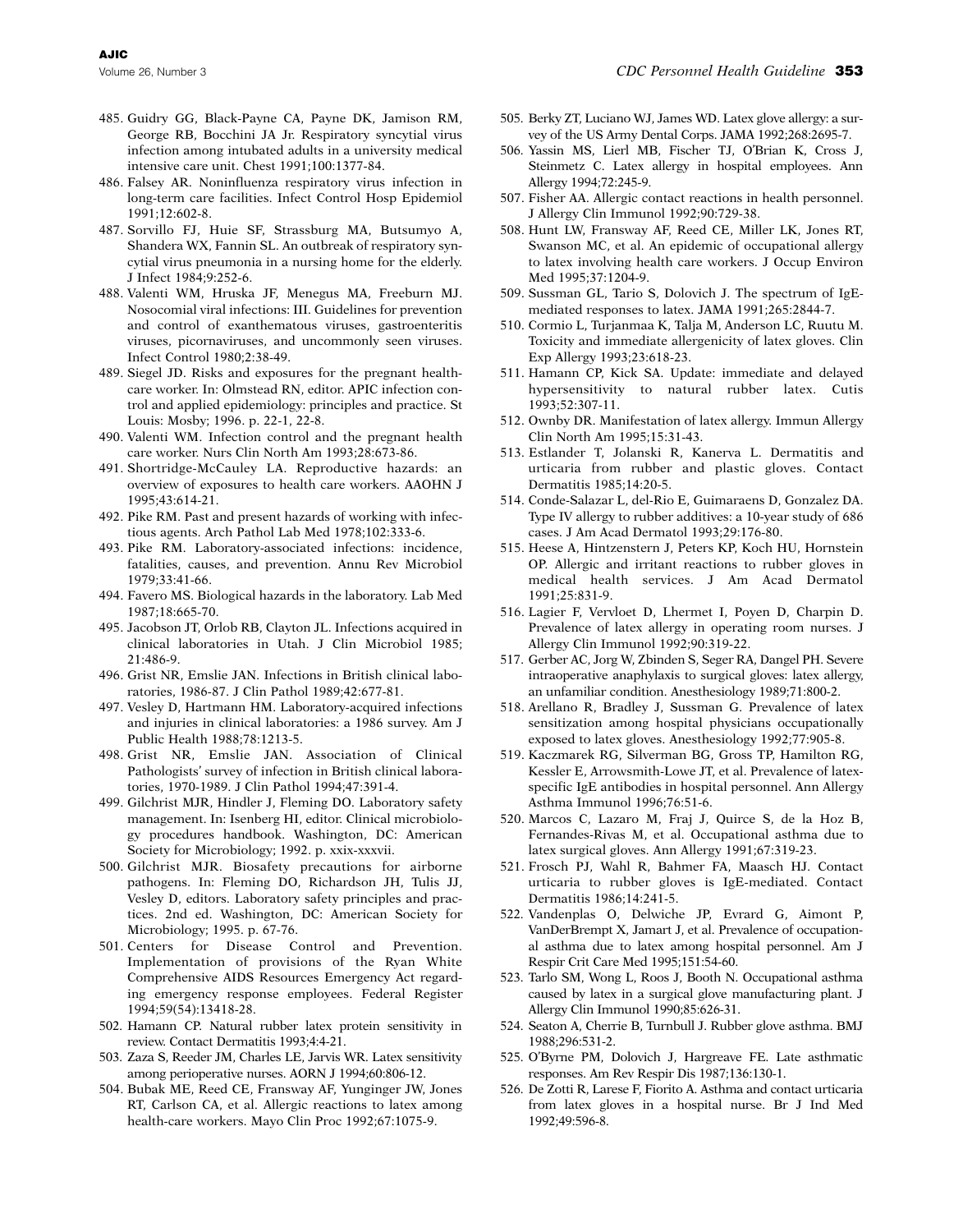485. Guidry GG, Black-Payne CA, Payne DK, Jamison RM, George RB, Bocchini JA Jr. Respiratory syncytial virus infection among intubated adults in a university medical intensive care unit. Chest 1991;100:1377-84.
486. Falsey AR. Noninfluenza respiratory virus infection in long-term care facilities. Infect Control Hosp Epidemiol 1991;12:602-8.
487. Sorvillo FJ, Huie SF, Strassburg MA, Butsumyo A, Shandera WX, Fannin SL. An outbreak of respiratory syncytial virus pneumonia in a nursing home for the elderly. J Infect 1984;9:252-6.
488. Valenti WM, Hruska JF, Menegus MA, Freeburn MJ. Nosocomial viral infections: III. Guidelines for prevention and control of exanthematous viruses, gastroenteritis viruses, picornaviruses, and uncommonly seen viruses. Infect Control 1980;2:38-49.
489. Siegel JD. Risks and exposures for the pregnant health-care worker. In: Olmstead RN, editor. APIC infection control and applied epidemiology: principles and practice. St Louis: Mosby; 1996. p. 22-1, 22-8.
490. Valenti WM. Infection control and the pregnant health care worker. Nurs Clin North Am 1993;28:673-86.
491. Shortridge-McCauley LA. Reproductive hazards: an overview of exposures to health care workers. AAOHN J 1995;43:614-21.
492. Pike RM. Past and present hazards of working with infectious agents. Arch Pathol Lab Med 1978;102:333-6.
493. Pike RM. Laboratory-associated infections: incidence, fatalities, causes, and prevention. Annu Rev Microbiol 1979;33:41-66.
494. Favero MS. Biological hazards in the laboratory. Lab Med 1987;18:665-70.
495. Jacobson JT, Orlob RB, Clayton JL. Infections acquired in clinical laboratories in Utah. J Clin Microbiol 1985; 21:486-9.
496. Grist NR, Emslie JAN. Infections in British clinical laboratories, 1986-87. J Clin Pathol 1989;42:677-81.
497. Vesley D, Hartmann HM. Laboratory-acquired infections and injuries in clinical laboratories: a 1986 survey. Am J Public Health 1988;78:1213-5.
498. Grist NR, Emslie JAN. Association of Clinical Pathologists' survey of infection in British clinical laboratories, 1970-1989. J Clin Pathol 1994;47:391-4.
499. Gilchrist MJR, Hindler J, Fleming DO. Laboratory safety management. In: Isenberg HI, editor. Clinical microbiology procedures handbook. Washington, DC: American Society for Microbiology; 1992. p. xxix-xxxvii.
500. Gilchrist MJR. Biosafety precautions for airborne pathogens. In: Fleming DO, Richardson JH, Tulis JJ, Vesley D, editors. Laboratory safety principles and practices. 2nd ed. Washington, DC: American Society for Microbiology; 1995. p. 67-76.
501. Centers for Disease Control and Prevention. Implementation of provisions of the Ryan White Comprehensive AIDS Resources Emergency Act regarding emergency response employees. Federal Register 1994;59(54):13418-28.
502. Hamann CP. Natural rubber latex protein sensitivity in review. Contact Dermatitis 1993;4:4-21.
503. Zaza S, Reeder JM, Charles LE, Jarvis WR. Latex sensitivity among perioperative nurses. AORN J 1994;60:806-12.
504. Bubak ME, Reed CE, Fransway AF, Yunginger JW, Jones RT, Carlson CA, et al. Allergic reactions to latex among health-care workers. Mayo Clin Proc 1992;67:1075-9.
505. Berky ZT, Luciano WJ, James WD. Latex glove allergy: a survey of the US Army Dental Corps. JAMA 1992;268:2695-7.
506. Yassin MS, Lierl MB, Fischer TJ, O'Brian K, Cross J, Steinmetz C. Latex allergy in hospital employees. Ann Allergy 1994;72:245-9.
507. Fisher AA. Allergic contact reactions in health personnel. J Allergy Clin Immunol 1992;90:729-38.
508. Hunt LW, Fransway AF, Reed CE, Miller LK, Jones RT, Swanson MC, et al. An epidemic of occupational allergy to latex involving health care workers. J Occup Environ Med 1995;37:1204-9.
509. Sussman GL, Tario S, Dolovich J. The spectrum of IgE-mediated responses to latex. JAMA 1991;265:2844-7.
510. Cormio L, Turjanmaa K, Talja M, Anderson LC, Ruutu M. Toxicity and immediate allergenicity of latex gloves. Clin Exp Allergy 1993;23:618-23.
511. Hamann CP, Kick SA. Update: immediate and delayed hypersensitivity to natural rubber latex. Cutis 1993;52:307-11.
512. Ownby DR. Manifestation of latex allergy. Immun Allergy Clin North Am 1995;15:31-43.
513. Estlander T, Jolanski R, Kanerva L. Dermatitis and urticaria from rubber and plastic gloves. Contact Dermatitis 1985;14:20-5.
514. Conde-Salazar L, del-Rio E, Guimaraens D, Gonzalez DA. Type IV allergy to rubber additives: a 10-year study of 686 cases. J Am Acad Dermatol 1993;29:176-80.
515. Heese A, Hintzenstern J, Peters KP, Koch HU, Hornstein OP. Allergic and irritant reactions to rubber gloves in medical health services. J Am Acad Dermatol 1991;25:831-9.
516. Lagier F, Vervloet D, Lhermet I, Poyen D, Charpin D. Prevalence of latex allergy in operating room nurses. J Allergy Clin Immunol 1992;90:319-22.
517. Gerber AC, Jorg W, Zbinden S, Seger RA, Dangel PH. Severe intraoperative anaphylaxis to surgical gloves: latex allergy, an unfamiliar condition. Anesthesiology 1989;71:800-2.
518. Arellano R, Bradley J, Sussman G. Prevalence of latex sensitization among hospital physicians occupationally exposed to latex gloves. Anesthesiology 1992;77:905-8.
519. Kaczmarek RG, Silverman BG, Gross TP, Hamilton RG, Kessler E, Arrowsmith-Lowe JT, et al. Prevalence of latex-specific IgE antibodies in hospital personnel. Ann Allergy Asthma Immunol 1996;76:51-6.
520. Marcos C, Lazaro M, Fraj J, Quirce S, de la Hoz B, Fernandes-Rivas M, et al. Occupational asthma due to latex surgical gloves. Ann Allergy 1991;67:319-23.
521. Frosch PJ, Wahl R, Bahmer FA, Maasch HJ. Contact urticaria to rubber gloves is IgE-mediated. Contact Dermatitis 1986;14:241-5.
522. Vandenplas O, Delwiche JP, Evrard G, Aimont P, VanDerBrempt X, Jamart J, et al. Prevalence of occupational asthma due to latex among hospital personnel. Am J Respir Crit Care Med 1995;151:54-60.
523. Tarlo SM, Wong L, Roos J, Booth N. Occupational asthma caused by latex in a surgical glove manufacturing plant. J Allergy Clin Immunol 1990;85:626-31.
524. Seaton A, Cherrie B, Turnbull J. Rubber glove asthma. BMJ 1988;296:531-2.
525. O'Byrne PM, Dolovich J, Hargreave FE. Late asthmatic responses. Am Rev Respir Dis 1987;136:130-1.
526. De Zotti R, Larese F, Fiorito A. Asthma and contact urticaria from latex gloves in a hospital nurse. Br J Ind Med 1992;49:596-8.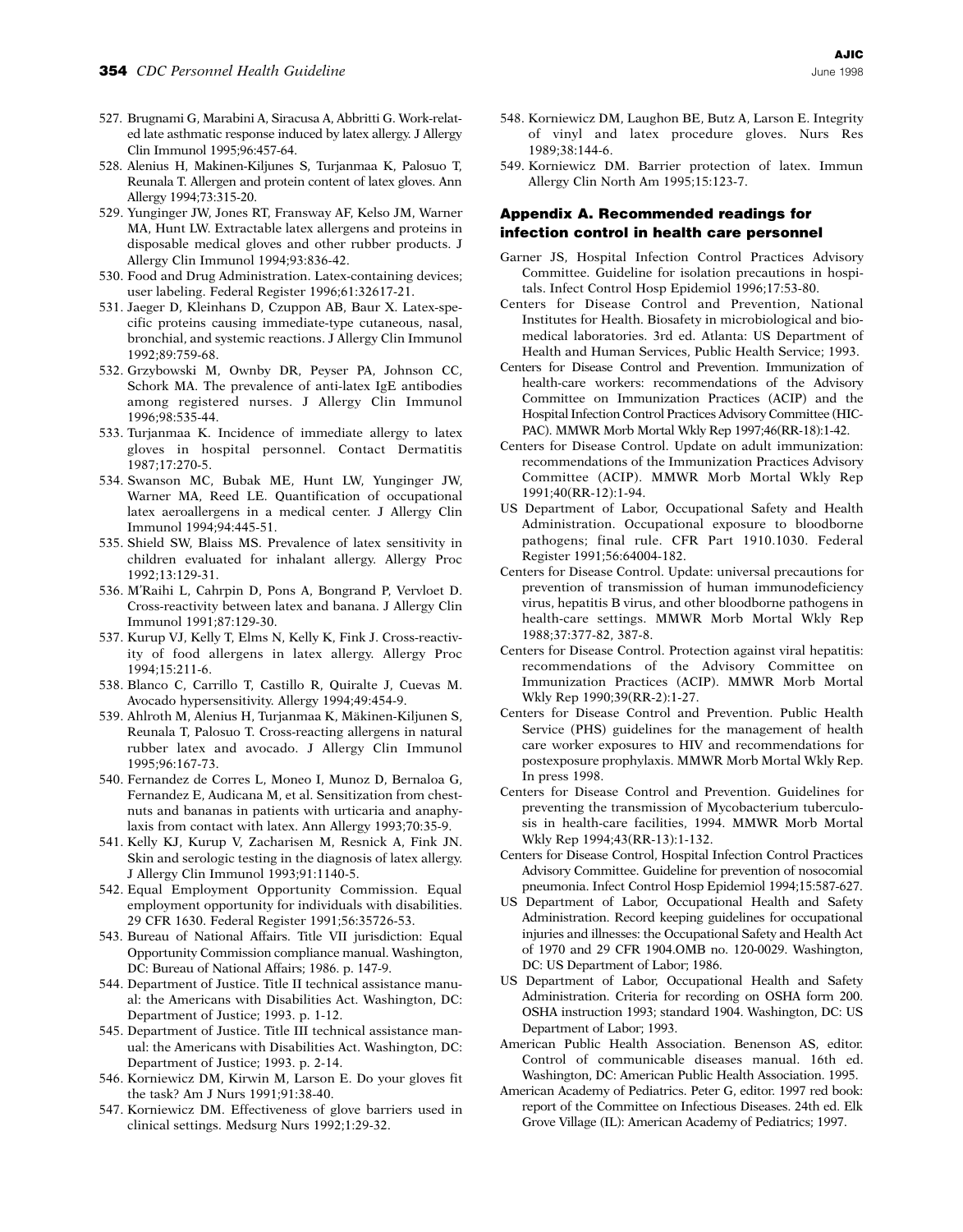527. Brugnami G, Marabini A, Siracusa A, Abbritti G. Work-related late asthmatic response induced by latex allergy. J Allergy Clin Immunol 1995;96:457-64.
528. Alenius H, Makinen-Kiljunes S, Turjanmaa K, Palosuo T, Reunala T. Allergen and protein content of latex gloves. Ann Allergy 1994;73:315-20.
529. Yunginger JW, Jones RT, Fransway AF, Kelso JM, Warner MA, Hunt LW. Extractable latex allergens and proteins in disposable medical gloves and other rubber products. J Allergy Clin Immunol 1994;93:836-42.
530. Food and Drug Administration. Latex-containing devices; user labeling. Federal Register 1996;61:32617-21.
531. Jaeger D, Kleinhans D, Czuppon AB, Baur X. Latex-specific proteins causing immediate-type cutaneous, nasal, bronchial, and systemic reactions. J Allergy Clin Immunol 1992;89:759-68.
532. Grzybowski M, Ownby DR, Peyser PA, Johnson CC, Schork MA. The prevalence of anti-latex IgE antibodies among registered nurses. J Allergy Clin Immunol 1996;98:535-44.
533. Turjanmaa K. Incidence of immediate allergy to latex gloves in hospital personnel. Contact Dermatitis 1987;17:270-5.
534. Swanson MC, Bubak ME, Hunt LW, Yunginger JW, Warner MA, Reed LE. Quantification of occupational latex aeroallergens in a medical center. J Allergy Clin Immunol 1994;94:445-51.
535. Shield SW, Blaiss MS. Prevalence of latex sensitivity in children evaluated for inhalant allergy. Allergy Proc 1992;13:129-31.
536. M'Raihi L, Cahrpin D, Pons A, Bongrand P, Vervloet D. Cross-reactivity between latex and banana. J Allergy Clin Immunol 1991;87:129-30.
537. Kurup VJ, Kelly T, Elms N, Kelly K, Fink J. Cross-reactivity of food allergens in latex allergy. Allergy Proc 1994;15:211-6.
538. Blanco C, Carrillo T, Castillo R, Quiralte J, Cuevas M. Avocado hypersensitivity. Allergy 1994;49:454-9.
539. Ahlroth M, Alenius H, Turjanmaa K, Mäkinen-Kiljunen S, Reunala T, Palosuo T. Cross-reacting allergens in natural rubber latex and avocado. J Allergy Clin Immunol 1995;96:167-73.
540. Fernandez de Corres L, Moneo I, Munoz D, Bernaloa G, Fernandez E, Audicana M, et al. Sensitization from chestnuts and bananas in patients with urticaria and anaphylaxis from contact with latex. Ann Allergy 1993;70:35-9.
541. Kelly KJ, Kurup V, Zacharisen M, Resnick A, Fink JN. Skin and serologic testing in the diagnosis of latex allergy. J Allergy Clin Immunol 1993;91:1140-5.
542. Equal Employment Opportunity Commission. Equal employment opportunity for individuals with disabilities. 29 CFR 1630. Federal Register 1991;56:35726-53.
543. Bureau of National Affairs. Title VII jurisdiction: Equal Opportunity Commission compliance manual. Washington, DC: Bureau of National Affairs; 1986. p. 147-9.
544. Department of Justice. Title II technical assistance manual: the Americans with Disabilities Act. Washington, DC: Department of Justice; 1993. p. 1-12.
545. Department of Justice. Title III technical assistance manual: the Americans with Disabilities Act. Washington, DC: Department of Justice; 1993. p. 2-14.
546. Korniewicz DM, Kirwin M, Larson E. Do your gloves fit the task? Am J Nurs 1991;91:38-40.
547. Korniewicz DM. Effectiveness of glove barriers used in clinical settings. Medsurg Nurs 1992;1:29-32.
548. Korniewicz DM, Laughon BE, Butz A, Larson E. Integrity of vinyl and latex procedure gloves. Nurs Res 1989;38:144-6.
549. Korniewicz DM. Barrier protection of latex. Immun Allergy Clin North Am 1995;15:123-7.

## Appendix A. Recommended readings for infection control in health care personnel

Garner JS, Hospital Infection Control Practices Advisory Committee. Guideline for isolation precautions in hospitals. Infect Control Hosp Epidemiol 1996;17:53-80.

Centers for Disease Control and Prevention, National Institutes for Health. Biosafety in microbiological and biomedical laboratories. 3rd ed. Atlanta: US Department of Health and Human Services, Public Health Service; 1993.

Centers for Disease Control and Prevention. Immunization of health-care workers: recommendations of the Advisory Committee on Immunization Practices (ACIP) and the Hospital Infection Control Practices Advisory Committee (HICPAC). MMWR Morb Mortal Wkly Rep 1997;46(RR-18):1-42.

Centers for Disease Control. Update on adult immunization: recommendations of the Immunization Practices Advisory Committee (ACIP). MMWR Morb Mortal Wkly Rep 1991;40(RR-12):1-94.

US Department of Labor, Occupational Safety and Health Administration. Occupational exposure to bloodborne pathogens; final rule. CFR Part 1910.1030. Federal Register 1991;56:64004-182.

Centers for Disease Control. Update: universal precautions for prevention of transmission of human immunodeficiency virus, hepatitis B virus, and other bloodborne pathogens in health-care settings. MMWR Morb Mortal Wkly Rep 1988;37:377-82, 387-8.

Centers for Disease Control. Protection against viral hepatitis: recommendations of the Advisory Committee on Immunization Practices (ACIP). MMWR Morb Mortal Wkly Rep 1990;39(RR-2):1-27.

Centers for Disease Control and Prevention. Public Health Service (PHS) guidelines for the management of health care worker exposures to HIV and recommendations for postexposure prophylaxis. MMWR Morb Mortal Wkly Rep. In press 1998.

Centers for Disease Control and Prevention. Guidelines for preventing the transmission of Mycobacterium tuberculosis in health-care facilities, 1994. MMWR Morb Mortal Wkly Rep 1994;43(RR-13):1-132.

Centers for Disease Control, Hospital Infection Control Practices Advisory Committee. Guideline for prevention of nosocomial pneumonia. Infect Control Hosp Epidemiol 1994;15:587-627.

US Department of Labor, Occupational Health and Safety Administration. Record keeping guidelines for occupational injuries and illnesses: the Occupational Safety and Health Act of 1970 and 29 CFR 1904.OMB no. 120-0029. Washington, DC: US Department of Labor; 1986.

US Department of Labor, Occupational Health and Safety Administration. Criteria for recording on OSHA form 200. OSHA instruction 1993; standard 1904. Washington, DC: US Department of Labor; 1993.

American Public Health Association. Benenson AS, editor. Control of communicable diseases manual. 16th ed. Washington, DC: American Public Health Association. 1995.

American Academy of Pediatrics. Peter G, editor. 1997 red book: report of the Committee on Infectious Diseases. 24th ed. Elk Grove Village (IL): American Academy of Pediatrics; 1997.